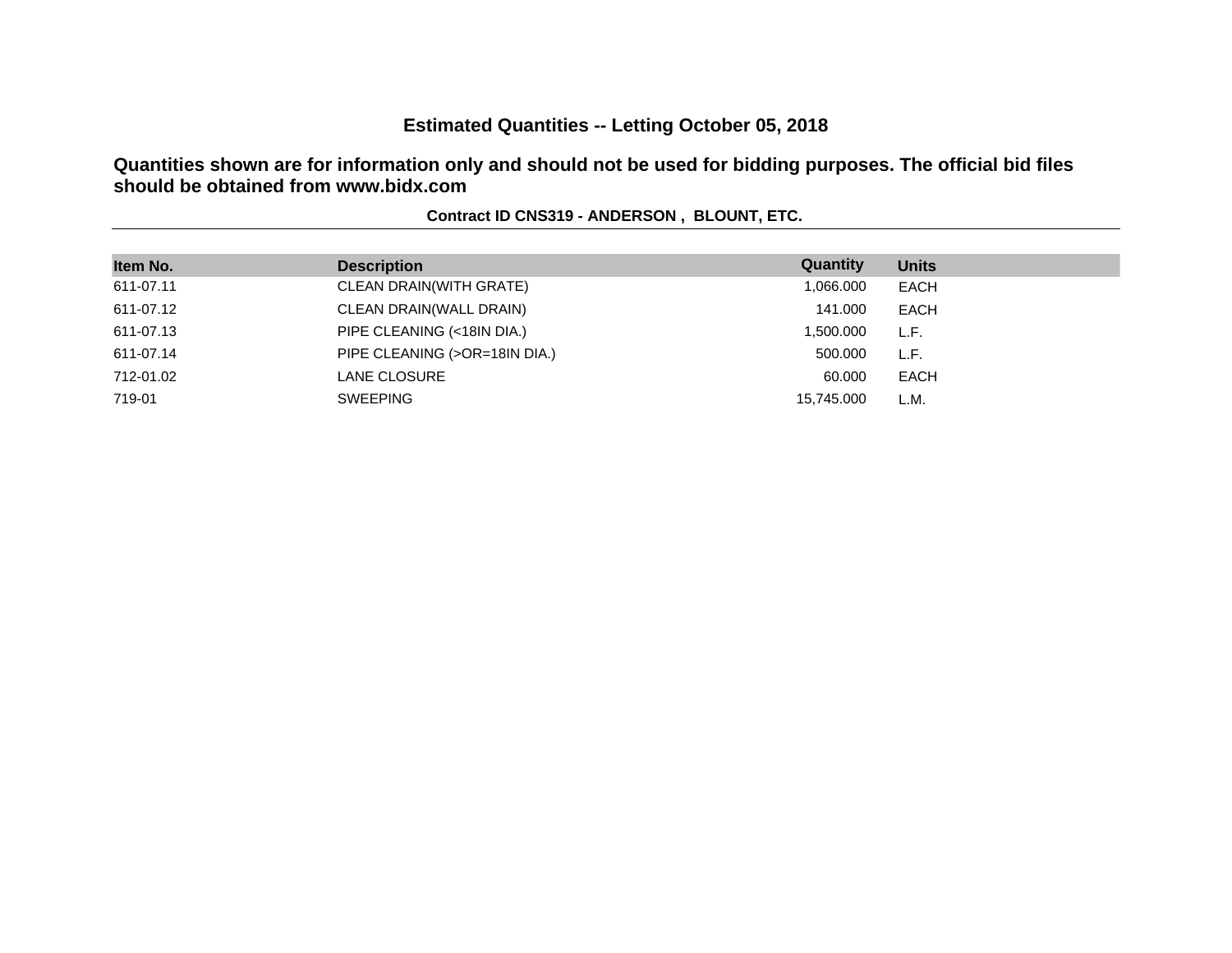# Estimated Quantities -- Letting October 05, 2018

**Quantities shown are for information only and should not be used for bidding purposes. The official bid files should be obtained from www.bidx.com**

**Contract ID CNS319 - ANDERSON , BLOUNT, ETC.**

| Item No. | Description | Quantity | Units |
|---|---|---|---|
| 611-07.11 | CLEAN DRAIN(WITH GRATE) | 1,066.000 | EACH |
| 611-07.12 | CLEAN DRAIN(WALL DRAIN) | 141.000 | EACH |
| 611-07.13 | PIPE CLEANING (<18IN DIA.) | 1,500.000 | L.F. |
| 611-07.14 | PIPE CLEANING (>OR=18IN DIA.) | 500.000 | L.F. |
| 712-01.02 | LANE CLOSURE | 60.000 | EACH |
| 719-01 | SWEEPING | 15,745.000 | L.M. |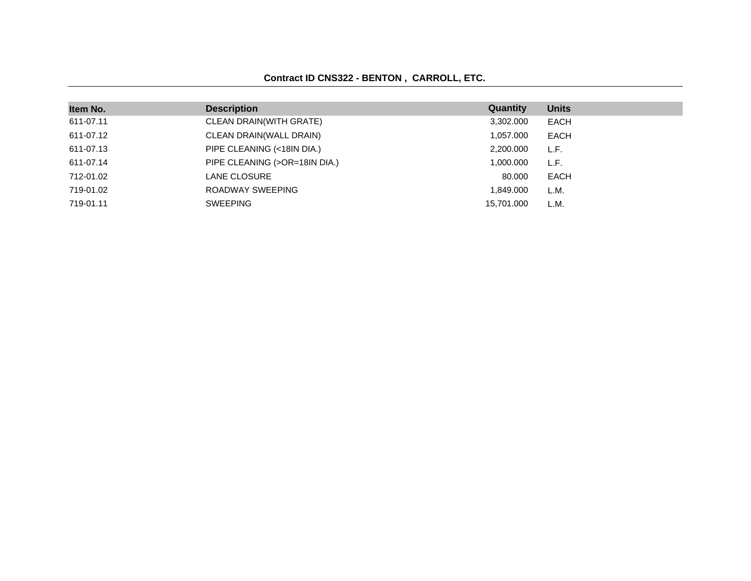**Contract ID CNS322 - BENTON , CARROLL, ETC.**

| Item No. | Description | Quantity | Units |
|---|---|---|---|
| 611-07.11 | CLEAN DRAIN(WITH GRATE) | 3,302.000 | EACH |
| 611-07.12 | CLEAN DRAIN(WALL DRAIN) | 1,057.000 | EACH |
| 611-07.13 | PIPE CLEANING (<18IN DIA.) | 2,200.000 | L.F. |
| 611-07.14 | PIPE CLEANING (>OR=18IN DIA.) | 1,000.000 | L.F. |
| 712-01.02 | LANE CLOSURE | 80.000 | EACH |
| 719-01.02 | ROADWAY SWEEPING | 1,849.000 | L.M. |
| 719-01.11 | SWEEPING | 15,701.000 | L.M. |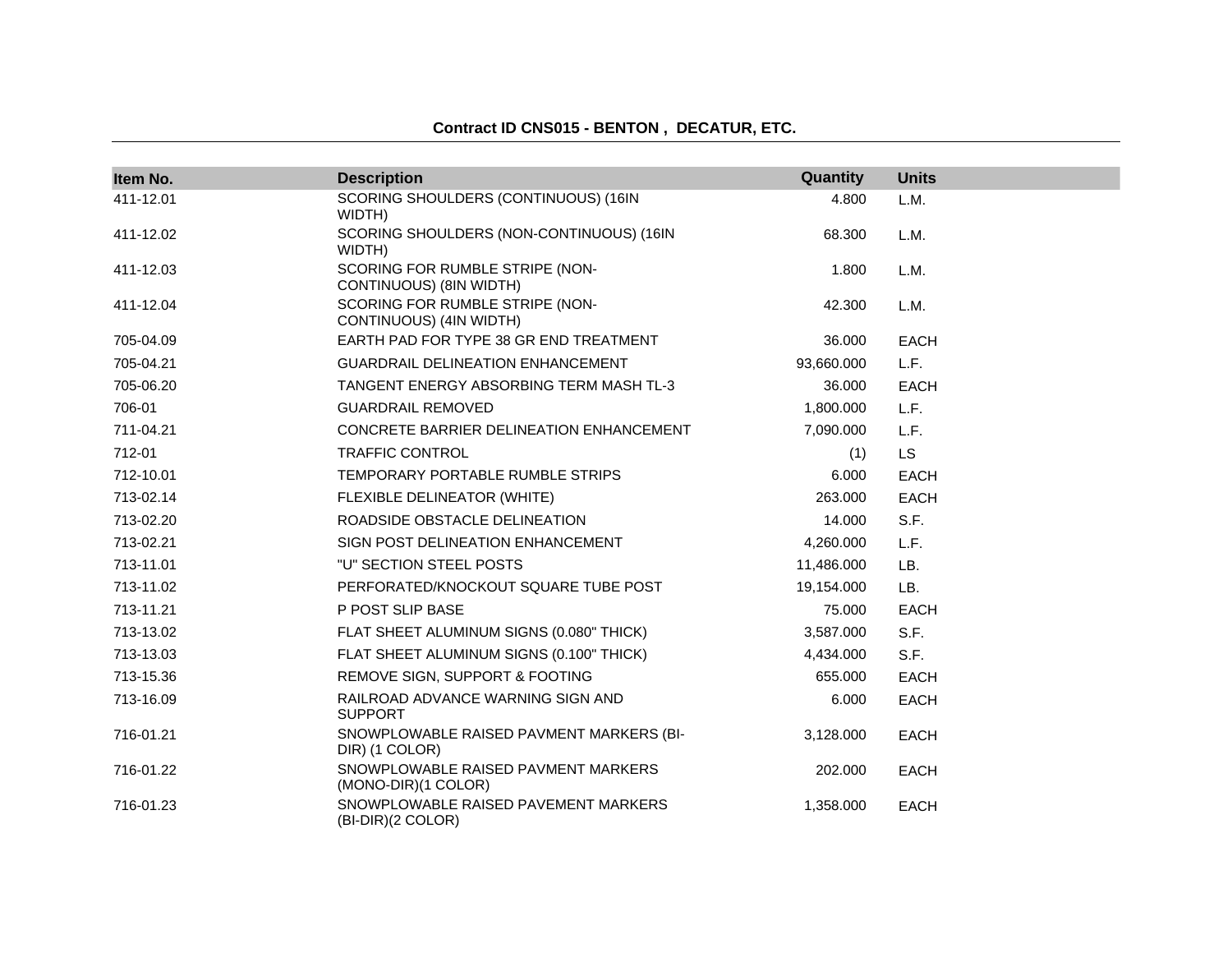**Contract ID CNS015 - BENTON , DECATUR, ETC.**

| Item No. | Description | Quantity | Units |
|---|---|---|---|
| 411-12.01 | SCORING SHOULDERS (CONTINUOUS) (16IN WIDTH) | 4.800 | L.M. |
| 411-12.02 | SCORING SHOULDERS (NON-CONTINUOUS) (16IN WIDTH) | 68.300 | L.M. |
| 411-12.03 | SCORING FOR RUMBLE STRIPE (NON-CONTINUOUS) (8IN WIDTH) | 1.800 | L.M. |
| 411-12.04 | SCORING FOR RUMBLE STRIPE (NON-CONTINUOUS) (4IN WIDTH) | 42.300 | L.M. |
| 705-04.09 | EARTH PAD FOR TYPE 38 GR END TREATMENT | 36.000 | EACH |
| 705-04.21 | GUARDRAIL DELINEATION ENHANCEMENT | 93,660.000 | L.F. |
| 705-06.20 | TANGENT ENERGY ABSORBING TERM MASH TL-3 | 36.000 | EACH |
| 706-01 | GUARDRAIL REMOVED | 1,800.000 | L.F. |
| 711-04.21 | CONCRETE BARRIER DELINEATION ENHANCEMENT | 7,090.000 | L.F. |
| 712-01 | TRAFFIC CONTROL | (1) | LS |
| 712-10.01 | TEMPORARY PORTABLE RUMBLE STRIPS | 6.000 | EACH |
| 713-02.14 | FLEXIBLE DELINEATOR (WHITE) | 263.000 | EACH |
| 713-02.20 | ROADSIDE OBSTACLE DELINEATION | 14.000 | S.F. |
| 713-02.21 | SIGN POST DELINEATION ENHANCEMENT | 4,260.000 | L.F. |
| 713-11.01 | "U" SECTION STEEL POSTS | 11,486.000 | LB. |
| 713-11.02 | PERFORATED/KNOCKOUT SQUARE TUBE POST | 19,154.000 | LB. |
| 713-11.21 | P POST SLIP BASE | 75.000 | EACH |
| 713-13.02 | FLAT SHEET ALUMINUM SIGNS (0.080" THICK) | 3,587.000 | S.F. |
| 713-13.03 | FLAT SHEET ALUMINUM SIGNS (0.100" THICK) | 4,434.000 | S.F. |
| 713-15.36 | REMOVE SIGN, SUPPORT & FOOTING | 655.000 | EACH |
| 713-16.09 | RAILROAD ADVANCE WARNING SIGN AND SUPPORT | 6.000 | EACH |
| 716-01.21 | SNOWPLOWABLE RAISED PAVMENT MARKERS (BI-DIR) (1 COLOR) | 3,128.000 | EACH |
| 716-01.22 | SNOWPLOWABLE RAISED PAVMENT MARKERS (MONO-DIR)(1 COLOR) | 202.000 | EACH |
| 716-01.23 | SNOWPLOWABLE RAISED PAVEMENT MARKERS (BI-DIR)(2 COLOR) | 1,358.000 | EACH |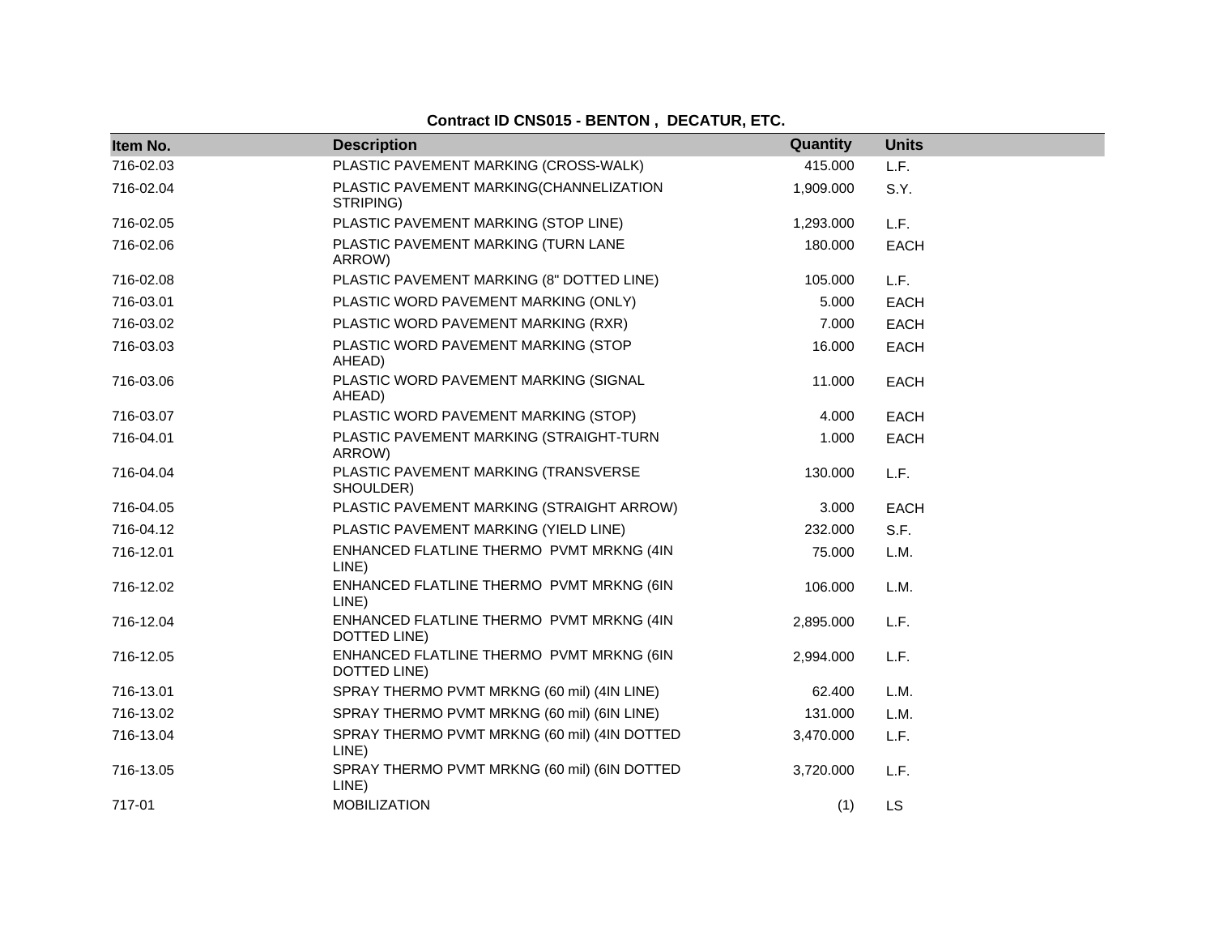**Contract ID CNS015 - BENTON , DECATUR, ETC.**

| Item No. | Description | Quantity | Units |
|---|---|---|---|
| 716-02.03 | PLASTIC PAVEMENT MARKING (CROSS-WALK) | 415.000 | L.F. |
| 716-02.04 | PLASTIC PAVEMENT MARKING(CHANNELIZATION STRIPING) | 1,909.000 | S.Y. |
| 716-02.05 | PLASTIC PAVEMENT MARKING (STOP LINE) | 1,293.000 | L.F. |
| 716-02.06 | PLASTIC PAVEMENT MARKING (TURN LANE ARROW) | 180.000 | EACH |
| 716-02.08 | PLASTIC PAVEMENT MARKING (8" DOTTED LINE) | 105.000 | L.F. |
| 716-03.01 | PLASTIC WORD PAVEMENT MARKING (ONLY) | 5.000 | EACH |
| 716-03.02 | PLASTIC WORD PAVEMENT MARKING (RXR) | 7.000 | EACH |
| 716-03.03 | PLASTIC WORD PAVEMENT MARKING (STOP AHEAD) | 16.000 | EACH |
| 716-03.06 | PLASTIC WORD PAVEMENT MARKING (SIGNAL AHEAD) | 11.000 | EACH |
| 716-03.07 | PLASTIC WORD PAVEMENT MARKING (STOP) | 4.000 | EACH |
| 716-04.01 | PLASTIC PAVEMENT MARKING (STRAIGHT-TURN ARROW) | 1.000 | EACH |
| 716-04.04 | PLASTIC PAVEMENT MARKING (TRANSVERSE SHOULDER) | 130.000 | L.F. |
| 716-04.05 | PLASTIC PAVEMENT MARKING (STRAIGHT ARROW) | 3.000 | EACH |
| 716-04.12 | PLASTIC PAVEMENT MARKING (YIELD LINE) | 232.000 | S.F. |
| 716-12.01 | ENHANCED FLATLINE THERMO PVMT MRKNG (4IN LINE) | 75.000 | L.M. |
| 716-12.02 | ENHANCED FLATLINE THERMO PVMT MRKNG (6IN LINE) | 106.000 | L.M. |
| 716-12.04 | ENHANCED FLATLINE THERMO PVMT MRKNG (4IN DOTTED LINE) | 2,895.000 | L.F. |
| 716-12.05 | ENHANCED FLATLINE THERMO PVMT MRKNG (6IN DOTTED LINE) | 2,994.000 | L.F. |
| 716-13.01 | SPRAY THERMO PVMT MRKNG (60 mil) (4IN LINE) | 62.400 | L.M. |
| 716-13.02 | SPRAY THERMO PVMT MRKNG (60 mil) (6IN LINE) | 131.000 | L.M. |
| 716-13.04 | SPRAY THERMO PVMT MRKNG (60 mil) (4IN DOTTED LINE) | 3,470.000 | L.F. |
| 716-13.05 | SPRAY THERMO PVMT MRKNG (60 mil) (6IN DOTTED LINE) | 3,720.000 | L.F. |
| 717-01 | MOBILIZATION | (1) | LS |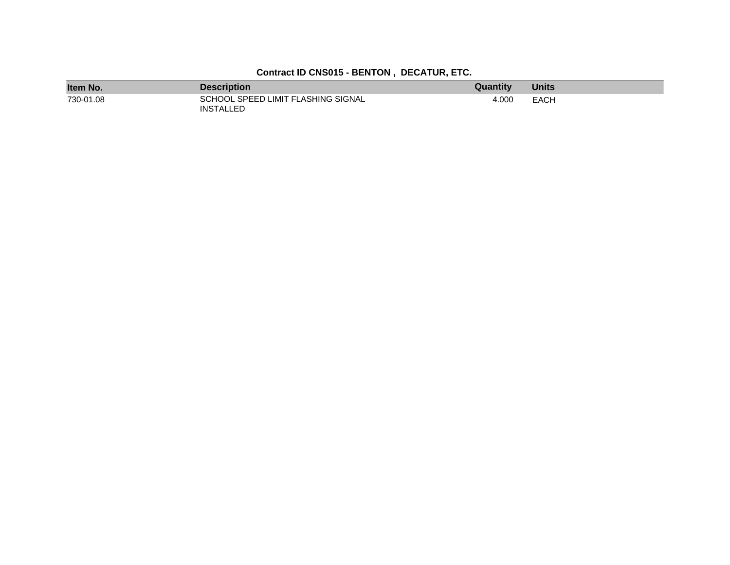**Contract ID CNS015 - BENTON , DECATUR, ETC.**

| Item No. | Description | Quantity | Units |
| --- | --- | --- | --- |
| 730-01.08 | SCHOOL SPEED LIMIT FLASHING SIGNAL INSTALLED | 4.000 | EACH |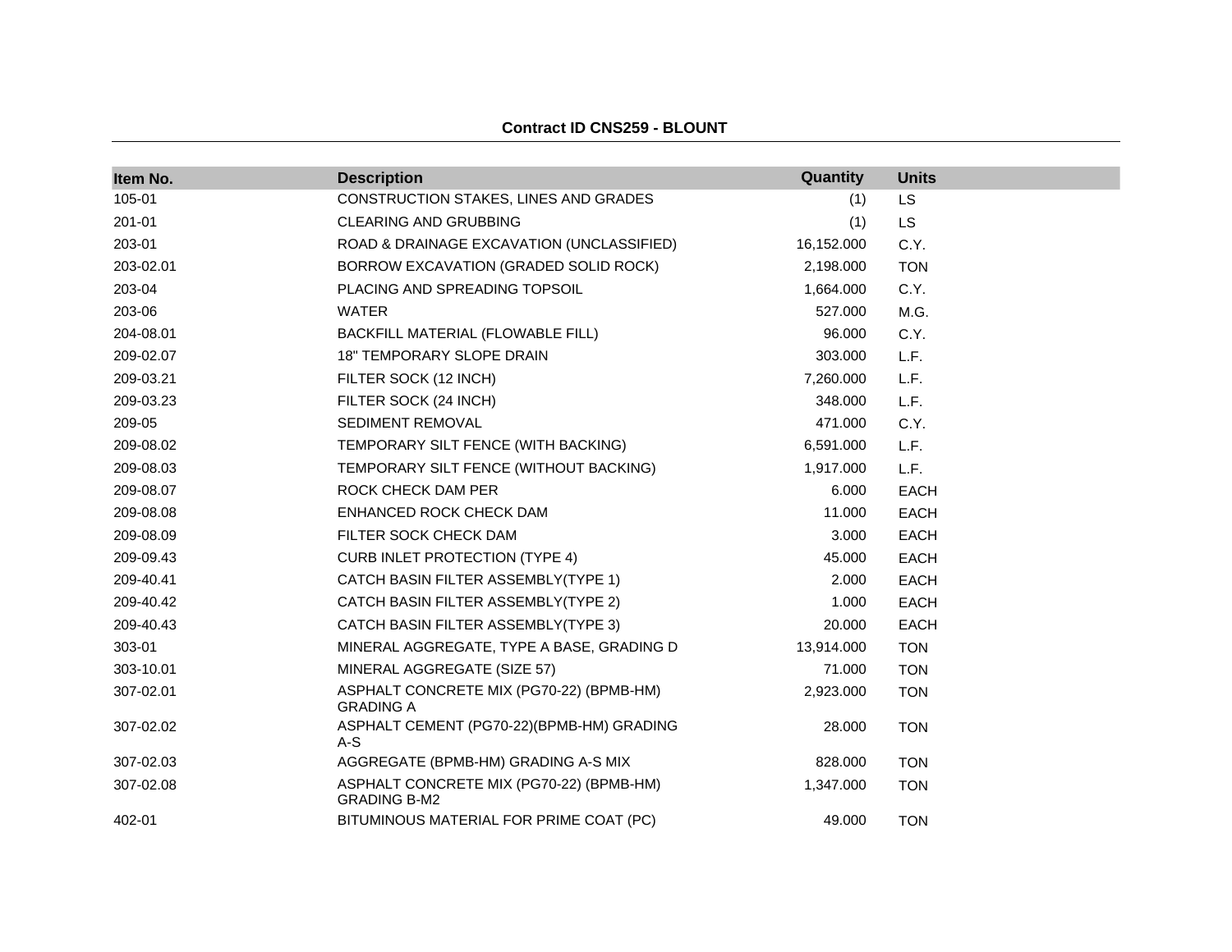**Contract ID CNS259 - BLOUNT**

| Item No. | Description | Quantity | Units |
|---|---|---|---|
| 105-01 | CONSTRUCTION STAKES, LINES AND GRADES | (1) | LS |
| 201-01 | CLEARING AND GRUBBING | (1) | LS |
| 203-01 | ROAD & DRAINAGE EXCAVATION (UNCLASSIFIED) | 16,152.000 | C.Y. |
| 203-02.01 | BORROW EXCAVATION (GRADED SOLID ROCK) | 2,198.000 | TON |
| 203-04 | PLACING AND SPREADING TOPSOIL | 1,664.000 | C.Y. |
| 203-06 | WATER | 527.000 | M.G. |
| 204-08.01 | BACKFILL MATERIAL (FLOWABLE FILL) | 96.000 | C.Y. |
| 209-02.07 | 18" TEMPORARY SLOPE DRAIN | 303.000 | L.F. |
| 209-03.21 | FILTER SOCK (12 INCH) | 7,260.000 | L.F. |
| 209-03.23 | FILTER SOCK (24 INCH) | 348.000 | L.F. |
| 209-05 | SEDIMENT REMOVAL | 471.000 | C.Y. |
| 209-08.02 | TEMPORARY SILT FENCE (WITH BACKING) | 6,591.000 | L.F. |
| 209-08.03 | TEMPORARY SILT FENCE (WITHOUT BACKING) | 1,917.000 | L.F. |
| 209-08.07 | ROCK CHECK DAM PER | 6.000 | EACH |
| 209-08.08 | ENHANCED ROCK CHECK DAM | 11.000 | EACH |
| 209-08.09 | FILTER SOCK CHECK DAM | 3.000 | EACH |
| 209-09.43 | CURB INLET PROTECTION (TYPE 4) | 45.000 | EACH |
| 209-40.41 | CATCH BASIN FILTER ASSEMBLY(TYPE 1) | 2.000 | EACH |
| 209-40.42 | CATCH BASIN FILTER ASSEMBLY(TYPE 2) | 1.000 | EACH |
| 209-40.43 | CATCH BASIN FILTER ASSEMBLY(TYPE 3) | 20.000 | EACH |
| 303-01 | MINERAL AGGREGATE, TYPE A BASE, GRADING D | 13,914.000 | TON |
| 303-10.01 | MINERAL AGGREGATE (SIZE 57) | 71.000 | TON |
| 307-02.01 | ASPHALT CONCRETE MIX (PG70-22) (BPMB-HM) GRADING A | 2,923.000 | TON |
| 307-02.02 | ASPHALT CEMENT (PG70-22)(BPMB-HM) GRADING A-S | 28.000 | TON |
| 307-02.03 | AGGREGATE (BPMB-HM) GRADING A-S MIX | 828.000 | TON |
| 307-02.08 | ASPHALT CONCRETE MIX (PG70-22) (BPMB-HM) GRADING B-M2 | 1,347.000 | TON |
| 402-01 | BITUMINOUS MATERIAL FOR PRIME COAT (PC) | 49.000 | TON |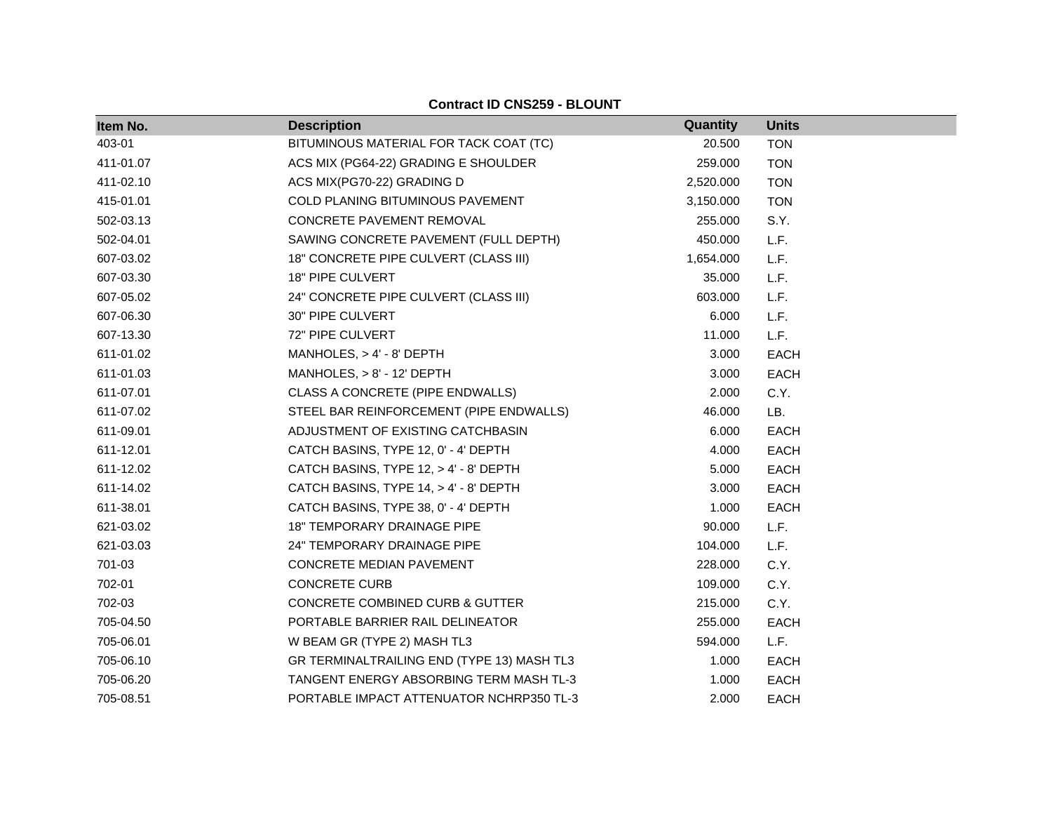**Contract ID CNS259 - BLOUNT**

| Item No. | Description | Quantity | Units |
|---|---|---|---|
| 403-01 | BITUMINOUS MATERIAL FOR TACK COAT (TC) | 20.500 | TON |
| 411-01.07 | ACS MIX (PG64-22) GRADING E SHOULDER | 259.000 | TON |
| 411-02.10 | ACS MIX(PG70-22) GRADING D | 2,520.000 | TON |
| 415-01.01 | COLD PLANING BITUMINOUS PAVEMENT | 3,150.000 | TON |
| 502-03.13 | CONCRETE PAVEMENT REMOVAL | 255.000 | S.Y. |
| 502-04.01 | SAWING CONCRETE PAVEMENT (FULL DEPTH) | 450.000 | L.F. |
| 607-03.02 | 18" CONCRETE PIPE CULVERT (CLASS III) | 1,654.000 | L.F. |
| 607-03.30 | 18" PIPE CULVERT | 35.000 | L.F. |
| 607-05.02 | 24" CONCRETE PIPE CULVERT (CLASS III) | 603.000 | L.F. |
| 607-06.30 | 30" PIPE CULVERT | 6.000 | L.F. |
| 607-13.30 | 72" PIPE CULVERT | 11.000 | L.F. |
| 611-01.02 | MANHOLES, > 4' - 8' DEPTH | 3.000 | EACH |
| 611-01.03 | MANHOLES, > 8' - 12' DEPTH | 3.000 | EACH |
| 611-07.01 | CLASS A CONCRETE (PIPE ENDWALLS) | 2.000 | C.Y. |
| 611-07.02 | STEEL BAR REINFORCEMENT (PIPE ENDWALLS) | 46.000 | LB. |
| 611-09.01 | ADJUSTMENT OF EXISTING CATCHBASIN | 6.000 | EACH |
| 611-12.01 | CATCH BASINS, TYPE 12, 0' - 4' DEPTH | 4.000 | EACH |
| 611-12.02 | CATCH BASINS, TYPE 12, > 4' - 8' DEPTH | 5.000 | EACH |
| 611-14.02 | CATCH BASINS, TYPE 14, > 4' - 8' DEPTH | 3.000 | EACH |
| 611-38.01 | CATCH BASINS, TYPE 38, 0' - 4' DEPTH | 1.000 | EACH |
| 621-03.02 | 18" TEMPORARY DRAINAGE PIPE | 90.000 | L.F. |
| 621-03.03 | 24" TEMPORARY DRAINAGE PIPE | 104.000 | L.F. |
| 701-03 | CONCRETE MEDIAN PAVEMENT | 228.000 | C.Y. |
| 702-01 | CONCRETE CURB | 109.000 | C.Y. |
| 702-03 | CONCRETE COMBINED CURB & GUTTER | 215.000 | C.Y. |
| 705-04.50 | PORTABLE BARRIER RAIL DELINEATOR | 255.000 | EACH |
| 705-06.01 | W BEAM GR (TYPE 2) MASH TL3 | 594.000 | L.F. |
| 705-06.10 | GR TERMINALTRAILING END (TYPE 13) MASH TL3 | 1.000 | EACH |
| 705-06.20 | TANGENT ENERGY ABSORBING TERM MASH TL-3 | 1.000 | EACH |
| 705-08.51 | PORTABLE IMPACT ATTENUATOR NCHRP350 TL-3 | 2.000 | EACH |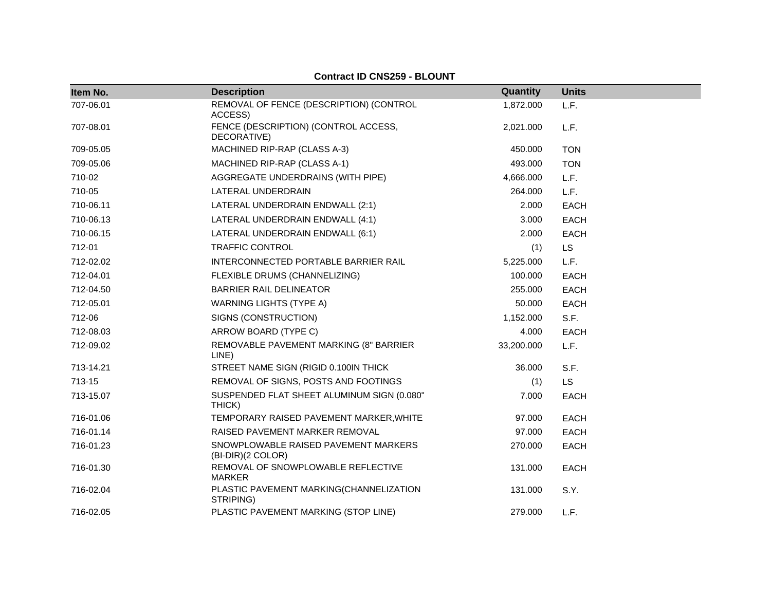**Contract ID CNS259 - BLOUNT**

| Item No. | Description | Quantity | Units |
|---|---|---|---|
| 707-06.01 | REMOVAL OF FENCE (DESCRIPTION) (CONTROL ACCESS) | 1,872.000 | L.F. |
| 707-08.01 | FENCE (DESCRIPTION) (CONTROL ACCESS, DECORATIVE) | 2,021.000 | L.F. |
| 709-05.05 | MACHINED RIP-RAP (CLASS A-3) | 450.000 | TON |
| 709-05.06 | MACHINED RIP-RAP (CLASS A-1) | 493.000 | TON |
| 710-02 | AGGREGATE UNDERDRAINS (WITH PIPE) | 4,666.000 | L.F. |
| 710-05 | LATERAL UNDERDRAIN | 264.000 | L.F. |
| 710-06.11 | LATERAL UNDERDRAIN ENDWALL (2:1) | 2.000 | EACH |
| 710-06.13 | LATERAL UNDERDRAIN ENDWALL (4:1) | 3.000 | EACH |
| 710-06.15 | LATERAL UNDERDRAIN ENDWALL (6:1) | 2.000 | EACH |
| 712-01 | TRAFFIC CONTROL | (1) | LS |
| 712-02.02 | INTERCONNECTED PORTABLE BARRIER RAIL | 5,225.000 | L.F. |
| 712-04.01 | FLEXIBLE DRUMS (CHANNELIZING) | 100.000 | EACH |
| 712-04.50 | BARRIER RAIL DELINEATOR | 255.000 | EACH |
| 712-05.01 | WARNING LIGHTS (TYPE A) | 50.000 | EACH |
| 712-06 | SIGNS (CONSTRUCTION) | 1,152.000 | S.F. |
| 712-08.03 | ARROW BOARD (TYPE C) | 4.000 | EACH |
| 712-09.02 | REMOVABLE PAVEMENT MARKING (8" BARRIER LINE) | 33,200.000 | L.F. |
| 713-14.21 | STREET NAME SIGN (RIGID 0.100IN THICK | 36.000 | S.F. |
| 713-15 | REMOVAL OF SIGNS, POSTS AND FOOTINGS | (1) | LS |
| 713-15.07 | SUSPENDED FLAT SHEET ALUMINUM SIGN (0.080" THICK) | 7.000 | EACH |
| 716-01.06 | TEMPORARY RAISED PAVEMENT MARKER,WHITE | 97.000 | EACH |
| 716-01.14 | RAISED PAVEMENT MARKER REMOVAL | 97.000 | EACH |
| 716-01.23 | SNOWPLOWABLE RAISED PAVEMENT MARKERS (BI-DIR)(2 COLOR) | 270.000 | EACH |
| 716-01.30 | REMOVAL OF SNOWPLOWABLE REFLECTIVE MARKER | 131.000 | EACH |
| 716-02.04 | PLASTIC PAVEMENT MARKING(CHANNELIZATION STRIPING) | 131.000 | S.Y. |
| 716-02.05 | PLASTIC PAVEMENT MARKING (STOP LINE) | 279.000 | L.F. |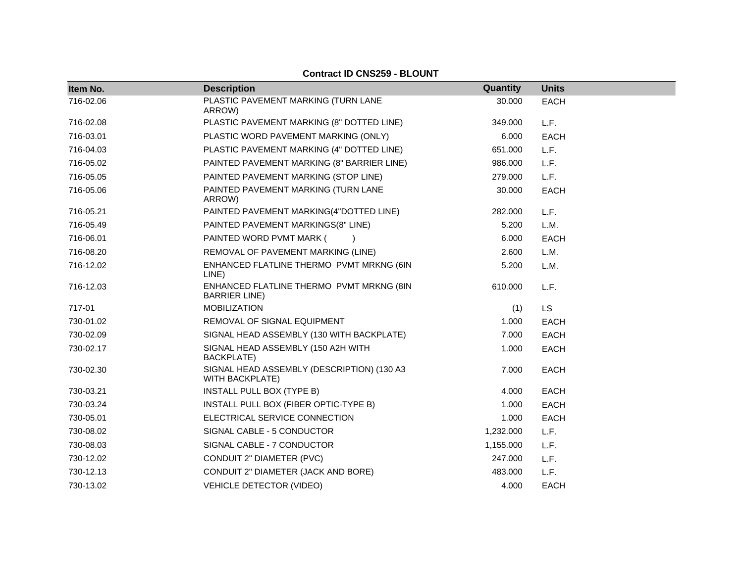**Contract ID CNS259 - BLOUNT**

| Item No. | Description | Quantity | Units |
|---|---|---|---|
| 716-02.06 | PLASTIC PAVEMENT MARKING (TURN LANE ARROW) | 30.000 | EACH |
| 716-02.08 | PLASTIC PAVEMENT MARKING (8" DOTTED LINE) | 349.000 | L.F. |
| 716-03.01 | PLASTIC WORD PAVEMENT MARKING (ONLY) | 6.000 | EACH |
| 716-04.03 | PLASTIC PAVEMENT MARKING (4" DOTTED LINE) | 651.000 | L.F. |
| 716-05.02 | PAINTED PAVEMENT MARKING (8" BARRIER LINE) | 986.000 | L.F. |
| 716-05.05 | PAINTED PAVEMENT MARKING (STOP LINE) | 279.000 | L.F. |
| 716-05.06 | PAINTED PAVEMENT MARKING (TURN LANE ARROW) | 30.000 | EACH |
| 716-05.21 | PAINTED PAVEMENT MARKING(4"DOTTED LINE) | 282.000 | L.F. |
| 716-05.49 | PAINTED PAVEMENT MARKINGS(8" LINE) | 5.200 | L.M. |
| 716-06.01 | PAINTED WORD PVMT MARK ( ) | 6.000 | EACH |
| 716-08.20 | REMOVAL OF PAVEMENT MARKING (LINE) | 2.600 | L.M. |
| 716-12.02 | ENHANCED FLATLINE THERMO PVMT MRKNG (6IN LINE) | 5.200 | L.M. |
| 716-12.03 | ENHANCED FLATLINE THERMO PVMT MRKNG (8IN BARRIER LINE) | 610.000 | L.F. |
| 717-01 | MOBILIZATION | (1) | LS |
| 730-01.02 | REMOVAL OF SIGNAL EQUIPMENT | 1.000 | EACH |
| 730-02.09 | SIGNAL HEAD ASSEMBLY (130 WITH BACKPLATE) | 7.000 | EACH |
| 730-02.17 | SIGNAL HEAD ASSEMBLY (150 A2H WITH BACKPLATE) | 1.000 | EACH |
| 730-02.30 | SIGNAL HEAD ASSEMBLY (DESCRIPTION) (130 A3 WITH BACKPLATE) | 7.000 | EACH |
| 730-03.21 | INSTALL PULL BOX (TYPE B) | 4.000 | EACH |
| 730-03.24 | INSTALL PULL BOX (FIBER OPTIC-TYPE B) | 1.000 | EACH |
| 730-05.01 | ELECTRICAL SERVICE CONNECTION | 1.000 | EACH |
| 730-08.02 | SIGNAL CABLE - 5 CONDUCTOR | 1,232.000 | L.F. |
| 730-08.03 | SIGNAL CABLE - 7 CONDUCTOR | 1,155.000 | L.F. |
| 730-12.02 | CONDUIT 2" DIAMETER (PVC) | 247.000 | L.F. |
| 730-12.13 | CONDUIT 2" DIAMETER (JACK AND BORE) | 483.000 | L.F. |
| 730-13.02 | VEHICLE DETECTOR (VIDEO) | 4.000 | EACH |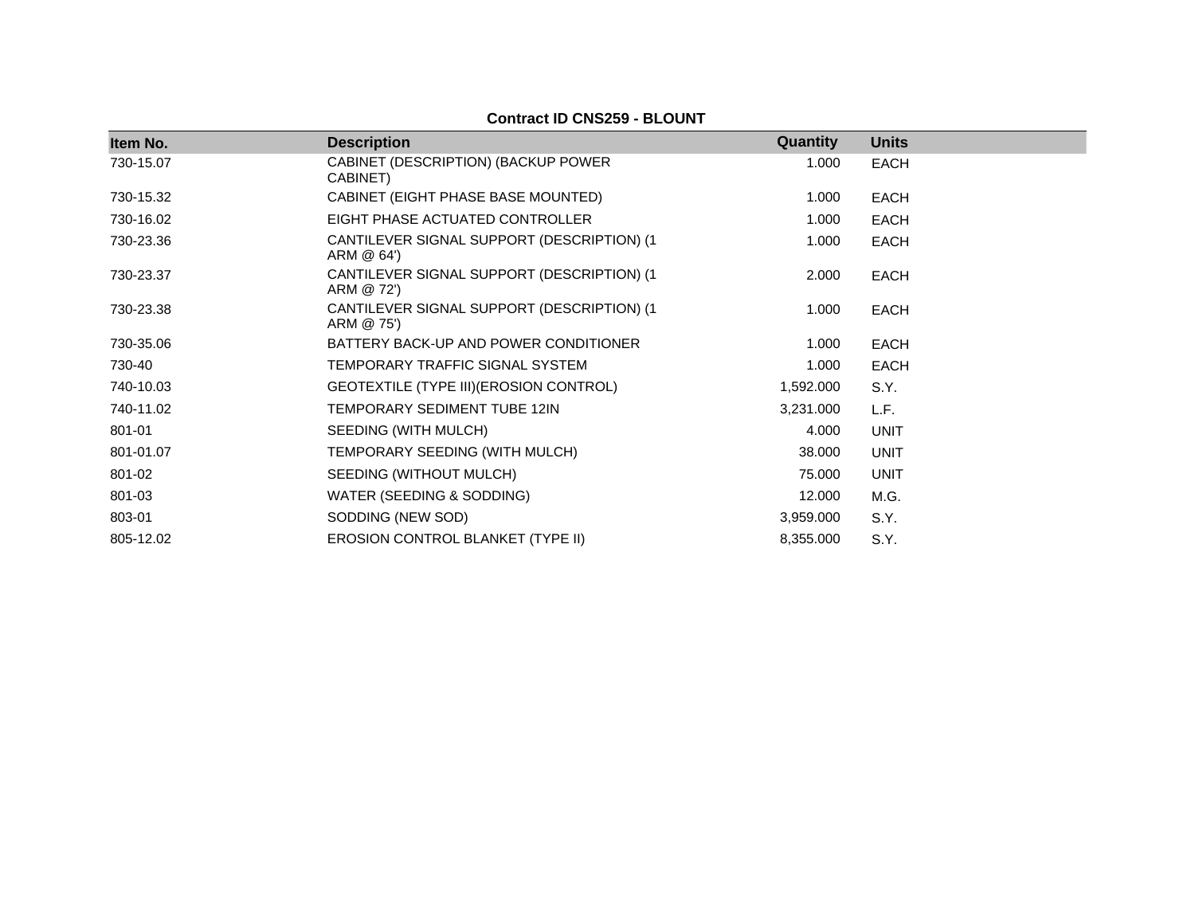**Contract ID CNS259 - BLOUNT**

| Item No. | Description | Quantity | Units |
|---|---|---|---|
| 730-15.07 | CABINET (DESCRIPTION) (BACKUP POWER CABINET) | 1.000 | EACH |
| 730-15.32 | CABINET (EIGHT PHASE BASE MOUNTED) | 1.000 | EACH |
| 730-16.02 | EIGHT PHASE ACTUATED CONTROLLER | 1.000 | EACH |
| 730-23.36 | CANTILEVER SIGNAL SUPPORT (DESCRIPTION) (1 ARM @ 64') | 1.000 | EACH |
| 730-23.37 | CANTILEVER SIGNAL SUPPORT (DESCRIPTION) (1 ARM @ 72') | 2.000 | EACH |
| 730-23.38 | CANTILEVER SIGNAL SUPPORT (DESCRIPTION) (1 ARM @ 75') | 1.000 | EACH |
| 730-35.06 | BATTERY BACK-UP AND POWER CONDITIONER | 1.000 | EACH |
| 730-40 | TEMPORARY TRAFFIC SIGNAL SYSTEM | 1.000 | EACH |
| 740-10.03 | GEOTEXTILE (TYPE III)(EROSION CONTROL) | 1,592.000 | S.Y. |
| 740-11.02 | TEMPORARY SEDIMENT TUBE 12IN | 3,231.000 | L.F. |
| 801-01 | SEEDING (WITH MULCH) | 4.000 | UNIT |
| 801-01.07 | TEMPORARY SEEDING (WITH MULCH) | 38.000 | UNIT |
| 801-02 | SEEDING (WITHOUT MULCH) | 75.000 | UNIT |
| 801-03 | WATER (SEEDING & SODDING) | 12.000 | M.G. |
| 803-01 | SODDING (NEW SOD) | 3,959.000 | S.Y. |
| 805-12.02 | EROSION CONTROL BLANKET (TYPE II) | 8,355.000 | S.Y. |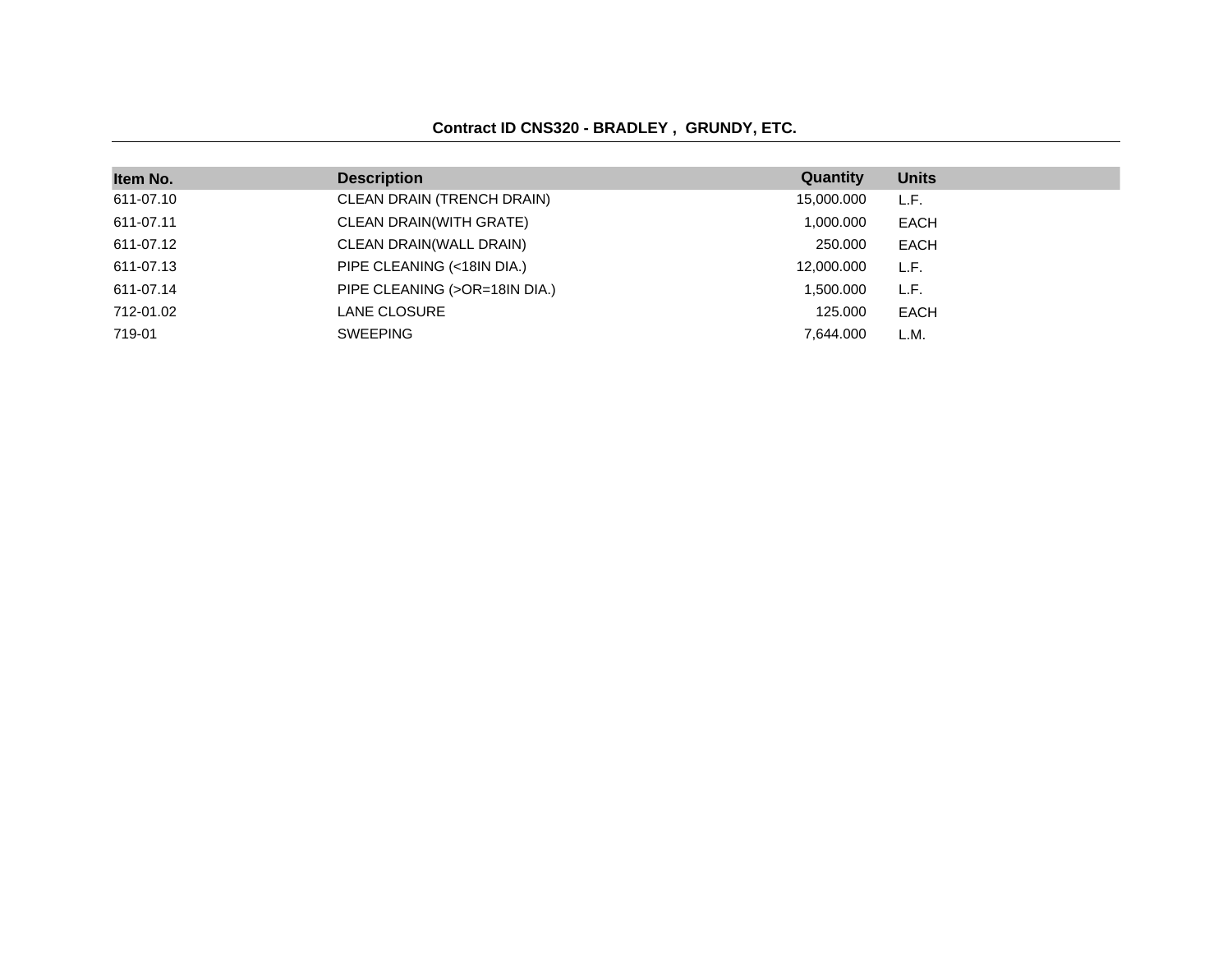**Contract ID CNS320 - BRADLEY , GRUNDY, ETC.**

| Item No. | Description | Quantity | Units |
|---|---|---|---|
| 611-07.10 | CLEAN DRAIN (TRENCH DRAIN) | 15,000.000 | L.F. |
| 611-07.11 | CLEAN DRAIN(WITH GRATE) | 1,000.000 | EACH |
| 611-07.12 | CLEAN DRAIN(WALL DRAIN) | 250.000 | EACH |
| 611-07.13 | PIPE CLEANING (<18IN DIA.) | 12,000.000 | L.F. |
| 611-07.14 | PIPE CLEANING (>OR=18IN DIA.) | 1,500.000 | L.F. |
| 712-01.02 | LANE CLOSURE | 125.000 | EACH |
| 719-01 | SWEEPING | 7,644.000 | L.M. |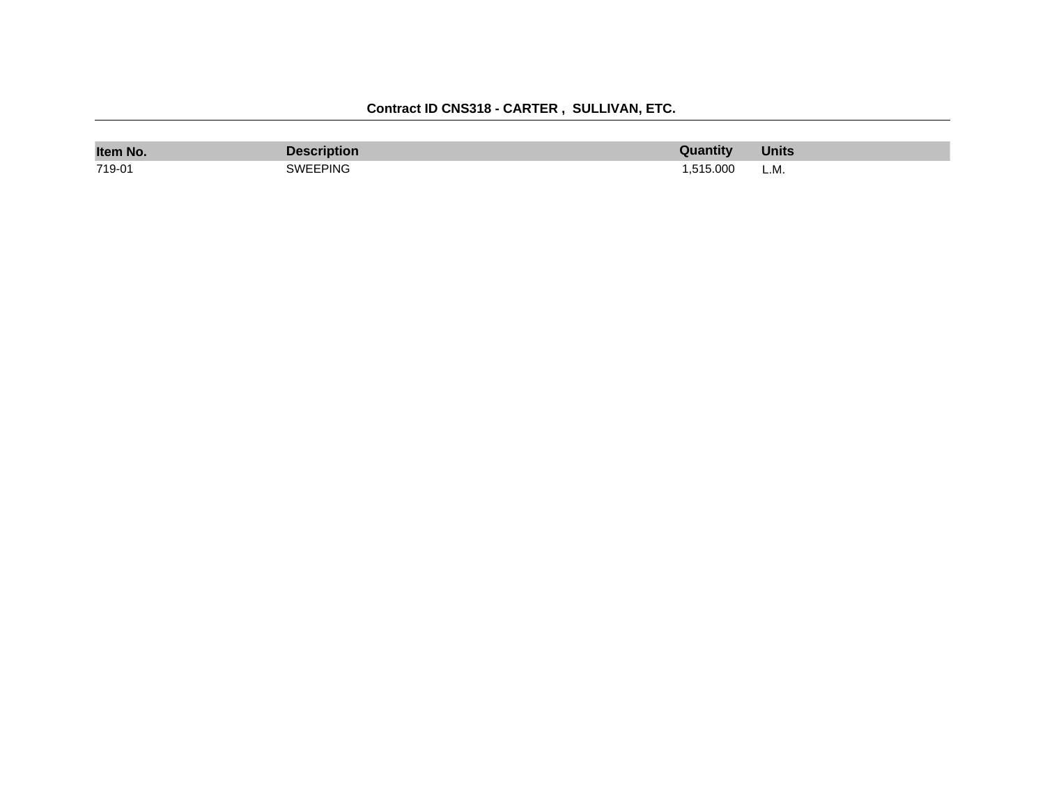**Contract ID CNS318 - CARTER , SULLIVAN, ETC.**

| Item No. | Description | Quantity | Units |
| --- | --- | --- | --- |
| 719-01 | SWEEPING | 1,515.000 | L.M. |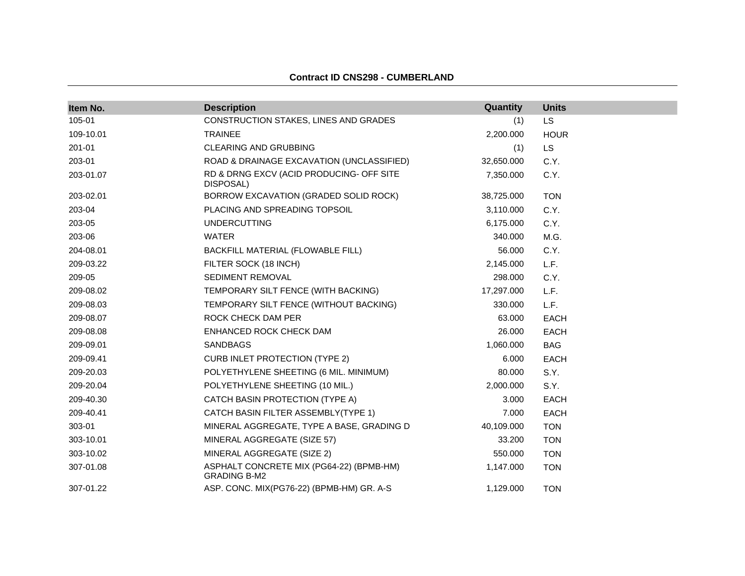**Contract ID CNS298 - CUMBERLAND**

| Item No. | Description | Quantity | Units |
|---|---|---|---|
| 105-01 | CONSTRUCTION STAKES, LINES AND GRADES | (1) | LS |
| 109-10.01 | TRAINEE | 2,200.000 | HOUR |
| 201-01 | CLEARING AND GRUBBING | (1) | LS |
| 203-01 | ROAD & DRAINAGE EXCAVATION (UNCLASSIFIED) | 32,650.000 | C.Y. |
| 203-01.07 | RD & DRNG EXCV (ACID PRODUCING- OFF SITE DISPOSAL) | 7,350.000 | C.Y. |
| 203-02.01 | BORROW EXCAVATION (GRADED SOLID ROCK) | 38,725.000 | TON |
| 203-04 | PLACING AND SPREADING TOPSOIL | 3,110.000 | C.Y. |
| 203-05 | UNDERCUTTING | 6,175.000 | C.Y. |
| 203-06 | WATER | 340.000 | M.G. |
| 204-08.01 | BACKFILL MATERIAL (FLOWABLE FILL) | 56.000 | C.Y. |
| 209-03.22 | FILTER SOCK (18 INCH) | 2,145.000 | L.F. |
| 209-05 | SEDIMENT REMOVAL | 298.000 | C.Y. |
| 209-08.02 | TEMPORARY SILT FENCE (WITH BACKING) | 17,297.000 | L.F. |
| 209-08.03 | TEMPORARY SILT FENCE (WITHOUT BACKING) | 330.000 | L.F. |
| 209-08.07 | ROCK CHECK DAM PER | 63.000 | EACH |
| 209-08.08 | ENHANCED ROCK CHECK DAM | 26.000 | EACH |
| 209-09.01 | SANDBAGS | 1,060.000 | BAG |
| 209-09.41 | CURB INLET PROTECTION (TYPE 2) | 6.000 | EACH |
| 209-20.03 | POLYETHYLENE SHEETING (6 MIL. MINIMUM) | 80.000 | S.Y. |
| 209-20.04 | POLYETHYLENE SHEETING (10 MIL.) | 2,000.000 | S.Y. |
| 209-40.30 | CATCH BASIN PROTECTION (TYPE A) | 3.000 | EACH |
| 209-40.41 | CATCH BASIN FILTER ASSEMBLY(TYPE 1) | 7.000 | EACH |
| 303-01 | MINERAL AGGREGATE, TYPE A BASE, GRADING D | 40,109.000 | TON |
| 303-10.01 | MINERAL AGGREGATE (SIZE 57) | 33.200 | TON |
| 303-10.02 | MINERAL AGGREGATE (SIZE 2) | 550.000 | TON |
| 307-01.08 | ASPHALT CONCRETE MIX (PG64-22) (BPMB-HM) GRADING B-M2 | 1,147.000 | TON |
| 307-01.22 | ASP. CONC. MIX(PG76-22) (BPMB-HM) GR. A-S | 1,129.000 | TON |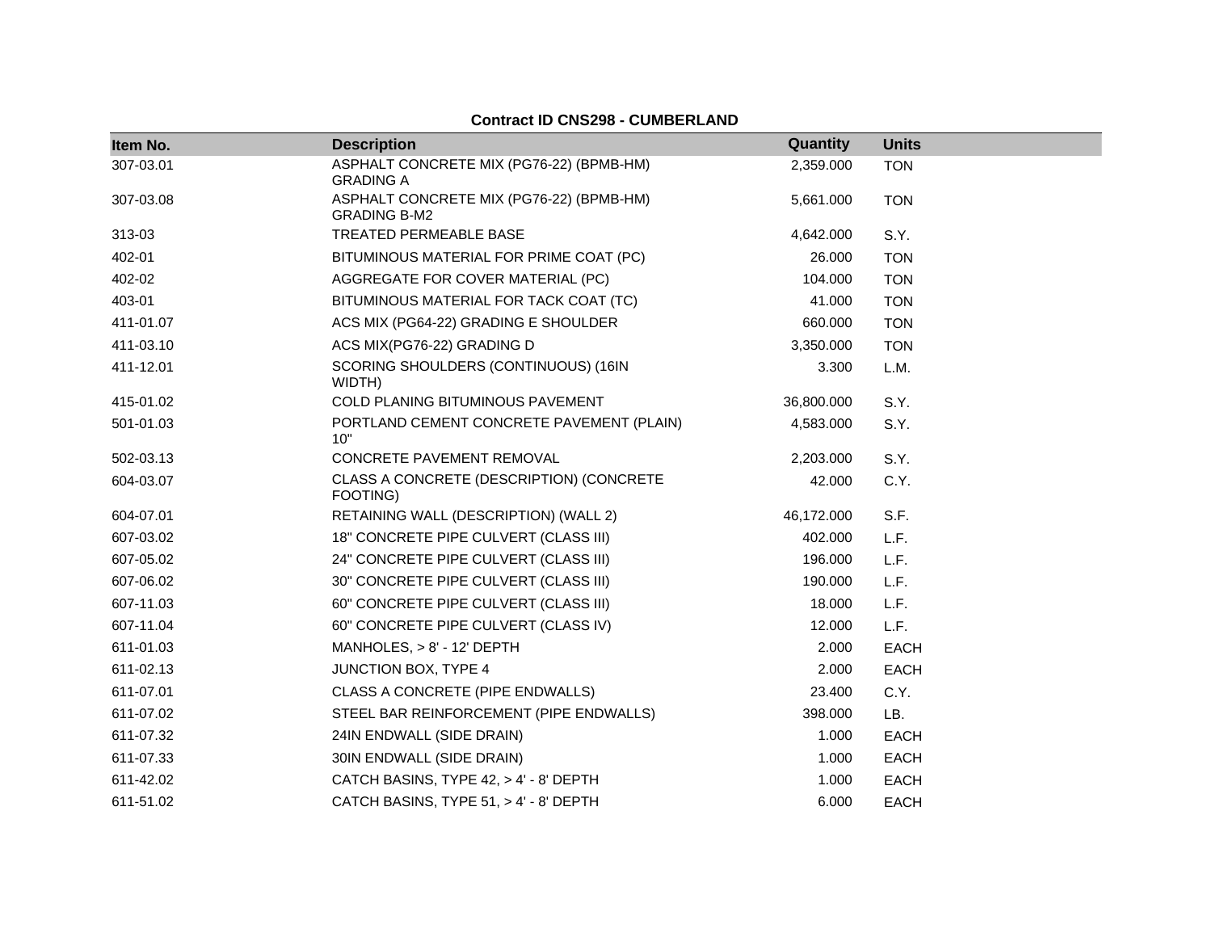**Contract ID CNS298 - CUMBERLAND**

| Item No. | Description | Quantity | Units |
|---|---|---|---|
| 307-03.01 | ASPHALT CONCRETE MIX (PG76-22) (BPMB-HM) GRADING A | 2,359.000 | TON |
| 307-03.08 | ASPHALT CONCRETE MIX (PG76-22) (BPMB-HM) GRADING B-M2 | 5,661.000 | TON |
| 313-03 | TREATED PERMEABLE BASE | 4,642.000 | S.Y. |
| 402-01 | BITUMINOUS MATERIAL FOR PRIME COAT (PC) | 26.000 | TON |
| 402-02 | AGGREGATE FOR COVER MATERIAL (PC) | 104.000 | TON |
| 403-01 | BITUMINOUS MATERIAL FOR TACK COAT (TC) | 41.000 | TON |
| 411-01.07 | ACS MIX (PG64-22) GRADING E SHOULDER | 660.000 | TON |
| 411-03.10 | ACS MIX(PG76-22) GRADING D | 3,350.000 | TON |
| 411-12.01 | SCORING SHOULDERS (CONTINUOUS) (16IN WIDTH) | 3.300 | L.M. |
| 415-01.02 | COLD PLANING BITUMINOUS PAVEMENT | 36,800.000 | S.Y. |
| 501-01.03 | PORTLAND CEMENT CONCRETE PAVEMENT (PLAIN) 10" | 4,583.000 | S.Y. |
| 502-03.13 | CONCRETE PAVEMENT REMOVAL | 2,203.000 | S.Y. |
| 604-03.07 | CLASS A CONCRETE (DESCRIPTION) (CONCRETE FOOTING) | 42.000 | C.Y. |
| 604-07.01 | RETAINING WALL (DESCRIPTION) (WALL 2) | 46,172.000 | S.F. |
| 607-03.02 | 18" CONCRETE PIPE CULVERT (CLASS III) | 402.000 | L.F. |
| 607-05.02 | 24" CONCRETE PIPE CULVERT (CLASS III) | 196.000 | L.F. |
| 607-06.02 | 30" CONCRETE PIPE CULVERT (CLASS III) | 190.000 | L.F. |
| 607-11.03 | 60" CONCRETE PIPE CULVERT (CLASS III) | 18.000 | L.F. |
| 607-11.04 | 60" CONCRETE PIPE CULVERT (CLASS IV) | 12.000 | L.F. |
| 611-01.03 | MANHOLES, > 8' - 12' DEPTH | 2.000 | EACH |
| 611-02.13 | JUNCTION BOX, TYPE 4 | 2.000 | EACH |
| 611-07.01 | CLASS A CONCRETE (PIPE ENDWALLS) | 23.400 | C.Y. |
| 611-07.02 | STEEL BAR REINFORCEMENT (PIPE ENDWALLS) | 398.000 | LB. |
| 611-07.32 | 24IN ENDWALL (SIDE DRAIN) | 1.000 | EACH |
| 611-07.33 | 30IN ENDWALL (SIDE DRAIN) | 1.000 | EACH |
| 611-42.02 | CATCH BASINS, TYPE 42, > 4' - 8' DEPTH | 1.000 | EACH |
| 611-51.02 | CATCH BASINS, TYPE 51, > 4' - 8' DEPTH | 6.000 | EACH |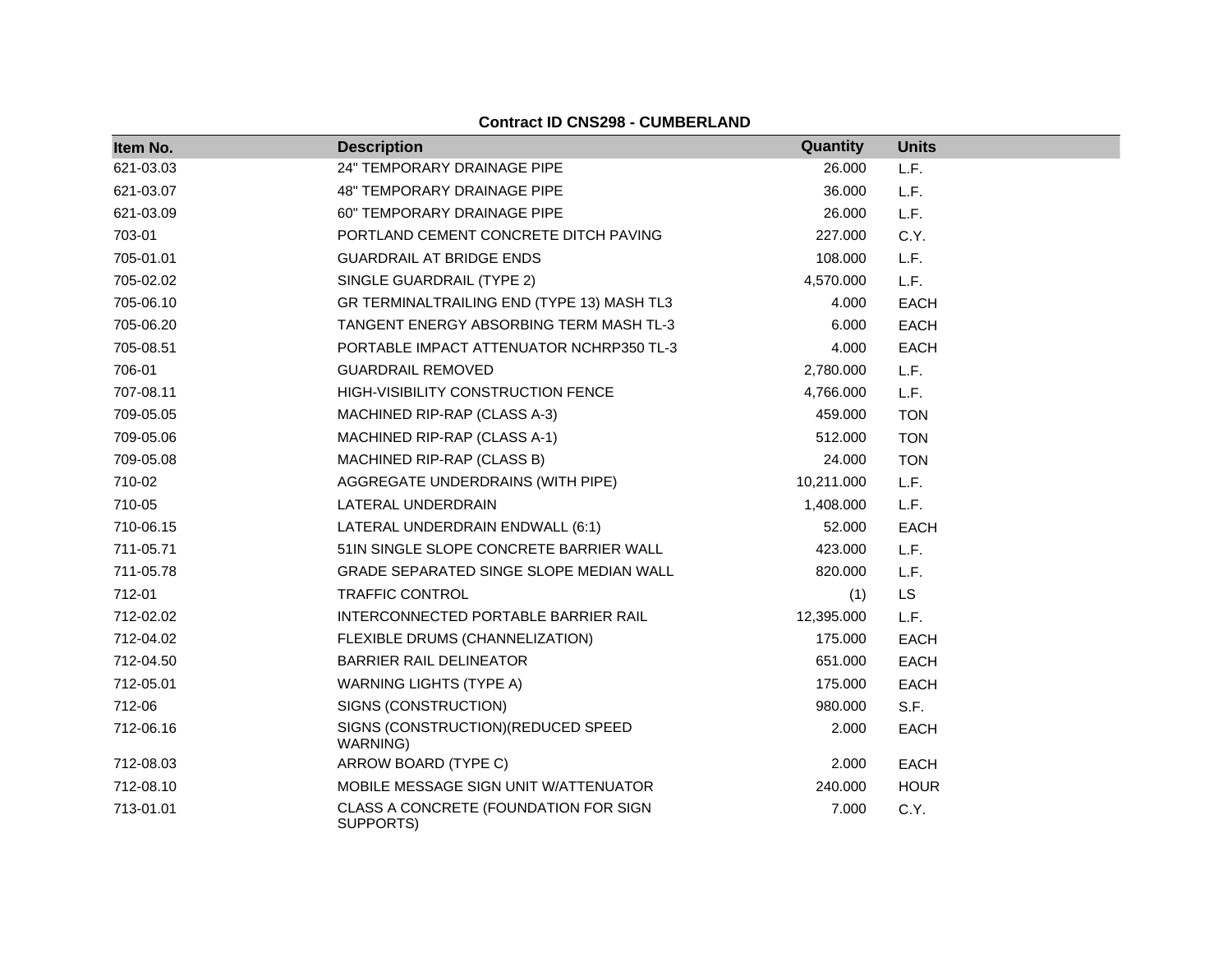**Contract ID CNS298 - CUMBERLAND**

| Item No. | Description | Quantity | Units |
|---|---|---|---|
| 621-03.03 | 24" TEMPORARY DRAINAGE PIPE | 26.000 | L.F. |
| 621-03.07 | 48" TEMPORARY DRAINAGE PIPE | 36.000 | L.F. |
| 621-03.09 | 60" TEMPORARY DRAINAGE PIPE | 26.000 | L.F. |
| 703-01 | PORTLAND CEMENT CONCRETE DITCH PAVING | 227.000 | C.Y. |
| 705-01.01 | GUARDRAIL AT BRIDGE ENDS | 108.000 | L.F. |
| 705-02.02 | SINGLE GUARDRAIL (TYPE 2) | 4,570.000 | L.F. |
| 705-06.10 | GR TERMINALTRAILING END (TYPE 13) MASH TL3 | 4.000 | EACH |
| 705-06.20 | TANGENT ENERGY ABSORBING TERM MASH TL-3 | 6.000 | EACH |
| 705-08.51 | PORTABLE IMPACT ATTENUATOR NCHRP350 TL-3 | 4.000 | EACH |
| 706-01 | GUARDRAIL REMOVED | 2,780.000 | L.F. |
| 707-08.11 | HIGH-VISIBILITY CONSTRUCTION FENCE | 4,766.000 | L.F. |
| 709-05.05 | MACHINED RIP-RAP (CLASS A-3) | 459.000 | TON |
| 709-05.06 | MACHINED RIP-RAP (CLASS A-1) | 512.000 | TON |
| 709-05.08 | MACHINED RIP-RAP (CLASS B) | 24.000 | TON |
| 710-02 | AGGREGATE UNDERDRAINS (WITH PIPE) | 10,211.000 | L.F. |
| 710-05 | LATERAL UNDERDRAIN | 1,408.000 | L.F. |
| 710-06.15 | LATERAL UNDERDRAIN ENDWALL (6:1) | 52.000 | EACH |
| 711-05.71 | 51IN SINGLE SLOPE CONCRETE BARRIER WALL | 423.000 | L.F. |
| 711-05.78 | GRADE SEPARATED SINGE SLOPE MEDIAN WALL | 820.000 | L.F. |
| 712-01 | TRAFFIC CONTROL | (1) | LS |
| 712-02.02 | INTERCONNECTED PORTABLE BARRIER RAIL | 12,395.000 | L.F. |
| 712-04.02 | FLEXIBLE DRUMS (CHANNELIZATION) | 175.000 | EACH |
| 712-04.50 | BARRIER RAIL DELINEATOR | 651.000 | EACH |
| 712-05.01 | WARNING LIGHTS (TYPE A) | 175.000 | EACH |
| 712-06 | SIGNS (CONSTRUCTION) | 980.000 | S.F. |
| 712-06.16 | SIGNS (CONSTRUCTION)(REDUCED SPEED WARNING) | 2.000 | EACH |
| 712-08.03 | ARROW BOARD (TYPE C) | 2.000 | EACH |
| 712-08.10 | MOBILE MESSAGE SIGN UNIT W/ATTENUATOR | 240.000 | HOUR |
| 713-01.01 | CLASS A CONCRETE (FOUNDATION FOR SIGN SUPPORTS) | 7.000 | C.Y. |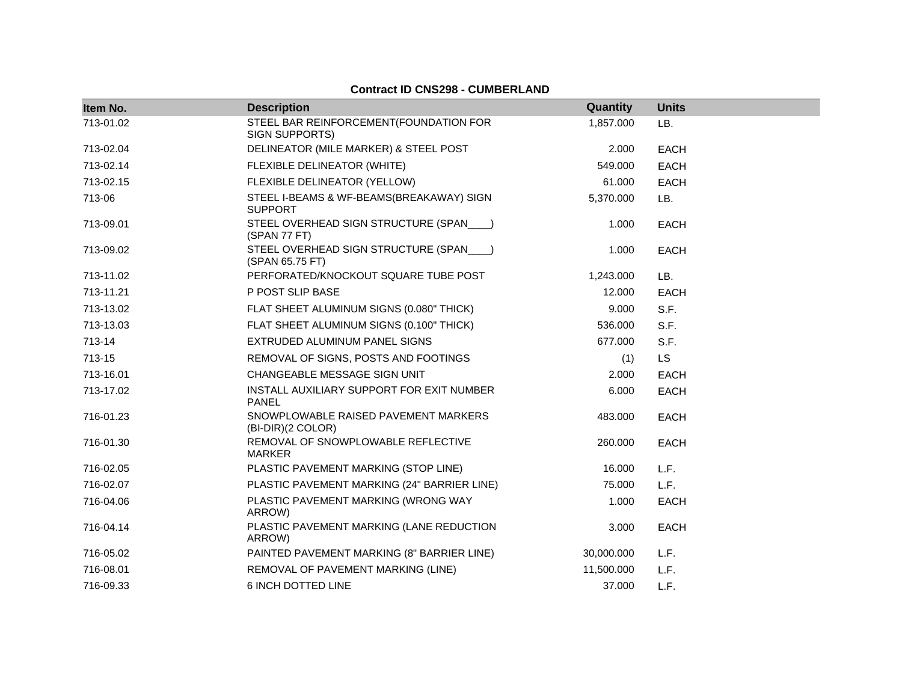**Contract ID CNS298 - CUMBERLAND**

| Item No. | Description | Quantity | Units |
| --- | --- | --- | --- |
| 713-01.02 | STEEL BAR REINFORCEMENT(FOUNDATION FOR SIGN SUPPORTS) | 1,857.000 | LB. |
| 713-02.04 | DELINEATOR (MILE MARKER) & STEEL POST | 2.000 | EACH |
| 713-02.14 | FLEXIBLE DELINEATOR (WHITE) | 549.000 | EACH |
| 713-02.15 | FLEXIBLE DELINEATOR (YELLOW) | 61.000 | EACH |
| 713-06 | STEEL I-BEAMS & WF-BEAMS(BREAKAWAY) SIGN SUPPORT | 5,370.000 | LB. |
| 713-09.01 | STEEL OVERHEAD SIGN STRUCTURE (SPAN____) (SPAN 77 FT) | 1.000 | EACH |
| 713-09.02 | STEEL OVERHEAD SIGN STRUCTURE (SPAN____) (SPAN 65.75 FT) | 1.000 | EACH |
| 713-11.02 | PERFORATED/KNOCKOUT SQUARE TUBE POST | 1,243.000 | LB. |
| 713-11.21 | P POST SLIP BASE | 12.000 | EACH |
| 713-13.02 | FLAT SHEET ALUMINUM SIGNS (0.080" THICK) | 9.000 | S.F. |
| 713-13.03 | FLAT SHEET ALUMINUM SIGNS (0.100" THICK) | 536.000 | S.F. |
| 713-14 | EXTRUDED ALUMINUM PANEL SIGNS | 677.000 | S.F. |
| 713-15 | REMOVAL OF SIGNS, POSTS AND FOOTINGS | (1) | LS |
| 713-16.01 | CHANGEABLE MESSAGE SIGN UNIT | 2.000 | EACH |
| 713-17.02 | INSTALL AUXILIARY SUPPORT FOR EXIT NUMBER PANEL | 6.000 | EACH |
| 716-01.23 | SNOWPLOWABLE RAISED PAVEMENT MARKERS (BI-DIR)(2 COLOR) | 483.000 | EACH |
| 716-01.30 | REMOVAL OF SNOWPLOWABLE REFLECTIVE MARKER | 260.000 | EACH |
| 716-02.05 | PLASTIC PAVEMENT MARKING (STOP LINE) | 16.000 | L.F. |
| 716-02.07 | PLASTIC PAVEMENT MARKING (24" BARRIER LINE) | 75.000 | L.F. |
| 716-04.06 | PLASTIC PAVEMENT MARKING (WRONG WAY ARROW) | 1.000 | EACH |
| 716-04.14 | PLASTIC PAVEMENT MARKING (LANE REDUCTION ARROW) | 3.000 | EACH |
| 716-05.02 | PAINTED PAVEMENT MARKING (8" BARRIER LINE) | 30,000.000 | L.F. |
| 716-08.01 | REMOVAL OF PAVEMENT MARKING (LINE) | 11,500.000 | L.F. |
| 716-09.33 | 6 INCH DOTTED LINE | 37.000 | L.F. |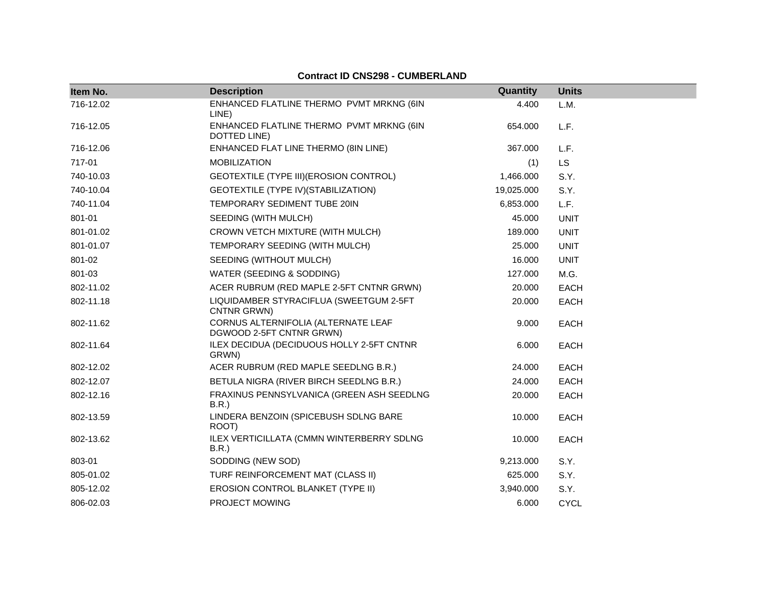**Contract ID CNS298 - CUMBERLAND**

| Item No. | Description | Quantity | Units |
|---|---|---|---|
| 716-12.02 | ENHANCED FLATLINE THERMO PVMT MRKNG (6IN LINE) | 4.400 | L.M. |
| 716-12.05 | ENHANCED FLATLINE THERMO PVMT MRKNG (6IN DOTTED LINE) | 654.000 | L.F. |
| 716-12.06 | ENHANCED FLAT LINE THERMO (8IN LINE) | 367.000 | L.F. |
| 717-01 | MOBILIZATION | (1) | LS |
| 740-10.03 | GEOTEXTILE (TYPE III)(EROSION CONTROL) | 1,466.000 | S.Y. |
| 740-10.04 | GEOTEXTILE (TYPE IV)(STABILIZATION) | 19,025.000 | S.Y. |
| 740-11.04 | TEMPORARY SEDIMENT TUBE 20IN | 6,853.000 | L.F. |
| 801-01 | SEEDING (WITH MULCH) | 45.000 | UNIT |
| 801-01.02 | CROWN VETCH MIXTURE (WITH MULCH) | 189.000 | UNIT |
| 801-01.07 | TEMPORARY SEEDING (WITH MULCH) | 25.000 | UNIT |
| 801-02 | SEEDING (WITHOUT MULCH) | 16.000 | UNIT |
| 801-03 | WATER (SEEDING & SODDING) | 127.000 | M.G. |
| 802-11.02 | ACER RUBRUM (RED MAPLE 2-5FT CNTNR GRWN) | 20.000 | EACH |
| 802-11.18 | LIQUIDAMBER STYRACIFLUA (SWEETGUM 2-5FT CNTNR GRWN) | 20.000 | EACH |
| 802-11.62 | CORNUS ALTERNIFOLIA (ALTERNATE LEAF DGWOOD 2-5FT CNTNR GRWN) | 9.000 | EACH |
| 802-11.64 | ILEX DECIDUA (DECIDUOUS HOLLY 2-5FT CNTNR GRWN) | 6.000 | EACH |
| 802-12.02 | ACER RUBRUM (RED MAPLE SEEDLNG B.R.) | 24.000 | EACH |
| 802-12.07 | BETULA NIGRA (RIVER BIRCH SEEDLNG B.R.) | 24.000 | EACH |
| 802-12.16 | FRAXINUS PENNSYLVANICA (GREEN ASH SEEDLNG B.R.) | 20.000 | EACH |
| 802-13.59 | LINDERA BENZOIN (SPICEBUSH SDLNG BARE ROOT) | 10.000 | EACH |
| 802-13.62 | ILEX VERTICILLATA (CMMN WINTERBERRY SDLNG B.R.) | 10.000 | EACH |
| 803-01 | SODDING (NEW SOD) | 9,213.000 | S.Y. |
| 805-01.02 | TURF REINFORCEMENT MAT (CLASS II) | 625.000 | S.Y. |
| 805-12.02 | EROSION CONTROL BLANKET (TYPE II) | 3,940.000 | S.Y. |
| 806-02.03 | PROJECT MOWING | 6.000 | CYCL |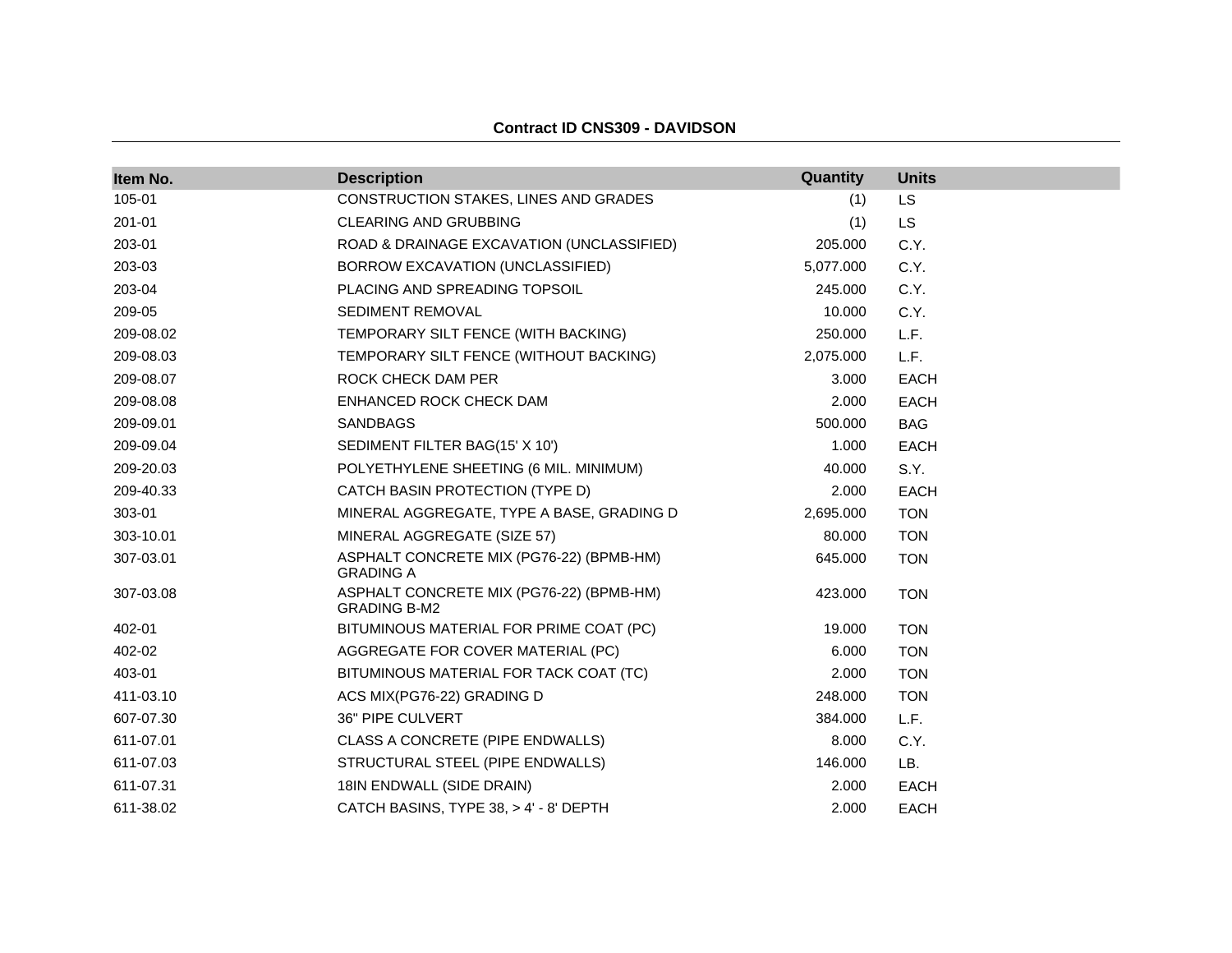**Contract ID CNS309 - DAVIDSON**

| Item No. | Description | Quantity | Units |
|---|---|---|---|
| 105-01 | CONSTRUCTION STAKES, LINES AND GRADES | (1) | LS |
| 201-01 | CLEARING AND GRUBBING | (1) | LS |
| 203-01 | ROAD & DRAINAGE EXCAVATION (UNCLASSIFIED) | 205.000 | C.Y. |
| 203-03 | BORROW EXCAVATION (UNCLASSIFIED) | 5,077.000 | C.Y. |
| 203-04 | PLACING AND SPREADING TOPSOIL | 245.000 | C.Y. |
| 209-05 | SEDIMENT REMOVAL | 10.000 | C.Y. |
| 209-08.02 | TEMPORARY SILT FENCE (WITH BACKING) | 250.000 | L.F. |
| 209-08.03 | TEMPORARY SILT FENCE (WITHOUT BACKING) | 2,075.000 | L.F. |
| 209-08.07 | ROCK CHECK DAM PER | 3.000 | EACH |
| 209-08.08 | ENHANCED ROCK CHECK DAM | 2.000 | EACH |
| 209-09.01 | SANDBAGS | 500.000 | BAG |
| 209-09.04 | SEDIMENT FILTER BAG(15' X 10') | 1.000 | EACH |
| 209-20.03 | POLYETHYLENE SHEETING (6 MIL. MINIMUM) | 40.000 | S.Y. |
| 209-40.33 | CATCH BASIN PROTECTION (TYPE D) | 2.000 | EACH |
| 303-01 | MINERAL AGGREGATE, TYPE A BASE, GRADING D | 2,695.000 | TON |
| 303-10.01 | MINERAL AGGREGATE (SIZE 57) | 80.000 | TON |
| 307-03.01 | ASPHALT CONCRETE MIX (PG76-22) (BPMB-HM) GRADING A | 645.000 | TON |
| 307-03.08 | ASPHALT CONCRETE MIX (PG76-22) (BPMB-HM) GRADING B-M2 | 423.000 | TON |
| 402-01 | BITUMINOUS MATERIAL FOR PRIME COAT (PC) | 19.000 | TON |
| 402-02 | AGGREGATE FOR COVER MATERIAL (PC) | 6.000 | TON |
| 403-01 | BITUMINOUS MATERIAL FOR TACK COAT (TC) | 2.000 | TON |
| 411-03.10 | ACS MIX(PG76-22) GRADING D | 248.000 | TON |
| 607-07.30 | 36" PIPE CULVERT | 384.000 | L.F. |
| 611-07.01 | CLASS A CONCRETE (PIPE ENDWALLS) | 8.000 | C.Y. |
| 611-07.03 | STRUCTURAL STEEL (PIPE ENDWALLS) | 146.000 | LB. |
| 611-07.31 | 18IN ENDWALL (SIDE DRAIN) | 2.000 | EACH |
| 611-38.02 | CATCH BASINS, TYPE 38, > 4' - 8' DEPTH | 2.000 | EACH |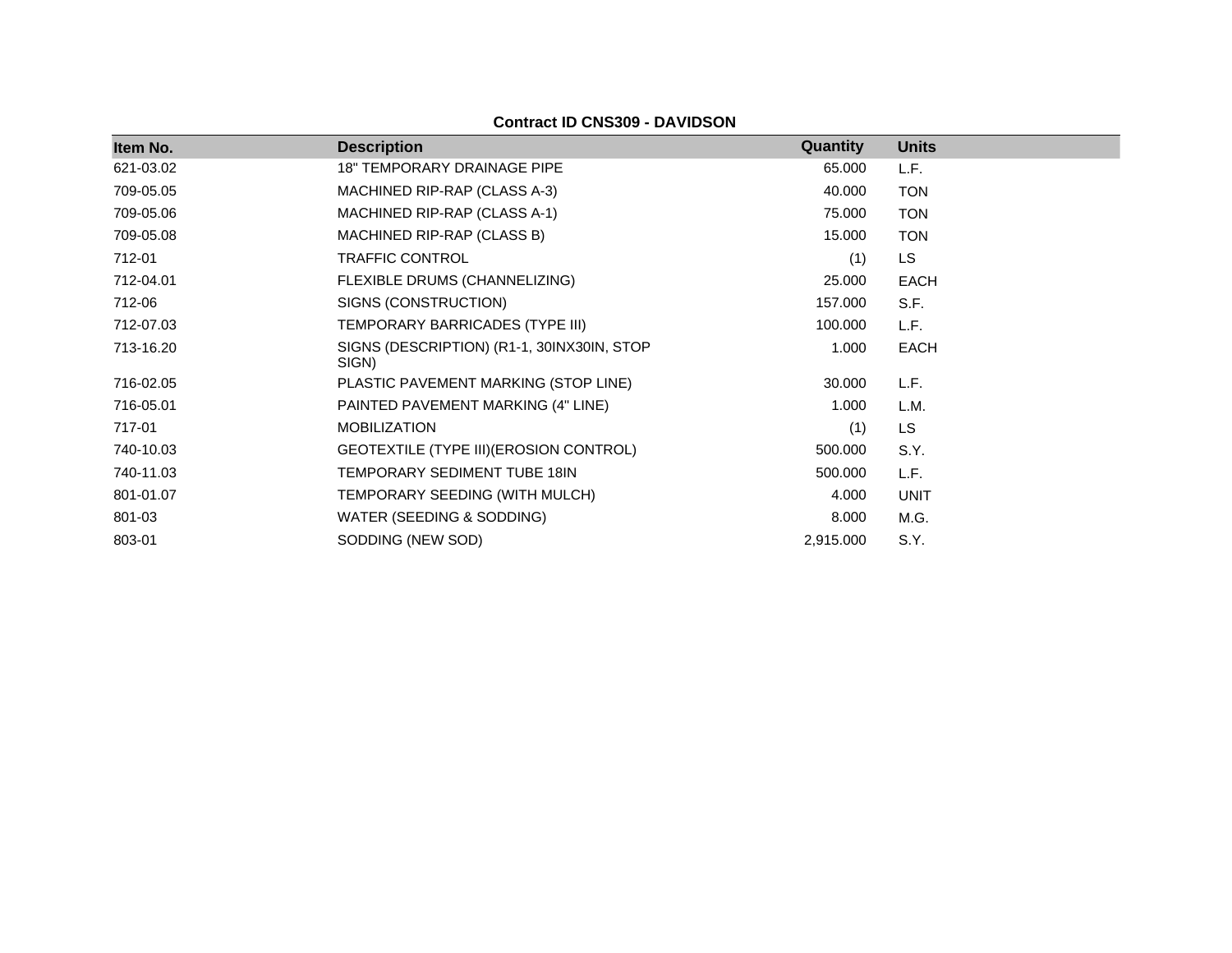**Contract ID CNS309 - DAVIDSON**

| Item No. | Description | Quantity | Units |
|---|---|---|---|
| 621-03.02 | 18" TEMPORARY DRAINAGE PIPE | 65.000 | L.F. |
| 709-05.05 | MACHINED RIP-RAP (CLASS A-3) | 40.000 | TON |
| 709-05.06 | MACHINED RIP-RAP (CLASS A-1) | 75.000 | TON |
| 709-05.08 | MACHINED RIP-RAP (CLASS B) | 15.000 | TON |
| 712-01 | TRAFFIC CONTROL | (1) | LS |
| 712-04.01 | FLEXIBLE DRUMS (CHANNELIZING) | 25.000 | EACH |
| 712-06 | SIGNS (CONSTRUCTION) | 157.000 | S.F. |
| 712-07.03 | TEMPORARY BARRICADES (TYPE III) | 100.000 | L.F. |
| 713-16.20 | SIGNS (DESCRIPTION) (R1-1, 30INX30IN, STOP SIGN) | 1.000 | EACH |
| 716-02.05 | PLASTIC PAVEMENT MARKING (STOP LINE) | 30.000 | L.F. |
| 716-05.01 | PAINTED PAVEMENT MARKING (4" LINE) | 1.000 | L.M. |
| 717-01 | MOBILIZATION | (1) | LS |
| 740-10.03 | GEOTEXTILE (TYPE III)(EROSION CONTROL) | 500.000 | S.Y. |
| 740-11.03 | TEMPORARY SEDIMENT TUBE 18IN | 500.000 | L.F. |
| 801-01.07 | TEMPORARY SEEDING (WITH MULCH) | 4.000 | UNIT |
| 801-03 | WATER (SEEDING & SODDING) | 8.000 | M.G. |
| 803-01 | SODDING (NEW SOD) | 2,915.000 | S.Y. |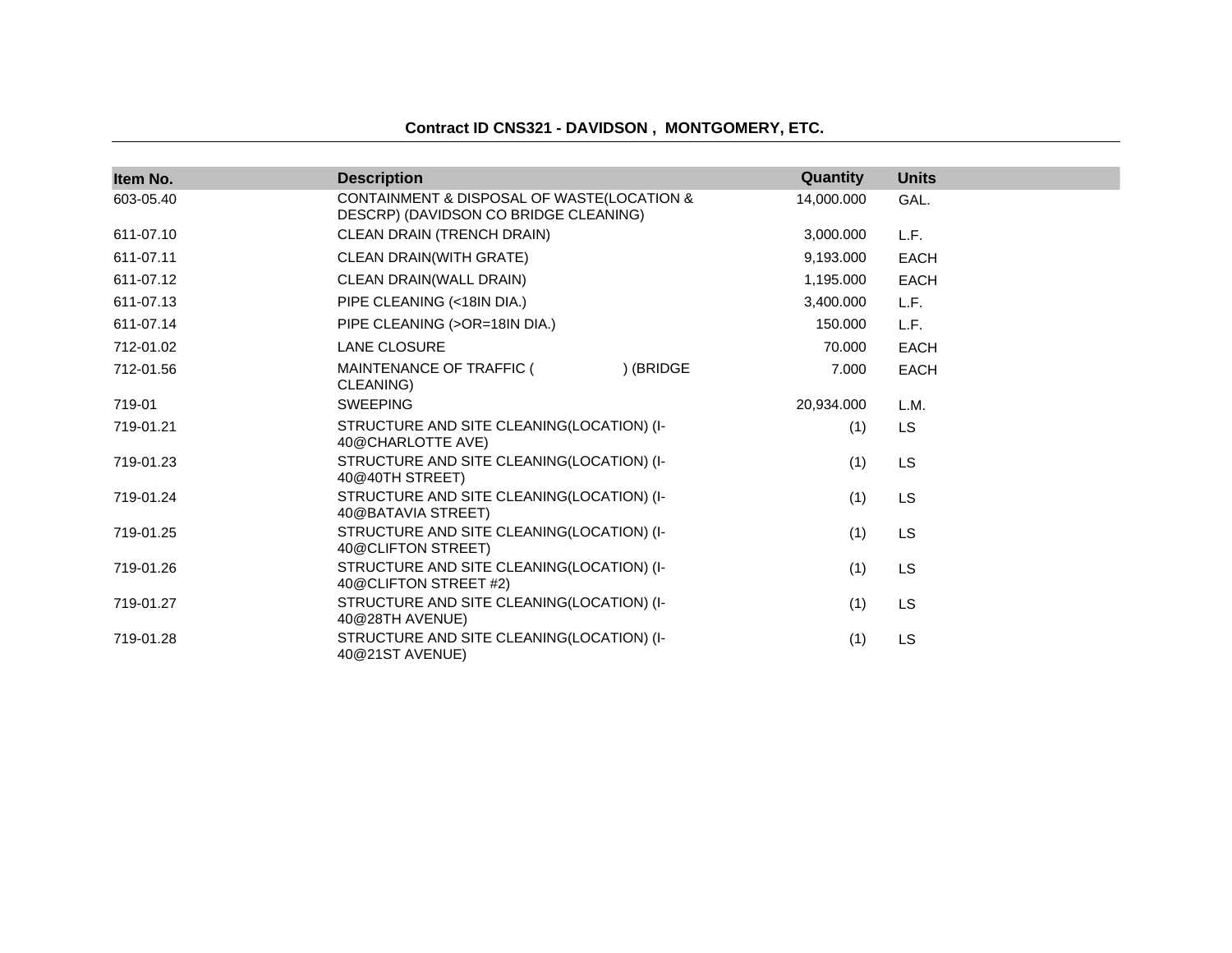**Contract ID CNS321 - DAVIDSON , MONTGOMERY, ETC.**

| Item No. | Description | Quantity | Units |
|---|---|---|---|
| 603-05.40 | CONTAINMENT & DISPOSAL OF WASTE(LOCATION & DESCRP) (DAVIDSON CO BRIDGE CLEANING) | 14,000.000 | GAL. |
| 611-07.10 | CLEAN DRAIN (TRENCH DRAIN) | 3,000.000 | L.F. |
| 611-07.11 | CLEAN DRAIN(WITH GRATE) | 9,193.000 | EACH |
| 611-07.12 | CLEAN DRAIN(WALL DRAIN) | 1,195.000 | EACH |
| 611-07.13 | PIPE CLEANING (<18IN DIA.) | 3,400.000 | L.F. |
| 611-07.14 | PIPE CLEANING (>OR=18IN DIA.) | 150.000 | L.F. |
| 712-01.02 | LANE CLOSURE | 70.000 | EACH |
| 712-01.56 | MAINTENANCE OF TRAFFIC ( ) (BRIDGE CLEANING) | 7.000 | EACH |
| 719-01 | SWEEPING | 20,934.000 | L.M. |
| 719-01.21 | STRUCTURE AND SITE CLEANING(LOCATION) (I-40@CHARLOTTE AVE) | (1) | LS |
| 719-01.23 | STRUCTURE AND SITE CLEANING(LOCATION) (I-40@40TH STREET) | (1) | LS |
| 719-01.24 | STRUCTURE AND SITE CLEANING(LOCATION) (I-40@BATAVIA STREET) | (1) | LS |
| 719-01.25 | STRUCTURE AND SITE CLEANING(LOCATION) (I-40@CLIFTON STREET) | (1) | LS |
| 719-01.26 | STRUCTURE AND SITE CLEANING(LOCATION) (I-40@CLIFTON STREET #2) | (1) | LS |
| 719-01.27 | STRUCTURE AND SITE CLEANING(LOCATION) (I-40@28TH AVENUE) | (1) | LS |
| 719-01.28 | STRUCTURE AND SITE CLEANING(LOCATION) (I-40@21ST AVENUE) | (1) | LS |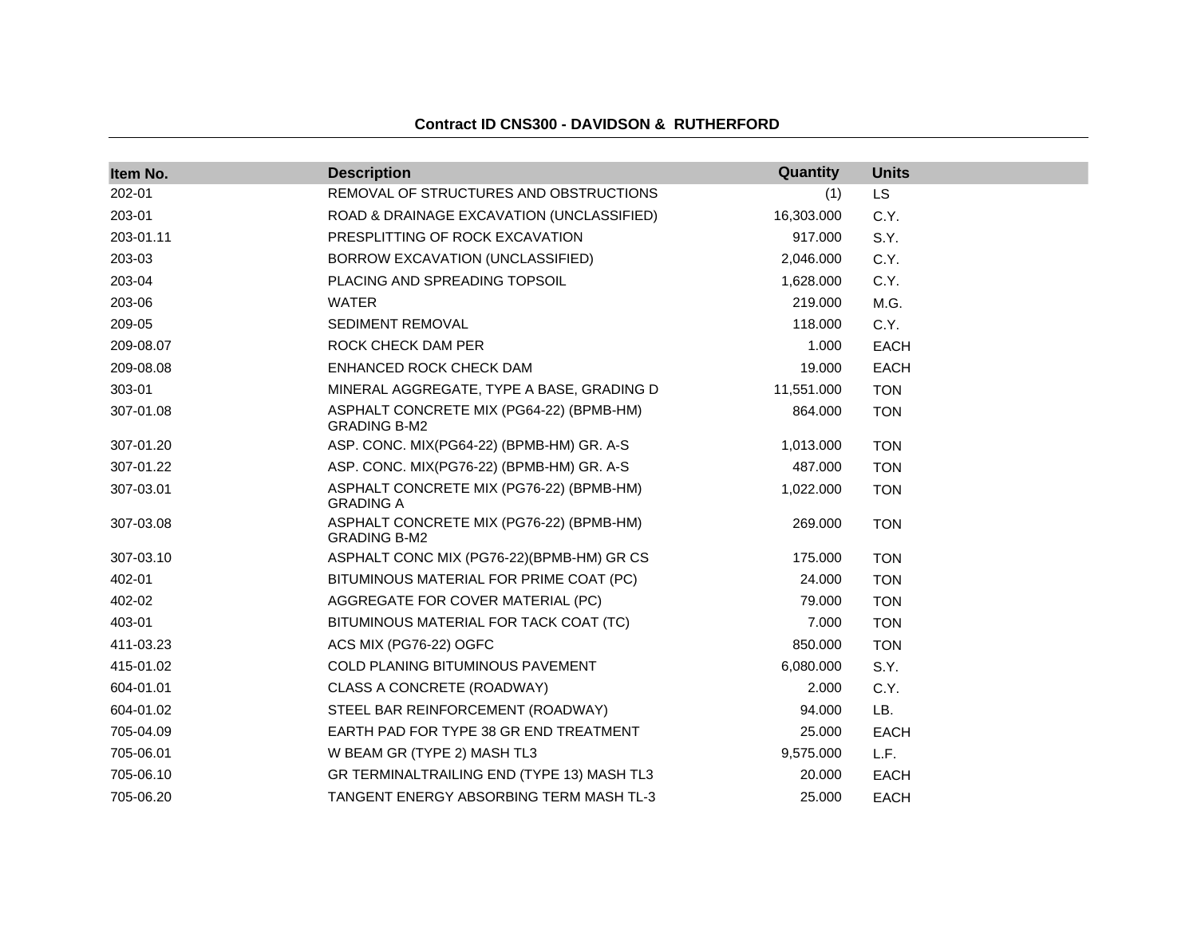**Contract ID CNS300 - DAVIDSON & RUTHERFORD**

| Item No. | Description | Quantity | Units |
|---|---|---|---|
| 202-01 | REMOVAL OF STRUCTURES AND OBSTRUCTIONS | (1) | LS |
| 203-01 | ROAD & DRAINAGE EXCAVATION (UNCLASSIFIED) | 16,303.000 | C.Y. |
| 203-01.11 | PRESPLITTING OF ROCK EXCAVATION | 917.000 | S.Y. |
| 203-03 | BORROW EXCAVATION (UNCLASSIFIED) | 2,046.000 | C.Y. |
| 203-04 | PLACING AND SPREADING TOPSOIL | 1,628.000 | C.Y. |
| 203-06 | WATER | 219.000 | M.G. |
| 209-05 | SEDIMENT REMOVAL | 118.000 | C.Y. |
| 209-08.07 | ROCK CHECK DAM PER | 1.000 | EACH |
| 209-08.08 | ENHANCED ROCK CHECK DAM | 19.000 | EACH |
| 303-01 | MINERAL AGGREGATE, TYPE A BASE, GRADING D | 11,551.000 | TON |
| 307-01.08 | ASPHALT CONCRETE MIX (PG64-22) (BPMB-HM) GRADING B-M2 | 864.000 | TON |
| 307-01.20 | ASP. CONC. MIX(PG64-22) (BPMB-HM) GR. A-S | 1,013.000 | TON |
| 307-01.22 | ASP. CONC. MIX(PG76-22) (BPMB-HM) GR. A-S | 487.000 | TON |
| 307-03.01 | ASPHALT CONCRETE MIX (PG76-22) (BPMB-HM) GRADING A | 1,022.000 | TON |
| 307-03.08 | ASPHALT CONCRETE MIX (PG76-22) (BPMB-HM) GRADING B-M2 | 269.000 | TON |
| 307-03.10 | ASPHALT CONC MIX (PG76-22)(BPMB-HM) GR CS | 175.000 | TON |
| 402-01 | BITUMINOUS MATERIAL FOR PRIME COAT (PC) | 24.000 | TON |
| 402-02 | AGGREGATE FOR COVER MATERIAL (PC) | 79.000 | TON |
| 403-01 | BITUMINOUS MATERIAL FOR TACK COAT (TC) | 7.000 | TON |
| 411-03.23 | ACS MIX (PG76-22) OGFC | 850.000 | TON |
| 415-01.02 | COLD PLANING BITUMINOUS PAVEMENT | 6,080.000 | S.Y. |
| 604-01.01 | CLASS A CONCRETE (ROADWAY) | 2.000 | C.Y. |
| 604-01.02 | STEEL BAR REINFORCEMENT (ROADWAY) | 94.000 | LB. |
| 705-04.09 | EARTH PAD FOR TYPE 38 GR END TREATMENT | 25.000 | EACH |
| 705-06.01 | W BEAM GR (TYPE 2) MASH TL3 | 9,575.000 | L.F. |
| 705-06.10 | GR TERMINALTRAILING END (TYPE 13) MASH TL3 | 20.000 | EACH |
| 705-06.20 | TANGENT ENERGY ABSORBING TERM MASH TL-3 | 25.000 | EACH |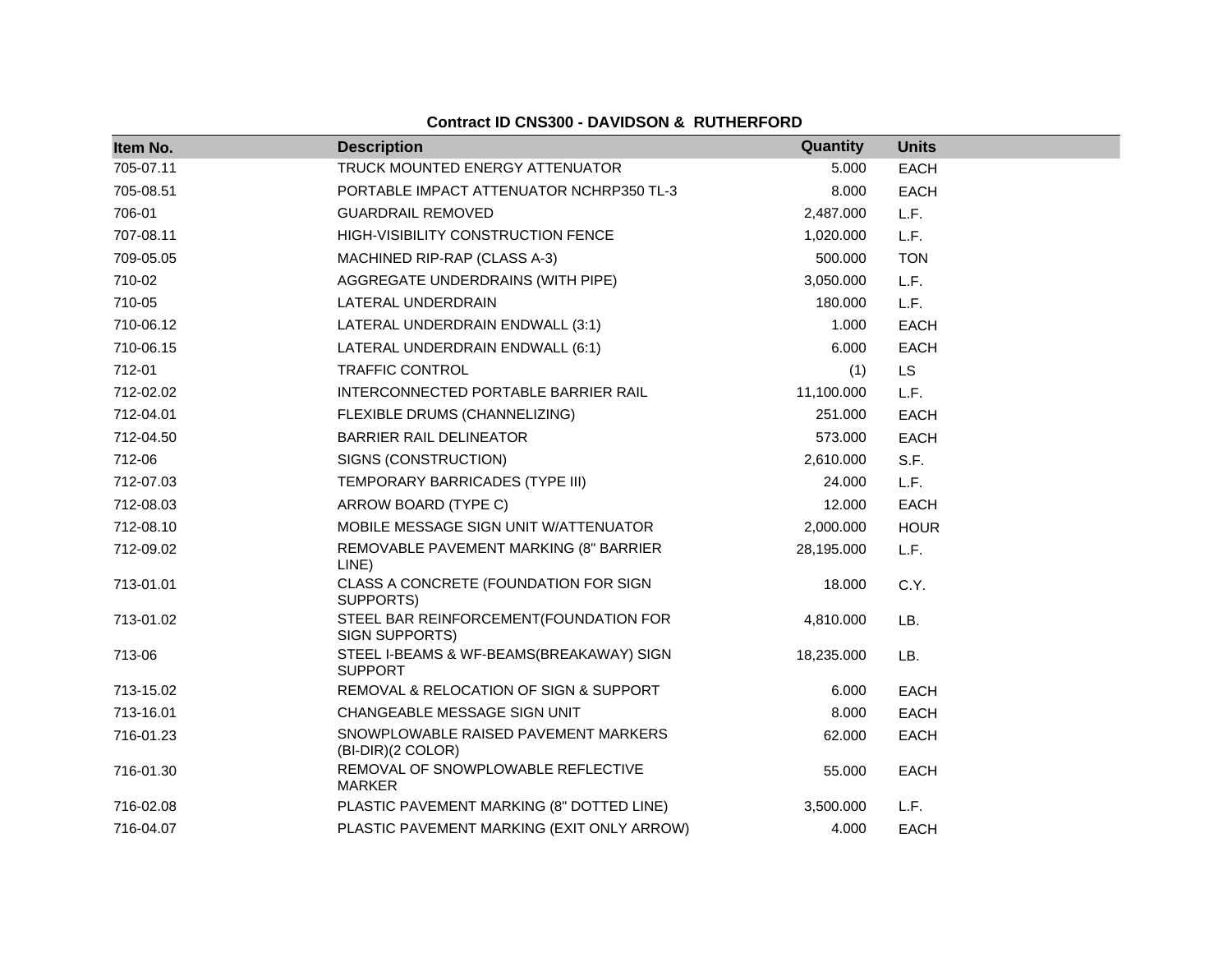**Contract ID CNS300 - DAVIDSON & RUTHERFORD**

| Item No. | Description | Quantity | Units |
|---|---|---|---|
| 705-07.11 | TRUCK MOUNTED ENERGY ATTENUATOR | 5.000 | EACH |
| 705-08.51 | PORTABLE IMPACT ATTENUATOR NCHRP350 TL-3 | 8.000 | EACH |
| 706-01 | GUARDRAIL REMOVED | 2,487.000 | L.F. |
| 707-08.11 | HIGH-VISIBILITY CONSTRUCTION FENCE | 1,020.000 | L.F. |
| 709-05.05 | MACHINED RIP-RAP (CLASS A-3) | 500.000 | TON |
| 710-02 | AGGREGATE UNDERDRAINS (WITH PIPE) | 3,050.000 | L.F. |
| 710-05 | LATERAL UNDERDRAIN | 180.000 | L.F. |
| 710-06.12 | LATERAL UNDERDRAIN ENDWALL (3:1) | 1.000 | EACH |
| 710-06.15 | LATERAL UNDERDRAIN ENDWALL (6:1) | 6.000 | EACH |
| 712-01 | TRAFFIC CONTROL | (1) | LS |
| 712-02.02 | INTERCONNECTED PORTABLE BARRIER RAIL | 11,100.000 | L.F. |
| 712-04.01 | FLEXIBLE DRUMS (CHANNELIZING) | 251.000 | EACH |
| 712-04.50 | BARRIER RAIL DELINEATOR | 573.000 | EACH |
| 712-06 | SIGNS (CONSTRUCTION) | 2,610.000 | S.F. |
| 712-07.03 | TEMPORARY BARRICADES (TYPE III) | 24.000 | L.F. |
| 712-08.03 | ARROW BOARD (TYPE C) | 12.000 | EACH |
| 712-08.10 | MOBILE MESSAGE SIGN UNIT W/ATTENUATOR | 2,000.000 | HOUR |
| 712-09.02 | REMOVABLE PAVEMENT MARKING (8" BARRIER LINE) | 28,195.000 | L.F. |
| 713-01.01 | CLASS A CONCRETE (FOUNDATION FOR SIGN SUPPORTS) | 18.000 | C.Y. |
| 713-01.02 | STEEL BAR REINFORCEMENT(FOUNDATION FOR SIGN SUPPORTS) | 4,810.000 | LB. |
| 713-06 | STEEL I-BEAMS & WF-BEAMS(BREAKAWAY) SIGN SUPPORT | 18,235.000 | LB. |
| 713-15.02 | REMOVAL & RELOCATION OF SIGN & SUPPORT | 6.000 | EACH |
| 713-16.01 | CHANGEABLE MESSAGE SIGN UNIT | 8.000 | EACH |
| 716-01.23 | SNOWPLOWABLE RAISED PAVEMENT MARKERS (BI-DIR)(2 COLOR) | 62.000 | EACH |
| 716-01.30 | REMOVAL OF SNOWPLOWABLE REFLECTIVE MARKER | 55.000 | EACH |
| 716-02.08 | PLASTIC PAVEMENT MARKING (8" DOTTED LINE) | 3,500.000 | L.F. |
| 716-04.07 | PLASTIC PAVEMENT MARKING (EXIT ONLY ARROW) | 4.000 | EACH |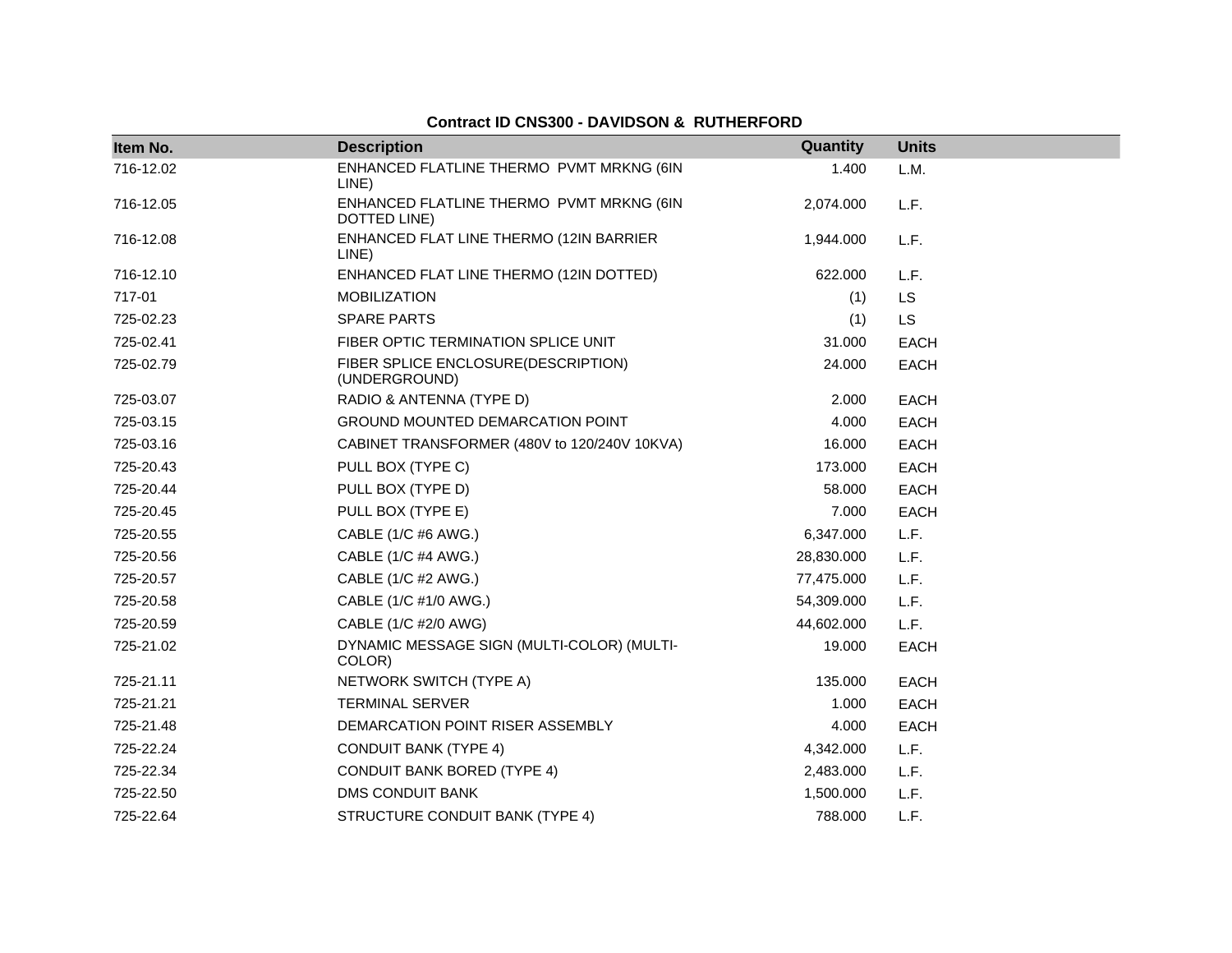**Contract ID CNS300 - DAVIDSON & RUTHERFORD**

| Item No. | Description | Quantity | Units |
|---|---|---|---|
| 716-12.02 | ENHANCED FLATLINE THERMO PVMT MRKNG (6IN LINE) | 1.400 | L.M. |
| 716-12.05 | ENHANCED FLATLINE THERMO PVMT MRKNG (6IN DOTTED LINE) | 2,074.000 | L.F. |
| 716-12.08 | ENHANCED FLAT LINE THERMO (12IN BARRIER LINE) | 1,944.000 | L.F. |
| 716-12.10 | ENHANCED FLAT LINE THERMO (12IN DOTTED) | 622.000 | L.F. |
| 717-01 | MOBILIZATION | (1) | LS |
| 725-02.23 | SPARE PARTS | (1) | LS |
| 725-02.41 | FIBER OPTIC TERMINATION SPLICE UNIT | 31.000 | EACH |
| 725-02.79 | FIBER SPLICE ENCLOSURE(DESCRIPTION) (UNDERGROUND) | 24.000 | EACH |
| 725-03.07 | RADIO & ANTENNA (TYPE D) | 2.000 | EACH |
| 725-03.15 | GROUND MOUNTED DEMARCATION POINT | 4.000 | EACH |
| 725-03.16 | CABINET TRANSFORMER (480V to 120/240V 10KVA) | 16.000 | EACH |
| 725-20.43 | PULL BOX (TYPE C) | 173.000 | EACH |
| 725-20.44 | PULL BOX (TYPE D) | 58.000 | EACH |
| 725-20.45 | PULL BOX (TYPE E) | 7.000 | EACH |
| 725-20.55 | CABLE (1/C #6 AWG.) | 6,347.000 | L.F. |
| 725-20.56 | CABLE (1/C #4 AWG.) | 28,830.000 | L.F. |
| 725-20.57 | CABLE (1/C #2 AWG.) | 77,475.000 | L.F. |
| 725-20.58 | CABLE (1/C #1/0 AWG.) | 54,309.000 | L.F. |
| 725-20.59 | CABLE (1/C #2/0 AWG) | 44,602.000 | L.F. |
| 725-21.02 | DYNAMIC MESSAGE SIGN (MULTI-COLOR) (MULTI-COLOR) | 19.000 | EACH |
| 725-21.11 | NETWORK SWITCH (TYPE A) | 135.000 | EACH |
| 725-21.21 | TERMINAL SERVER | 1.000 | EACH |
| 725-21.48 | DEMARCATION POINT RISER ASSEMBLY | 4.000 | EACH |
| 725-22.24 | CONDUIT BANK (TYPE 4) | 4,342.000 | L.F. |
| 725-22.34 | CONDUIT BANK BORED (TYPE 4) | 2,483.000 | L.F. |
| 725-22.50 | DMS CONDUIT BANK | 1,500.000 | L.F. |
| 725-22.64 | STRUCTURE CONDUIT BANK (TYPE 4) | 788.000 | L.F. |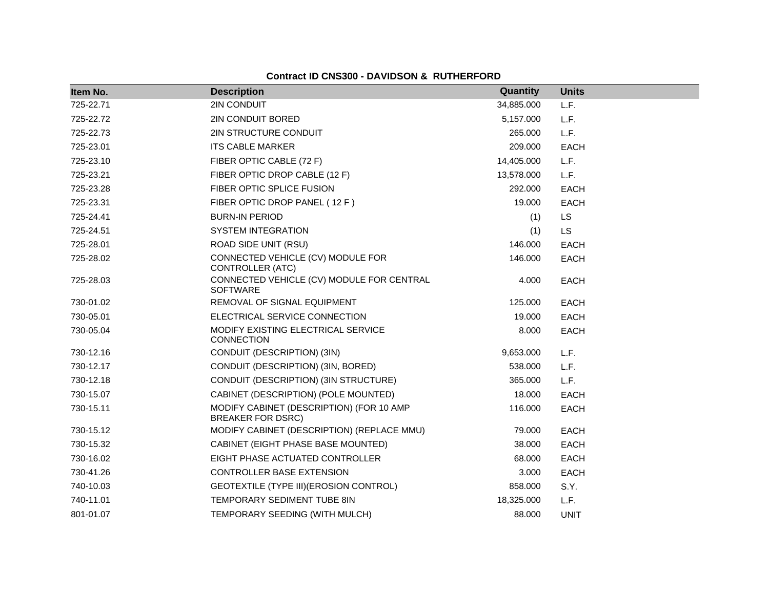**Contract ID CNS300 - DAVIDSON & RUTHERFORD**

| Item No. | Description | Quantity | Units |
|---|---|---|---|
| 725-22.71 | 2IN CONDUIT | 34,885.000 | L.F. |
| 725-22.72 | 2IN CONDUIT BORED | 5,157.000 | L.F. |
| 725-22.73 | 2IN STRUCTURE CONDUIT | 265.000 | L.F. |
| 725-23.01 | ITS CABLE MARKER | 209.000 | EACH |
| 725-23.10 | FIBER OPTIC CABLE (72 F) | 14,405.000 | L.F. |
| 725-23.21 | FIBER OPTIC DROP CABLE (12 F) | 13,578.000 | L.F. |
| 725-23.28 | FIBER OPTIC SPLICE FUSION | 292.000 | EACH |
| 725-23.31 | FIBER OPTIC DROP PANEL ( 12 F ) | 19.000 | EACH |
| 725-24.41 | BURN-IN PERIOD | (1) | LS |
| 725-24.51 | SYSTEM INTEGRATION | (1) | LS |
| 725-28.01 | ROAD SIDE UNIT (RSU) | 146.000 | EACH |
| 725-28.02 | CONNECTED VEHICLE (CV) MODULE FOR CONTROLLER (ATC) | 146.000 | EACH |
| 725-28.03 | CONNECTED VEHICLE (CV) MODULE FOR CENTRAL SOFTWARE | 4.000 | EACH |
| 730-01.02 | REMOVAL OF SIGNAL EQUIPMENT | 125.000 | EACH |
| 730-05.01 | ELECTRICAL SERVICE CONNECTION | 19.000 | EACH |
| 730-05.04 | MODIFY EXISTING ELECTRICAL SERVICE CONNECTION | 8.000 | EACH |
| 730-12.16 | CONDUIT (DESCRIPTION) (3IN) | 9,653.000 | L.F. |
| 730-12.17 | CONDUIT (DESCRIPTION) (3IN, BORED) | 538.000 | L.F. |
| 730-12.18 | CONDUIT (DESCRIPTION) (3IN STRUCTURE) | 365.000 | L.F. |
| 730-15.07 | CABINET (DESCRIPTION) (POLE MOUNTED) | 18.000 | EACH |
| 730-15.11 | MODIFY CABINET (DESCRIPTION) (FOR 10 AMP BREAKER FOR DSRC) | 116.000 | EACH |
| 730-15.12 | MODIFY CABINET (DESCRIPTION) (REPLACE MMU) | 79.000 | EACH |
| 730-15.32 | CABINET (EIGHT PHASE BASE MOUNTED) | 38.000 | EACH |
| 730-16.02 | EIGHT PHASE ACTUATED CONTROLLER | 68.000 | EACH |
| 730-41.26 | CONTROLLER BASE EXTENSION | 3.000 | EACH |
| 740-10.03 | GEOTEXTILE (TYPE III)(EROSION CONTROL) | 858.000 | S.Y. |
| 740-11.01 | TEMPORARY SEDIMENT TUBE 8IN | 18,325.000 | L.F. |
| 801-01.07 | TEMPORARY SEEDING (WITH MULCH) | 88.000 | UNIT |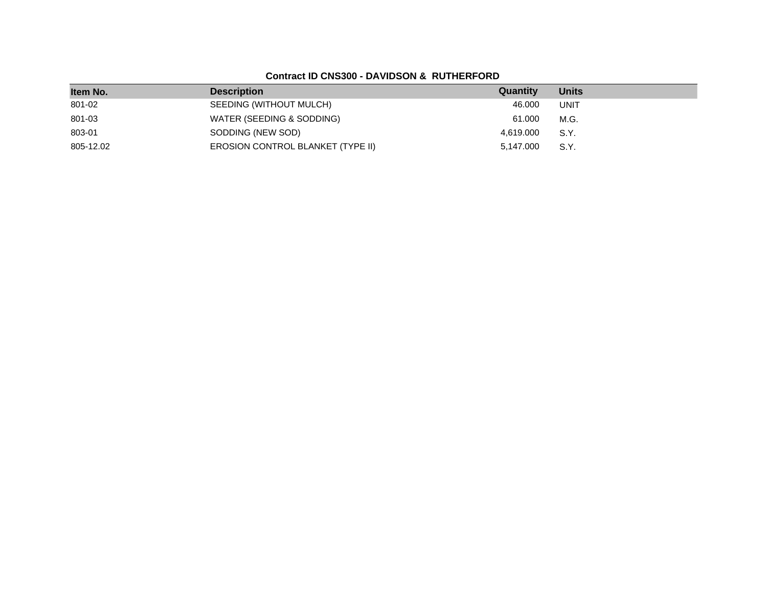**Contract ID CNS300 - DAVIDSON & RUTHERFORD**

| Item No. | Description | Quantity | Units |
|---|---|---|---|
| 801-02 | SEEDING (WITHOUT MULCH) | 46.000 | UNIT |
| 801-03 | WATER (SEEDING & SODDING) | 61.000 | M.G. |
| 803-01 | SODDING (NEW SOD) | 4,619.000 | S.Y. |
| 805-12.02 | EROSION CONTROL BLANKET (TYPE II) | 5,147.000 | S.Y. |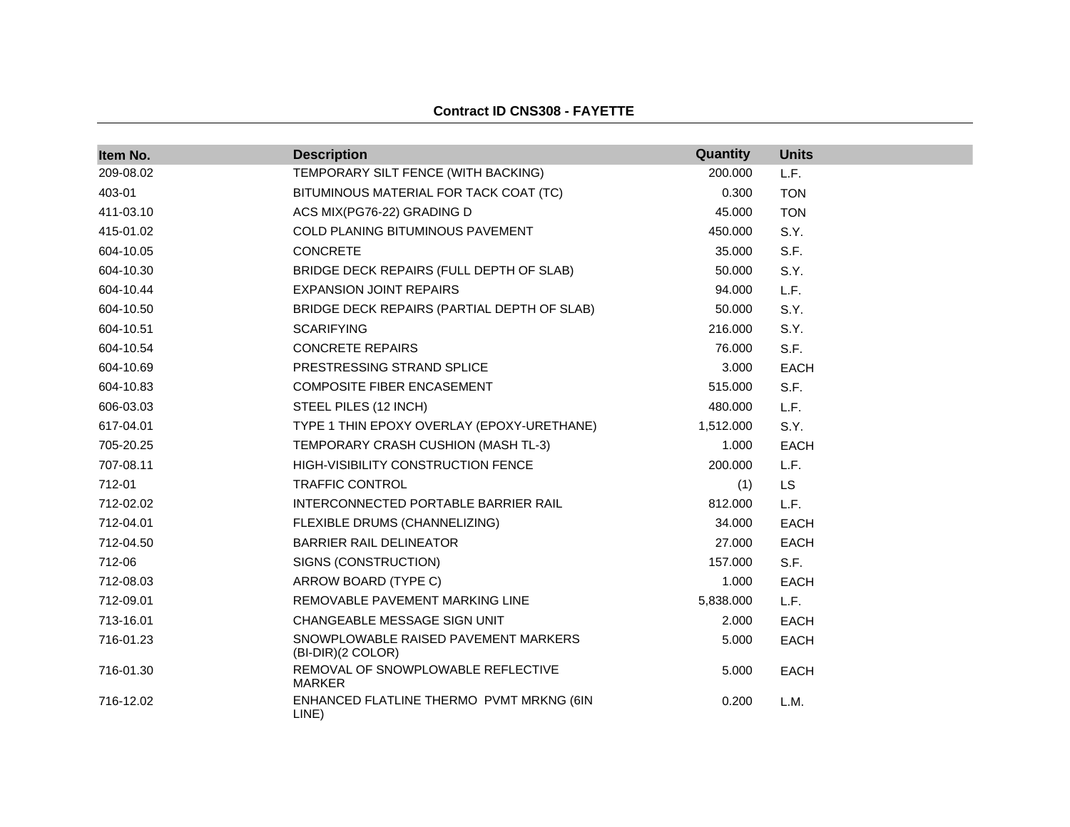**Contract ID CNS308 - FAYETTE**

| Item No. | Description | Quantity | Units |
|---|---|---|---|
| 209-08.02 | TEMPORARY SILT FENCE (WITH BACKING) | 200.000 | L.F. |
| 403-01 | BITUMINOUS MATERIAL FOR TACK COAT (TC) | 0.300 | TON |
| 411-03.10 | ACS MIX(PG76-22) GRADING D | 45.000 | TON |
| 415-01.02 | COLD PLANING BITUMINOUS PAVEMENT | 450.000 | S.Y. |
| 604-10.05 | CONCRETE | 35.000 | S.F. |
| 604-10.30 | BRIDGE DECK REPAIRS (FULL DEPTH OF SLAB) | 50.000 | S.Y. |
| 604-10.44 | EXPANSION JOINT REPAIRS | 94.000 | L.F. |
| 604-10.50 | BRIDGE DECK REPAIRS (PARTIAL DEPTH OF SLAB) | 50.000 | S.Y. |
| 604-10.51 | SCARIFYING | 216.000 | S.Y. |
| 604-10.54 | CONCRETE REPAIRS | 76.000 | S.F. |
| 604-10.69 | PRESTRESSING STRAND SPLICE | 3.000 | EACH |
| 604-10.83 | COMPOSITE FIBER ENCASEMENT | 515.000 | S.F. |
| 606-03.03 | STEEL PILES (12 INCH) | 480.000 | L.F. |
| 617-04.01 | TYPE 1 THIN EPOXY OVERLAY (EPOXY-URETHANE) | 1,512.000 | S.Y. |
| 705-20.25 | TEMPORARY CRASH CUSHION (MASH TL-3) | 1.000 | EACH |
| 707-08.11 | HIGH-VISIBILITY CONSTRUCTION FENCE | 200.000 | L.F. |
| 712-01 | TRAFFIC CONTROL | (1) | LS |
| 712-02.02 | INTERCONNECTED PORTABLE BARRIER RAIL | 812.000 | L.F. |
| 712-04.01 | FLEXIBLE DRUMS (CHANNELIZING) | 34.000 | EACH |
| 712-04.50 | BARRIER RAIL DELINEATOR | 27.000 | EACH |
| 712-06 | SIGNS (CONSTRUCTION) | 157.000 | S.F. |
| 712-08.03 | ARROW BOARD (TYPE C) | 1.000 | EACH |
| 712-09.01 | REMOVABLE PAVEMENT MARKING LINE | 5,838.000 | L.F. |
| 713-16.01 | CHANGEABLE MESSAGE SIGN UNIT | 2.000 | EACH |
| 716-01.23 | SNOWPLOWABLE RAISED PAVEMENT MARKERS (BI-DIR)(2 COLOR) | 5.000 | EACH |
| 716-01.30 | REMOVAL OF SNOWPLOWABLE REFLECTIVE MARKER | 5.000 | EACH |
| 716-12.02 | ENHANCED FLATLINE THERMO PVMT MRKNG (6IN LINE) | 0.200 | L.M. |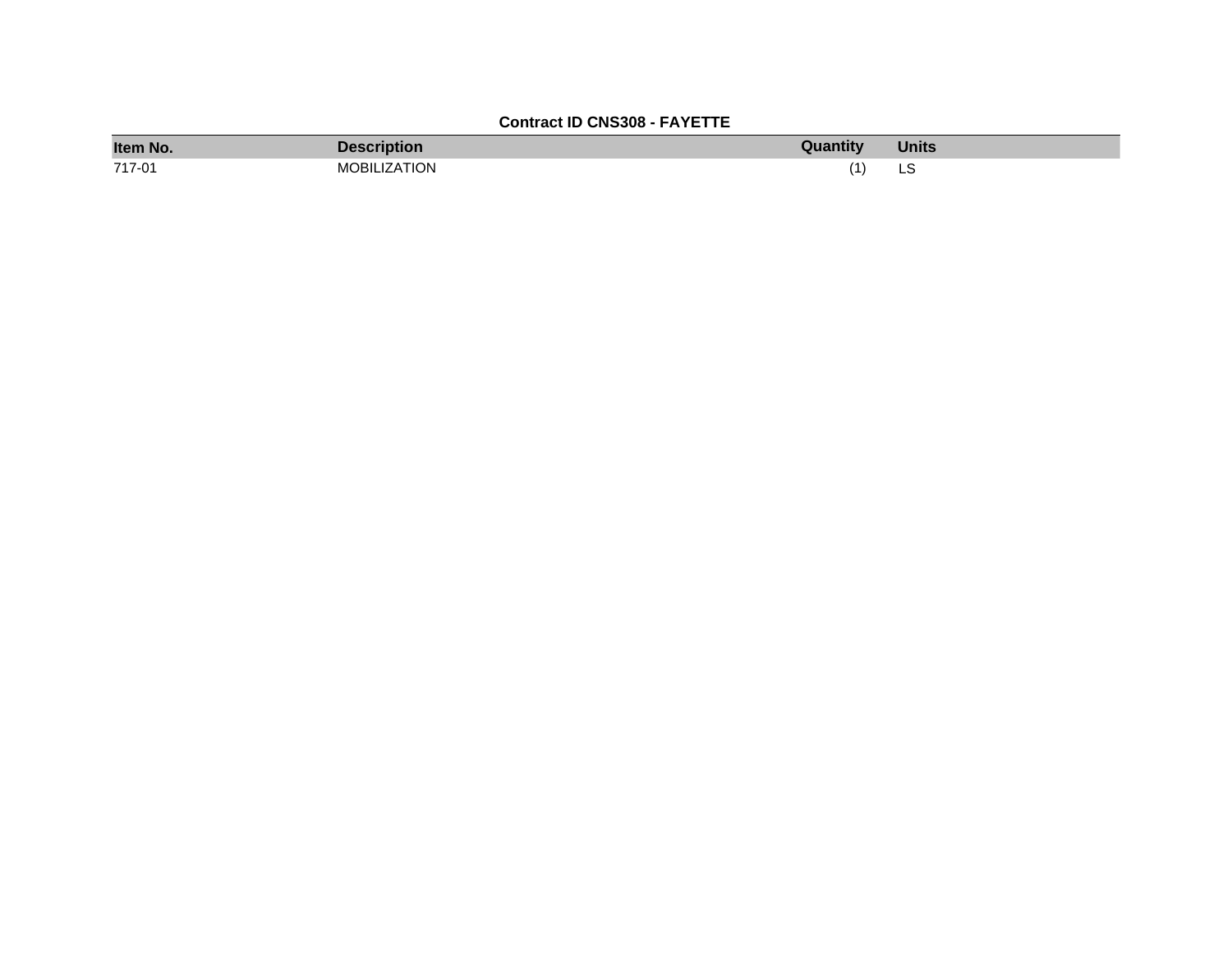**Contract ID CNS308 - FAYETTE**

| Item No. | Description | Quantity | Units |
|---|---|---|---|
| 717-01 | MOBILIZATION | (1) | LS |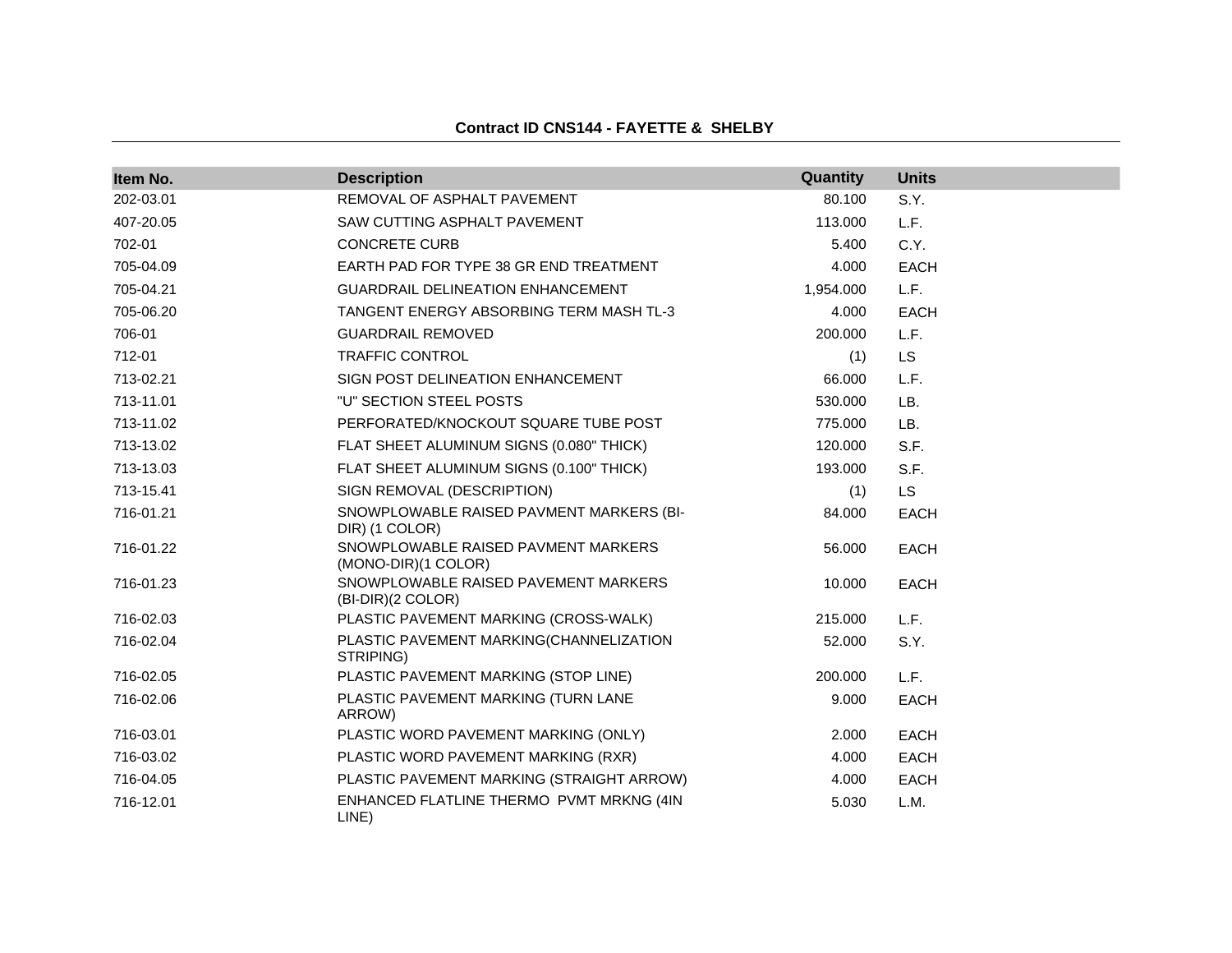**Contract ID CNS144 - FAYETTE & SHELBY**

| Item No. | Description | Quantity | Units |
|---|---|---|---|
| 202-03.01 | REMOVAL OF ASPHALT PAVEMENT | 80.100 | S.Y. |
| 407-20.05 | SAW CUTTING ASPHALT PAVEMENT | 113.000 | L.F. |
| 702-01 | CONCRETE CURB | 5.400 | C.Y. |
| 705-04.09 | EARTH PAD FOR TYPE 38 GR END TREATMENT | 4.000 | EACH |
| 705-04.21 | GUARDRAIL DELINEATION ENHANCEMENT | 1,954.000 | L.F. |
| 705-06.20 | TANGENT ENERGY ABSORBING TERM MASH TL-3 | 4.000 | EACH |
| 706-01 | GUARDRAIL REMOVED | 200.000 | L.F. |
| 712-01 | TRAFFIC CONTROL | (1) | LS |
| 713-02.21 | SIGN POST DELINEATION ENHANCEMENT | 66.000 | L.F. |
| 713-11.01 | "U" SECTION STEEL POSTS | 530.000 | LB. |
| 713-11.02 | PERFORATED/KNOCKOUT SQUARE TUBE POST | 775.000 | LB. |
| 713-13.02 | FLAT SHEET ALUMINUM SIGNS (0.080" THICK) | 120.000 | S.F. |
| 713-13.03 | FLAT SHEET ALUMINUM SIGNS (0.100" THICK) | 193.000 | S.F. |
| 713-15.41 | SIGN REMOVAL (DESCRIPTION) | (1) | LS |
| 716-01.21 | SNOWPLOWABLE RAISED PAVMENT MARKERS (BI-DIR) (1 COLOR) | 84.000 | EACH |
| 716-01.22 | SNOWPLOWABLE RAISED PAVMENT MARKERS (MONO-DIR)(1 COLOR) | 56.000 | EACH |
| 716-01.23 | SNOWPLOWABLE RAISED PAVEMENT MARKERS (BI-DIR)(2 COLOR) | 10.000 | EACH |
| 716-02.03 | PLASTIC PAVEMENT MARKING (CROSS-WALK) | 215.000 | L.F. |
| 716-02.04 | PLASTIC PAVEMENT MARKING(CHANNELIZATION STRIPING) | 52.000 | S.Y. |
| 716-02.05 | PLASTIC PAVEMENT MARKING (STOP LINE) | 200.000 | L.F. |
| 716-02.06 | PLASTIC PAVEMENT MARKING (TURN LANE ARROW) | 9.000 | EACH |
| 716-03.01 | PLASTIC WORD PAVEMENT MARKING (ONLY) | 2.000 | EACH |
| 716-03.02 | PLASTIC WORD PAVEMENT MARKING (RXR) | 4.000 | EACH |
| 716-04.05 | PLASTIC PAVEMENT MARKING (STRAIGHT ARROW) | 4.000 | EACH |
| 716-12.01 | ENHANCED FLATLINE THERMO PVMT MRKNG (4IN LINE) | 5.030 | L.M. |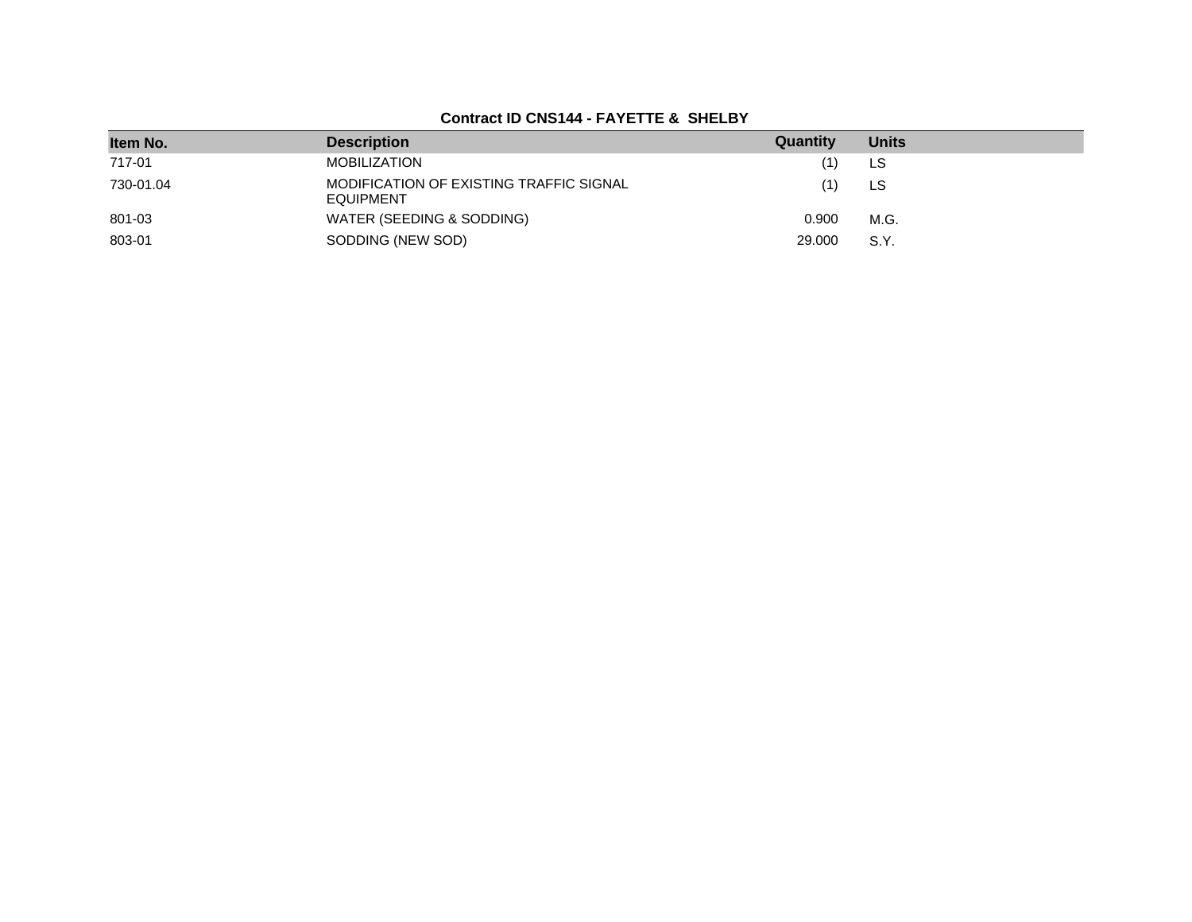**Contract ID CNS144 - FAYETTE & SHELBY**

| Item No. | Description | Quantity | Units |
| --- | --- | --- | --- |
| 717-01 | MOBILIZATION | (1) | LS |
| 730-01.04 | MODIFICATION OF EXISTING TRAFFIC SIGNAL EQUIPMENT | (1) | LS |
| 801-03 | WATER (SEEDING & SODDING) | 0.900 | M.G. |
| 803-01 | SODDING (NEW SOD) | 29.000 | S.Y. |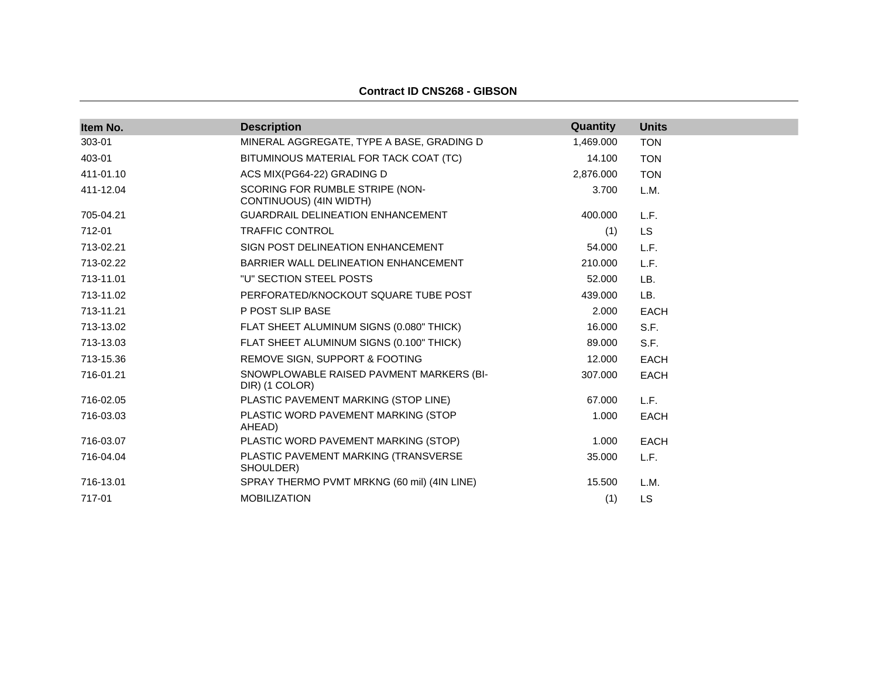**Contract ID CNS268 - GIBSON**

| Item No. | Description | Quantity | Units |
|---|---|---|---|
| 303-01 | MINERAL AGGREGATE, TYPE A BASE, GRADING D | 1,469.000 | TON |
| 403-01 | BITUMINOUS MATERIAL FOR TACK COAT (TC) | 14.100 | TON |
| 411-01.10 | ACS MIX(PG64-22) GRADING D | 2,876.000 | TON |
| 411-12.04 | SCORING FOR RUMBLE STRIPE (NON-CONTINUOUS) (4IN WIDTH) | 3.700 | L.M. |
| 705-04.21 | GUARDRAIL DELINEATION ENHANCEMENT | 400.000 | L.F. |
| 712-01 | TRAFFIC CONTROL | (1) | LS |
| 713-02.21 | SIGN POST DELINEATION ENHANCEMENT | 54.000 | L.F. |
| 713-02.22 | BARRIER WALL DELINEATION ENHANCEMENT | 210.000 | L.F. |
| 713-11.01 | "U" SECTION STEEL POSTS | 52.000 | LB. |
| 713-11.02 | PERFORATED/KNOCKOUT SQUARE TUBE POST | 439.000 | LB. |
| 713-11.21 | P POST SLIP BASE | 2.000 | EACH |
| 713-13.02 | FLAT SHEET ALUMINUM SIGNS (0.080" THICK) | 16.000 | S.F. |
| 713-13.03 | FLAT SHEET ALUMINUM SIGNS (0.100" THICK) | 89.000 | S.F. |
| 713-15.36 | REMOVE SIGN, SUPPORT & FOOTING | 12.000 | EACH |
| 716-01.21 | SNOWPLOWABLE RAISED PAVMENT MARKERS (BI-DIR) (1 COLOR) | 307.000 | EACH |
| 716-02.05 | PLASTIC PAVEMENT MARKING (STOP LINE) | 67.000 | L.F. |
| 716-03.03 | PLASTIC WORD PAVEMENT MARKING (STOP AHEAD) | 1.000 | EACH |
| 716-03.07 | PLASTIC WORD PAVEMENT MARKING (STOP) | 1.000 | EACH |
| 716-04.04 | PLASTIC PAVEMENT MARKING (TRANSVERSE SHOULDER) | 35.000 | L.F. |
| 716-13.01 | SPRAY THERMO PVMT MRKNG (60 mil) (4IN LINE) | 15.500 | L.M. |
| 717-01 | MOBILIZATION | (1) | LS |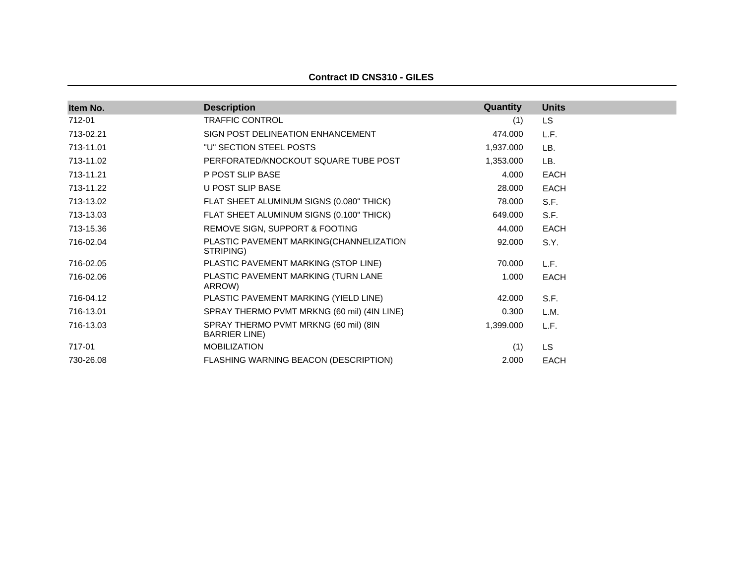**Contract ID CNS310 - GILES**

| Item No. | Description | Quantity | Units |
|---|---|---|---|
| 712-01 | TRAFFIC CONTROL | (1) | LS |
| 713-02.21 | SIGN POST DELINEATION ENHANCEMENT | 474.000 | L.F. |
| 713-11.01 | "U" SECTION STEEL POSTS | 1,937.000 | LB. |
| 713-11.02 | PERFORATED/KNOCKOUT SQUARE TUBE POST | 1,353.000 | LB. |
| 713-11.21 | P POST SLIP BASE | 4.000 | EACH |
| 713-11.22 | U POST SLIP BASE | 28.000 | EACH |
| 713-13.02 | FLAT SHEET ALUMINUM SIGNS (0.080" THICK) | 78.000 | S.F. |
| 713-13.03 | FLAT SHEET ALUMINUM SIGNS (0.100" THICK) | 649.000 | S.F. |
| 713-15.36 | REMOVE SIGN, SUPPORT & FOOTING | 44.000 | EACH |
| 716-02.04 | PLASTIC PAVEMENT MARKING(CHANNELIZATION STRIPING) | 92.000 | S.Y. |
| 716-02.05 | PLASTIC PAVEMENT MARKING (STOP LINE) | 70.000 | L.F. |
| 716-02.06 | PLASTIC PAVEMENT MARKING (TURN LANE ARROW) | 1.000 | EACH |
| 716-04.12 | PLASTIC PAVEMENT MARKING (YIELD LINE) | 42.000 | S.F. |
| 716-13.01 | SPRAY THERMO PVMT MRKNG (60 mil) (4IN LINE) | 0.300 | L.M. |
| 716-13.03 | SPRAY THERMO PVMT MRKNG (60 mil) (8IN BARRIER LINE) | 1,399.000 | L.F. |
| 717-01 | MOBILIZATION | (1) | LS |
| 730-26.08 | FLASHING WARNING BEACON (DESCRIPTION) | 2.000 | EACH |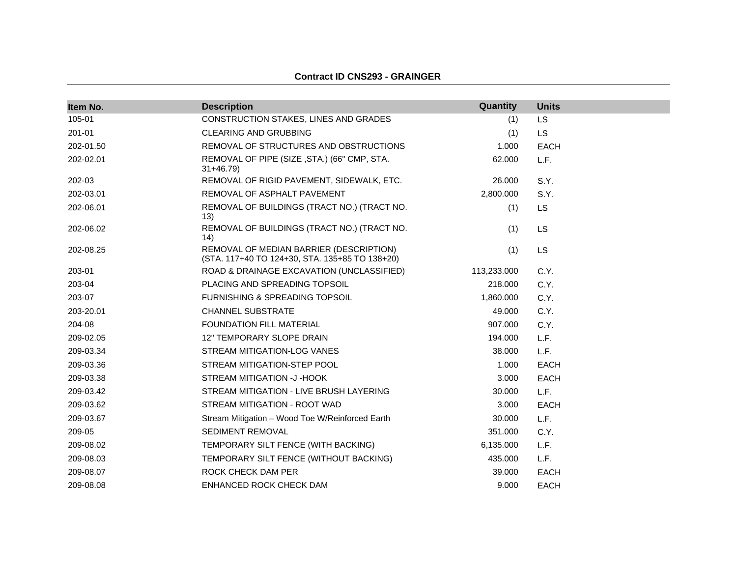**Contract ID CNS293 - GRAINGER**

| Item No. | Description | Quantity | Units |
|---|---|---|---|
| 105-01 | CONSTRUCTION STAKES, LINES AND GRADES | (1) | LS |
| 201-01 | CLEARING AND GRUBBING | (1) | LS |
| 202-01.50 | REMOVAL OF STRUCTURES AND OBSTRUCTIONS | 1.000 | EACH |
| 202-02.01 | REMOVAL OF PIPE (SIZE ,STA.) (66" CMP, STA. 31+46.79) | 62.000 | L.F. |
| 202-03 | REMOVAL OF RIGID PAVEMENT, SIDEWALK, ETC. | 26.000 | S.Y. |
| 202-03.01 | REMOVAL OF ASPHALT PAVEMENT | 2,800.000 | S.Y. |
| 202-06.01 | REMOVAL OF BUILDINGS (TRACT NO.) (TRACT NO. 13) | (1) | LS |
| 202-06.02 | REMOVAL OF BUILDINGS (TRACT NO.) (TRACT NO. 14) | (1) | LS |
| 202-08.25 | REMOVAL OF MEDIAN BARRIER (DESCRIPTION) (STA. 117+40 TO 124+30, STA. 135+85 TO 138+20) | (1) | LS |
| 203-01 | ROAD & DRAINAGE EXCAVATION (UNCLASSIFIED) | 113,233.000 | C.Y. |
| 203-04 | PLACING AND SPREADING TOPSOIL | 218.000 | C.Y. |
| 203-07 | FURNISHING & SPREADING TOPSOIL | 1,860.000 | C.Y. |
| 203-20.01 | CHANNEL SUBSTRATE | 49.000 | C.Y. |
| 204-08 | FOUNDATION FILL MATERIAL | 907.000 | C.Y. |
| 209-02.05 | 12" TEMPORARY SLOPE DRAIN | 194.000 | L.F. |
| 209-03.34 | STREAM MITIGATION-LOG VANES | 38.000 | L.F. |
| 209-03.36 | STREAM MITIGATION-STEP POOL | 1.000 | EACH |
| 209-03.38 | STREAM MITIGATION -J -HOOK | 3.000 | EACH |
| 209-03.42 | STREAM MITIGATION - LIVE BRUSH LAYERING | 30.000 | L.F. |
| 209-03.62 | STREAM MITIGATION - ROOT WAD | 3.000 | EACH |
| 209-03.67 | Stream Mitigation – Wood Toe W/Reinforced Earth | 30.000 | L.F. |
| 209-05 | SEDIMENT REMOVAL | 351.000 | C.Y. |
| 209-08.02 | TEMPORARY SILT FENCE (WITH BACKING) | 6,135.000 | L.F. |
| 209-08.03 | TEMPORARY SILT FENCE (WITHOUT BACKING) | 435.000 | L.F. |
| 209-08.07 | ROCK CHECK DAM PER | 39.000 | EACH |
| 209-08.08 | ENHANCED ROCK CHECK DAM | 9.000 | EACH |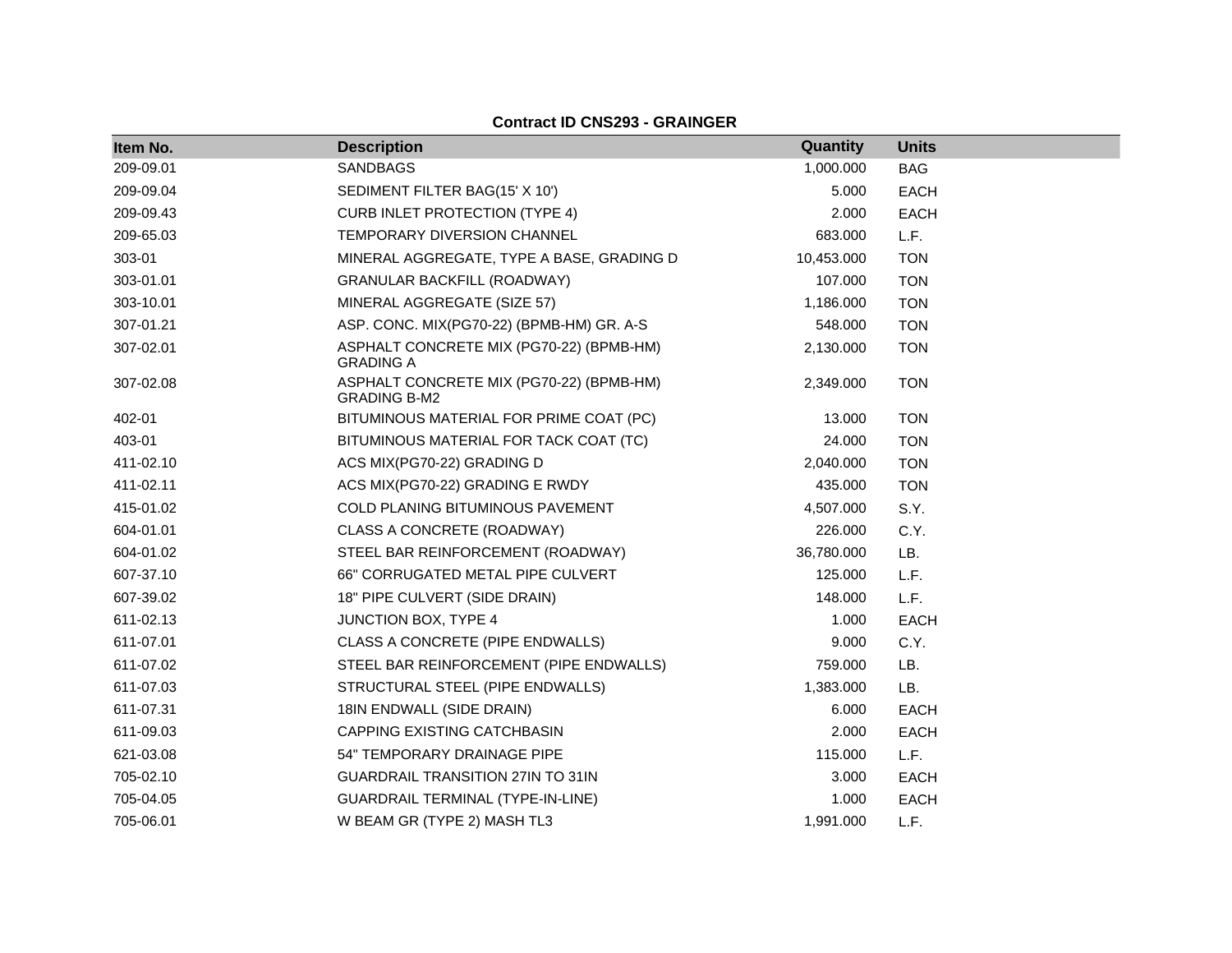**Contract ID CNS293 - GRAINGER**

| Item No. | Description | Quantity | Units |
|---|---|---|---|
| 209-09.01 | SANDBAGS | 1,000.000 | BAG |
| 209-09.04 | SEDIMENT FILTER BAG(15' X 10') | 5.000 | EACH |
| 209-09.43 | CURB INLET PROTECTION (TYPE 4) | 2.000 | EACH |
| 209-65.03 | TEMPORARY DIVERSION CHANNEL | 683.000 | L.F. |
| 303-01 | MINERAL AGGREGATE, TYPE A BASE, GRADING D | 10,453.000 | TON |
| 303-01.01 | GRANULAR BACKFILL (ROADWAY) | 107.000 | TON |
| 303-10.01 | MINERAL AGGREGATE (SIZE 57) | 1,186.000 | TON |
| 307-01.21 | ASP. CONC. MIX(PG70-22) (BPMB-HM) GR. A-S | 548.000 | TON |
| 307-02.01 | ASPHALT CONCRETE MIX (PG70-22) (BPMB-HM) GRADING A | 2,130.000 | TON |
| 307-02.08 | ASPHALT CONCRETE MIX (PG70-22) (BPMB-HM) GRADING B-M2 | 2,349.000 | TON |
| 402-01 | BITUMINOUS MATERIAL FOR PRIME COAT (PC) | 13.000 | TON |
| 403-01 | BITUMINOUS MATERIAL FOR TACK COAT (TC) | 24.000 | TON |
| 411-02.10 | ACS MIX(PG70-22) GRADING D | 2,040.000 | TON |
| 411-02.11 | ACS MIX(PG70-22) GRADING E RWDY | 435.000 | TON |
| 415-01.02 | COLD PLANING BITUMINOUS PAVEMENT | 4,507.000 | S.Y. |
| 604-01.01 | CLASS A CONCRETE (ROADWAY) | 226.000 | C.Y. |
| 604-01.02 | STEEL BAR REINFORCEMENT (ROADWAY) | 36,780.000 | LB. |
| 607-37.10 | 66" CORRUGATED METAL PIPE CULVERT | 125.000 | L.F. |
| 607-39.02 | 18" PIPE CULVERT (SIDE DRAIN) | 148.000 | L.F. |
| 611-02.13 | JUNCTION BOX, TYPE 4 | 1.000 | EACH |
| 611-07.01 | CLASS A CONCRETE (PIPE ENDWALLS) | 9.000 | C.Y. |
| 611-07.02 | STEEL BAR REINFORCEMENT (PIPE ENDWALLS) | 759.000 | LB. |
| 611-07.03 | STRUCTURAL STEEL (PIPE ENDWALLS) | 1,383.000 | LB. |
| 611-07.31 | 18IN ENDWALL (SIDE DRAIN) | 6.000 | EACH |
| 611-09.03 | CAPPING EXISTING CATCHBASIN | 2.000 | EACH |
| 621-03.08 | 54" TEMPORARY DRAINAGE PIPE | 115.000 | L.F. |
| 705-02.10 | GUARDRAIL TRANSITION 27IN TO 31IN | 3.000 | EACH |
| 705-04.05 | GUARDRAIL TERMINAL (TYPE-IN-LINE) | 1.000 | EACH |
| 705-06.01 | W BEAM GR (TYPE 2) MASH TL3 | 1,991.000 | L.F. |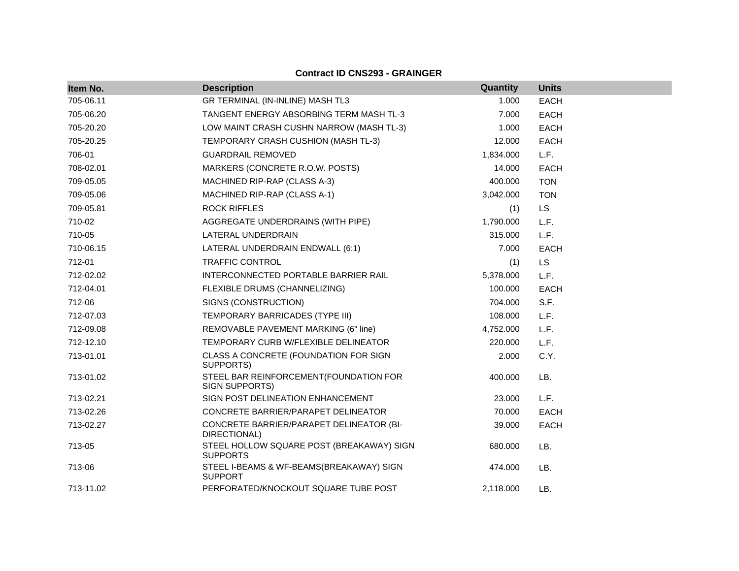**Contract ID CNS293 - GRAINGER**

| Item No. | Description | Quantity | Units |
|---|---|---|---|
| 705-06.11 | GR TERMINAL (IN-INLINE) MASH TL3 | 1.000 | EACH |
| 705-06.20 | TANGENT ENERGY ABSORBING TERM MASH TL-3 | 7.000 | EACH |
| 705-20.20 | LOW MAINT CRASH CUSHN NARROW (MASH TL-3) | 1.000 | EACH |
| 705-20.25 | TEMPORARY CRASH CUSHION (MASH TL-3) | 12.000 | EACH |
| 706-01 | GUARDRAIL REMOVED | 1,834.000 | L.F. |
| 708-02.01 | MARKERS (CONCRETE R.O.W. POSTS) | 14.000 | EACH |
| 709-05.05 | MACHINED RIP-RAP (CLASS A-3) | 400.000 | TON |
| 709-05.06 | MACHINED RIP-RAP (CLASS A-1) | 3,042.000 | TON |
| 709-05.81 | ROCK RIFFLES | (1) | LS |
| 710-02 | AGGREGATE UNDERDRAINS (WITH PIPE) | 1,790.000 | L.F. |
| 710-05 | LATERAL UNDERDRAIN | 315.000 | L.F. |
| 710-06.15 | LATERAL UNDERDRAIN ENDWALL (6:1) | 7.000 | EACH |
| 712-01 | TRAFFIC CONTROL | (1) | LS |
| 712-02.02 | INTERCONNECTED PORTABLE BARRIER RAIL | 5,378.000 | L.F. |
| 712-04.01 | FLEXIBLE DRUMS (CHANNELIZING) | 100.000 | EACH |
| 712-06 | SIGNS (CONSTRUCTION) | 704.000 | S.F. |
| 712-07.03 | TEMPORARY BARRICADES (TYPE III) | 108.000 | L.F. |
| 712-09.08 | REMOVABLE PAVEMENT MARKING (6" line) | 4,752.000 | L.F. |
| 712-12.10 | TEMPORARY CURB W/FLEXIBLE DELINEATOR | 220.000 | L.F. |
| 713-01.01 | CLASS A CONCRETE (FOUNDATION FOR SIGN SUPPORTS) | 2.000 | C.Y. |
| 713-01.02 | STEEL BAR REINFORCEMENT(FOUNDATION FOR SIGN SUPPORTS) | 400.000 | LB. |
| 713-02.21 | SIGN POST DELINEATION ENHANCEMENT | 23.000 | L.F. |
| 713-02.26 | CONCRETE BARRIER/PARAPET DELINEATOR | 70.000 | EACH |
| 713-02.27 | CONCRETE BARRIER/PARAPET DELINEATOR (BI-DIRECTIONAL) | 39.000 | EACH |
| 713-05 | STEEL HOLLOW SQUARE POST (BREAKAWAY) SIGN SUPPORTS | 680.000 | LB. |
| 713-06 | STEEL I-BEAMS & WF-BEAMS(BREAKAWAY) SIGN SUPPORT | 474.000 | LB. |
| 713-11.02 | PERFORATED/KNOCKOUT SQUARE TUBE POST | 2,118.000 | LB. |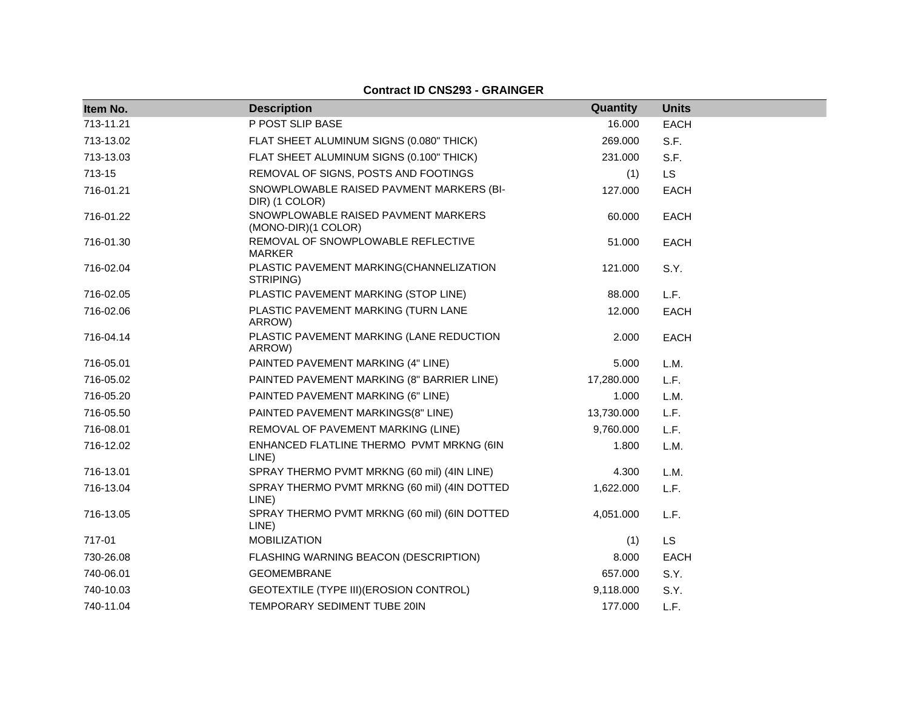**Contract ID CNS293 - GRAINGER**

| Item No. | Description | Quantity | Units |
|---|---|---|---|
| 713-11.21 | P POST SLIP BASE | 16.000 | EACH |
| 713-13.02 | FLAT SHEET ALUMINUM SIGNS (0.080" THICK) | 269.000 | S.F. |
| 713-13.03 | FLAT SHEET ALUMINUM SIGNS (0.100" THICK) | 231.000 | S.F. |
| 713-15 | REMOVAL OF SIGNS, POSTS AND FOOTINGS | (1) | LS |
| 716-01.21 | SNOWPLOWABLE RAISED PAVMENT MARKERS (BI-DIR) (1 COLOR) | 127.000 | EACH |
| 716-01.22 | SNOWPLOWABLE RAISED PAVMENT MARKERS (MONO-DIR)(1 COLOR) | 60.000 | EACH |
| 716-01.30 | REMOVAL OF SNOWPLOWABLE REFLECTIVE MARKER | 51.000 | EACH |
| 716-02.04 | PLASTIC PAVEMENT MARKING(CHANNELIZATION STRIPING) | 121.000 | S.Y. |
| 716-02.05 | PLASTIC PAVEMENT MARKING (STOP LINE) | 88.000 | L.F. |
| 716-02.06 | PLASTIC PAVEMENT MARKING (TURN LANE ARROW) | 12.000 | EACH |
| 716-04.14 | PLASTIC PAVEMENT MARKING (LANE REDUCTION ARROW) | 2.000 | EACH |
| 716-05.01 | PAINTED PAVEMENT MARKING (4" LINE) | 5.000 | L.M. |
| 716-05.02 | PAINTED PAVEMENT MARKING (8" BARRIER LINE) | 17,280.000 | L.F. |
| 716-05.20 | PAINTED PAVEMENT MARKING (6" LINE) | 1.000 | L.M. |
| 716-05.50 | PAINTED PAVEMENT MARKINGS(8" LINE) | 13,730.000 | L.F. |
| 716-08.01 | REMOVAL OF PAVEMENT MARKING (LINE) | 9,760.000 | L.F. |
| 716-12.02 | ENHANCED FLATLINE THERMO PVMT MRKNG (6IN LINE) | 1.800 | L.M. |
| 716-13.01 | SPRAY THERMO PVMT MRKNG (60 mil) (4IN LINE) | 4.300 | L.M. |
| 716-13.04 | SPRAY THERMO PVMT MRKNG (60 mil) (4IN DOTTED LINE) | 1,622.000 | L.F. |
| 716-13.05 | SPRAY THERMO PVMT MRKNG (60 mil) (6IN DOTTED LINE) | 4,051.000 | L.F. |
| 717-01 | MOBILIZATION | (1) | LS |
| 730-26.08 | FLASHING WARNING BEACON (DESCRIPTION) | 8.000 | EACH |
| 740-06.01 | GEOMEMBRANE | 657.000 | S.Y. |
| 740-10.03 | GEOTEXTILE (TYPE III)(EROSION CONTROL) | 9,118.000 | S.Y. |
| 740-11.04 | TEMPORARY SEDIMENT TUBE 20IN | 177.000 | L.F. |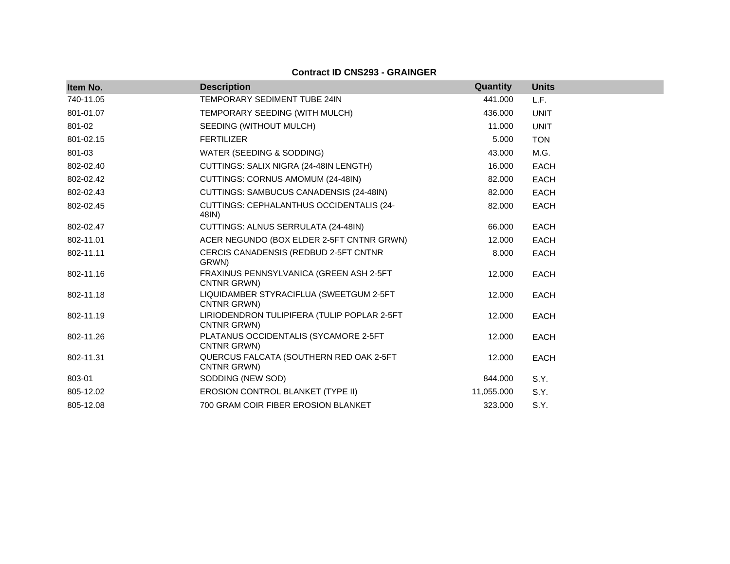**Contract ID CNS293 - GRAINGER**

| Item No. | Description | Quantity | Units |
|---|---|---|---|
| 740-11.05 | TEMPORARY SEDIMENT TUBE 24IN | 441.000 | L.F. |
| 801-01.07 | TEMPORARY SEEDING (WITH MULCH) | 436.000 | UNIT |
| 801-02 | SEEDING (WITHOUT MULCH) | 11.000 | UNIT |
| 801-02.15 | FERTILIZER | 5.000 | TON |
| 801-03 | WATER (SEEDING & SODDING) | 43.000 | M.G. |
| 802-02.40 | CUTTINGS: SALIX NIGRA (24-48IN LENGTH) | 16.000 | EACH |
| 802-02.42 | CUTTINGS: CORNUS AMOMUM (24-48IN) | 82.000 | EACH |
| 802-02.43 | CUTTINGS: SAMBUCUS CANADENSIS (24-48IN) | 82.000 | EACH |
| 802-02.45 | CUTTINGS: CEPHALANTHUS OCCIDENTALIS (24-48IN) | 82.000 | EACH |
| 802-02.47 | CUTTINGS: ALNUS SERRULATA (24-48IN) | 66.000 | EACH |
| 802-11.01 | ACER NEGUNDO (BOX ELDER 2-5FT CNTNR GRWN) | 12.000 | EACH |
| 802-11.11 | CERCIS CANADENSIS (REDBUD 2-5FT CNTNR GRWN) | 8.000 | EACH |
| 802-11.16 | FRAXINUS PENNSYLVANICA (GREEN ASH 2-5FT CNTNR GRWN) | 12.000 | EACH |
| 802-11.18 | LIQUIDAMBER STYRACIFLUA (SWEETGUM 2-5FT CNTNR GRWN) | 12.000 | EACH |
| 802-11.19 | LIRIODENDRON TULIPIFERA (TULIP POPLAR 2-5FT CNTNR GRWN) | 12.000 | EACH |
| 802-11.26 | PLATANUS OCCIDENTALIS (SYCAMORE 2-5FT CNTNR GRWN) | 12.000 | EACH |
| 802-11.31 | QUERCUS FALCATA (SOUTHERN RED OAK 2-5FT CNTNR GRWN) | 12.000 | EACH |
| 803-01 | SODDING (NEW SOD) | 844.000 | S.Y. |
| 805-12.02 | EROSION CONTROL BLANKET (TYPE II) | 11,055.000 | S.Y. |
| 805-12.08 | 700 GRAM COIR FIBER EROSION BLANKET | 323.000 | S.Y. |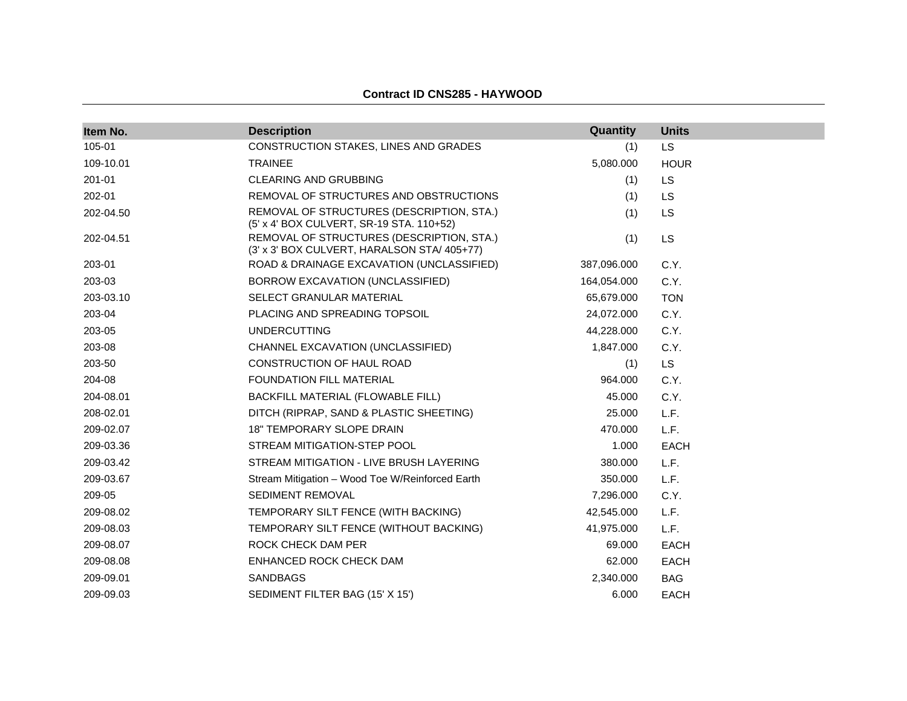**Contract ID CNS285 - HAYWOOD**

| Item No. | Description | Quantity | Units |
| --- | --- | --- | --- |
| 105-01 | CONSTRUCTION STAKES, LINES AND GRADES | (1) | LS |
| 109-10.01 | TRAINEE | 5,080.000 | HOUR |
| 201-01 | CLEARING AND GRUBBING | (1) | LS |
| 202-01 | REMOVAL OF STRUCTURES AND OBSTRUCTIONS | (1) | LS |
| 202-04.50 | REMOVAL OF STRUCTURES (DESCRIPTION, STA.) (5' x 4' BOX CULVERT, SR-19 STA. 110+52) | (1) | LS |
| 202-04.51 | REMOVAL OF STRUCTURES (DESCRIPTION, STA.) (3' x 3' BOX CULVERT, HARALSON STA/ 405+77) | (1) | LS |
| 203-01 | ROAD & DRAINAGE EXCAVATION (UNCLASSIFIED) | 387,096.000 | C.Y. |
| 203-03 | BORROW EXCAVATION (UNCLASSIFIED) | 164,054.000 | C.Y. |
| 203-03.10 | SELECT GRANULAR MATERIAL | 65,679.000 | TON |
| 203-04 | PLACING AND SPREADING TOPSOIL | 24,072.000 | C.Y. |
| 203-05 | UNDERCUTTING | 44,228.000 | C.Y. |
| 203-08 | CHANNEL EXCAVATION (UNCLASSIFIED) | 1,847.000 | C.Y. |
| 203-50 | CONSTRUCTION OF HAUL ROAD | (1) | LS |
| 204-08 | FOUNDATION FILL MATERIAL | 964.000 | C.Y. |
| 204-08.01 | BACKFILL MATERIAL (FLOWABLE FILL) | 45.000 | C.Y. |
| 208-02.01 | DITCH (RIPRAP, SAND & PLASTIC SHEETING) | 25.000 | L.F. |
| 209-02.07 | 18" TEMPORARY SLOPE DRAIN | 470.000 | L.F. |
| 209-03.36 | STREAM MITIGATION-STEP POOL | 1.000 | EACH |
| 209-03.42 | STREAM MITIGATION - LIVE BRUSH LAYERING | 380.000 | L.F. |
| 209-03.67 | Stream Mitigation – Wood Toe W/Reinforced Earth | 350.000 | L.F. |
| 209-05 | SEDIMENT REMOVAL | 7,296.000 | C.Y. |
| 209-08.02 | TEMPORARY SILT FENCE (WITH BACKING) | 42,545.000 | L.F. |
| 209-08.03 | TEMPORARY SILT FENCE (WITHOUT BACKING) | 41,975.000 | L.F. |
| 209-08.07 | ROCK CHECK DAM PER | 69.000 | EACH |
| 209-08.08 | ENHANCED ROCK CHECK DAM | 62.000 | EACH |
| 209-09.01 | SANDBAGS | 2,340.000 | BAG |
| 209-09.03 | SEDIMENT FILTER BAG (15' X 15') | 6.000 | EACH |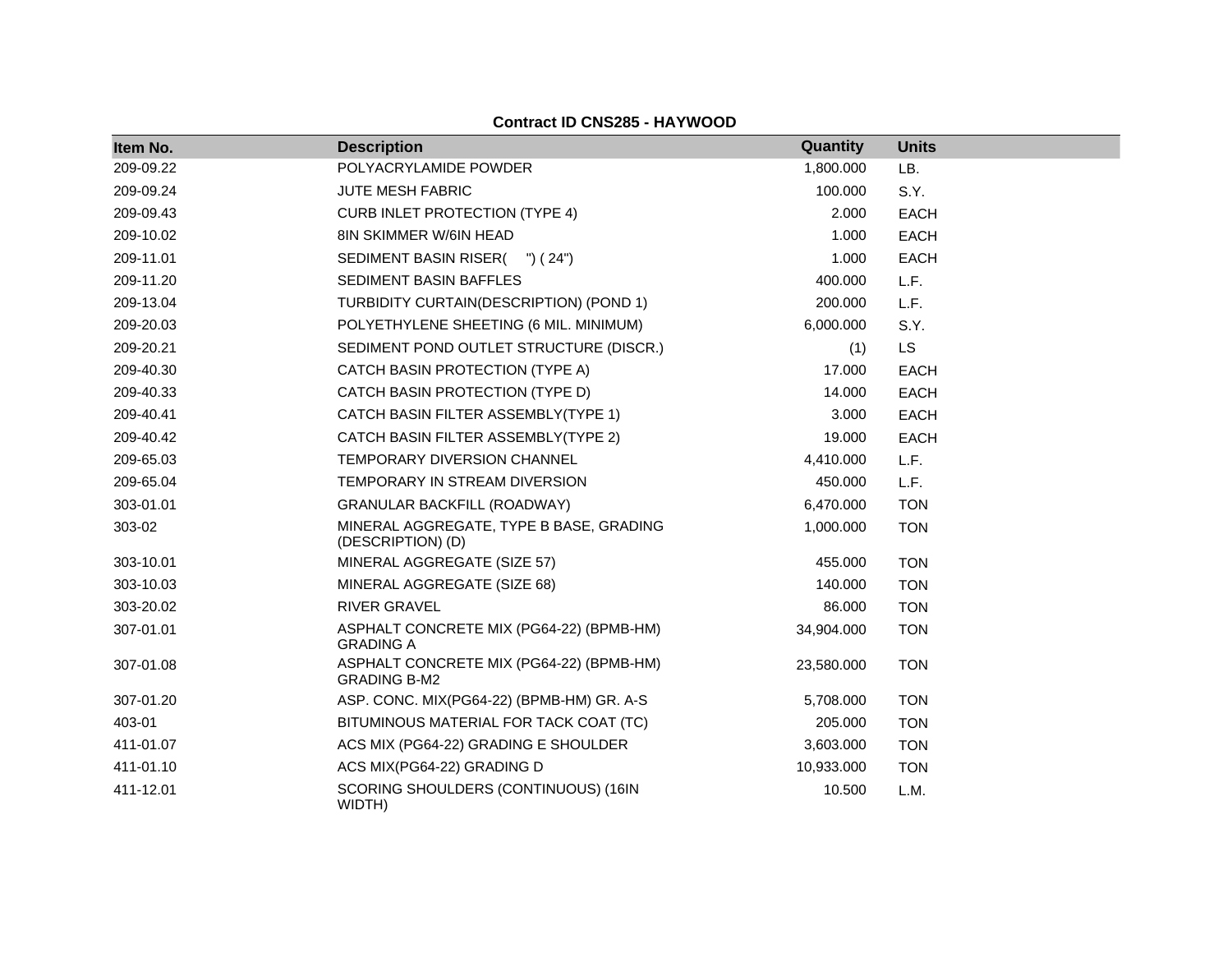**Contract ID CNS285 - HAYWOOD**

| Item No. | Description | Quantity | Units |
|---|---|---|---|
| 209-09.22 | POLYACRYLAMIDE POWDER | 1,800.000 | LB. |
| 209-09.24 | JUTE MESH FABRIC | 100.000 | S.Y. |
| 209-09.43 | CURB INLET PROTECTION (TYPE 4) | 2.000 | EACH |
| 209-10.02 | 8IN SKIMMER W/6IN HEAD | 1.000 | EACH |
| 209-11.01 | SEDIMENT BASIN RISER( ") ( 24") | 1.000 | EACH |
| 209-11.20 | SEDIMENT BASIN BAFFLES | 400.000 | L.F. |
| 209-13.04 | TURBIDITY CURTAIN(DESCRIPTION) (POND 1) | 200.000 | L.F. |
| 209-20.03 | POLYETHYLENE SHEETING (6 MIL. MINIMUM) | 6,000.000 | S.Y. |
| 209-20.21 | SEDIMENT POND OUTLET STRUCTURE (DISCR.) | (1) | LS |
| 209-40.30 | CATCH BASIN PROTECTION (TYPE A) | 17.000 | EACH |
| 209-40.33 | CATCH BASIN PROTECTION (TYPE D) | 14.000 | EACH |
| 209-40.41 | CATCH BASIN FILTER ASSEMBLY(TYPE 1) | 3.000 | EACH |
| 209-40.42 | CATCH BASIN FILTER ASSEMBLY(TYPE 2) | 19.000 | EACH |
| 209-65.03 | TEMPORARY DIVERSION CHANNEL | 4,410.000 | L.F. |
| 209-65.04 | TEMPORARY IN STREAM DIVERSION | 450.000 | L.F. |
| 303-01.01 | GRANULAR BACKFILL (ROADWAY) | 6,470.000 | TON |
| 303-02 | MINERAL AGGREGATE, TYPE B BASE, GRADING (DESCRIPTION) (D) | 1,000.000 | TON |
| 303-10.01 | MINERAL AGGREGATE (SIZE 57) | 455.000 | TON |
| 303-10.03 | MINERAL AGGREGATE (SIZE 68) | 140.000 | TON |
| 303-20.02 | RIVER GRAVEL | 86.000 | TON |
| 307-01.01 | ASPHALT CONCRETE MIX (PG64-22) (BPMB-HM) GRADING A | 34,904.000 | TON |
| 307-01.08 | ASPHALT CONCRETE MIX (PG64-22) (BPMB-HM) GRADING B-M2 | 23,580.000 | TON |
| 307-01.20 | ASP. CONC. MIX(PG64-22) (BPMB-HM) GR. A-S | 5,708.000 | TON |
| 403-01 | BITUMINOUS MATERIAL FOR TACK COAT (TC) | 205.000 | TON |
| 411-01.07 | ACS MIX (PG64-22) GRADING E SHOULDER | 3,603.000 | TON |
| 411-01.10 | ACS MIX(PG64-22) GRADING D | 10,933.000 | TON |
| 411-12.01 | SCORING SHOULDERS (CONTINUOUS) (16IN WIDTH) | 10.500 | L.M. |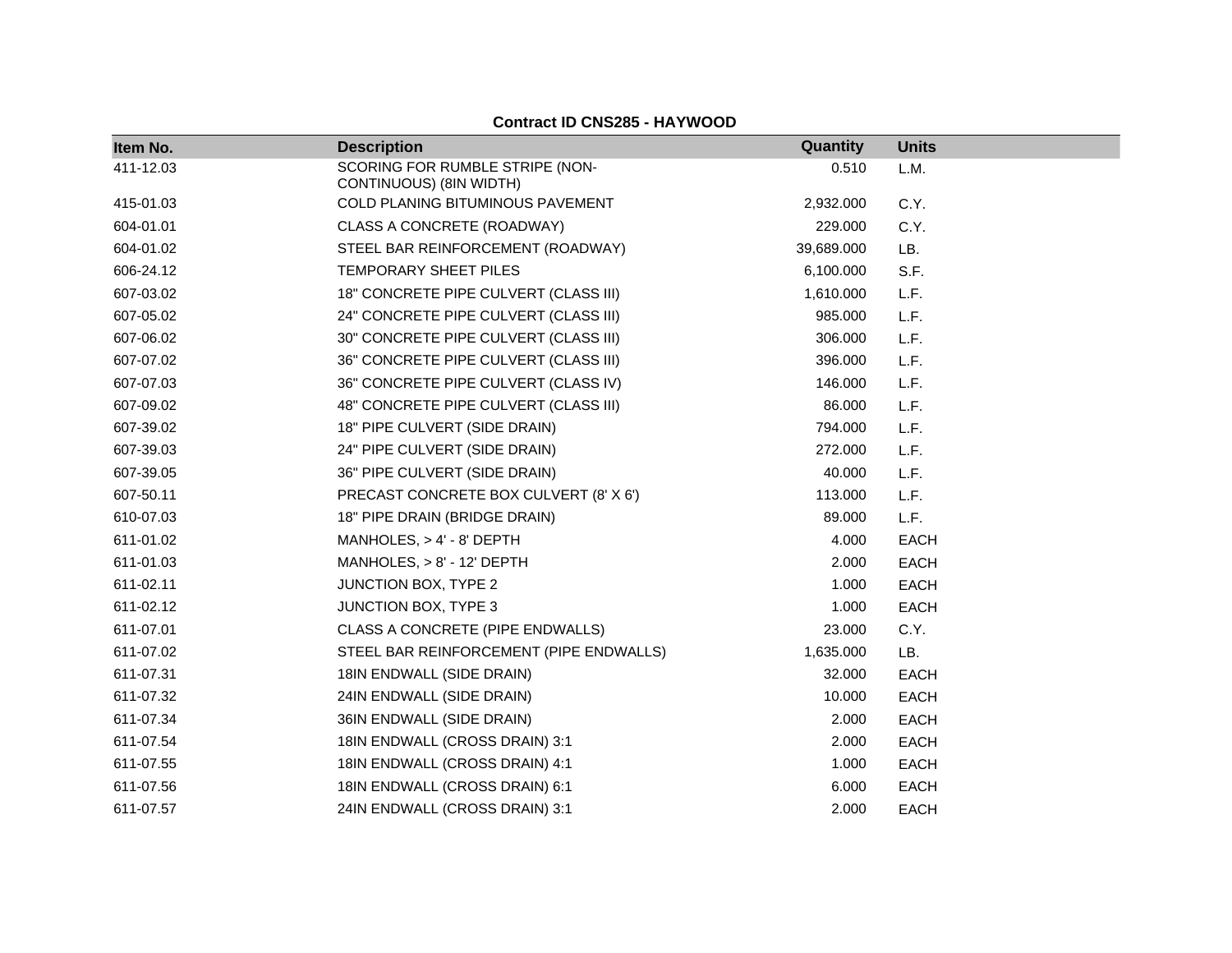**Contract ID CNS285 - HAYWOOD**

| Item No. | Description | Quantity | Units |
|---|---|---|---|
| 411-12.03 | SCORING FOR RUMBLE STRIPE (NON-CONTINUOUS) (8IN WIDTH) | 0.510 | L.M. |
| 415-01.03 | COLD PLANING BITUMINOUS PAVEMENT | 2,932.000 | C.Y. |
| 604-01.01 | CLASS A CONCRETE (ROADWAY) | 229.000 | C.Y. |
| 604-01.02 | STEEL BAR REINFORCEMENT (ROADWAY) | 39,689.000 | LB. |
| 606-24.12 | TEMPORARY SHEET PILES | 6,100.000 | S.F. |
| 607-03.02 | 18" CONCRETE PIPE CULVERT (CLASS III) | 1,610.000 | L.F. |
| 607-05.02 | 24" CONCRETE PIPE CULVERT (CLASS III) | 985.000 | L.F. |
| 607-06.02 | 30" CONCRETE PIPE CULVERT (CLASS III) | 306.000 | L.F. |
| 607-07.02 | 36" CONCRETE PIPE CULVERT (CLASS III) | 396.000 | L.F. |
| 607-07.03 | 36" CONCRETE PIPE CULVERT (CLASS IV) | 146.000 | L.F. |
| 607-09.02 | 48" CONCRETE PIPE CULVERT (CLASS III) | 86.000 | L.F. |
| 607-39.02 | 18" PIPE CULVERT (SIDE DRAIN) | 794.000 | L.F. |
| 607-39.03 | 24" PIPE CULVERT (SIDE DRAIN) | 272.000 | L.F. |
| 607-39.05 | 36" PIPE CULVERT (SIDE DRAIN) | 40.000 | L.F. |
| 607-50.11 | PRECAST CONCRETE BOX CULVERT (8' X 6') | 113.000 | L.F. |
| 610-07.03 | 18" PIPE DRAIN (BRIDGE DRAIN) | 89.000 | L.F. |
| 611-01.02 | MANHOLES, > 4' - 8' DEPTH | 4.000 | EACH |
| 611-01.03 | MANHOLES, > 8' - 12' DEPTH | 2.000 | EACH |
| 611-02.11 | JUNCTION BOX, TYPE 2 | 1.000 | EACH |
| 611-02.12 | JUNCTION BOX, TYPE 3 | 1.000 | EACH |
| 611-07.01 | CLASS A CONCRETE (PIPE ENDWALLS) | 23.000 | C.Y. |
| 611-07.02 | STEEL BAR REINFORCEMENT (PIPE ENDWALLS) | 1,635.000 | LB. |
| 611-07.31 | 18IN ENDWALL (SIDE DRAIN) | 32.000 | EACH |
| 611-07.32 | 24IN ENDWALL (SIDE DRAIN) | 10.000 | EACH |
| 611-07.34 | 36IN ENDWALL (SIDE DRAIN) | 2.000 | EACH |
| 611-07.54 | 18IN ENDWALL (CROSS DRAIN) 3:1 | 2.000 | EACH |
| 611-07.55 | 18IN ENDWALL (CROSS DRAIN) 4:1 | 1.000 | EACH |
| 611-07.56 | 18IN ENDWALL (CROSS DRAIN) 6:1 | 6.000 | EACH |
| 611-07.57 | 24IN ENDWALL (CROSS DRAIN) 3:1 | 2.000 | EACH |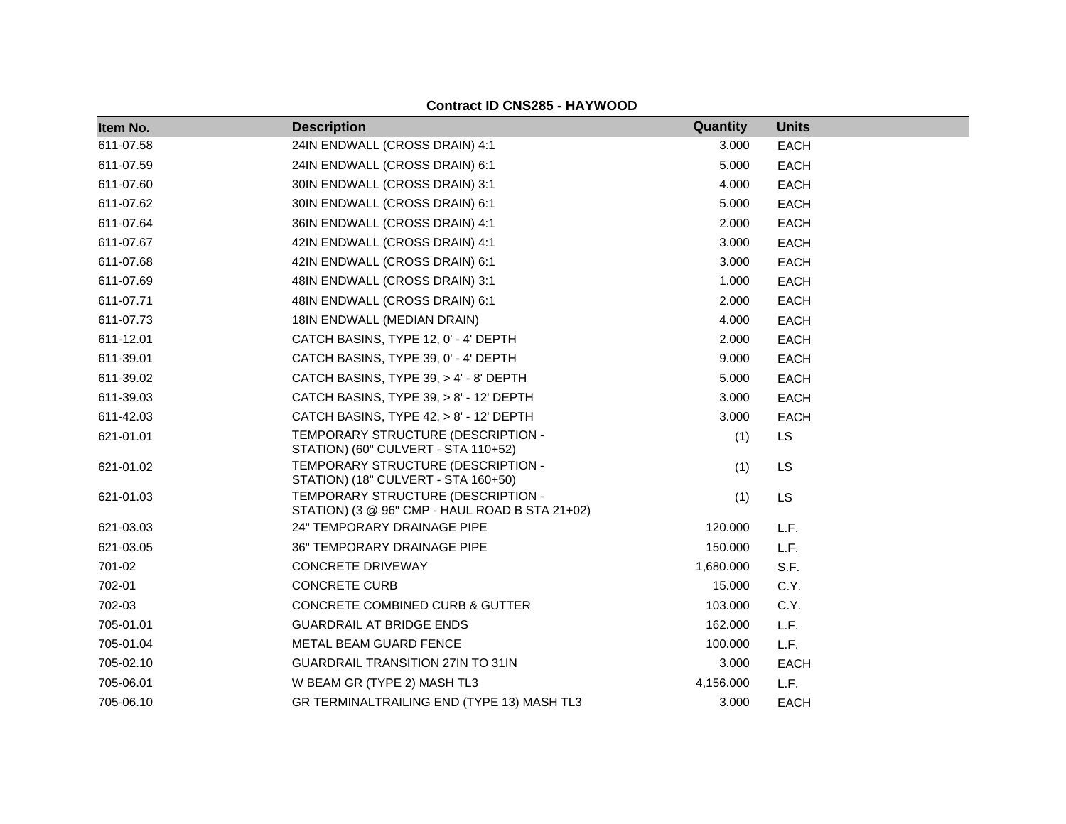**Contract ID CNS285 - HAYWOOD**

| Item No. | Description | Quantity | Units |
|---|---|---|---|
| 611-07.58 | 24IN ENDWALL (CROSS DRAIN) 4:1 | 3.000 | EACH |
| 611-07.59 | 24IN ENDWALL (CROSS DRAIN) 6:1 | 5.000 | EACH |
| 611-07.60 | 30IN ENDWALL (CROSS DRAIN) 3:1 | 4.000 | EACH |
| 611-07.62 | 30IN ENDWALL (CROSS DRAIN) 6:1 | 5.000 | EACH |
| 611-07.64 | 36IN ENDWALL (CROSS DRAIN) 4:1 | 2.000 | EACH |
| 611-07.67 | 42IN ENDWALL (CROSS DRAIN) 4:1 | 3.000 | EACH |
| 611-07.68 | 42IN ENDWALL (CROSS DRAIN) 6:1 | 3.000 | EACH |
| 611-07.69 | 48IN ENDWALL (CROSS DRAIN) 3:1 | 1.000 | EACH |
| 611-07.71 | 48IN ENDWALL (CROSS DRAIN) 6:1 | 2.000 | EACH |
| 611-07.73 | 18IN ENDWALL (MEDIAN DRAIN) | 4.000 | EACH |
| 611-12.01 | CATCH BASINS, TYPE 12, 0' - 4' DEPTH | 2.000 | EACH |
| 611-39.01 | CATCH BASINS, TYPE 39, 0' - 4' DEPTH | 9.000 | EACH |
| 611-39.02 | CATCH BASINS, TYPE 39, > 4' - 8' DEPTH | 5.000 | EACH |
| 611-39.03 | CATCH BASINS, TYPE 39, > 8' - 12' DEPTH | 3.000 | EACH |
| 611-42.03 | CATCH BASINS, TYPE 42, > 8' - 12' DEPTH | 3.000 | EACH |
| 621-01.01 | TEMPORARY STRUCTURE (DESCRIPTION - STATION) (60" CULVERT - STA 110+52) | (1) | LS |
| 621-01.02 | TEMPORARY STRUCTURE (DESCRIPTION - STATION) (18" CULVERT - STA 160+50) | (1) | LS |
| 621-01.03 | TEMPORARY STRUCTURE (DESCRIPTION - STATION) (3 @ 96" CMP - HAUL ROAD B STA 21+02) | (1) | LS |
| 621-03.03 | 24" TEMPORARY DRAINAGE PIPE | 120.000 | L.F. |
| 621-03.05 | 36" TEMPORARY DRAINAGE PIPE | 150.000 | L.F. |
| 701-02 | CONCRETE DRIVEWAY | 1,680.000 | S.F. |
| 702-01 | CONCRETE CURB | 15.000 | C.Y. |
| 702-03 | CONCRETE COMBINED CURB & GUTTER | 103.000 | C.Y. |
| 705-01.01 | GUARDRAIL AT BRIDGE ENDS | 162.000 | L.F. |
| 705-01.04 | METAL BEAM GUARD FENCE | 100.000 | L.F. |
| 705-02.10 | GUARDRAIL TRANSITION 27IN TO 31IN | 3.000 | EACH |
| 705-06.01 | W BEAM GR (TYPE 2) MASH TL3 | 4,156.000 | L.F. |
| 705-06.10 | GR TERMINALTRAILING END (TYPE 13) MASH TL3 | 3.000 | EACH |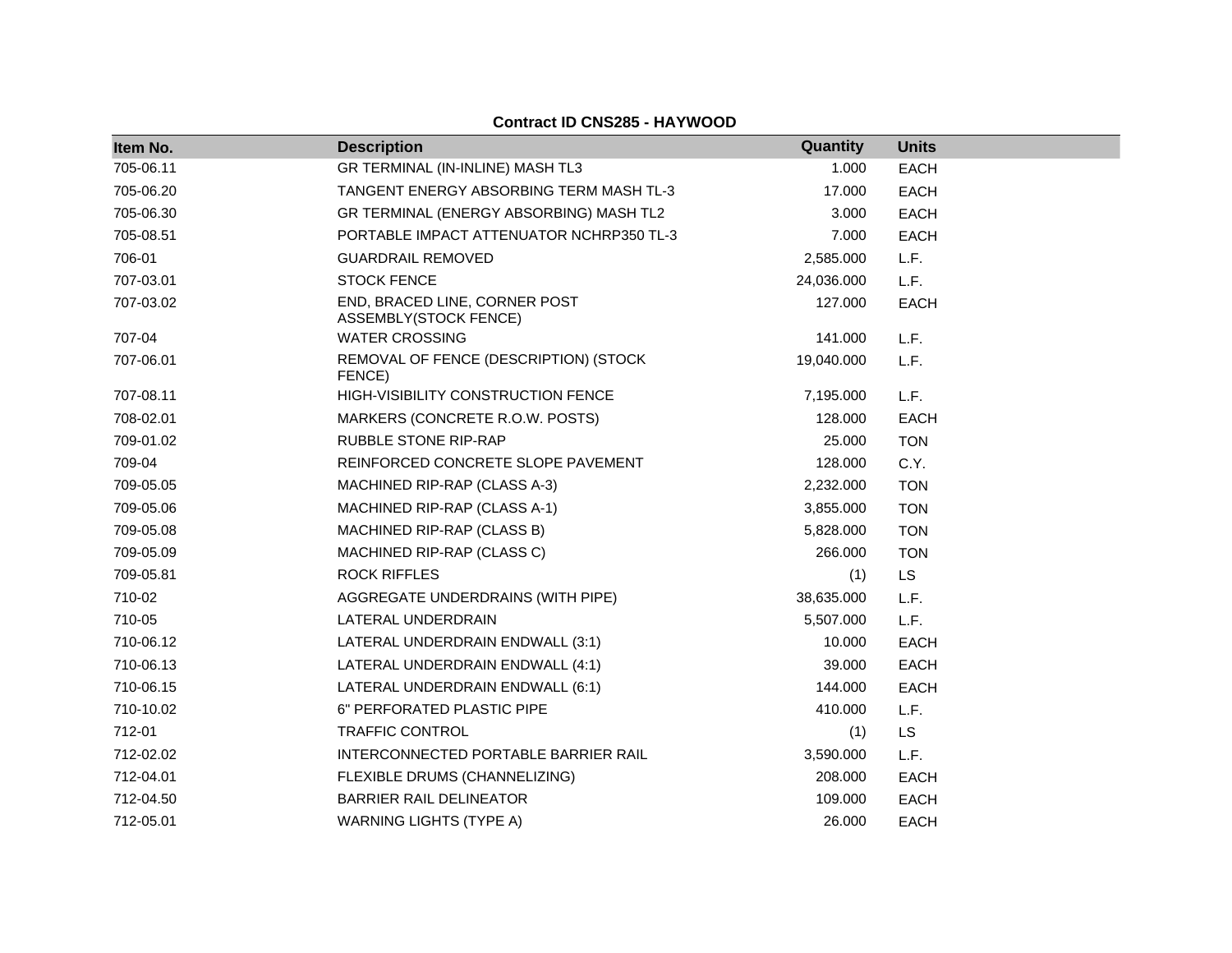**Contract ID CNS285 - HAYWOOD**

| Item No. | Description | Quantity | Units |
|---|---|---|---|
| 705-06.11 | GR TERMINAL (IN-INLINE) MASH TL3 | 1.000 | EACH |
| 705-06.20 | TANGENT ENERGY ABSORBING TERM MASH TL-3 | 17.000 | EACH |
| 705-06.30 | GR TERMINAL (ENERGY ABSORBING) MASH TL2 | 3.000 | EACH |
| 705-08.51 | PORTABLE IMPACT ATTENUATOR NCHRP350 TL-3 | 7.000 | EACH |
| 706-01 | GUARDRAIL REMOVED | 2,585.000 | L.F. |
| 707-03.01 | STOCK FENCE | 24,036.000 | L.F. |
| 707-03.02 | END, BRACED LINE, CORNER POST ASSEMBLY(STOCK FENCE) | 127.000 | EACH |
| 707-04 | WATER CROSSING | 141.000 | L.F. |
| 707-06.01 | REMOVAL OF FENCE (DESCRIPTION) (STOCK FENCE) | 19,040.000 | L.F. |
| 707-08.11 | HIGH-VISIBILITY CONSTRUCTION FENCE | 7,195.000 | L.F. |
| 708-02.01 | MARKERS (CONCRETE R.O.W. POSTS) | 128.000 | EACH |
| 709-01.02 | RUBBLE STONE RIP-RAP | 25.000 | TON |
| 709-04 | REINFORCED CONCRETE SLOPE PAVEMENT | 128.000 | C.Y. |
| 709-05.05 | MACHINED RIP-RAP (CLASS A-3) | 2,232.000 | TON |
| 709-05.06 | MACHINED RIP-RAP (CLASS A-1) | 3,855.000 | TON |
| 709-05.08 | MACHINED RIP-RAP (CLASS B) | 5,828.000 | TON |
| 709-05.09 | MACHINED RIP-RAP (CLASS C) | 266.000 | TON |
| 709-05.81 | ROCK RIFFLES | (1) | LS |
| 710-02 | AGGREGATE UNDERDRAINS (WITH PIPE) | 38,635.000 | L.F. |
| 710-05 | LATERAL UNDERDRAIN | 5,507.000 | L.F. |
| 710-06.12 | LATERAL UNDERDRAIN ENDWALL (3:1) | 10.000 | EACH |
| 710-06.13 | LATERAL UNDERDRAIN ENDWALL (4:1) | 39.000 | EACH |
| 710-06.15 | LATERAL UNDERDRAIN ENDWALL (6:1) | 144.000 | EACH |
| 710-10.02 | 6" PERFORATED PLASTIC PIPE | 410.000 | L.F. |
| 712-01 | TRAFFIC CONTROL | (1) | LS |
| 712-02.02 | INTERCONNECTED PORTABLE BARRIER RAIL | 3,590.000 | L.F. |
| 712-04.01 | FLEXIBLE DRUMS (CHANNELIZING) | 208.000 | EACH |
| 712-04.50 | BARRIER RAIL DELINEATOR | 109.000 | EACH |
| 712-05.01 | WARNING LIGHTS (TYPE A) | 26.000 | EACH |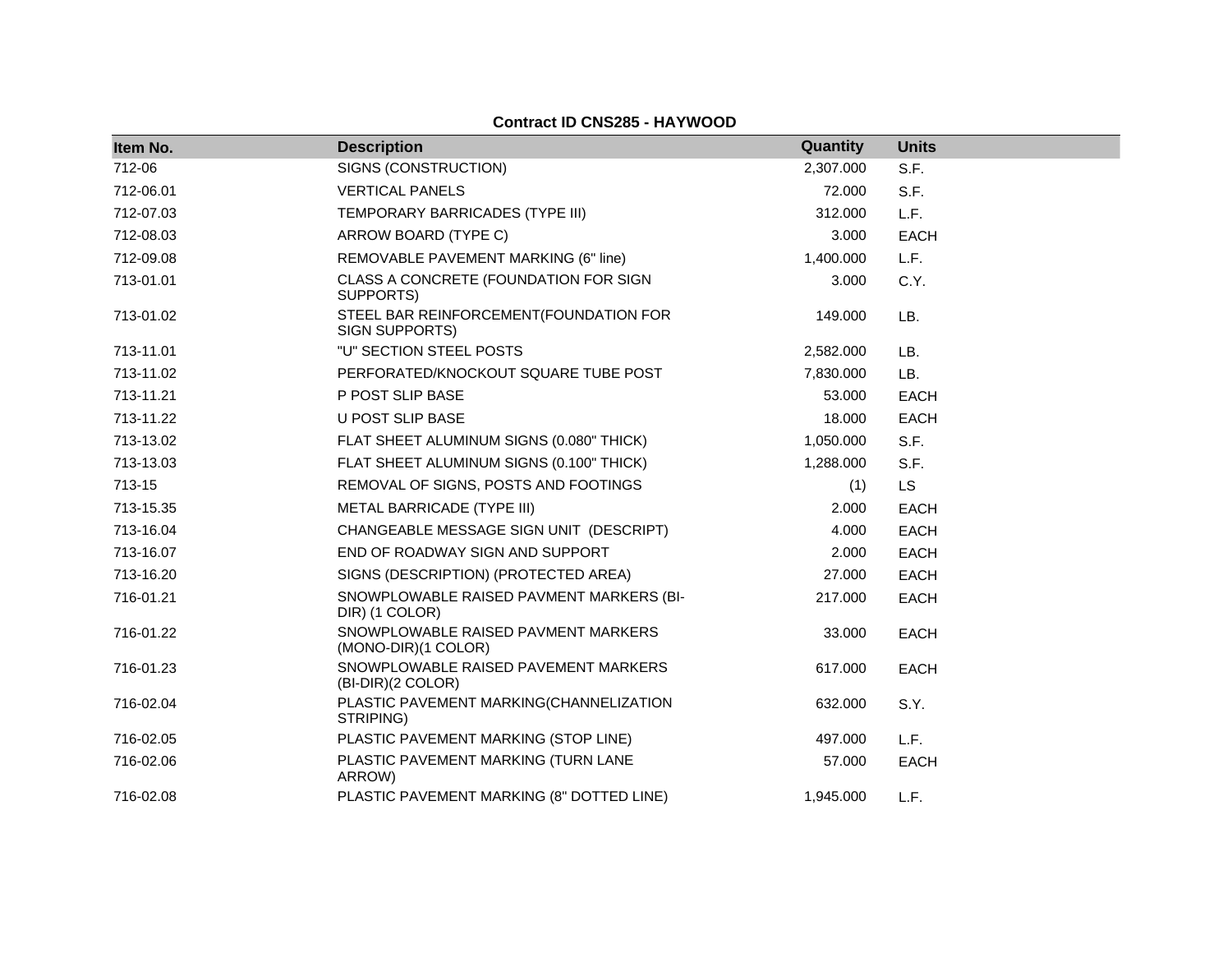**Contract ID CNS285 - HAYWOOD**

| Item No. | Description | Quantity | Units |
|---|---|---|---|
| 712-06 | SIGNS (CONSTRUCTION) | 2,307.000 | S.F. |
| 712-06.01 | VERTICAL PANELS | 72.000 | S.F. |
| 712-07.03 | TEMPORARY BARRICADES (TYPE III) | 312.000 | L.F. |
| 712-08.03 | ARROW BOARD (TYPE C) | 3.000 | EACH |
| 712-09.08 | REMOVABLE PAVEMENT MARKING (6" line) | 1,400.000 | L.F. |
| 713-01.01 | CLASS A CONCRETE (FOUNDATION FOR SIGN SUPPORTS) | 3.000 | C.Y. |
| 713-01.02 | STEEL BAR REINFORCEMENT(FOUNDATION FOR SIGN SUPPORTS) | 149.000 | LB. |
| 713-11.01 | "U" SECTION STEEL POSTS | 2,582.000 | LB. |
| 713-11.02 | PERFORATED/KNOCKOUT SQUARE TUBE POST | 7,830.000 | LB. |
| 713-11.21 | P POST SLIP BASE | 53.000 | EACH |
| 713-11.22 | U POST SLIP BASE | 18.000 | EACH |
| 713-13.02 | FLAT SHEET ALUMINUM SIGNS (0.080" THICK) | 1,050.000 | S.F. |
| 713-13.03 | FLAT SHEET ALUMINUM SIGNS (0.100" THICK) | 1,288.000 | S.F. |
| 713-15 | REMOVAL OF SIGNS, POSTS AND FOOTINGS | (1) | LS |
| 713-15.35 | METAL BARRICADE (TYPE III) | 2.000 | EACH |
| 713-16.04 | CHANGEABLE MESSAGE SIGN UNIT (DESCRIPT) | 4.000 | EACH |
| 713-16.07 | END OF ROADWAY SIGN AND SUPPORT | 2.000 | EACH |
| 713-16.20 | SIGNS (DESCRIPTION) (PROTECTED AREA) | 27.000 | EACH |
| 716-01.21 | SNOWPLOWABLE RAISED PAVMENT MARKERS (BI-DIR) (1 COLOR) | 217.000 | EACH |
| 716-01.22 | SNOWPLOWABLE RAISED PAVMENT MARKERS (MONO-DIR)(1 COLOR) | 33.000 | EACH |
| 716-01.23 | SNOWPLOWABLE RAISED PAVEMENT MARKERS (BI-DIR)(2 COLOR) | 617.000 | EACH |
| 716-02.04 | PLASTIC PAVEMENT MARKING(CHANNELIZATION STRIPING) | 632.000 | S.Y. |
| 716-02.05 | PLASTIC PAVEMENT MARKING (STOP LINE) | 497.000 | L.F. |
| 716-02.06 | PLASTIC PAVEMENT MARKING (TURN LANE ARROW) | 57.000 | EACH |
| 716-02.08 | PLASTIC PAVEMENT MARKING (8" DOTTED LINE) | 1,945.000 | L.F. |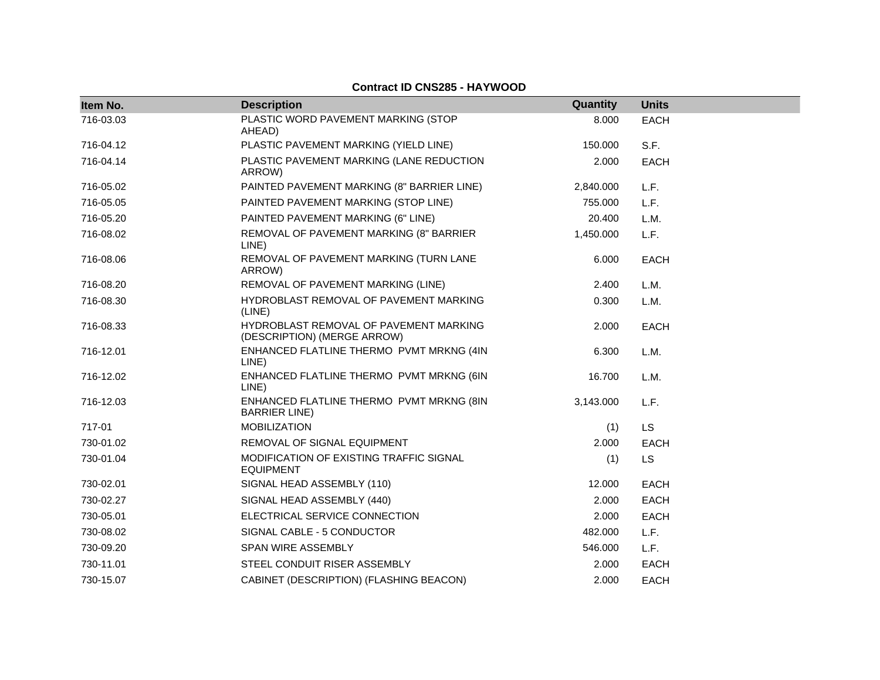**Contract ID CNS285 - HAYWOOD**

| Item No. | Description | Quantity | Units |
|---|---|---|---|
| 716-03.03 | PLASTIC WORD PAVEMENT MARKING (STOP AHEAD) | 8.000 | EACH |
| 716-04.12 | PLASTIC PAVEMENT MARKING (YIELD LINE) | 150.000 | S.F. |
| 716-04.14 | PLASTIC PAVEMENT MARKING (LANE REDUCTION ARROW) | 2.000 | EACH |
| 716-05.02 | PAINTED PAVEMENT MARKING (8" BARRIER LINE) | 2,840.000 | L.F. |
| 716-05.05 | PAINTED PAVEMENT MARKING (STOP LINE) | 755.000 | L.F. |
| 716-05.20 | PAINTED PAVEMENT MARKING (6" LINE) | 20.400 | L.M. |
| 716-08.02 | REMOVAL OF PAVEMENT MARKING (8" BARRIER LINE) | 1,450.000 | L.F. |
| 716-08.06 | REMOVAL OF PAVEMENT MARKING (TURN LANE ARROW) | 6.000 | EACH |
| 716-08.20 | REMOVAL OF PAVEMENT MARKING (LINE) | 2.400 | L.M. |
| 716-08.30 | HYDROBLAST REMOVAL OF PAVEMENT MARKING (LINE) | 0.300 | L.M. |
| 716-08.33 | HYDROBLAST REMOVAL OF PAVEMENT MARKING (DESCRIPTION) (MERGE ARROW) | 2.000 | EACH |
| 716-12.01 | ENHANCED FLATLINE THERMO PVMT MRKNG (4IN LINE) | 6.300 | L.M. |
| 716-12.02 | ENHANCED FLATLINE THERMO PVMT MRKNG (6IN LINE) | 16.700 | L.M. |
| 716-12.03 | ENHANCED FLATLINE THERMO PVMT MRKNG (8IN BARRIER LINE) | 3,143.000 | L.F. |
| 717-01 | MOBILIZATION | (1) | LS |
| 730-01.02 | REMOVAL OF SIGNAL EQUIPMENT | 2.000 | EACH |
| 730-01.04 | MODIFICATION OF EXISTING TRAFFIC SIGNAL EQUIPMENT | (1) | LS |
| 730-02.01 | SIGNAL HEAD ASSEMBLY (110) | 12.000 | EACH |
| 730-02.27 | SIGNAL HEAD ASSEMBLY (440) | 2.000 | EACH |
| 730-05.01 | ELECTRICAL SERVICE CONNECTION | 2.000 | EACH |
| 730-08.02 | SIGNAL CABLE - 5 CONDUCTOR | 482.000 | L.F. |
| 730-09.20 | SPAN WIRE ASSEMBLY | 546.000 | L.F. |
| 730-11.01 | STEEL CONDUIT RISER ASSEMBLY | 2.000 | EACH |
| 730-15.07 | CABINET (DESCRIPTION) (FLASHING BEACON) | 2.000 | EACH |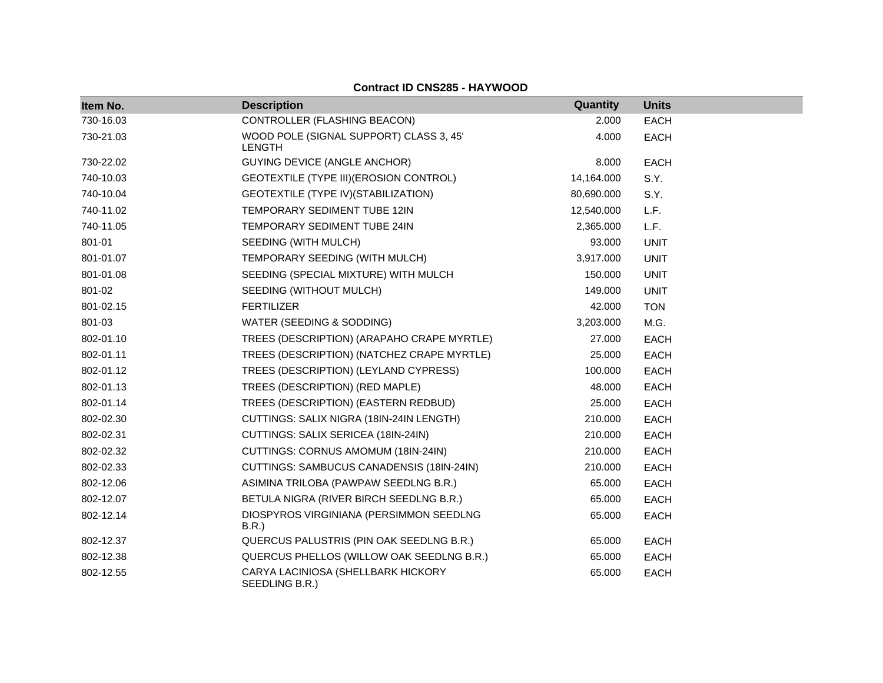**Contract ID CNS285 - HAYWOOD**

| Item No. | Description | Quantity | Units |
|---|---|---|---|
| 730-16.03 | CONTROLLER (FLASHING BEACON) | 2.000 | EACH |
| 730-21.03 | WOOD POLE (SIGNAL SUPPORT) CLASS 3, 45' LENGTH | 4.000 | EACH |
| 730-22.02 | GUYING DEVICE (ANGLE ANCHOR) | 8.000 | EACH |
| 740-10.03 | GEOTEXTILE (TYPE III)(EROSION CONTROL) | 14,164.000 | S.Y. |
| 740-10.04 | GEOTEXTILE (TYPE IV)(STABILIZATION) | 80,690.000 | S.Y. |
| 740-11.02 | TEMPORARY SEDIMENT TUBE 12IN | 12,540.000 | L.F. |
| 740-11.05 | TEMPORARY SEDIMENT TUBE 24IN | 2,365.000 | L.F. |
| 801-01 | SEEDING (WITH MULCH) | 93.000 | UNIT |
| 801-01.07 | TEMPORARY SEEDING (WITH MULCH) | 3,917.000 | UNIT |
| 801-01.08 | SEEDING (SPECIAL MIXTURE) WITH MULCH | 150.000 | UNIT |
| 801-02 | SEEDING (WITHOUT MULCH) | 149.000 | UNIT |
| 801-02.15 | FERTILIZER | 42.000 | TON |
| 801-03 | WATER (SEEDING & SODDING) | 3,203.000 | M.G. |
| 802-01.10 | TREES (DESCRIPTION) (ARAPAHO CRAPE MYRTLE) | 27.000 | EACH |
| 802-01.11 | TREES (DESCRIPTION) (NATCHEZ CRAPE MYRTLE) | 25.000 | EACH |
| 802-01.12 | TREES (DESCRIPTION) (LEYLAND CYPRESS) | 100.000 | EACH |
| 802-01.13 | TREES (DESCRIPTION) (RED MAPLE) | 48.000 | EACH |
| 802-01.14 | TREES (DESCRIPTION) (EASTERN REDBUD) | 25.000 | EACH |
| 802-02.30 | CUTTINGS: SALIX NIGRA (18IN-24IN LENGTH) | 210.000 | EACH |
| 802-02.31 | CUTTINGS: SALIX SERICEA (18IN-24IN) | 210.000 | EACH |
| 802-02.32 | CUTTINGS: CORNUS AMOMUM (18IN-24IN) | 210.000 | EACH |
| 802-02.33 | CUTTINGS: SAMBUCUS CANADENSIS (18IN-24IN) | 210.000 | EACH |
| 802-12.06 | ASIMINA TRILOBA (PAWPAW SEEDLNG B.R.) | 65.000 | EACH |
| 802-12.07 | BETULA NIGRA (RIVER BIRCH SEEDLNG B.R.) | 65.000 | EACH |
| 802-12.14 | DIOSPYROS VIRGINIANA (PERSIMMON SEEDLNG B.R.) | 65.000 | EACH |
| 802-12.37 | QUERCUS PALUSTRIS (PIN OAK SEEDLNG B.R.) | 65.000 | EACH |
| 802-12.38 | QUERCUS PHELLOS (WILLOW OAK SEEDLNG B.R.) | 65.000 | EACH |
| 802-12.55 | CARYA LACINIOSA (SHELLBARK HICKORY SEEDLING B.R.) | 65.000 | EACH |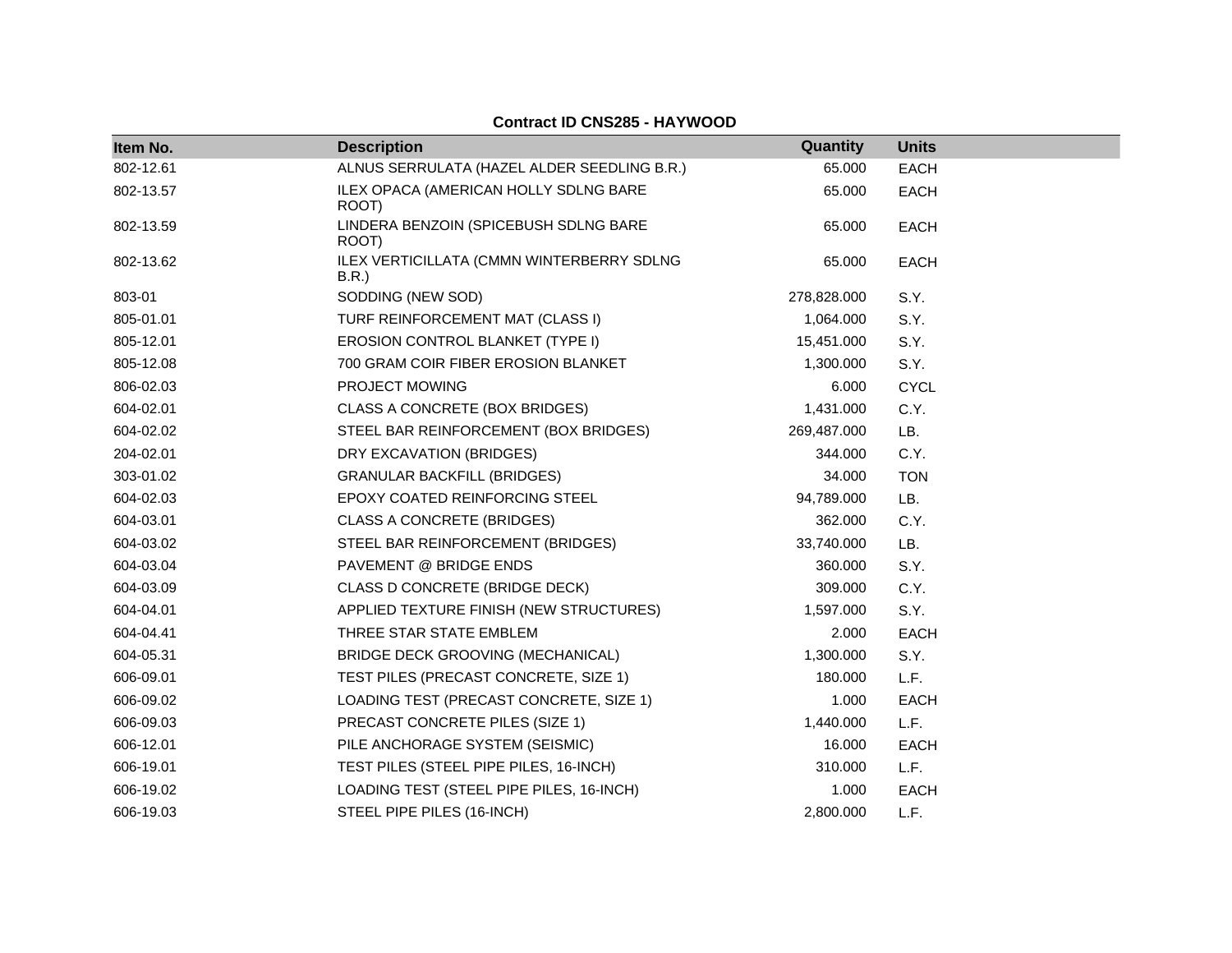**Contract ID CNS285 - HAYWOOD**

| Item No. | Description | Quantity | Units |
|---|---|---|---|
| 802-12.61 | ALNUS SERRULATA (HAZEL ALDER SEEDLING B.R.) | 65.000 | EACH |
| 802-13.57 | ILEX OPACA (AMERICAN HOLLY SDLNG BARE ROOT) | 65.000 | EACH |
| 802-13.59 | LINDERA BENZOIN (SPICEBUSH SDLNG BARE ROOT) | 65.000 | EACH |
| 802-13.62 | ILEX VERTICILLATA (CMMN WINTERBERRY SDLNG B.R.) | 65.000 | EACH |
| 803-01 | SODDING (NEW SOD) | 278,828.000 | S.Y. |
| 805-01.01 | TURF REINFORCEMENT MAT (CLASS I) | 1,064.000 | S.Y. |
| 805-12.01 | EROSION CONTROL BLANKET (TYPE I) | 15,451.000 | S.Y. |
| 805-12.08 | 700 GRAM COIR FIBER EROSION BLANKET | 1,300.000 | S.Y. |
| 806-02.03 | PROJECT MOWING | 6.000 | CYCL |
| 604-02.01 | CLASS A CONCRETE (BOX BRIDGES) | 1,431.000 | C.Y. |
| 604-02.02 | STEEL BAR REINFORCEMENT (BOX BRIDGES) | 269,487.000 | LB. |
| 204-02.01 | DRY EXCAVATION (BRIDGES) | 344.000 | C.Y. |
| 303-01.02 | GRANULAR BACKFILL (BRIDGES) | 34.000 | TON |
| 604-02.03 | EPOXY COATED REINFORCING STEEL | 94,789.000 | LB. |
| 604-03.01 | CLASS A CONCRETE (BRIDGES) | 362.000 | C.Y. |
| 604-03.02 | STEEL BAR REINFORCEMENT (BRIDGES) | 33,740.000 | LB. |
| 604-03.04 | PAVEMENT @ BRIDGE ENDS | 360.000 | S.Y. |
| 604-03.09 | CLASS D CONCRETE (BRIDGE DECK) | 309.000 | C.Y. |
| 604-04.01 | APPLIED TEXTURE FINISH (NEW STRUCTURES) | 1,597.000 | S.Y. |
| 604-04.41 | THREE STAR STATE EMBLEM | 2.000 | EACH |
| 604-05.31 | BRIDGE DECK GROOVING (MECHANICAL) | 1,300.000 | S.Y. |
| 606-09.01 | TEST PILES (PRECAST CONCRETE, SIZE 1) | 180.000 | L.F. |
| 606-09.02 | LOADING TEST (PRECAST CONCRETE, SIZE 1) | 1.000 | EACH |
| 606-09.03 | PRECAST CONCRETE PILES (SIZE 1) | 1,440.000 | L.F. |
| 606-12.01 | PILE ANCHORAGE SYSTEM (SEISMIC) | 16.000 | EACH |
| 606-19.01 | TEST PILES (STEEL PIPE PILES, 16-INCH) | 310.000 | L.F. |
| 606-19.02 | LOADING TEST (STEEL PIPE PILES, 16-INCH) | 1.000 | EACH |
| 606-19.03 | STEEL PIPE PILES (16-INCH) | 2,800.000 | L.F. |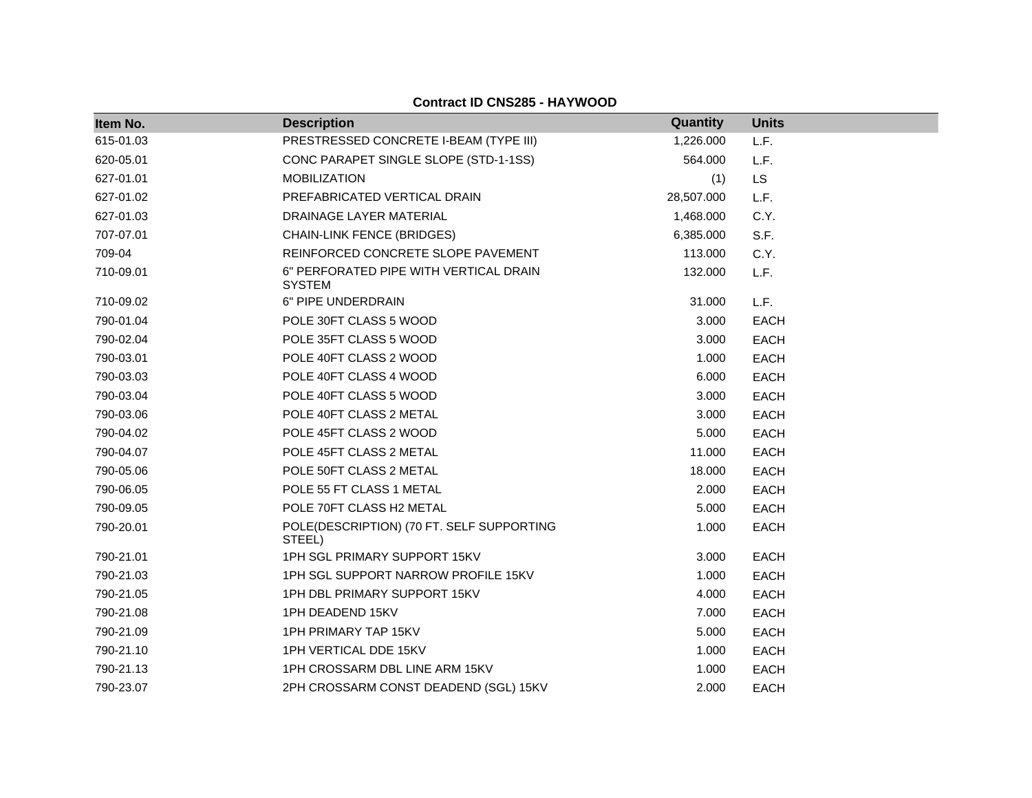**Contract ID CNS285 - HAYWOOD**

| Item No. | Description | Quantity | Units |
|---|---|---|---|
| 615-01.03 | PRESTRESSED CONCRETE I-BEAM (TYPE III) | 1,226.000 | L.F. |
| 620-05.01 | CONC PARAPET SINGLE SLOPE (STD-1-1SS) | 564.000 | L.F. |
| 627-01.01 | MOBILIZATION | (1) | LS |
| 627-01.02 | PREFABRICATED VERTICAL DRAIN | 28,507.000 | L.F. |
| 627-01.03 | DRAINAGE LAYER MATERIAL | 1,468.000 | C.Y. |
| 707-07.01 | CHAIN-LINK FENCE (BRIDGES) | 6,385.000 | S.F. |
| 709-04 | REINFORCED CONCRETE SLOPE PAVEMENT | 113.000 | C.Y. |
| 710-09.01 | 6" PERFORATED PIPE WITH VERTICAL DRAIN SYSTEM | 132.000 | L.F. |
| 710-09.02 | 6" PIPE UNDERDRAIN | 31.000 | L.F. |
| 790-01.04 | POLE 30FT CLASS 5 WOOD | 3.000 | EACH |
| 790-02.04 | POLE 35FT CLASS 5 WOOD | 3.000 | EACH |
| 790-03.01 | POLE 40FT CLASS 2 WOOD | 1.000 | EACH |
| 790-03.03 | POLE 40FT CLASS 4 WOOD | 6.000 | EACH |
| 790-03.04 | POLE 40FT CLASS 5 WOOD | 3.000 | EACH |
| 790-03.06 | POLE 40FT CLASS 2 METAL | 3.000 | EACH |
| 790-04.02 | POLE 45FT CLASS 2 WOOD | 5.000 | EACH |
| 790-04.07 | POLE 45FT CLASS 2 METAL | 11.000 | EACH |
| 790-05.06 | POLE 50FT CLASS 2 METAL | 18.000 | EACH |
| 790-06.05 | POLE 55 FT CLASS 1 METAL | 2.000 | EACH |
| 790-09.05 | POLE 70FT CLASS H2 METAL | 5.000 | EACH |
| 790-20.01 | POLE(DESCRIPTION) (70 FT. SELF SUPPORTING STEEL) | 1.000 | EACH |
| 790-21.01 | 1PH SGL PRIMARY SUPPORT 15KV | 3.000 | EACH |
| 790-21.03 | 1PH SGL SUPPORT NARROW PROFILE 15KV | 1.000 | EACH |
| 790-21.05 | 1PH DBL PRIMARY SUPPORT 15KV | 4.000 | EACH |
| 790-21.08 | 1PH DEADEND 15KV | 7.000 | EACH |
| 790-21.09 | 1PH PRIMARY TAP 15KV | 5.000 | EACH |
| 790-21.10 | 1PH VERTICAL DDE 15KV | 1.000 | EACH |
| 790-21.13 | 1PH CROSSARM DBL LINE ARM 15KV | 1.000 | EACH |
| 790-23.07 | 2PH CROSSARM CONST DEADEND (SGL) 15KV | 2.000 | EACH |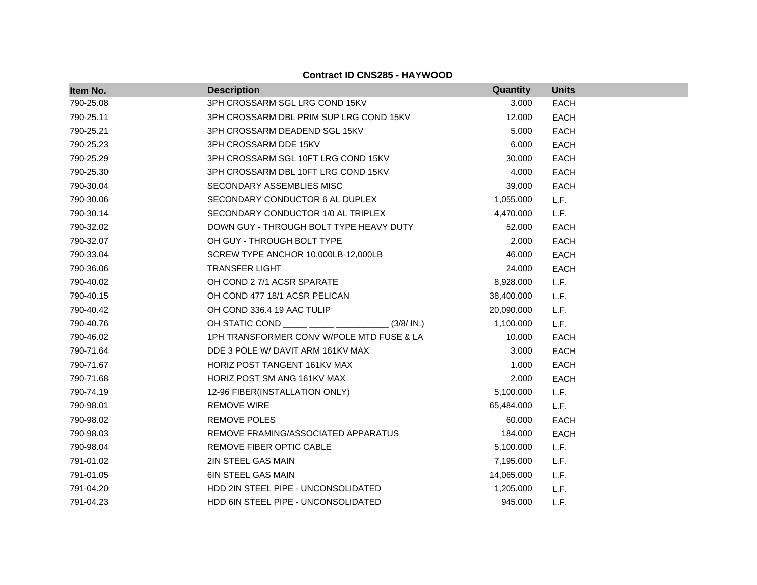**Contract ID CNS285 - HAYWOOD**

| Item No. | Description | Quantity | Units |
|---|---|---|---|
| 790-25.08 | 3PH CROSSARM SGL LRG COND 15KV | 3.000 | EACH |
| 790-25.11 | 3PH CROSSARM DBL PRIM SUP LRG COND 15KV | 12.000 | EACH |
| 790-25.21 | 3PH CROSSARM DEADEND SGL 15KV | 5.000 | EACH |
| 790-25.23 | 3PH CROSSARM DDE 15KV | 6.000 | EACH |
| 790-25.29 | 3PH CROSSARM SGL 10FT LRG COND 15KV | 30.000 | EACH |
| 790-25.30 | 3PH CROSSARM DBL 10FT LRG COND 15KV | 4.000 | EACH |
| 790-30.04 | SECONDARY ASSEMBLIES MISC | 39.000 | EACH |
| 790-30.06 | SECONDARY CONDUCTOR 6 AL DUPLEX | 1,055.000 | L.F. |
| 790-30.14 | SECONDARY CONDUCTOR 1/0 AL TRIPLEX | 4,470.000 | L.F. |
| 790-32.02 | DOWN GUY - THROUGH BOLT TYPE HEAVY DUTY | 52.000 | EACH |
| 790-32.07 | OH GUY - THROUGH BOLT TYPE | 2.000 | EACH |
| 790-33.04 | SCREW TYPE ANCHOR 10,000LB-12,000LB | 46.000 | EACH |
| 790-36.06 | TRANSFER LIGHT | 24.000 | EACH |
| 790-40.02 | OH COND 2 7/1 ACSR SPARATE | 8,928.000 | L.F. |
| 790-40.15 | OH COND 477 18/1 ACSR PELICAN | 38,400.000 | L.F. |
| 790-40.42 | OH COND 336.4 19 AAC TULIP | 20,090.000 | L.F. |
| 790-40.76 | OH STATIC COND _____ _____ ___________ (3/8/ IN.) | 1,100.000 | L.F. |
| 790-46.02 | 1PH TRANSFORMER CONV W/POLE MTD FUSE & LA | 10.000 | EACH |
| 790-71.64 | DDE 3 POLE W/ DAVIT ARM 161KV MAX | 3.000 | EACH |
| 790-71.67 | HORIZ POST TANGENT 161KV MAX | 1.000 | EACH |
| 790-71.68 | HORIZ POST SM ANG 161KV MAX | 2.000 | EACH |
| 790-74.19 | 12-96 FIBER(INSTALLATION ONLY) | 5,100.000 | L.F. |
| 790-98.01 | REMOVE WIRE | 65,484.000 | L.F. |
| 790-98.02 | REMOVE POLES | 60.000 | EACH |
| 790-98.03 | REMOVE FRAMING/ASSOCIATED APPARATUS | 184.000 | EACH |
| 790-98.04 | REMOVE FIBER OPTIC CABLE | 5,100.000 | L.F. |
| 791-01.02 | 2IN STEEL GAS MAIN | 7,195.000 | L.F. |
| 791-01.05 | 6IN STEEL GAS MAIN | 14,065.000 | L.F. |
| 791-04.20 | HDD 2IN STEEL PIPE - UNCONSOLIDATED | 1,205.000 | L.F. |
| 791-04.23 | HDD 6IN STEEL PIPE - UNCONSOLIDATED | 945.000 | L.F. |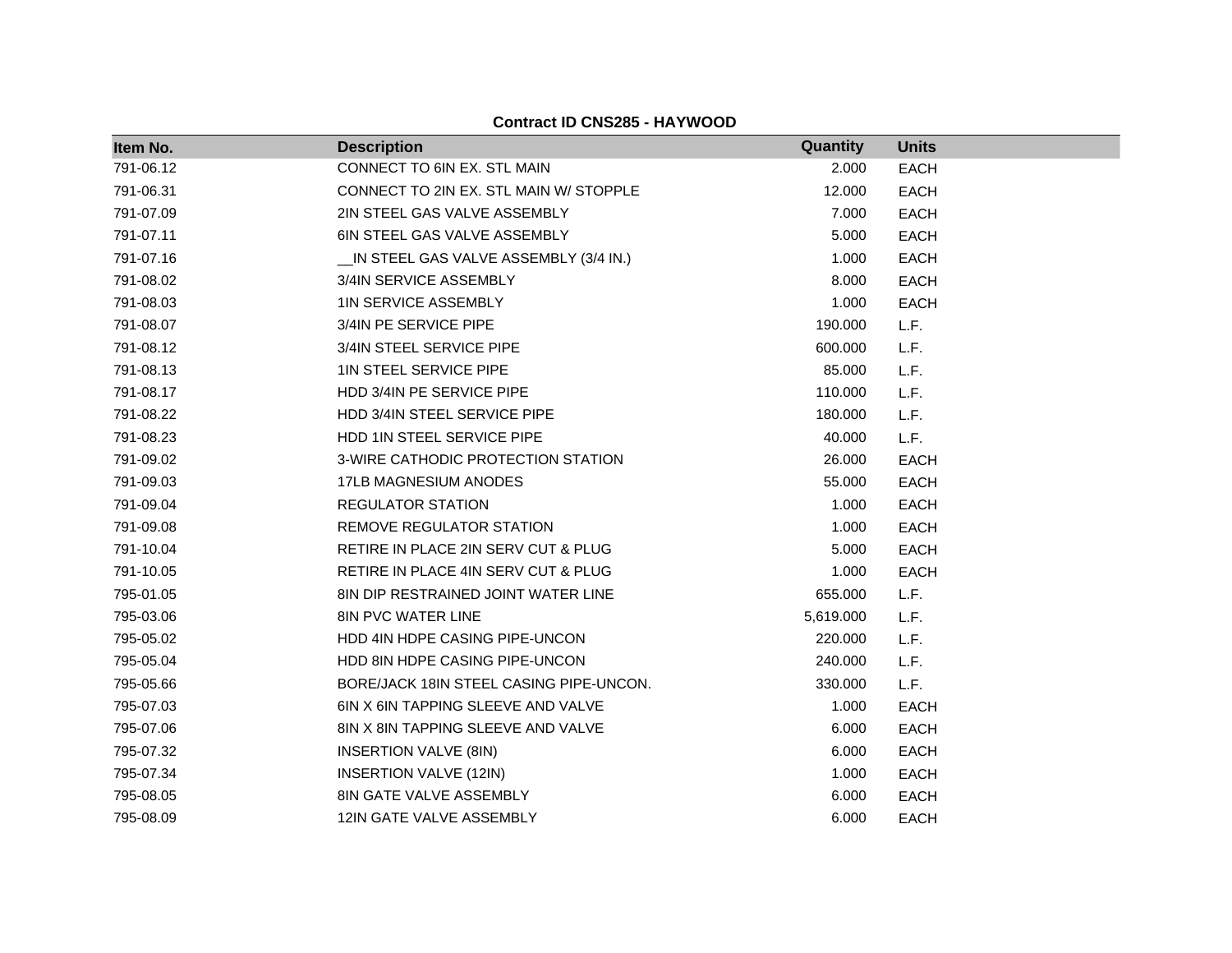**Contract ID CNS285 - HAYWOOD**

| Item No. | Description | Quantity | Units |
|---|---|---|---|
| 791-06.12 | CONNECT TO 6IN EX. STL MAIN | 2.000 | EACH |
| 791-06.31 | CONNECT TO 2IN EX. STL MAIN W/ STOPPLE | 12.000 | EACH |
| 791-07.09 | 2IN STEEL GAS VALVE ASSEMBLY | 7.000 | EACH |
| 791-07.11 | 6IN STEEL GAS VALVE ASSEMBLY | 5.000 | EACH |
| 791-07.16 | __IN STEEL GAS VALVE ASSEMBLY (3/4 IN.) | 1.000 | EACH |
| 791-08.02 | 3/4IN SERVICE ASSEMBLY | 8.000 | EACH |
| 791-08.03 | 1IN SERVICE ASSEMBLY | 1.000 | EACH |
| 791-08.07 | 3/4IN PE SERVICE PIPE | 190.000 | L.F. |
| 791-08.12 | 3/4IN STEEL SERVICE PIPE | 600.000 | L.F. |
| 791-08.13 | 1IN STEEL SERVICE PIPE | 85.000 | L.F. |
| 791-08.17 | HDD 3/4IN PE SERVICE PIPE | 110.000 | L.F. |
| 791-08.22 | HDD 3/4IN STEEL SERVICE PIPE | 180.000 | L.F. |
| 791-08.23 | HDD 1IN STEEL SERVICE PIPE | 40.000 | L.F. |
| 791-09.02 | 3-WIRE CATHODIC PROTECTION STATION | 26.000 | EACH |
| 791-09.03 | 17LB MAGNESIUM ANODES | 55.000 | EACH |
| 791-09.04 | REGULATOR STATION | 1.000 | EACH |
| 791-09.08 | REMOVE REGULATOR STATION | 1.000 | EACH |
| 791-10.04 | RETIRE IN PLACE 2IN SERV CUT & PLUG | 5.000 | EACH |
| 791-10.05 | RETIRE IN PLACE 4IN SERV CUT & PLUG | 1.000 | EACH |
| 795-01.05 | 8IN DIP RESTRAINED JOINT WATER LINE | 655.000 | L.F. |
| 795-03.06 | 8IN PVC WATER LINE | 5,619.000 | L.F. |
| 795-05.02 | HDD 4IN HDPE CASING PIPE-UNCON | 220.000 | L.F. |
| 795-05.04 | HDD 8IN HDPE CASING PIPE-UNCON | 240.000 | L.F. |
| 795-05.66 | BORE/JACK 18IN STEEL CASING PIPE-UNCON. | 330.000 | L.F. |
| 795-07.03 | 6IN X 6IN TAPPING SLEEVE AND VALVE | 1.000 | EACH |
| 795-07.06 | 8IN X 8IN TAPPING SLEEVE AND VALVE | 6.000 | EACH |
| 795-07.32 | INSERTION VALVE (8IN) | 6.000 | EACH |
| 795-07.34 | INSERTION VALVE (12IN) | 1.000 | EACH |
| 795-08.05 | 8IN GATE VALVE ASSEMBLY | 6.000 | EACH |
| 795-08.09 | 12IN GATE VALVE ASSEMBLY | 6.000 | EACH |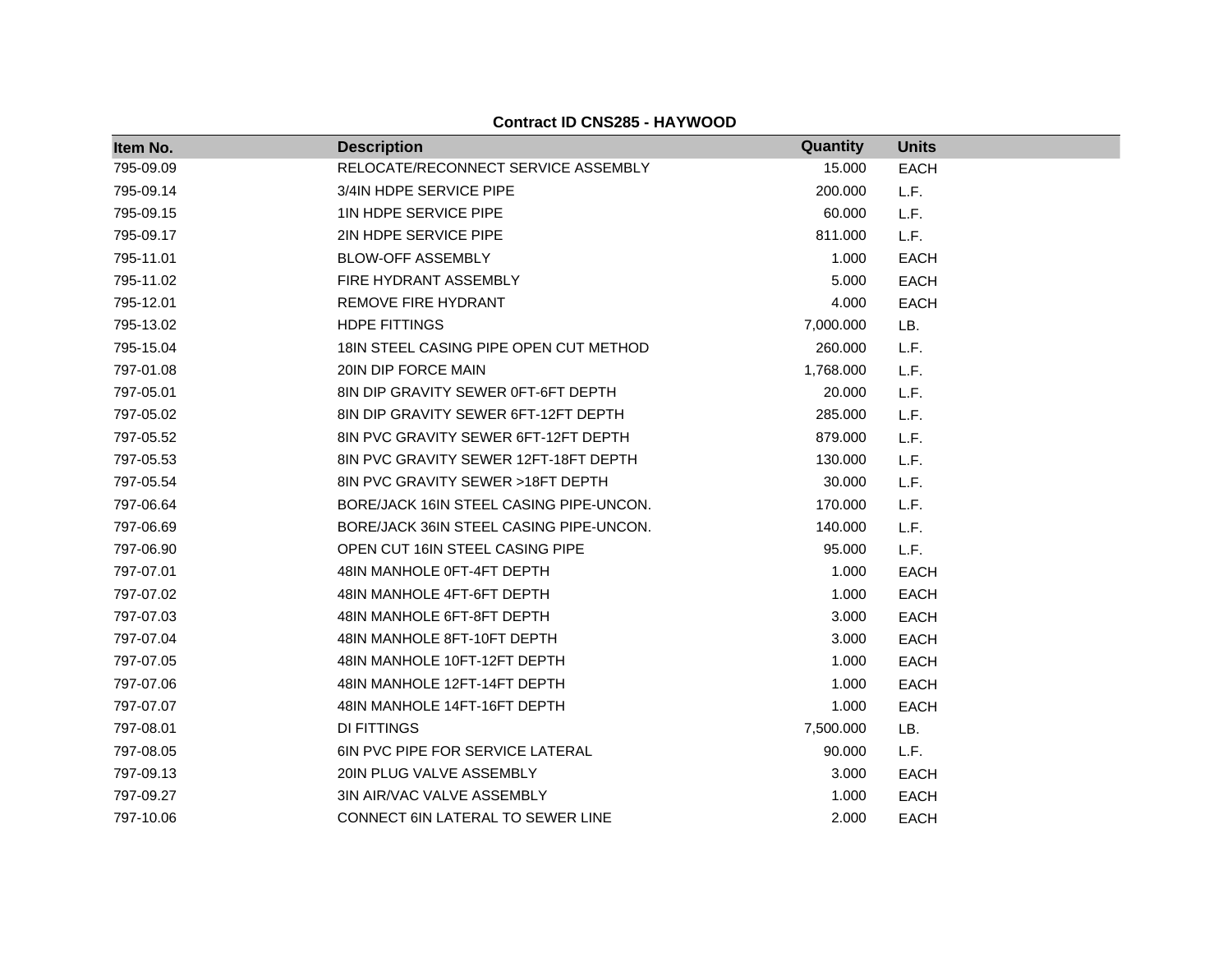**Contract ID CNS285 - HAYWOOD**

| Item No. | Description | Quantity | Units |
|---|---|---|---|
| 795-09.09 | RELOCATE/RECONNECT SERVICE ASSEMBLY | 15.000 | EACH |
| 795-09.14 | 3/4IN HDPE SERVICE PIPE | 200.000 | L.F. |
| 795-09.15 | 1IN HDPE SERVICE PIPE | 60.000 | L.F. |
| 795-09.17 | 2IN HDPE SERVICE PIPE | 811.000 | L.F. |
| 795-11.01 | BLOW-OFF ASSEMBLY | 1.000 | EACH |
| 795-11.02 | FIRE HYDRANT ASSEMBLY | 5.000 | EACH |
| 795-12.01 | REMOVE FIRE HYDRANT | 4.000 | EACH |
| 795-13.02 | HDPE FITTINGS | 7,000.000 | LB. |
| 795-15.04 | 18IN STEEL CASING PIPE OPEN CUT METHOD | 260.000 | L.F. |
| 797-01.08 | 20IN DIP FORCE MAIN | 1,768.000 | L.F. |
| 797-05.01 | 8IN DIP GRAVITY SEWER 0FT-6FT DEPTH | 20.000 | L.F. |
| 797-05.02 | 8IN DIP GRAVITY SEWER 6FT-12FT DEPTH | 285.000 | L.F. |
| 797-05.52 | 8IN PVC GRAVITY SEWER 6FT-12FT DEPTH | 879.000 | L.F. |
| 797-05.53 | 8IN PVC GRAVITY SEWER 12FT-18FT DEPTH | 130.000 | L.F. |
| 797-05.54 | 8IN PVC GRAVITY SEWER >18FT DEPTH | 30.000 | L.F. |
| 797-06.64 | BORE/JACK 16IN STEEL CASING PIPE-UNCON. | 170.000 | L.F. |
| 797-06.69 | BORE/JACK 36IN STEEL CASING PIPE-UNCON. | 140.000 | L.F. |
| 797-06.90 | OPEN CUT 16IN STEEL CASING PIPE | 95.000 | L.F. |
| 797-07.01 | 48IN MANHOLE 0FT-4FT DEPTH | 1.000 | EACH |
| 797-07.02 | 48IN MANHOLE 4FT-6FT DEPTH | 1.000 | EACH |
| 797-07.03 | 48IN MANHOLE 6FT-8FT DEPTH | 3.000 | EACH |
| 797-07.04 | 48IN MANHOLE 8FT-10FT DEPTH | 3.000 | EACH |
| 797-07.05 | 48IN MANHOLE 10FT-12FT DEPTH | 1.000 | EACH |
| 797-07.06 | 48IN MANHOLE 12FT-14FT DEPTH | 1.000 | EACH |
| 797-07.07 | 48IN MANHOLE 14FT-16FT DEPTH | 1.000 | EACH |
| 797-08.01 | DI FITTINGS | 7,500.000 | LB. |
| 797-08.05 | 6IN PVC PIPE FOR SERVICE LATERAL | 90.000 | L.F. |
| 797-09.13 | 20IN PLUG VALVE ASSEMBLY | 3.000 | EACH |
| 797-09.27 | 3IN AIR/VAC VALVE ASSEMBLY | 1.000 | EACH |
| 797-10.06 | CONNECT 6IN LATERAL TO SEWER LINE | 2.000 | EACH |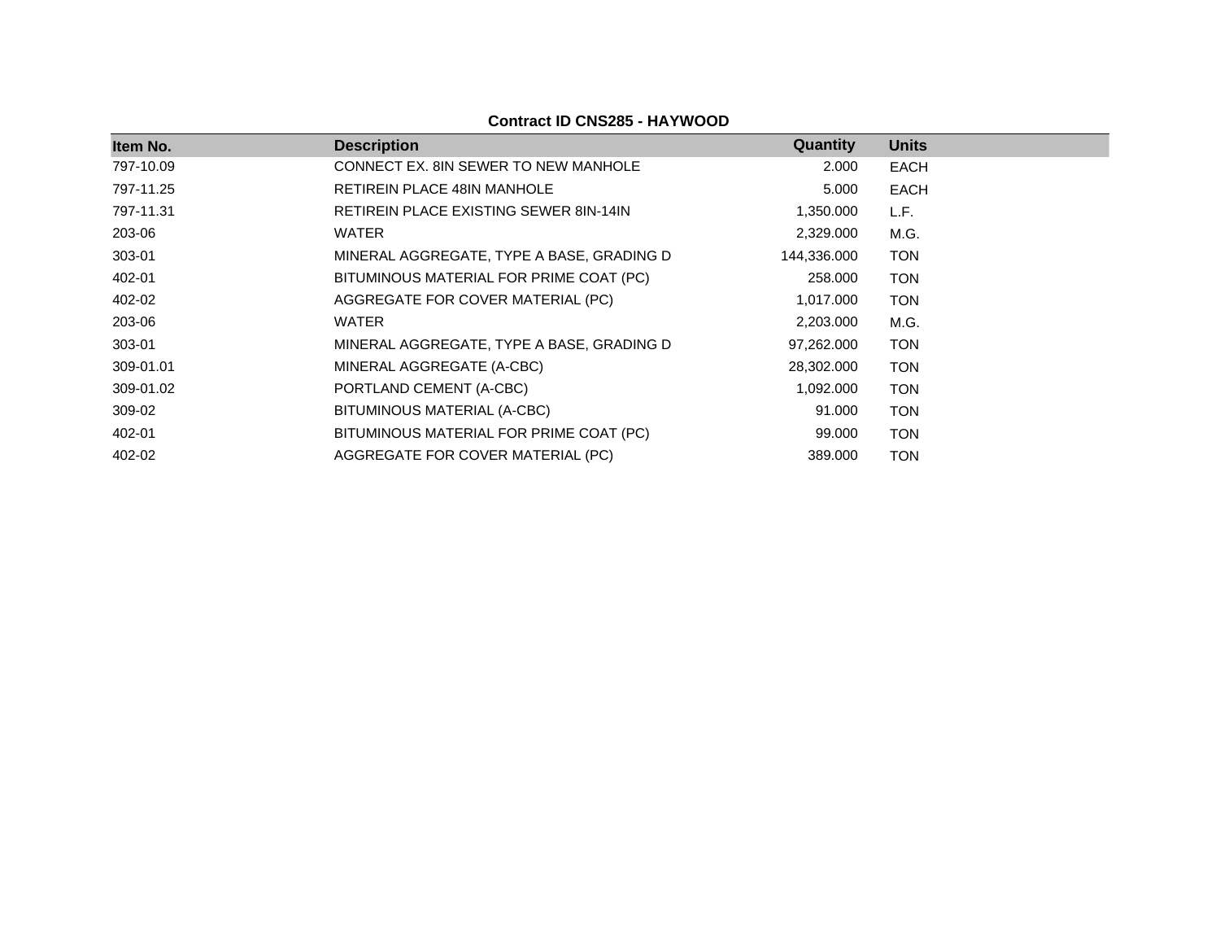**Contract ID CNS285 - HAYWOOD**

| Item No. | Description | Quantity | Units |
|---|---|---|---|
| 797-10.09 | CONNECT EX. 8IN SEWER TO NEW MANHOLE | 2.000 | EACH |
| 797-11.25 | RETIREIN PLACE 48IN MANHOLE | 5.000 | EACH |
| 797-11.31 | RETIREIN PLACE EXISTING SEWER 8IN-14IN | 1,350.000 | L.F. |
| 203-06 | WATER | 2,329.000 | M.G. |
| 303-01 | MINERAL AGGREGATE, TYPE A BASE, GRADING D | 144,336.000 | TON |
| 402-01 | BITUMINOUS MATERIAL FOR PRIME COAT (PC) | 258.000 | TON |
| 402-02 | AGGREGATE FOR COVER MATERIAL (PC) | 1,017.000 | TON |
| 203-06 | WATER | 2,203.000 | M.G. |
| 303-01 | MINERAL AGGREGATE, TYPE A BASE, GRADING D | 97,262.000 | TON |
| 309-01.01 | MINERAL AGGREGATE (A-CBC) | 28,302.000 | TON |
| 309-01.02 | PORTLAND CEMENT (A-CBC) | 1,092.000 | TON |
| 309-02 | BITUMINOUS MATERIAL (A-CBC) | 91.000 | TON |
| 402-01 | BITUMINOUS MATERIAL FOR PRIME COAT (PC) | 99.000 | TON |
| 402-02 | AGGREGATE FOR COVER MATERIAL (PC) | 389.000 | TON |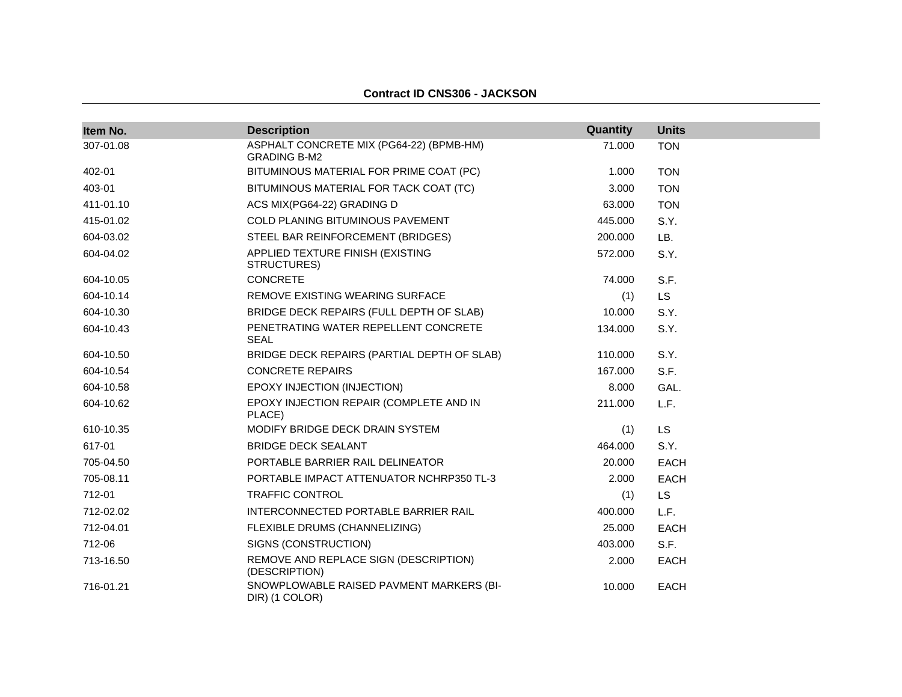**Contract ID CNS306 - JACKSON**

| Item No. | Description | Quantity | Units |
|---|---|---|---|
| 307-01.08 | ASPHALT CONCRETE MIX (PG64-22) (BPMB-HM) GRADING B-M2 | 71.000 | TON |
| 402-01 | BITUMINOUS MATERIAL FOR PRIME COAT (PC) | 1.000 | TON |
| 403-01 | BITUMINOUS MATERIAL FOR TACK COAT (TC) | 3.000 | TON |
| 411-01.10 | ACS MIX(PG64-22) GRADING D | 63.000 | TON |
| 415-01.02 | COLD PLANING BITUMINOUS PAVEMENT | 445.000 | S.Y. |
| 604-03.02 | STEEL BAR REINFORCEMENT (BRIDGES) | 200.000 | LB. |
| 604-04.02 | APPLIED TEXTURE FINISH (EXISTING STRUCTURES) | 572.000 | S.Y. |
| 604-10.05 | CONCRETE | 74.000 | S.F. |
| 604-10.14 | REMOVE EXISTING WEARING SURFACE | (1) | LS |
| 604-10.30 | BRIDGE DECK REPAIRS (FULL DEPTH OF SLAB) | 10.000 | S.Y. |
| 604-10.43 | PENETRATING WATER REPELLENT CONCRETE SEAL | 134.000 | S.Y. |
| 604-10.50 | BRIDGE DECK REPAIRS (PARTIAL DEPTH OF SLAB) | 110.000 | S.Y. |
| 604-10.54 | CONCRETE REPAIRS | 167.000 | S.F. |
| 604-10.58 | EPOXY INJECTION (INJECTION) | 8.000 | GAL. |
| 604-10.62 | EPOXY INJECTION REPAIR (COMPLETE AND IN PLACE) | 211.000 | L.F. |
| 610-10.35 | MODIFY BRIDGE DECK DRAIN SYSTEM | (1) | LS |
| 617-01 | BRIDGE DECK SEALANT | 464.000 | S.Y. |
| 705-04.50 | PORTABLE BARRIER RAIL DELINEATOR | 20.000 | EACH |
| 705-08.11 | PORTABLE IMPACT ATTENUATOR NCHRP350 TL-3 | 2.000 | EACH |
| 712-01 | TRAFFIC CONTROL | (1) | LS |
| 712-02.02 | INTERCONNECTED PORTABLE BARRIER RAIL | 400.000 | L.F. |
| 712-04.01 | FLEXIBLE DRUMS (CHANNELIZING) | 25.000 | EACH |
| 712-06 | SIGNS (CONSTRUCTION) | 403.000 | S.F. |
| 713-16.50 | REMOVE AND REPLACE SIGN (DESCRIPTION) (DESCRIPTION) | 2.000 | EACH |
| 716-01.21 | SNOWPLOWABLE RAISED PAVMENT MARKERS (BI-DIR) (1 COLOR) | 10.000 | EACH |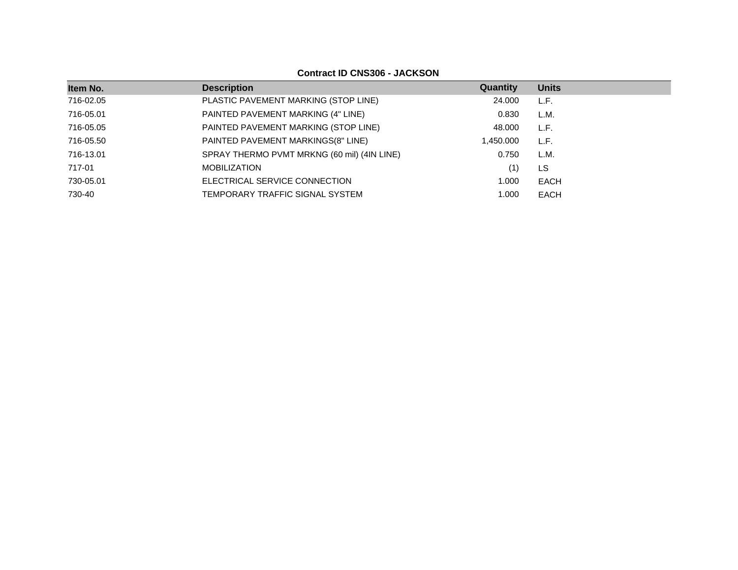**Contract ID CNS306 - JACKSON**

| Item No. | Description | Quantity | Units |
|---|---|---|---|
| 716-02.05 | PLASTIC PAVEMENT MARKING (STOP LINE) | 24.000 | L.F. |
| 716-05.01 | PAINTED PAVEMENT MARKING (4" LINE) | 0.830 | L.M. |
| 716-05.05 | PAINTED PAVEMENT MARKING (STOP LINE) | 48.000 | L.F. |
| 716-05.50 | PAINTED PAVEMENT MARKINGS(8" LINE) | 1,450.000 | L.F. |
| 716-13.01 | SPRAY THERMO PVMT MRKNG (60 mil) (4IN LINE) | 0.750 | L.M. |
| 717-01 | MOBILIZATION | (1) | LS |
| 730-05.01 | ELECTRICAL SERVICE CONNECTION | 1.000 | EACH |
| 730-40 | TEMPORARY TRAFFIC SIGNAL SYSTEM | 1.000 | EACH |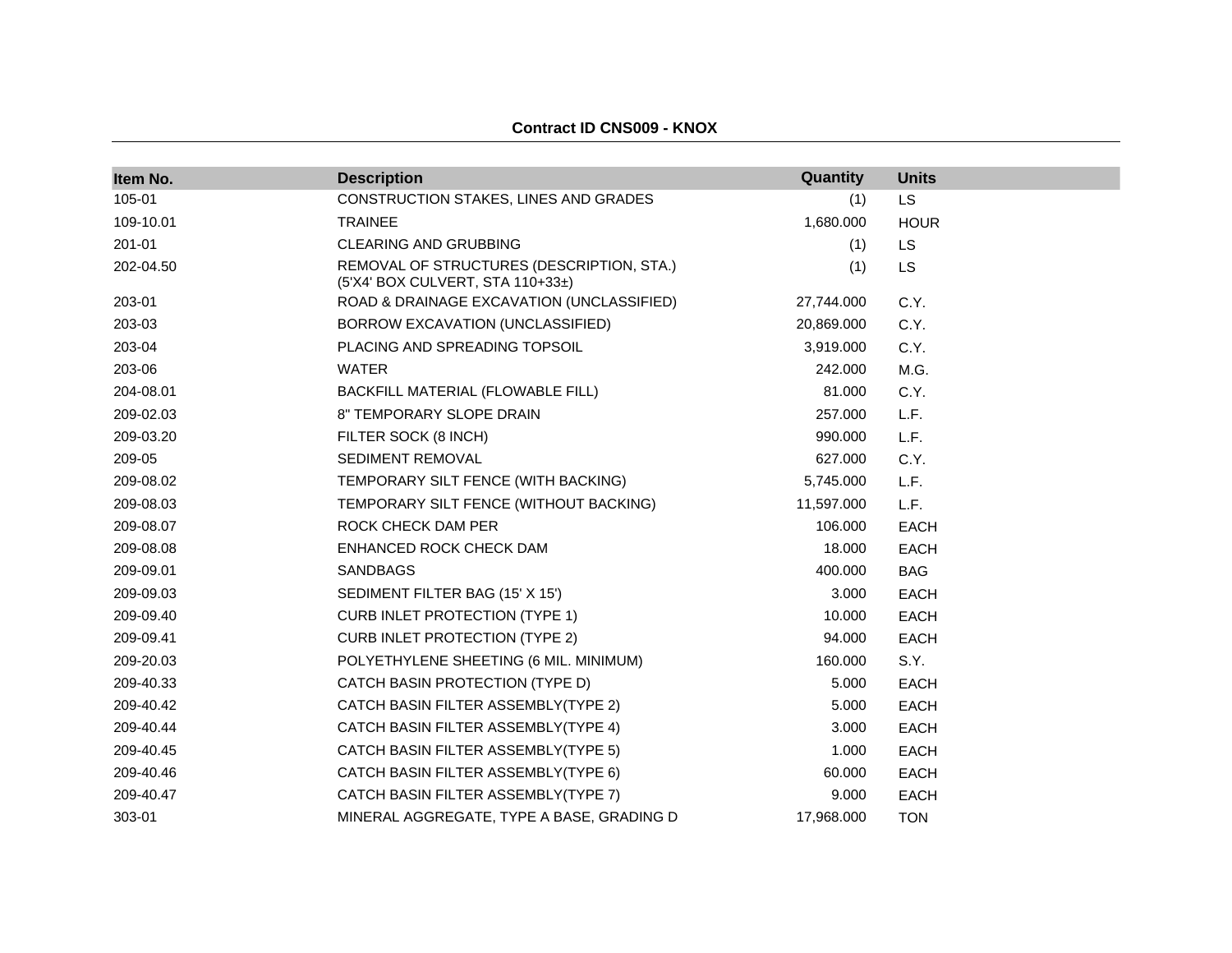**Contract ID CNS009 - KNOX**

| Item No. | Description | Quantity | Units |
|---|---|---|---|
| 105-01 | CONSTRUCTION STAKES, LINES AND GRADES | (1) | LS |
| 109-10.01 | TRAINEE | 1,680.000 | HOUR |
| 201-01 | CLEARING AND GRUBBING | (1) | LS |
| 202-04.50 | REMOVAL OF STRUCTURES (DESCRIPTION, STA.) (5'X4' BOX CULVERT, STA 110+33±) | (1) | LS |
| 203-01 | ROAD & DRAINAGE EXCAVATION (UNCLASSIFIED) | 27,744.000 | C.Y. |
| 203-03 | BORROW EXCAVATION (UNCLASSIFIED) | 20,869.000 | C.Y. |
| 203-04 | PLACING AND SPREADING TOPSOIL | 3,919.000 | C.Y. |
| 203-06 | WATER | 242.000 | M.G. |
| 204-08.01 | BACKFILL MATERIAL (FLOWABLE FILL) | 81.000 | C.Y. |
| 209-02.03 | 8" TEMPORARY SLOPE DRAIN | 257.000 | L.F. |
| 209-03.20 | FILTER SOCK (8 INCH) | 990.000 | L.F. |
| 209-05 | SEDIMENT REMOVAL | 627.000 | C.Y. |
| 209-08.02 | TEMPORARY SILT FENCE (WITH BACKING) | 5,745.000 | L.F. |
| 209-08.03 | TEMPORARY SILT FENCE (WITHOUT BACKING) | 11,597.000 | L.F. |
| 209-08.07 | ROCK CHECK DAM PER | 106.000 | EACH |
| 209-08.08 | ENHANCED ROCK CHECK DAM | 18.000 | EACH |
| 209-09.01 | SANDBAGS | 400.000 | BAG |
| 209-09.03 | SEDIMENT FILTER BAG (15' X 15') | 3.000 | EACH |
| 209-09.40 | CURB INLET PROTECTION (TYPE 1) | 10.000 | EACH |
| 209-09.41 | CURB INLET PROTECTION (TYPE 2) | 94.000 | EACH |
| 209-20.03 | POLYETHYLENE SHEETING (6 MIL. MINIMUM) | 160.000 | S.Y. |
| 209-40.33 | CATCH BASIN PROTECTION (TYPE D) | 5.000 | EACH |
| 209-40.42 | CATCH BASIN FILTER ASSEMBLY(TYPE 2) | 5.000 | EACH |
| 209-40.44 | CATCH BASIN FILTER ASSEMBLY(TYPE 4) | 3.000 | EACH |
| 209-40.45 | CATCH BASIN FILTER ASSEMBLY(TYPE 5) | 1.000 | EACH |
| 209-40.46 | CATCH BASIN FILTER ASSEMBLY(TYPE 6) | 60.000 | EACH |
| 209-40.47 | CATCH BASIN FILTER ASSEMBLY(TYPE 7) | 9.000 | EACH |
| 303-01 | MINERAL AGGREGATE, TYPE A BASE, GRADING D | 17,968.000 | TON |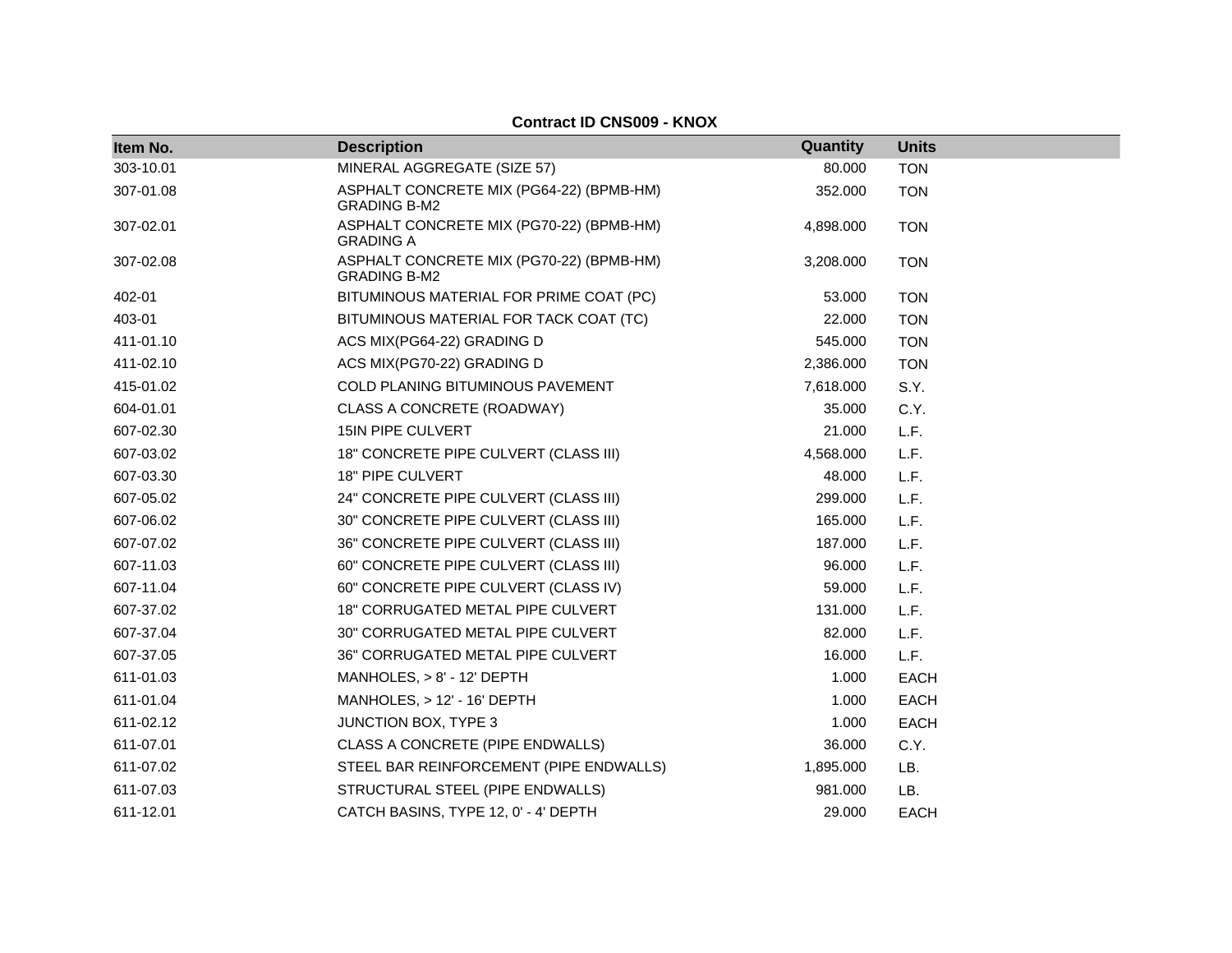**Contract ID CNS009 - KNOX**

| Item No. | Description | Quantity | Units |
|---|---|---|---|
| 303-10.01 | MINERAL AGGREGATE (SIZE 57) | 80.000 | TON |
| 307-01.08 | ASPHALT CONCRETE MIX (PG64-22) (BPMB-HM) GRADING B-M2 | 352.000 | TON |
| 307-02.01 | ASPHALT CONCRETE MIX (PG70-22) (BPMB-HM) GRADING A | 4,898.000 | TON |
| 307-02.08 | ASPHALT CONCRETE MIX (PG70-22) (BPMB-HM) GRADING B-M2 | 3,208.000 | TON |
| 402-01 | BITUMINOUS MATERIAL FOR PRIME COAT (PC) | 53.000 | TON |
| 403-01 | BITUMINOUS MATERIAL FOR TACK COAT (TC) | 22.000 | TON |
| 411-01.10 | ACS MIX(PG64-22) GRADING D | 545.000 | TON |
| 411-02.10 | ACS MIX(PG70-22) GRADING D | 2,386.000 | TON |
| 415-01.02 | COLD PLANING BITUMINOUS PAVEMENT | 7,618.000 | S.Y. |
| 604-01.01 | CLASS A CONCRETE (ROADWAY) | 35.000 | C.Y. |
| 607-02.30 | 15IN PIPE CULVERT | 21.000 | L.F. |
| 607-03.02 | 18" CONCRETE PIPE CULVERT (CLASS III) | 4,568.000 | L.F. |
| 607-03.30 | 18" PIPE CULVERT | 48.000 | L.F. |
| 607-05.02 | 24" CONCRETE PIPE CULVERT (CLASS III) | 299.000 | L.F. |
| 607-06.02 | 30" CONCRETE PIPE CULVERT (CLASS III) | 165.000 | L.F. |
| 607-07.02 | 36" CONCRETE PIPE CULVERT (CLASS III) | 187.000 | L.F. |
| 607-11.03 | 60" CONCRETE PIPE CULVERT (CLASS III) | 96.000 | L.F. |
| 607-11.04 | 60" CONCRETE PIPE CULVERT (CLASS IV) | 59.000 | L.F. |
| 607-37.02 | 18" CORRUGATED METAL PIPE CULVERT | 131.000 | L.F. |
| 607-37.04 | 30" CORRUGATED METAL PIPE CULVERT | 82.000 | L.F. |
| 607-37.05 | 36" CORRUGATED METAL PIPE CULVERT | 16.000 | L.F. |
| 611-01.03 | MANHOLES, > 8' - 12' DEPTH | 1.000 | EACH |
| 611-01.04 | MANHOLES, > 12' - 16' DEPTH | 1.000 | EACH |
| 611-02.12 | JUNCTION BOX, TYPE 3 | 1.000 | EACH |
| 611-07.01 | CLASS A CONCRETE (PIPE ENDWALLS) | 36.000 | C.Y. |
| 611-07.02 | STEEL BAR REINFORCEMENT (PIPE ENDWALLS) | 1,895.000 | LB. |
| 611-07.03 | STRUCTURAL STEEL (PIPE ENDWALLS) | 981.000 | LB. |
| 611-12.01 | CATCH BASINS, TYPE 12, 0' - 4' DEPTH | 29.000 | EACH |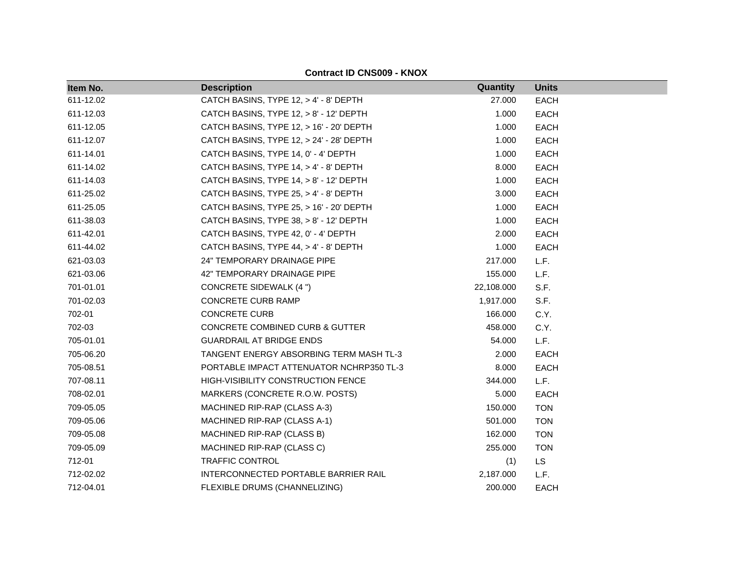**Contract ID CNS009 - KNOX**

| Item No. | Description | Quantity | Units |
|---|---|---|---|
| 611-12.02 | CATCH BASINS, TYPE 12, > 4' - 8' DEPTH | 27.000 | EACH |
| 611-12.03 | CATCH BASINS, TYPE 12, > 8' - 12' DEPTH | 1.000 | EACH |
| 611-12.05 | CATCH BASINS, TYPE 12, > 16' - 20' DEPTH | 1.000 | EACH |
| 611-12.07 | CATCH BASINS, TYPE 12, > 24' - 28' DEPTH | 1.000 | EACH |
| 611-14.01 | CATCH BASINS, TYPE 14, 0' - 4' DEPTH | 1.000 | EACH |
| 611-14.02 | CATCH BASINS, TYPE 14, > 4' - 8' DEPTH | 8.000 | EACH |
| 611-14.03 | CATCH BASINS, TYPE 14, > 8' - 12' DEPTH | 1.000 | EACH |
| 611-25.02 | CATCH BASINS, TYPE 25, > 4' - 8' DEPTH | 3.000 | EACH |
| 611-25.05 | CATCH BASINS, TYPE 25, > 16' - 20' DEPTH | 1.000 | EACH |
| 611-38.03 | CATCH BASINS, TYPE 38, > 8' - 12' DEPTH | 1.000 | EACH |
| 611-42.01 | CATCH BASINS, TYPE 42, 0' - 4' DEPTH | 2.000 | EACH |
| 611-44.02 | CATCH BASINS, TYPE 44, > 4' - 8' DEPTH | 1.000 | EACH |
| 621-03.03 | 24" TEMPORARY DRAINAGE PIPE | 217.000 | L.F. |
| 621-03.06 | 42" TEMPORARY DRAINAGE PIPE | 155.000 | L.F. |
| 701-01.01 | CONCRETE SIDEWALK (4 ") | 22,108.000 | S.F. |
| 701-02.03 | CONCRETE CURB RAMP | 1,917.000 | S.F. |
| 702-01 | CONCRETE CURB | 166.000 | C.Y. |
| 702-03 | CONCRETE COMBINED CURB & GUTTER | 458.000 | C.Y. |
| 705-01.01 | GUARDRAIL AT BRIDGE ENDS | 54.000 | L.F. |
| 705-06.20 | TANGENT ENERGY ABSORBING TERM MASH TL-3 | 2.000 | EACH |
| 705-08.51 | PORTABLE IMPACT ATTENUATOR NCHRP350 TL-3 | 8.000 | EACH |
| 707-08.11 | HIGH-VISIBILITY CONSTRUCTION FENCE | 344.000 | L.F. |
| 708-02.01 | MARKERS (CONCRETE R.O.W. POSTS) | 5.000 | EACH |
| 709-05.05 | MACHINED RIP-RAP (CLASS A-3) | 150.000 | TON |
| 709-05.06 | MACHINED RIP-RAP (CLASS A-1) | 501.000 | TON |
| 709-05.08 | MACHINED RIP-RAP (CLASS B) | 162.000 | TON |
| 709-05.09 | MACHINED RIP-RAP (CLASS C) | 255.000 | TON |
| 712-01 | TRAFFIC CONTROL | (1) | LS |
| 712-02.02 | INTERCONNECTED PORTABLE BARRIER RAIL | 2,187.000 | L.F. |
| 712-04.01 | FLEXIBLE DRUMS (CHANNELIZING) | 200.000 | EACH |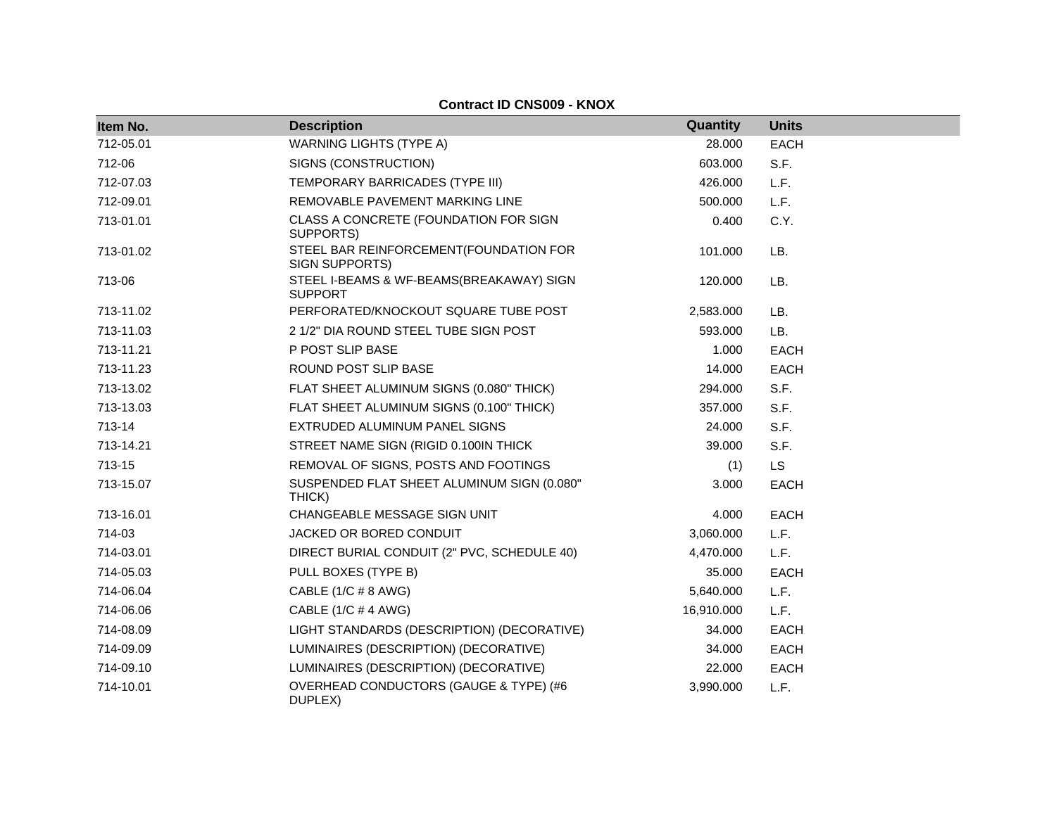**Contract ID CNS009 - KNOX**

| Item No. | Description | Quantity | Units |
|---|---|---|---|
| 712-05.01 | WARNING LIGHTS (TYPE A) | 28.000 | EACH |
| 712-06 | SIGNS (CONSTRUCTION) | 603.000 | S.F. |
| 712-07.03 | TEMPORARY BARRICADES (TYPE III) | 426.000 | L.F. |
| 712-09.01 | REMOVABLE PAVEMENT MARKING LINE | 500.000 | L.F. |
| 713-01.01 | CLASS A CONCRETE (FOUNDATION FOR SIGN SUPPORTS) | 0.400 | C.Y. |
| 713-01.02 | STEEL BAR REINFORCEMENT(FOUNDATION FOR SIGN SUPPORTS) | 101.000 | LB. |
| 713-06 | STEEL I-BEAMS & WF-BEAMS(BREAKAWAY) SIGN SUPPORT | 120.000 | LB. |
| 713-11.02 | PERFORATED/KNOCKOUT SQUARE TUBE POST | 2,583.000 | LB. |
| 713-11.03 | 2 1/2" DIA ROUND STEEL TUBE SIGN POST | 593.000 | LB. |
| 713-11.21 | P POST SLIP BASE | 1.000 | EACH |
| 713-11.23 | ROUND POST SLIP BASE | 14.000 | EACH |
| 713-13.02 | FLAT SHEET ALUMINUM SIGNS (0.080" THICK) | 294.000 | S.F. |
| 713-13.03 | FLAT SHEET ALUMINUM SIGNS (0.100" THICK) | 357.000 | S.F. |
| 713-14 | EXTRUDED ALUMINUM PANEL SIGNS | 24.000 | S.F. |
| 713-14.21 | STREET NAME SIGN (RIGID 0.100IN THICK | 39.000 | S.F. |
| 713-15 | REMOVAL OF SIGNS, POSTS AND FOOTINGS | (1) | LS |
| 713-15.07 | SUSPENDED FLAT SHEET ALUMINUM SIGN (0.080" THICK) | 3.000 | EACH |
| 713-16.01 | CHANGEABLE MESSAGE SIGN UNIT | 4.000 | EACH |
| 714-03 | JACKED OR BORED CONDUIT | 3,060.000 | L.F. |
| 714-03.01 | DIRECT BURIAL CONDUIT (2" PVC, SCHEDULE 40) | 4,470.000 | L.F. |
| 714-05.03 | PULL BOXES (TYPE B) | 35.000 | EACH |
| 714-06.04 | CABLE (1/C # 8 AWG) | 5,640.000 | L.F. |
| 714-06.06 | CABLE (1/C # 4 AWG) | 16,910.000 | L.F. |
| 714-08.09 | LIGHT STANDARDS (DESCRIPTION) (DECORATIVE) | 34.000 | EACH |
| 714-09.09 | LUMINAIRES (DESCRIPTION) (DECORATIVE) | 34.000 | EACH |
| 714-09.10 | LUMINAIRES (DESCRIPTION) (DECORATIVE) | 22.000 | EACH |
| 714-10.01 | OVERHEAD CONDUCTORS (GAUGE & TYPE) (#6 DUPLEX) | 3,990.000 | L.F. |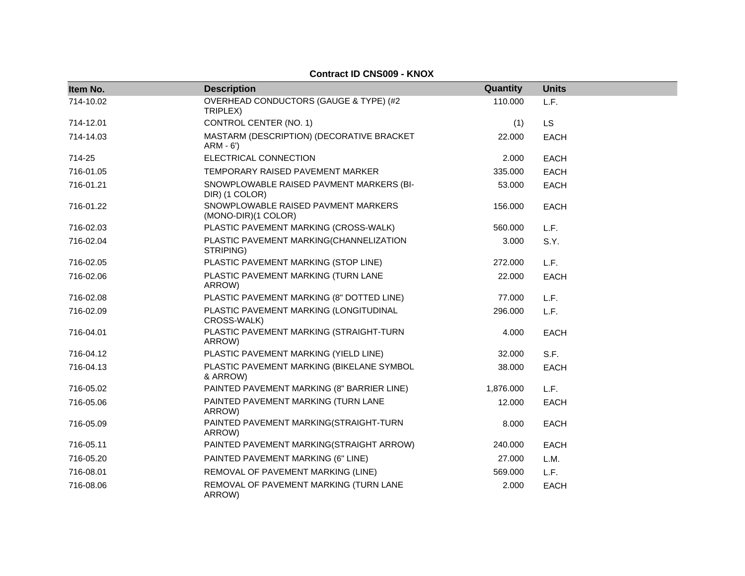**Contract ID CNS009 - KNOX**

| Item No. | Description | Quantity | Units |
|---|---|---|---|
| 714-10.02 | OVERHEAD CONDUCTORS (GAUGE & TYPE) (#2 TRIPLEX) | 110.000 | L.F. |
| 714-12.01 | CONTROL CENTER (NO. 1) | (1) | LS |
| 714-14.03 | MASTARM (DESCRIPTION) (DECORATIVE BRACKET ARM - 6') | 22.000 | EACH |
| 714-25 | ELECTRICAL CONNECTION | 2.000 | EACH |
| 716-01.05 | TEMPORARY RAISED PAVEMENT MARKER | 335.000 | EACH |
| 716-01.21 | SNOWPLOWABLE RAISED PAVMENT MARKERS (BI-DIR) (1 COLOR) | 53.000 | EACH |
| 716-01.22 | SNOWPLOWABLE RAISED PAVMENT MARKERS (MONO-DIR)(1 COLOR) | 156.000 | EACH |
| 716-02.03 | PLASTIC PAVEMENT MARKING (CROSS-WALK) | 560.000 | L.F. |
| 716-02.04 | PLASTIC PAVEMENT MARKING(CHANNELIZATION STRIPING) | 3.000 | S.Y. |
| 716-02.05 | PLASTIC PAVEMENT MARKING (STOP LINE) | 272.000 | L.F. |
| 716-02.06 | PLASTIC PAVEMENT MARKING (TURN LANE ARROW) | 22.000 | EACH |
| 716-02.08 | PLASTIC PAVEMENT MARKING (8" DOTTED LINE) | 77.000 | L.F. |
| 716-02.09 | PLASTIC PAVEMENT MARKING (LONGITUDINAL CROSS-WALK) | 296.000 | L.F. |
| 716-04.01 | PLASTIC PAVEMENT MARKING (STRAIGHT-TURN ARROW) | 4.000 | EACH |
| 716-04.12 | PLASTIC PAVEMENT MARKING (YIELD LINE) | 32.000 | S.F. |
| 716-04.13 | PLASTIC PAVEMENT MARKING (BIKELANE SYMBOL & ARROW) | 38.000 | EACH |
| 716-05.02 | PAINTED PAVEMENT MARKING (8" BARRIER LINE) | 1,876.000 | L.F. |
| 716-05.06 | PAINTED PAVEMENT MARKING (TURN LANE ARROW) | 12.000 | EACH |
| 716-05.09 | PAINTED PAVEMENT MARKING(STRAIGHT-TURN ARROW) | 8.000 | EACH |
| 716-05.11 | PAINTED PAVEMENT MARKING(STRAIGHT ARROW) | 240.000 | EACH |
| 716-05.20 | PAINTED PAVEMENT MARKING (6" LINE) | 27.000 | L.M. |
| 716-08.01 | REMOVAL OF PAVEMENT MARKING (LINE) | 569.000 | L.F. |
| 716-08.06 | REMOVAL OF PAVEMENT MARKING (TURN LANE ARROW) | 2.000 | EACH |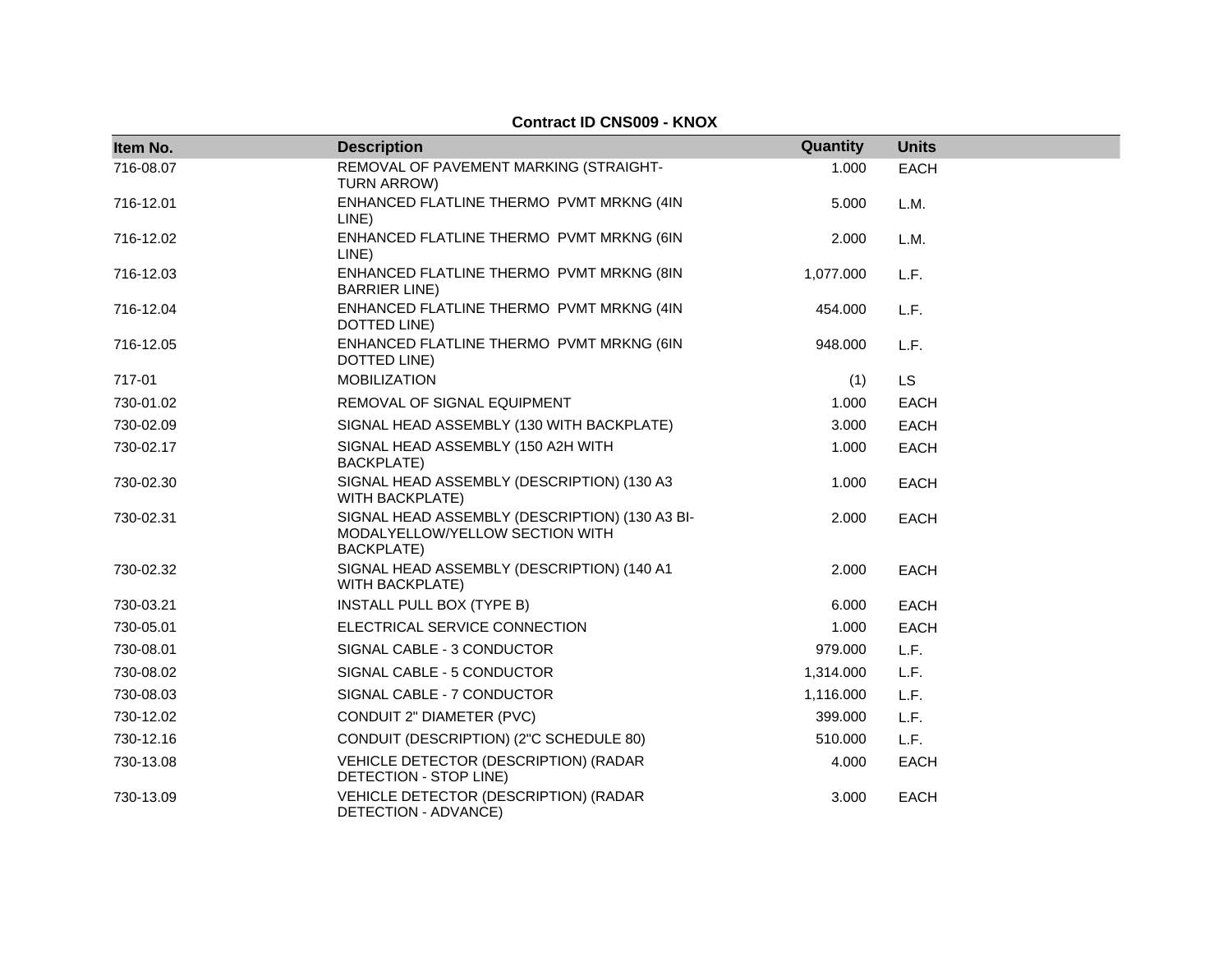**Contract ID CNS009 - KNOX**

| Item No. | Description | Quantity | Units |
|---|---|---|---|
| 716-08.07 | REMOVAL OF PAVEMENT MARKING (STRAIGHT-TURN ARROW) | 1.000 | EACH |
| 716-12.01 | ENHANCED FLATLINE THERMO PVMT MRKNG (4IN LINE) | 5.000 | L.M. |
| 716-12.02 | ENHANCED FLATLINE THERMO PVMT MRKNG (6IN LINE) | 2.000 | L.M. |
| 716-12.03 | ENHANCED FLATLINE THERMO PVMT MRKNG (8IN BARRIER LINE) | 1,077.000 | L.F. |
| 716-12.04 | ENHANCED FLATLINE THERMO PVMT MRKNG (4IN DOTTED LINE) | 454.000 | L.F. |
| 716-12.05 | ENHANCED FLATLINE THERMO PVMT MRKNG (6IN DOTTED LINE) | 948.000 | L.F. |
| 717-01 | MOBILIZATION | (1) | LS |
| 730-01.02 | REMOVAL OF SIGNAL EQUIPMENT | 1.000 | EACH |
| 730-02.09 | SIGNAL HEAD ASSEMBLY (130 WITH BACKPLATE) | 3.000 | EACH |
| 730-02.17 | SIGNAL HEAD ASSEMBLY (150 A2H WITH BACKPLATE) | 1.000 | EACH |
| 730-02.30 | SIGNAL HEAD ASSEMBLY (DESCRIPTION) (130 A3 WITH BACKPLATE) | 1.000 | EACH |
| 730-02.31 | SIGNAL HEAD ASSEMBLY (DESCRIPTION) (130 A3 BI-MODALYELLOW/YELLOW SECTION WITH BACKPLATE) | 2.000 | EACH |
| 730-02.32 | SIGNAL HEAD ASSEMBLY (DESCRIPTION) (140 A1 WITH BACKPLATE) | 2.000 | EACH |
| 730-03.21 | INSTALL PULL BOX (TYPE B) | 6.000 | EACH |
| 730-05.01 | ELECTRICAL SERVICE CONNECTION | 1.000 | EACH |
| 730-08.01 | SIGNAL CABLE - 3 CONDUCTOR | 979.000 | L.F. |
| 730-08.02 | SIGNAL CABLE - 5 CONDUCTOR | 1,314.000 | L.F. |
| 730-08.03 | SIGNAL CABLE - 7 CONDUCTOR | 1,116.000 | L.F. |
| 730-12.02 | CONDUIT 2" DIAMETER (PVC) | 399.000 | L.F. |
| 730-12.16 | CONDUIT (DESCRIPTION) (2"C SCHEDULE 80) | 510.000 | L.F. |
| 730-13.08 | VEHICLE DETECTOR (DESCRIPTION) (RADAR DETECTION - STOP LINE) | 4.000 | EACH |
| 730-13.09 | VEHICLE DETECTOR (DESCRIPTION) (RADAR DETECTION - ADVANCE) | 3.000 | EACH |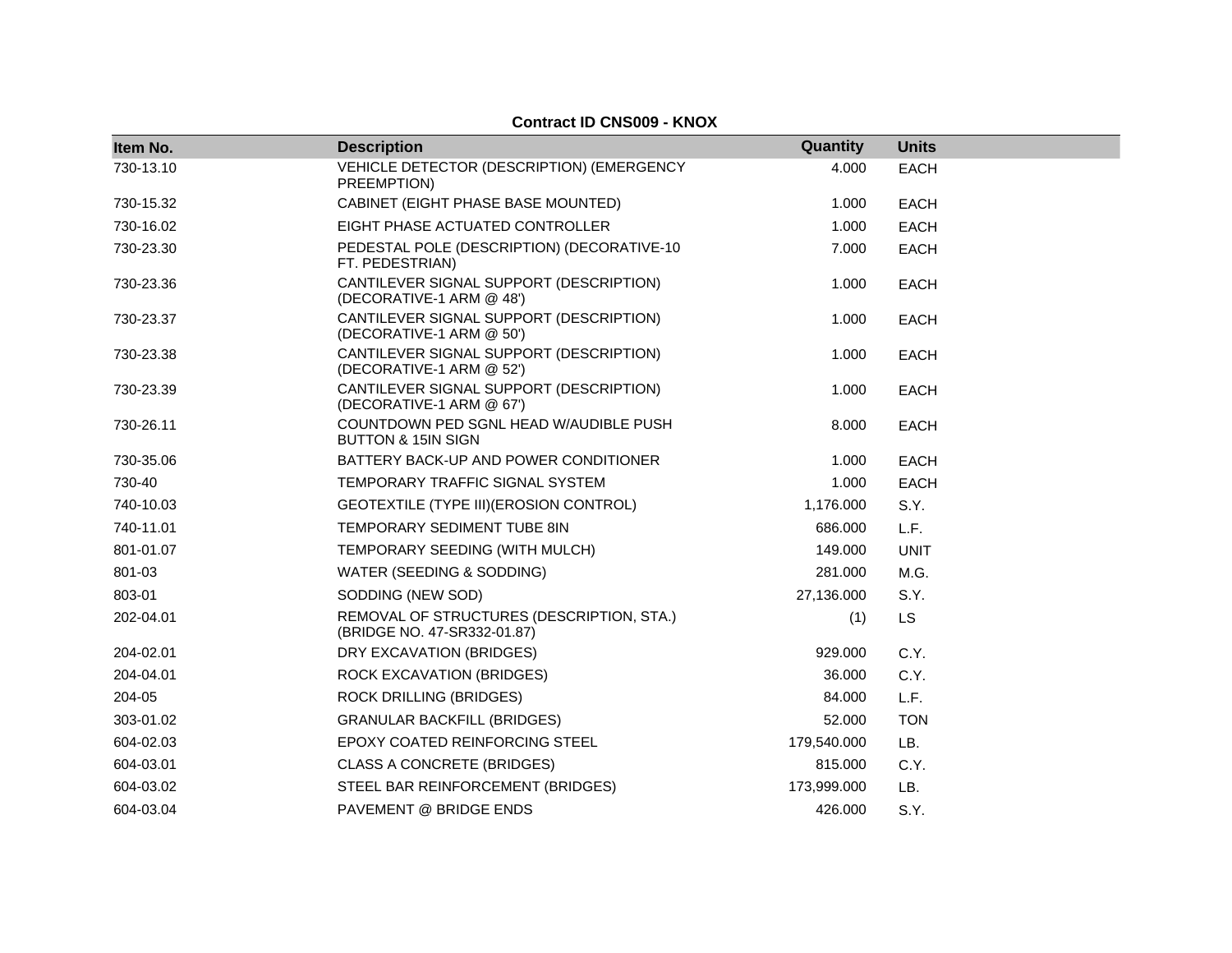**Contract ID CNS009 - KNOX**

| Item No. | Description | Quantity | Units |
|---|---|---|---|
| 730-13.10 | VEHICLE DETECTOR (DESCRIPTION) (EMERGENCY PREEMPTION) | 4.000 | EACH |
| 730-15.32 | CABINET (EIGHT PHASE BASE MOUNTED) | 1.000 | EACH |
| 730-16.02 | EIGHT PHASE ACTUATED CONTROLLER | 1.000 | EACH |
| 730-23.30 | PEDESTAL POLE (DESCRIPTION) (DECORATIVE-10 FT. PEDESTRIAN) | 7.000 | EACH |
| 730-23.36 | CANTILEVER SIGNAL SUPPORT (DESCRIPTION) (DECORATIVE-1 ARM @ 48') | 1.000 | EACH |
| 730-23.37 | CANTILEVER SIGNAL SUPPORT (DESCRIPTION) (DECORATIVE-1 ARM @ 50') | 1.000 | EACH |
| 730-23.38 | CANTILEVER SIGNAL SUPPORT (DESCRIPTION) (DECORATIVE-1 ARM @ 52') | 1.000 | EACH |
| 730-23.39 | CANTILEVER SIGNAL SUPPORT (DESCRIPTION) (DECORATIVE-1 ARM @ 67') | 1.000 | EACH |
| 730-26.11 | COUNTDOWN PED SGNL HEAD W/AUDIBLE PUSH BUTTON & 15IN SIGN | 8.000 | EACH |
| 730-35.06 | BATTERY BACK-UP AND POWER CONDITIONER | 1.000 | EACH |
| 730-40 | TEMPORARY TRAFFIC SIGNAL SYSTEM | 1.000 | EACH |
| 740-10.03 | GEOTEXTILE (TYPE III)(EROSION CONTROL) | 1,176.000 | S.Y. |
| 740-11.01 | TEMPORARY SEDIMENT TUBE 8IN | 686.000 | L.F. |
| 801-01.07 | TEMPORARY SEEDING (WITH MULCH) | 149.000 | UNIT |
| 801-03 | WATER (SEEDING & SODDING) | 281.000 | M.G. |
| 803-01 | SODDING (NEW SOD) | 27,136.000 | S.Y. |
| 202-04.01 | REMOVAL OF STRUCTURES (DESCRIPTION, STA.) (BRIDGE NO. 47-SR332-01.87) | (1) | LS |
| 204-02.01 | DRY EXCAVATION (BRIDGES) | 929.000 | C.Y. |
| 204-04.01 | ROCK EXCAVATION (BRIDGES) | 36.000 | C.Y. |
| 204-05 | ROCK DRILLING (BRIDGES) | 84.000 | L.F. |
| 303-01.02 | GRANULAR BACKFILL (BRIDGES) | 52.000 | TON |
| 604-02.03 | EPOXY COATED REINFORCING STEEL | 179,540.000 | LB. |
| 604-03.01 | CLASS A CONCRETE (BRIDGES) | 815.000 | C.Y. |
| 604-03.02 | STEEL BAR REINFORCEMENT (BRIDGES) | 173,999.000 | LB. |
| 604-03.04 | PAVEMENT @ BRIDGE ENDS | 426.000 | S.Y. |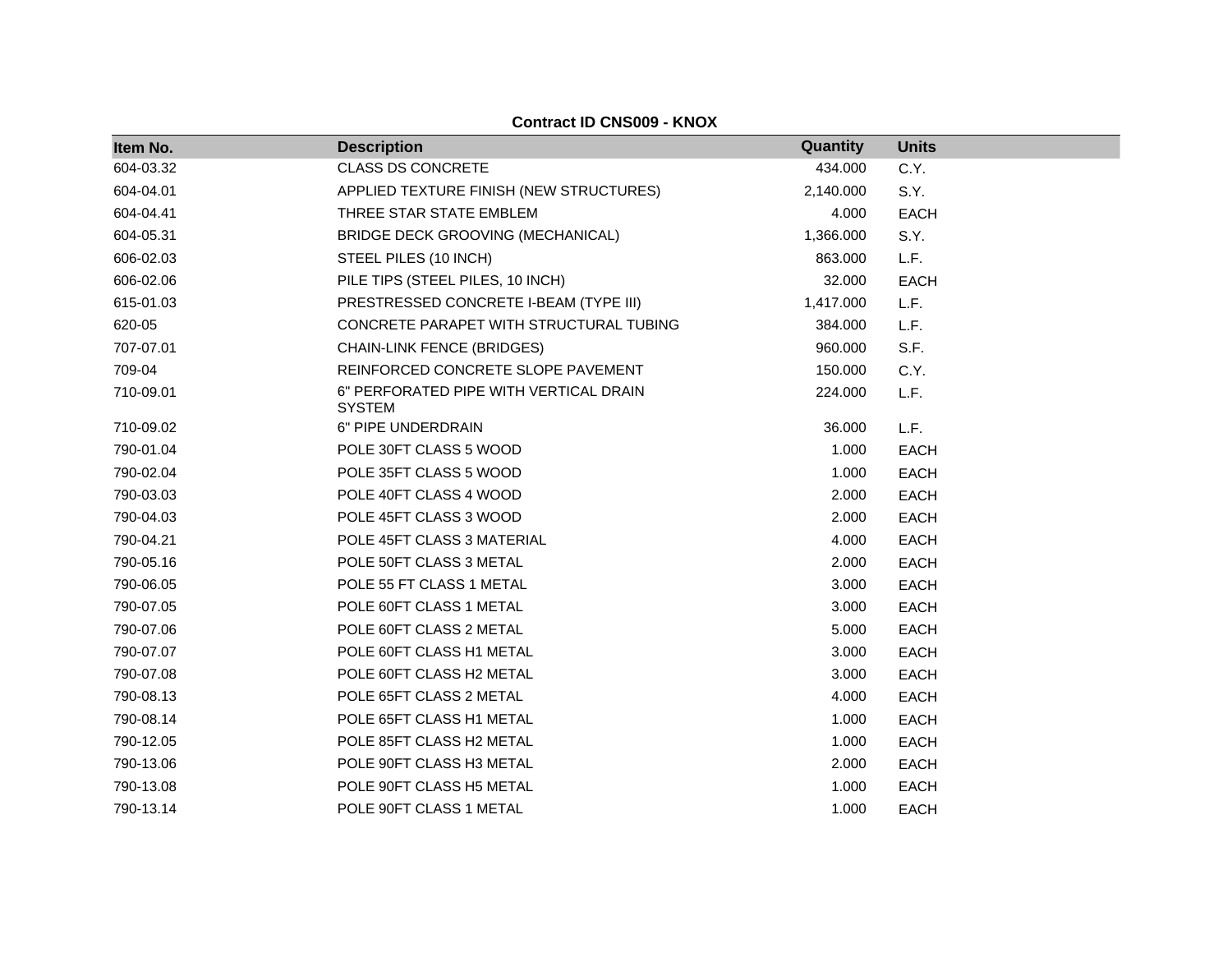**Contract ID CNS009 - KNOX**

| Item No. | Description | Quantity | Units |
|---|---|---|---|
| 604-03.32 | CLASS DS CONCRETE | 434.000 | C.Y. |
| 604-04.01 | APPLIED TEXTURE FINISH (NEW STRUCTURES) | 2,140.000 | S.Y. |
| 604-04.41 | THREE STAR STATE EMBLEM | 4.000 | EACH |
| 604-05.31 | BRIDGE DECK GROOVING (MECHANICAL) | 1,366.000 | S.Y. |
| 606-02.03 | STEEL PILES (10 INCH) | 863.000 | L.F. |
| 606-02.06 | PILE TIPS (STEEL PILES, 10 INCH) | 32.000 | EACH |
| 615-01.03 | PRESTRESSED CONCRETE I-BEAM (TYPE III) | 1,417.000 | L.F. |
| 620-05 | CONCRETE PARAPET WITH STRUCTURAL TUBING | 384.000 | L.F. |
| 707-07.01 | CHAIN-LINK FENCE (BRIDGES) | 960.000 | S.F. |
| 709-04 | REINFORCED CONCRETE SLOPE PAVEMENT | 150.000 | C.Y. |
| 710-09.01 | 6" PERFORATED PIPE WITH VERTICAL DRAIN SYSTEM | 224.000 | L.F. |
| 710-09.02 | 6" PIPE UNDERDRAIN | 36.000 | L.F. |
| 790-01.04 | POLE 30FT CLASS 5 WOOD | 1.000 | EACH |
| 790-02.04 | POLE 35FT CLASS 5 WOOD | 1.000 | EACH |
| 790-03.03 | POLE 40FT CLASS 4 WOOD | 2.000 | EACH |
| 790-04.03 | POLE 45FT CLASS 3 WOOD | 2.000 | EACH |
| 790-04.21 | POLE 45FT CLASS 3 MATERIAL | 4.000 | EACH |
| 790-05.16 | POLE 50FT CLASS 3 METAL | 2.000 | EACH |
| 790-06.05 | POLE 55 FT CLASS 1 METAL | 3.000 | EACH |
| 790-07.05 | POLE 60FT CLASS 1 METAL | 3.000 | EACH |
| 790-07.06 | POLE 60FT CLASS 2 METAL | 5.000 | EACH |
| 790-07.07 | POLE 60FT CLASS H1 METAL | 3.000 | EACH |
| 790-07.08 | POLE 60FT CLASS H2 METAL | 3.000 | EACH |
| 790-08.13 | POLE 65FT CLASS 2 METAL | 4.000 | EACH |
| 790-08.14 | POLE 65FT CLASS H1 METAL | 1.000 | EACH |
| 790-12.05 | POLE 85FT CLASS H2 METAL | 1.000 | EACH |
| 790-13.06 | POLE 90FT CLASS H3 METAL | 2.000 | EACH |
| 790-13.08 | POLE 90FT CLASS H5 METAL | 1.000 | EACH |
| 790-13.14 | POLE 90FT CLASS 1 METAL | 1.000 | EACH |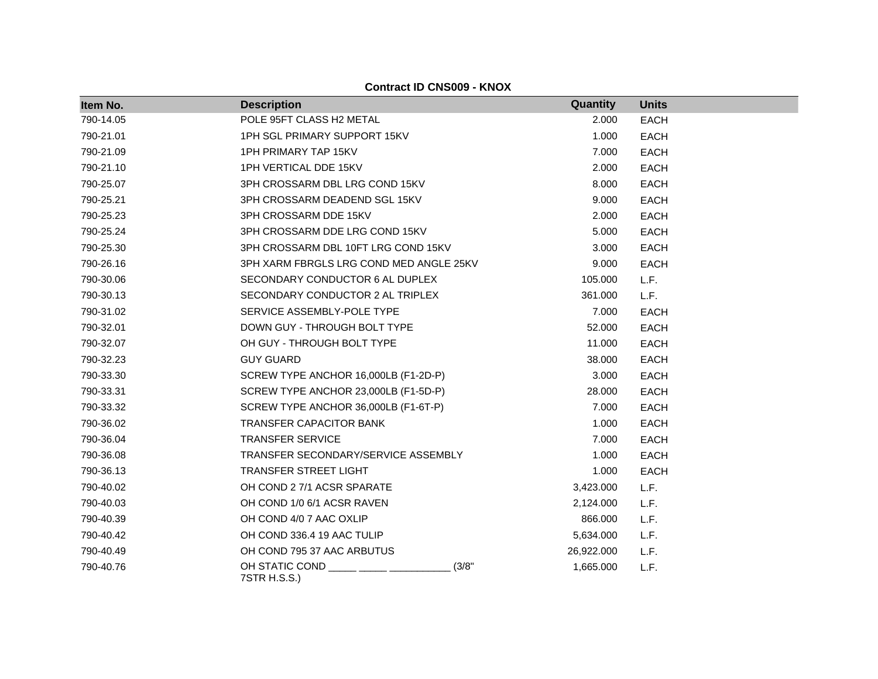**Contract ID CNS009 - KNOX**

| Item No. | Description | Quantity | Units |
|---|---|---|---|
| 790-14.05 | POLE 95FT CLASS H2 METAL | 2.000 | EACH |
| 790-21.01 | 1PH SGL PRIMARY SUPPORT 15KV | 1.000 | EACH |
| 790-21.09 | 1PH PRIMARY TAP 15KV | 7.000 | EACH |
| 790-21.10 | 1PH VERTICAL DDE 15KV | 2.000 | EACH |
| 790-25.07 | 3PH CROSSARM DBL LRG COND 15KV | 8.000 | EACH |
| 790-25.21 | 3PH CROSSARM DEADEND SGL 15KV | 9.000 | EACH |
| 790-25.23 | 3PH CROSSARM DDE 15KV | 2.000 | EACH |
| 790-25.24 | 3PH CROSSARM DDE LRG COND 15KV | 5.000 | EACH |
| 790-25.30 | 3PH CROSSARM DBL 10FT LRG COND 15KV | 3.000 | EACH |
| 790-26.16 | 3PH XARM FBRGLS LRG COND MED ANGLE 25KV | 9.000 | EACH |
| 790-30.06 | SECONDARY CONDUCTOR 6 AL DUPLEX | 105.000 | L.F. |
| 790-30.13 | SECONDARY CONDUCTOR 2 AL TRIPLEX | 361.000 | L.F. |
| 790-31.02 | SERVICE ASSEMBLY-POLE TYPE | 7.000 | EACH |
| 790-32.01 | DOWN GUY - THROUGH BOLT TYPE | 52.000 | EACH |
| 790-32.07 | OH GUY - THROUGH BOLT TYPE | 11.000 | EACH |
| 790-32.23 | GUY GUARD | 38.000 | EACH |
| 790-33.30 | SCREW TYPE ANCHOR 16,000LB (F1-2D-P) | 3.000 | EACH |
| 790-33.31 | SCREW TYPE ANCHOR 23,000LB (F1-5D-P) | 28.000 | EACH |
| 790-33.32 | SCREW TYPE ANCHOR 36,000LB (F1-6T-P) | 7.000 | EACH |
| 790-36.02 | TRANSFER CAPACITOR BANK | 1.000 | EACH |
| 790-36.04 | TRANSFER SERVICE | 7.000 | EACH |
| 790-36.08 | TRANSFER SECONDARY/SERVICE ASSEMBLY | 1.000 | EACH |
| 790-36.13 | TRANSFER STREET LIGHT | 1.000 | EACH |
| 790-40.02 | OH COND 2 7/1 ACSR SPARATE | 3,423.000 | L.F. |
| 790-40.03 | OH COND 1/0 6/1 ACSR RAVEN | 2,124.000 | L.F. |
| 790-40.39 | OH COND 4/0 7 AAC OXLIP | 866.000 | L.F. |
| 790-40.42 | OH COND 336.4 19 AAC TULIP | 5,634.000 | L.F. |
| 790-40.49 | OH COND 795 37 AAC ARBUTUS | 26,922.000 | L.F. |
| 790-40.76 | OH STATIC COND _____ _____ ___________ (3/8" 7STR H.S.S.) | 1,665.000 | L.F. |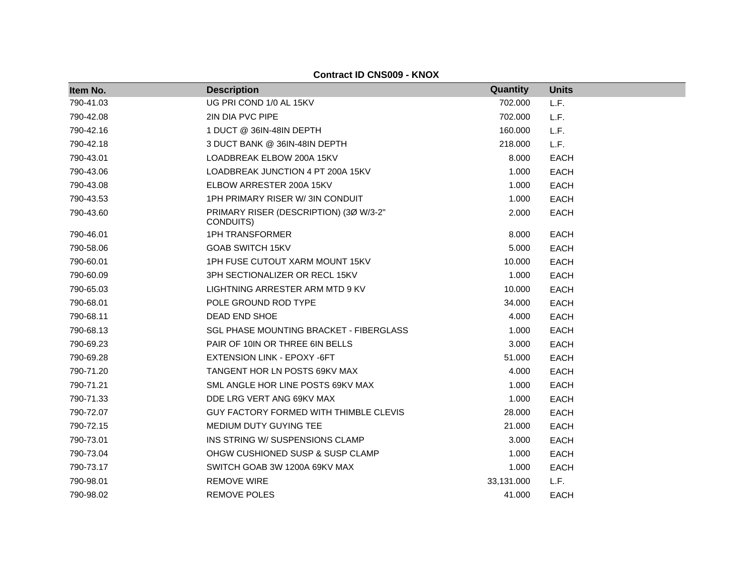**Contract ID CNS009 - KNOX**

| Item No. | Description | Quantity | Units |
|---|---|---|---|
| 790-41.03 | UG PRI COND 1/0 AL 15KV | 702.000 | L.F. |
| 790-42.08 | 2IN DIA PVC PIPE | 702.000 | L.F. |
| 790-42.16 | 1 DUCT @ 36IN-48IN DEPTH | 160.000 | L.F. |
| 790-42.18 | 3 DUCT BANK @ 36IN-48IN DEPTH | 218.000 | L.F. |
| 790-43.01 | LOADBREAK ELBOW 200A 15KV | 8.000 | EACH |
| 790-43.06 | LOADBREAK JUNCTION 4 PT 200A 15KV | 1.000 | EACH |
| 790-43.08 | ELBOW ARRESTER 200A 15KV | 1.000 | EACH |
| 790-43.53 | 1PH PRIMARY RISER W/ 3IN CONDUIT | 1.000 | EACH |
| 790-43.60 | PRIMARY RISER (DESCRIPTION) (3Ø W/3-2" CONDUITS) | 2.000 | EACH |
| 790-46.01 | 1PH TRANSFORMER | 8.000 | EACH |
| 790-58.06 | GOAB SWITCH 15KV | 5.000 | EACH |
| 790-60.01 | 1PH FUSE CUTOUT XARM MOUNT 15KV | 10.000 | EACH |
| 790-60.09 | 3PH SECTIONALIZER OR RECL 15KV | 1.000 | EACH |
| 790-65.03 | LIGHTNING ARRESTER ARM MTD 9 KV | 10.000 | EACH |
| 790-68.01 | POLE GROUND ROD TYPE | 34.000 | EACH |
| 790-68.11 | DEAD END SHOE | 4.000 | EACH |
| 790-68.13 | SGL PHASE MOUNTING BRACKET - FIBERGLASS | 1.000 | EACH |
| 790-69.23 | PAIR OF 10IN OR THREE 6IN BELLS | 3.000 | EACH |
| 790-69.28 | EXTENSION LINK - EPOXY -6FT | 51.000 | EACH |
| 790-71.20 | TANGENT HOR LN POSTS 69KV MAX | 4.000 | EACH |
| 790-71.21 | SML ANGLE HOR LINE POSTS 69KV MAX | 1.000 | EACH |
| 790-71.33 | DDE LRG VERT ANG 69KV MAX | 1.000 | EACH |
| 790-72.07 | GUY FACTORY FORMED WITH THIMBLE CLEVIS | 28.000 | EACH |
| 790-72.15 | MEDIUM DUTY GUYING TEE | 21.000 | EACH |
| 790-73.01 | INS STRING W/ SUSPENSIONS CLAMP | 3.000 | EACH |
| 790-73.04 | OHGW CUSHIONED SUSP & SUSP CLAMP | 1.000 | EACH |
| 790-73.17 | SWITCH GOAB 3W 1200A 69KV MAX | 1.000 | EACH |
| 790-98.01 | REMOVE WIRE | 33,131.000 | L.F. |
| 790-98.02 | REMOVE POLES | 41.000 | EACH |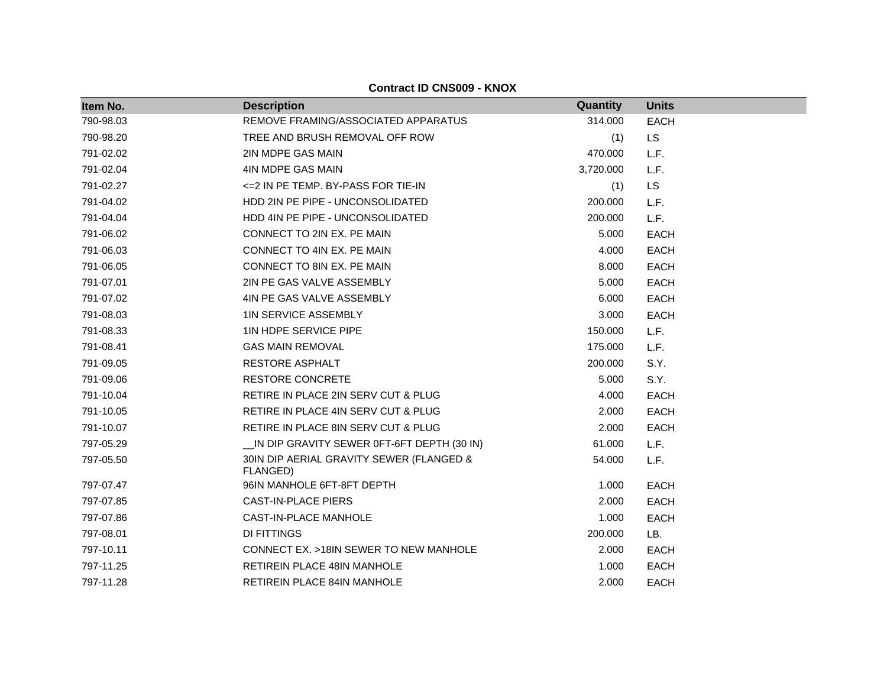**Contract ID CNS009 - KNOX**

| Item No. | Description | Quantity | Units |
|---|---|---|---|
| 790-98.03 | REMOVE FRAMING/ASSOCIATED APPARATUS | 314.000 | EACH |
| 790-98.20 | TREE AND BRUSH REMOVAL OFF ROW | (1) | LS |
| 791-02.02 | 2IN MDPE GAS MAIN | 470.000 | L.F. |
| 791-02.04 | 4IN MDPE GAS MAIN | 3,720.000 | L.F. |
| 791-02.27 | <=2 IN PE TEMP. BY-PASS FOR TIE-IN | (1) | LS |
| 791-04.02 | HDD 2IN PE PIPE - UNCONSOLIDATED | 200.000 | L.F. |
| 791-04.04 | HDD 4IN PE PIPE - UNCONSOLIDATED | 200.000 | L.F. |
| 791-06.02 | CONNECT TO 2IN EX. PE MAIN | 5.000 | EACH |
| 791-06.03 | CONNECT TO 4IN EX. PE MAIN | 4.000 | EACH |
| 791-06.05 | CONNECT TO 8IN EX. PE MAIN | 8.000 | EACH |
| 791-07.01 | 2IN PE GAS VALVE ASSEMBLY | 5.000 | EACH |
| 791-07.02 | 4IN PE GAS VALVE ASSEMBLY | 6.000 | EACH |
| 791-08.03 | 1IN SERVICE ASSEMBLY | 3.000 | EACH |
| 791-08.33 | 1IN HDPE SERVICE PIPE | 150.000 | L.F. |
| 791-08.41 | GAS MAIN REMOVAL | 175.000 | L.F. |
| 791-09.05 | RESTORE ASPHALT | 200.000 | S.Y. |
| 791-09.06 | RESTORE CONCRETE | 5.000 | S.Y. |
| 791-10.04 | RETIRE IN PLACE 2IN SERV CUT & PLUG | 4.000 | EACH |
| 791-10.05 | RETIRE IN PLACE 4IN SERV CUT & PLUG | 2.000 | EACH |
| 791-10.07 | RETIRE IN PLACE 8IN SERV CUT & PLUG | 2.000 | EACH |
| 797-05.29 | __IN DIP GRAVITY SEWER 0FT-6FT DEPTH (30 IN) | 61.000 | L.F. |
| 797-05.50 | 30IN DIP AERIAL GRAVITY SEWER (FLANGED & FLANGED) | 54.000 | L.F. |
| 797-07.47 | 96IN MANHOLE 6FT-8FT DEPTH | 1.000 | EACH |
| 797-07.85 | CAST-IN-PLACE PIERS | 2.000 | EACH |
| 797-07.86 | CAST-IN-PLACE MANHOLE | 1.000 | EACH |
| 797-08.01 | DI FITTINGS | 200.000 | LB. |
| 797-10.11 | CONNECT EX. >18IN SEWER TO NEW MANHOLE | 2.000 | EACH |
| 797-11.25 | RETIREIN PLACE 48IN MANHOLE | 1.000 | EACH |
| 797-11.28 | RETIREIN PLACE 84IN MANHOLE | 2.000 | EACH |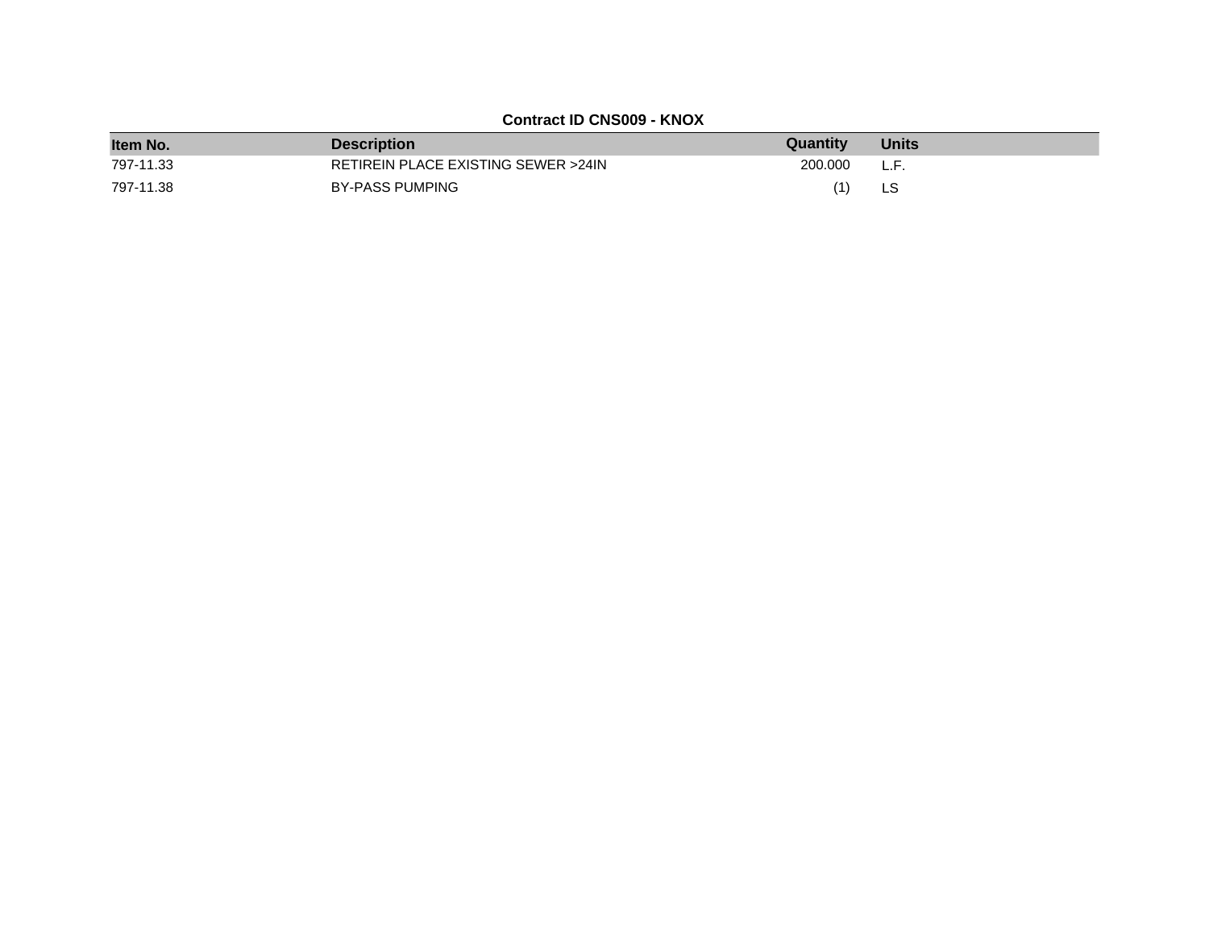**Contract ID CNS009 - KNOX**

| Item No. | Description | Quantity | Units |
| --- | --- | --- | --- |
| 797-11.33 | RETIREIN PLACE EXISTING SEWER >24IN | 200.000 | L.F. |
| 797-11.38 | BY-PASS PUMPING | (1) | LS |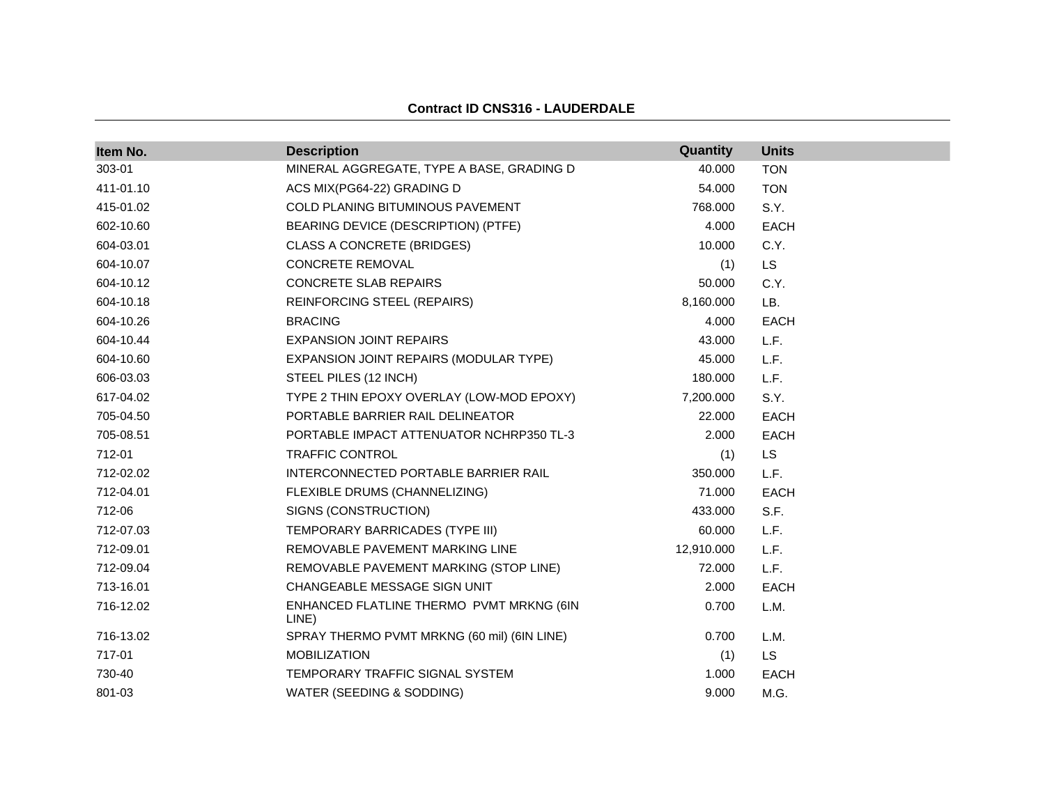## Contract ID CNS316 - LAUDERDALE

| Item No. | Description | Quantity | Units |
|---|---|---|---|
| 303-01 | MINERAL AGGREGATE, TYPE A BASE, GRADING D | 40.000 | TON |
| 411-01.10 | ACS MIX(PG64-22) GRADING D | 54.000 | TON |
| 415-01.02 | COLD PLANING BITUMINOUS PAVEMENT | 768.000 | S.Y. |
| 602-10.60 | BEARING DEVICE (DESCRIPTION) (PTFE) | 4.000 | EACH |
| 604-03.01 | CLASS A CONCRETE (BRIDGES) | 10.000 | C.Y. |
| 604-10.07 | CONCRETE REMOVAL | (1) | LS |
| 604-10.12 | CONCRETE SLAB REPAIRS | 50.000 | C.Y. |
| 604-10.18 | REINFORCING STEEL (REPAIRS) | 8,160.000 | LB. |
| 604-10.26 | BRACING | 4.000 | EACH |
| 604-10.44 | EXPANSION JOINT REPAIRS | 43.000 | L.F. |
| 604-10.60 | EXPANSION JOINT REPAIRS (MODULAR TYPE) | 45.000 | L.F. |
| 606-03.03 | STEEL PILES (12 INCH) | 180.000 | L.F. |
| 617-04.02 | TYPE 2 THIN EPOXY OVERLAY (LOW-MOD EPOXY) | 7,200.000 | S.Y. |
| 705-04.50 | PORTABLE BARRIER RAIL DELINEATOR | 22.000 | EACH |
| 705-08.51 | PORTABLE IMPACT ATTENUATOR NCHRP350 TL-3 | 2.000 | EACH |
| 712-01 | TRAFFIC CONTROL | (1) | LS |
| 712-02.02 | INTERCONNECTED PORTABLE BARRIER RAIL | 350.000 | L.F. |
| 712-04.01 | FLEXIBLE DRUMS (CHANNELIZING) | 71.000 | EACH |
| 712-06 | SIGNS (CONSTRUCTION) | 433.000 | S.F. |
| 712-07.03 | TEMPORARY BARRICADES (TYPE III) | 60.000 | L.F. |
| 712-09.01 | REMOVABLE PAVEMENT MARKING LINE | 12,910.000 | L.F. |
| 712-09.04 | REMOVABLE PAVEMENT MARKING (STOP LINE) | 72.000 | L.F. |
| 713-16.01 | CHANGEABLE MESSAGE SIGN UNIT | 2.000 | EACH |
| 716-12.02 | ENHANCED FLATLINE THERMO PVMT MRKNG (6IN LINE) | 0.700 | L.M. |
| 716-13.02 | SPRAY THERMO PVMT MRKNG (60 mil) (6IN LINE) | 0.700 | L.M. |
| 717-01 | MOBILIZATION | (1) | LS |
| 730-40 | TEMPORARY TRAFFIC SIGNAL SYSTEM | 1.000 | EACH |
| 801-03 | WATER (SEEDING & SODDING) | 9.000 | M.G. |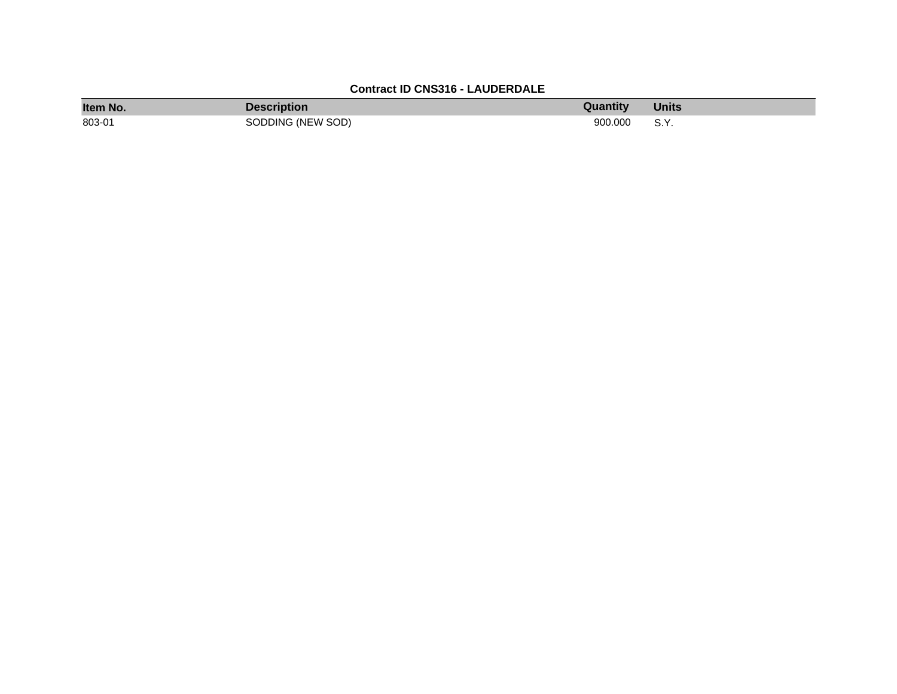**Contract ID CNS316 - LAUDERDALE**

| Item No. | Description | Quantity | Units |
| --- | --- | --- | --- |
| 803-01 | SODDING (NEW SOD) | 900.000 | S.Y. |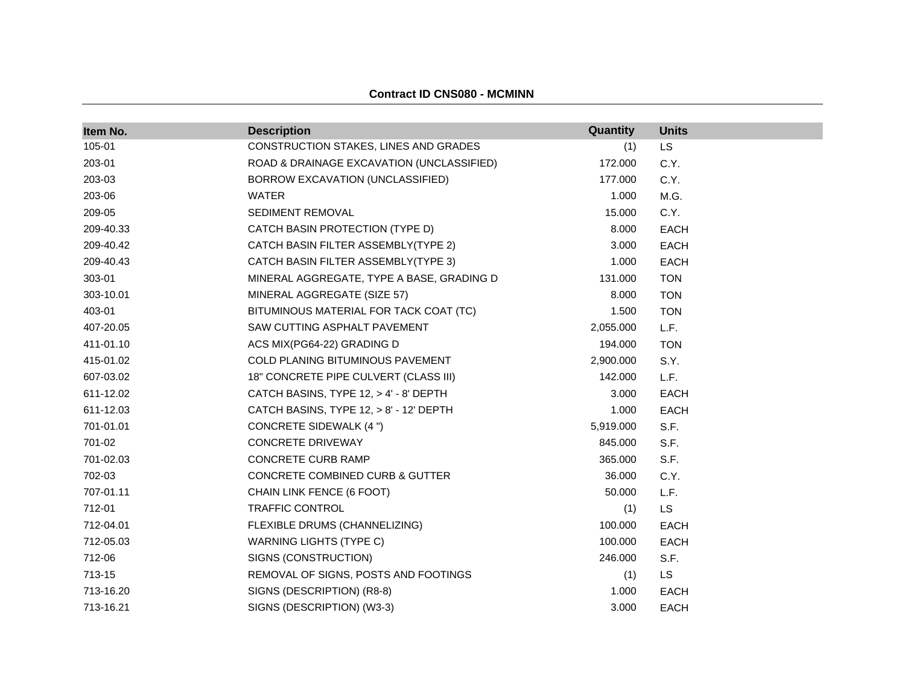**Contract ID CNS080 - MCMINN**

| Item No. | Description | Quantity | Units |
|---|---|---|---|
| 105-01 | CONSTRUCTION STAKES, LINES AND GRADES | (1) | LS |
| 203-01 | ROAD & DRAINAGE EXCAVATION (UNCLASSIFIED) | 172.000 | C.Y. |
| 203-03 | BORROW EXCAVATION (UNCLASSIFIED) | 177.000 | C.Y. |
| 203-06 | WATER | 1.000 | M.G. |
| 209-05 | SEDIMENT REMOVAL | 15.000 | C.Y. |
| 209-40.33 | CATCH BASIN PROTECTION (TYPE D) | 8.000 | EACH |
| 209-40.42 | CATCH BASIN FILTER ASSEMBLY(TYPE 2) | 3.000 | EACH |
| 209-40.43 | CATCH BASIN FILTER ASSEMBLY(TYPE 3) | 1.000 | EACH |
| 303-01 | MINERAL AGGREGATE, TYPE A BASE, GRADING D | 131.000 | TON |
| 303-10.01 | MINERAL AGGREGATE (SIZE 57) | 8.000 | TON |
| 403-01 | BITUMINOUS MATERIAL FOR TACK COAT (TC) | 1.500 | TON |
| 407-20.05 | SAW CUTTING ASPHALT PAVEMENT | 2,055.000 | L.F. |
| 411-01.10 | ACS MIX(PG64-22) GRADING D | 194.000 | TON |
| 415-01.02 | COLD PLANING BITUMINOUS PAVEMENT | 2,900.000 | S.Y. |
| 607-03.02 | 18" CONCRETE PIPE CULVERT (CLASS III) | 142.000 | L.F. |
| 611-12.02 | CATCH BASINS, TYPE 12, > 4' - 8' DEPTH | 3.000 | EACH |
| 611-12.03 | CATCH BASINS, TYPE 12, > 8' - 12' DEPTH | 1.000 | EACH |
| 701-01.01 | CONCRETE SIDEWALK (4 ") | 5,919.000 | S.F. |
| 701-02 | CONCRETE DRIVEWAY | 845.000 | S.F. |
| 701-02.03 | CONCRETE CURB RAMP | 365.000 | S.F. |
| 702-03 | CONCRETE COMBINED CURB & GUTTER | 36.000 | C.Y. |
| 707-01.11 | CHAIN LINK FENCE (6 FOOT) | 50.000 | L.F. |
| 712-01 | TRAFFIC CONTROL | (1) | LS |
| 712-04.01 | FLEXIBLE DRUMS (CHANNELIZING) | 100.000 | EACH |
| 712-05.03 | WARNING LIGHTS (TYPE C) | 100.000 | EACH |
| 712-06 | SIGNS (CONSTRUCTION) | 246.000 | S.F. |
| 713-15 | REMOVAL OF SIGNS, POSTS AND FOOTINGS | (1) | LS |
| 713-16.20 | SIGNS (DESCRIPTION) (R8-8) | 1.000 | EACH |
| 713-16.21 | SIGNS (DESCRIPTION) (W3-3) | 3.000 | EACH |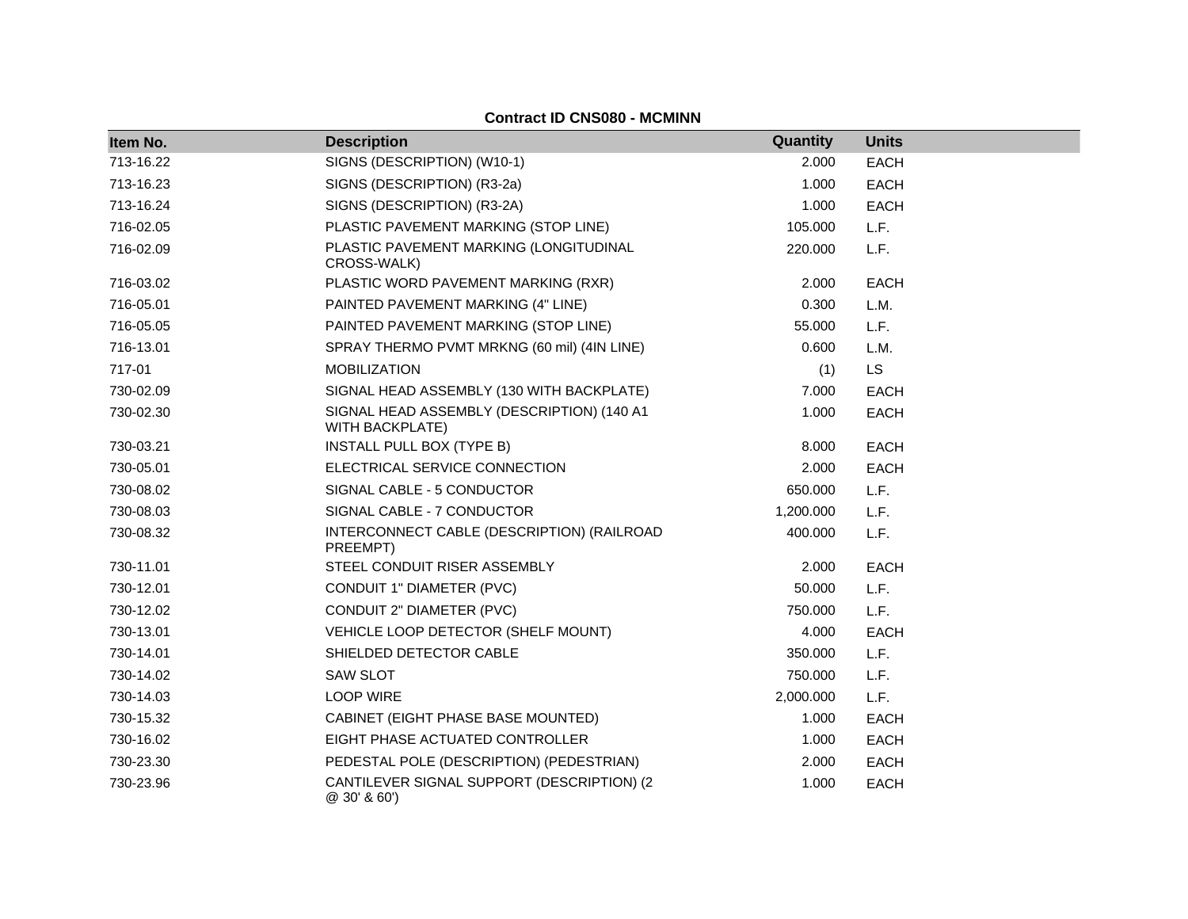**Contract ID CNS080 - MCMINN**

| Item No. | Description | Quantity | Units |
|---|---|---|---|
| 713-16.22 | SIGNS (DESCRIPTION) (W10-1) | 2.000 | EACH |
| 713-16.23 | SIGNS (DESCRIPTION) (R3-2a) | 1.000 | EACH |
| 713-16.24 | SIGNS (DESCRIPTION) (R3-2A) | 1.000 | EACH |
| 716-02.05 | PLASTIC PAVEMENT MARKING (STOP LINE) | 105.000 | L.F. |
| 716-02.09 | PLASTIC PAVEMENT MARKING (LONGITUDINAL CROSS-WALK) | 220.000 | L.F. |
| 716-03.02 | PLASTIC WORD PAVEMENT MARKING (RXR) | 2.000 | EACH |
| 716-05.01 | PAINTED PAVEMENT MARKING (4" LINE) | 0.300 | L.M. |
| 716-05.05 | PAINTED PAVEMENT MARKING (STOP LINE) | 55.000 | L.F. |
| 716-13.01 | SPRAY THERMO PVMT MRKNG (60 mil) (4IN LINE) | 0.600 | L.M. |
| 717-01 | MOBILIZATION | (1) | LS |
| 730-02.09 | SIGNAL HEAD ASSEMBLY (130 WITH BACKPLATE) | 7.000 | EACH |
| 730-02.30 | SIGNAL HEAD ASSEMBLY (DESCRIPTION) (140 A1 WITH BACKPLATE) | 1.000 | EACH |
| 730-03.21 | INSTALL PULL BOX (TYPE B) | 8.000 | EACH |
| 730-05.01 | ELECTRICAL SERVICE CONNECTION | 2.000 | EACH |
| 730-08.02 | SIGNAL CABLE - 5 CONDUCTOR | 650.000 | L.F. |
| 730-08.03 | SIGNAL CABLE - 7 CONDUCTOR | 1,200.000 | L.F. |
| 730-08.32 | INTERCONNECT CABLE (DESCRIPTION) (RAILROAD PREEMPT) | 400.000 | L.F. |
| 730-11.01 | STEEL CONDUIT RISER ASSEMBLY | 2.000 | EACH |
| 730-12.01 | CONDUIT 1" DIAMETER (PVC) | 50.000 | L.F. |
| 730-12.02 | CONDUIT 2" DIAMETER (PVC) | 750.000 | L.F. |
| 730-13.01 | VEHICLE LOOP DETECTOR (SHELF MOUNT) | 4.000 | EACH |
| 730-14.01 | SHIELDED DETECTOR CABLE | 350.000 | L.F. |
| 730-14.02 | SAW SLOT | 750.000 | L.F. |
| 730-14.03 | LOOP WIRE | 2,000.000 | L.F. |
| 730-15.32 | CABINET (EIGHT PHASE BASE MOUNTED) | 1.000 | EACH |
| 730-16.02 | EIGHT PHASE ACTUATED CONTROLLER | 1.000 | EACH |
| 730-23.30 | PEDESTAL POLE (DESCRIPTION) (PEDESTRIAN) | 2.000 | EACH |
| 730-23.96 | CANTILEVER SIGNAL SUPPORT (DESCRIPTION) (2 @ 30' & 60') | 1.000 | EACH |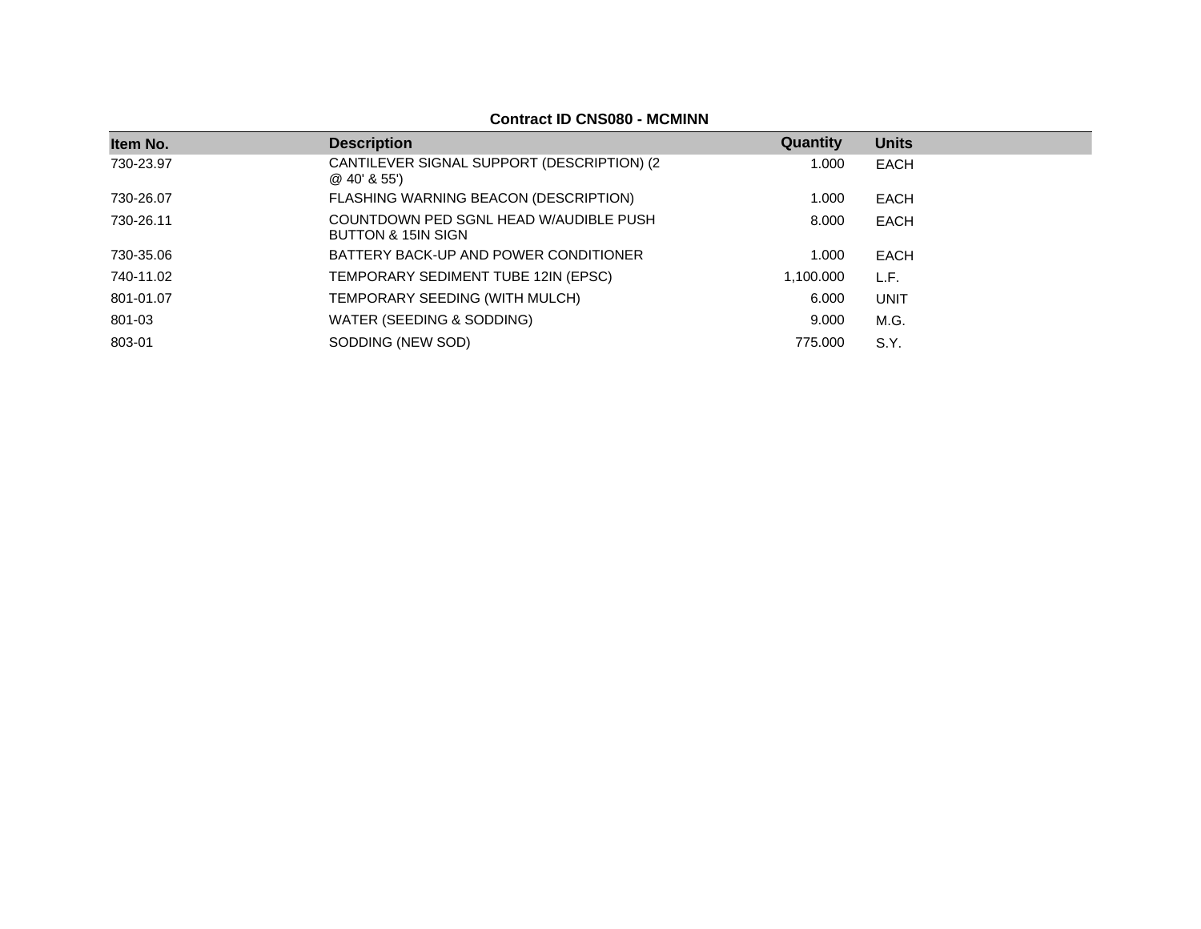**Contract ID CNS080 - MCMINN**

| Item No. | Description | Quantity | Units |
|---|---|---|---|
| 730-23.97 | CANTILEVER SIGNAL SUPPORT (DESCRIPTION) (2 @ 40' & 55') | 1.000 | EACH |
| 730-26.07 | FLASHING WARNING BEACON (DESCRIPTION) | 1.000 | EACH |
| 730-26.11 | COUNTDOWN PED SGNL HEAD W/AUDIBLE PUSH BUTTON & 15IN SIGN | 8.000 | EACH |
| 730-35.06 | BATTERY BACK-UP AND POWER CONDITIONER | 1.000 | EACH |
| 740-11.02 | TEMPORARY SEDIMENT TUBE 12IN (EPSC) | 1,100.000 | L.F. |
| 801-01.07 | TEMPORARY SEEDING (WITH MULCH) | 6.000 | UNIT |
| 801-03 | WATER (SEEDING & SODDING) | 9.000 | M.G. |
| 803-01 | SODDING (NEW SOD) | 775.000 | S.Y. |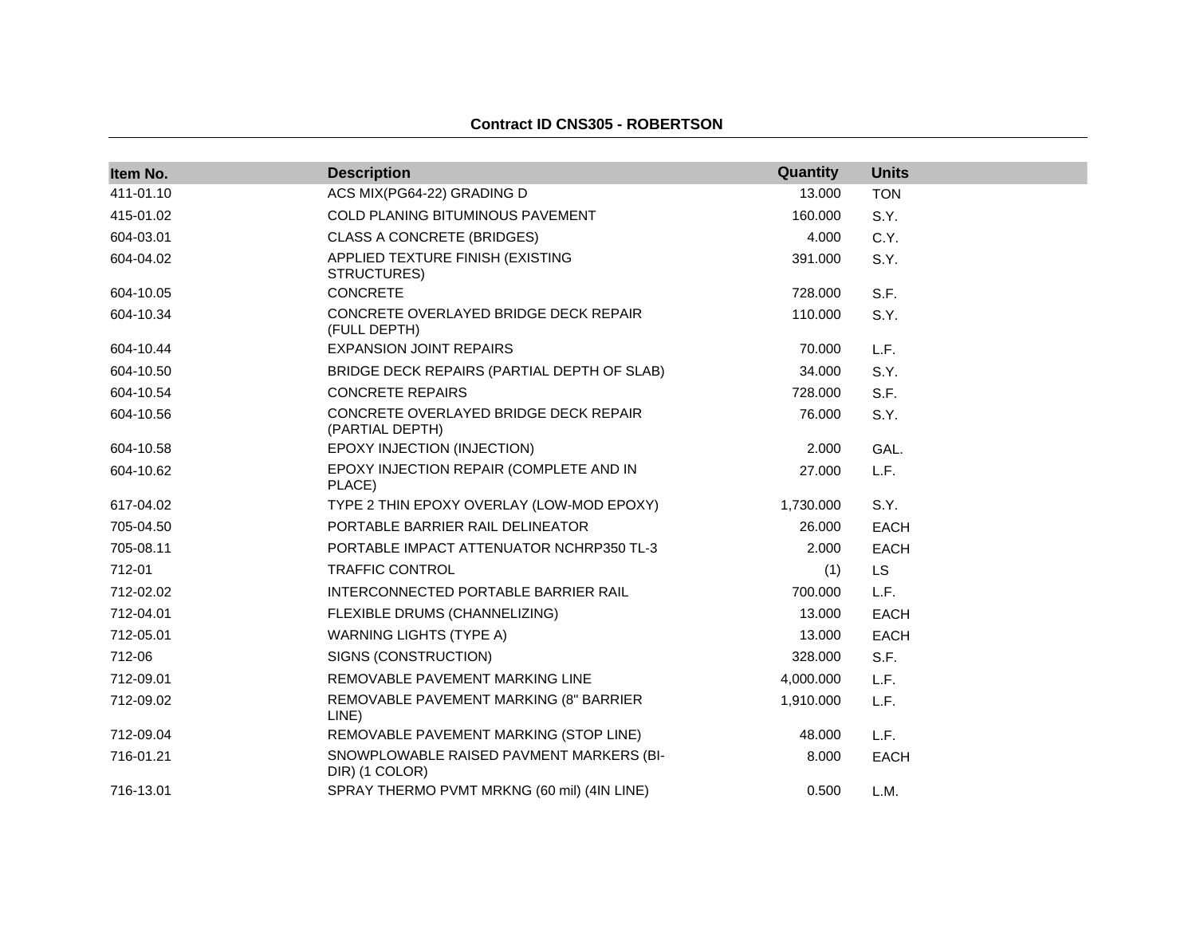**Contract ID CNS305 - ROBERTSON**

| Item No. | Description | Quantity | Units |
|---|---|---|---|
| 411-01.10 | ACS MIX(PG64-22) GRADING D | 13.000 | TON |
| 415-01.02 | COLD PLANING BITUMINOUS PAVEMENT | 160.000 | S.Y. |
| 604-03.01 | CLASS A CONCRETE (BRIDGES) | 4.000 | C.Y. |
| 604-04.02 | APPLIED TEXTURE FINISH (EXISTING STRUCTURES) | 391.000 | S.Y. |
| 604-10.05 | CONCRETE | 728.000 | S.F. |
| 604-10.34 | CONCRETE OVERLAYED BRIDGE DECK REPAIR (FULL DEPTH) | 110.000 | S.Y. |
| 604-10.44 | EXPANSION JOINT REPAIRS | 70.000 | L.F. |
| 604-10.50 | BRIDGE DECK REPAIRS (PARTIAL DEPTH OF SLAB) | 34.000 | S.Y. |
| 604-10.54 | CONCRETE REPAIRS | 728.000 | S.F. |
| 604-10.56 | CONCRETE OVERLAYED BRIDGE DECK REPAIR (PARTIAL DEPTH) | 76.000 | S.Y. |
| 604-10.58 | EPOXY INJECTION (INJECTION) | 2.000 | GAL. |
| 604-10.62 | EPOXY INJECTION REPAIR (COMPLETE AND IN PLACE) | 27.000 | L.F. |
| 617-04.02 | TYPE 2 THIN EPOXY OVERLAY (LOW-MOD EPOXY) | 1,730.000 | S.Y. |
| 705-04.50 | PORTABLE BARRIER RAIL DELINEATOR | 26.000 | EACH |
| 705-08.11 | PORTABLE IMPACT ATTENUATOR NCHRP350 TL-3 | 2.000 | EACH |
| 712-01 | TRAFFIC CONTROL | (1) | LS |
| 712-02.02 | INTERCONNECTED PORTABLE BARRIER RAIL | 700.000 | L.F. |
| 712-04.01 | FLEXIBLE DRUMS (CHANNELIZING) | 13.000 | EACH |
| 712-05.01 | WARNING LIGHTS (TYPE A) | 13.000 | EACH |
| 712-06 | SIGNS (CONSTRUCTION) | 328.000 | S.F. |
| 712-09.01 | REMOVABLE PAVEMENT MARKING LINE | 4,000.000 | L.F. |
| 712-09.02 | REMOVABLE PAVEMENT MARKING (8" BARRIER LINE) | 1,910.000 | L.F. |
| 712-09.04 | REMOVABLE PAVEMENT MARKING (STOP LINE) | 48.000 | L.F. |
| 716-01.21 | SNOWPLOWABLE RAISED PAVMENT MARKERS (BI-DIR) (1 COLOR) | 8.000 | EACH |
| 716-13.01 | SPRAY THERMO PVMT MRKNG (60 mil) (4IN LINE) | 0.500 | L.M. |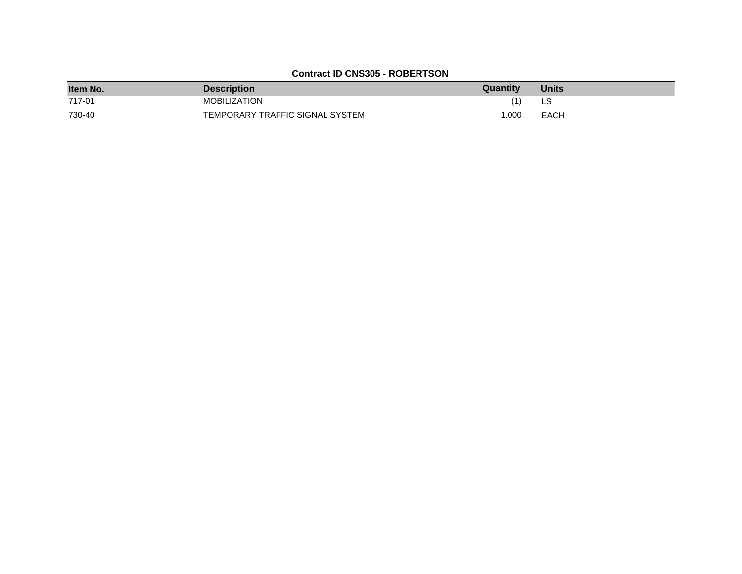**Contract ID CNS305 - ROBERTSON**

| Item No. | Description | Quantity | Units |
|---|---|---|---|
| 717-01 | MOBILIZATION | (1) | LS |
| 730-40 | TEMPORARY TRAFFIC SIGNAL SYSTEM | 1.000 | EACH |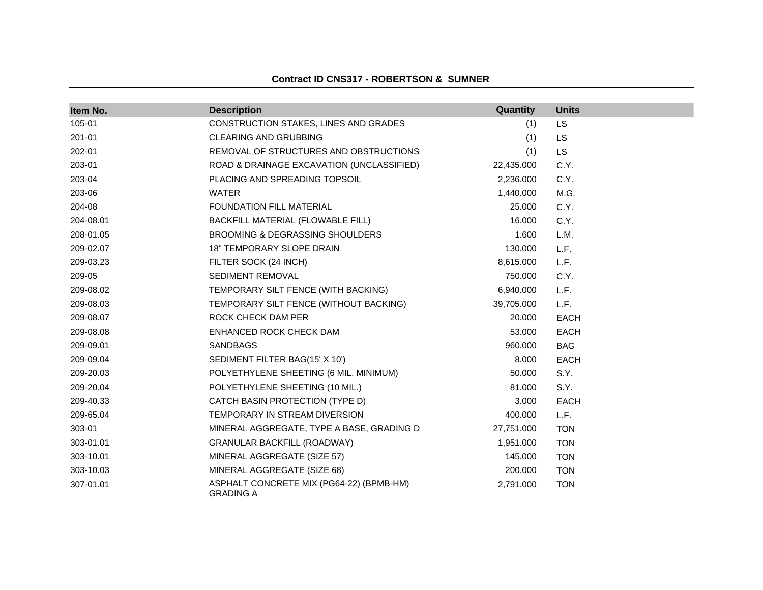**Contract ID CNS317 - ROBERTSON & SUMNER**

| Item No. | Description | Quantity | Units |
|---|---|---|---|
| 105-01 | CONSTRUCTION STAKES, LINES AND GRADES | (1) | LS |
| 201-01 | CLEARING AND GRUBBING | (1) | LS |
| 202-01 | REMOVAL OF STRUCTURES AND OBSTRUCTIONS | (1) | LS |
| 203-01 | ROAD & DRAINAGE EXCAVATION (UNCLASSIFIED) | 22,435.000 | C.Y. |
| 203-04 | PLACING AND SPREADING TOPSOIL | 2,236.000 | C.Y. |
| 203-06 | WATER | 1,440.000 | M.G. |
| 204-08 | FOUNDATION FILL MATERIAL | 25.000 | C.Y. |
| 204-08.01 | BACKFILL MATERIAL (FLOWABLE FILL) | 16.000 | C.Y. |
| 208-01.05 | BROOMING & DEGRASSING SHOULDERS | 1.600 | L.M. |
| 209-02.07 | 18" TEMPORARY SLOPE DRAIN | 130.000 | L.F. |
| 209-03.23 | FILTER SOCK (24 INCH) | 8,615.000 | L.F. |
| 209-05 | SEDIMENT REMOVAL | 750.000 | C.Y. |
| 209-08.02 | TEMPORARY SILT FENCE (WITH BACKING) | 6,940.000 | L.F. |
| 209-08.03 | TEMPORARY SILT FENCE (WITHOUT BACKING) | 39,705.000 | L.F. |
| 209-08.07 | ROCK CHECK DAM PER | 20.000 | EACH |
| 209-08.08 | ENHANCED ROCK CHECK DAM | 53.000 | EACH |
| 209-09.01 | SANDBAGS | 960.000 | BAG |
| 209-09.04 | SEDIMENT FILTER BAG(15' X 10') | 8.000 | EACH |
| 209-20.03 | POLYETHYLENE SHEETING (6 MIL. MINIMUM) | 50.000 | S.Y. |
| 209-20.04 | POLYETHYLENE SHEETING (10 MIL.) | 81.000 | S.Y. |
| 209-40.33 | CATCH BASIN PROTECTION (TYPE D) | 3.000 | EACH |
| 209-65.04 | TEMPORARY IN STREAM DIVERSION | 400.000 | L.F. |
| 303-01 | MINERAL AGGREGATE, TYPE A BASE, GRADING D | 27,751.000 | TON |
| 303-01.01 | GRANULAR BACKFILL (ROADWAY) | 1,951.000 | TON |
| 303-10.01 | MINERAL AGGREGATE (SIZE 57) | 145.000 | TON |
| 303-10.03 | MINERAL AGGREGATE (SIZE 68) | 200.000 | TON |
| 307-01.01 | ASPHALT CONCRETE MIX (PG64-22) (BPMB-HM) GRADING A | 2,791.000 | TON |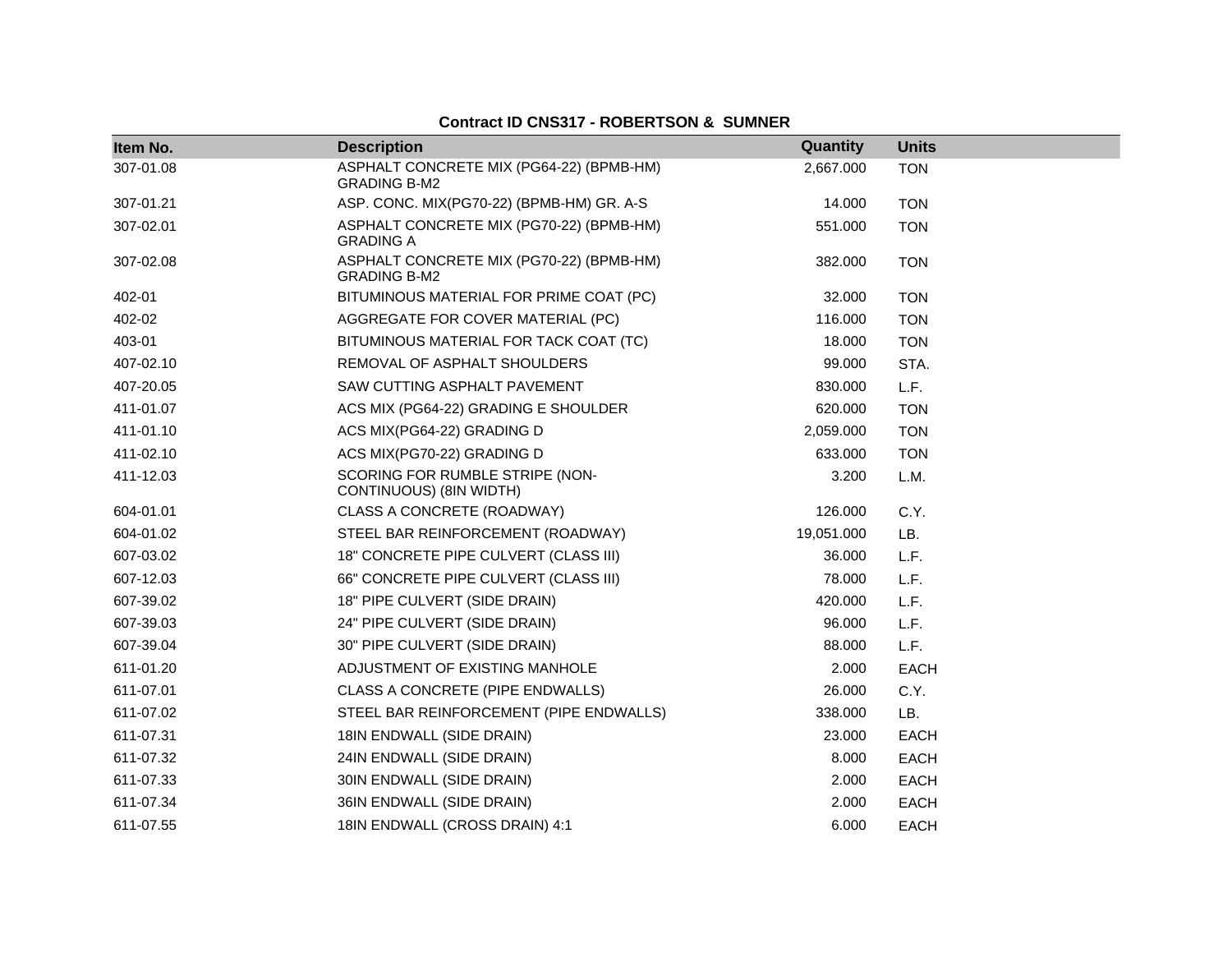**Contract ID CNS317 - ROBERTSON & SUMNER**

| Item No. | Description | Quantity | Units |
|---|---|---|---|
| 307-01.08 | ASPHALT CONCRETE MIX (PG64-22) (BPMB-HM) GRADING B-M2 | 2,667.000 | TON |
| 307-01.21 | ASP. CONC. MIX(PG70-22) (BPMB-HM) GR. A-S | 14.000 | TON |
| 307-02.01 | ASPHALT CONCRETE MIX (PG70-22) (BPMB-HM) GRADING A | 551.000 | TON |
| 307-02.08 | ASPHALT CONCRETE MIX (PG70-22) (BPMB-HM) GRADING B-M2 | 382.000 | TON |
| 402-01 | BITUMINOUS MATERIAL FOR PRIME COAT (PC) | 32.000 | TON |
| 402-02 | AGGREGATE FOR COVER MATERIAL (PC) | 116.000 | TON |
| 403-01 | BITUMINOUS MATERIAL FOR TACK COAT (TC) | 18.000 | TON |
| 407-02.10 | REMOVAL OF ASPHALT SHOULDERS | 99.000 | STA. |
| 407-20.05 | SAW CUTTING ASPHALT PAVEMENT | 830.000 | L.F. |
| 411-01.07 | ACS MIX (PG64-22) GRADING E SHOULDER | 620.000 | TON |
| 411-01.10 | ACS MIX(PG64-22) GRADING D | 2,059.000 | TON |
| 411-02.10 | ACS MIX(PG70-22) GRADING D | 633.000 | TON |
| 411-12.03 | SCORING FOR RUMBLE STRIPE (NON-CONTINUOUS) (8IN WIDTH) | 3.200 | L.M. |
| 604-01.01 | CLASS A CONCRETE (ROADWAY) | 126.000 | C.Y. |
| 604-01.02 | STEEL BAR REINFORCEMENT (ROADWAY) | 19,051.000 | LB. |
| 607-03.02 | 18" CONCRETE PIPE CULVERT (CLASS III) | 36.000 | L.F. |
| 607-12.03 | 66" CONCRETE PIPE CULVERT (CLASS III) | 78.000 | L.F. |
| 607-39.02 | 18" PIPE CULVERT (SIDE DRAIN) | 420.000 | L.F. |
| 607-39.03 | 24" PIPE CULVERT (SIDE DRAIN) | 96.000 | L.F. |
| 607-39.04 | 30" PIPE CULVERT (SIDE DRAIN) | 88.000 | L.F. |
| 611-01.20 | ADJUSTMENT OF EXISTING MANHOLE | 2.000 | EACH |
| 611-07.01 | CLASS A CONCRETE (PIPE ENDWALLS) | 26.000 | C.Y. |
| 611-07.02 | STEEL BAR REINFORCEMENT (PIPE ENDWALLS) | 338.000 | LB. |
| 611-07.31 | 18IN ENDWALL (SIDE DRAIN) | 23.000 | EACH |
| 611-07.32 | 24IN ENDWALL (SIDE DRAIN) | 8.000 | EACH |
| 611-07.33 | 30IN ENDWALL (SIDE DRAIN) | 2.000 | EACH |
| 611-07.34 | 36IN ENDWALL (SIDE DRAIN) | 2.000 | EACH |
| 611-07.55 | 18IN ENDWALL (CROSS DRAIN) 4:1 | 6.000 | EACH |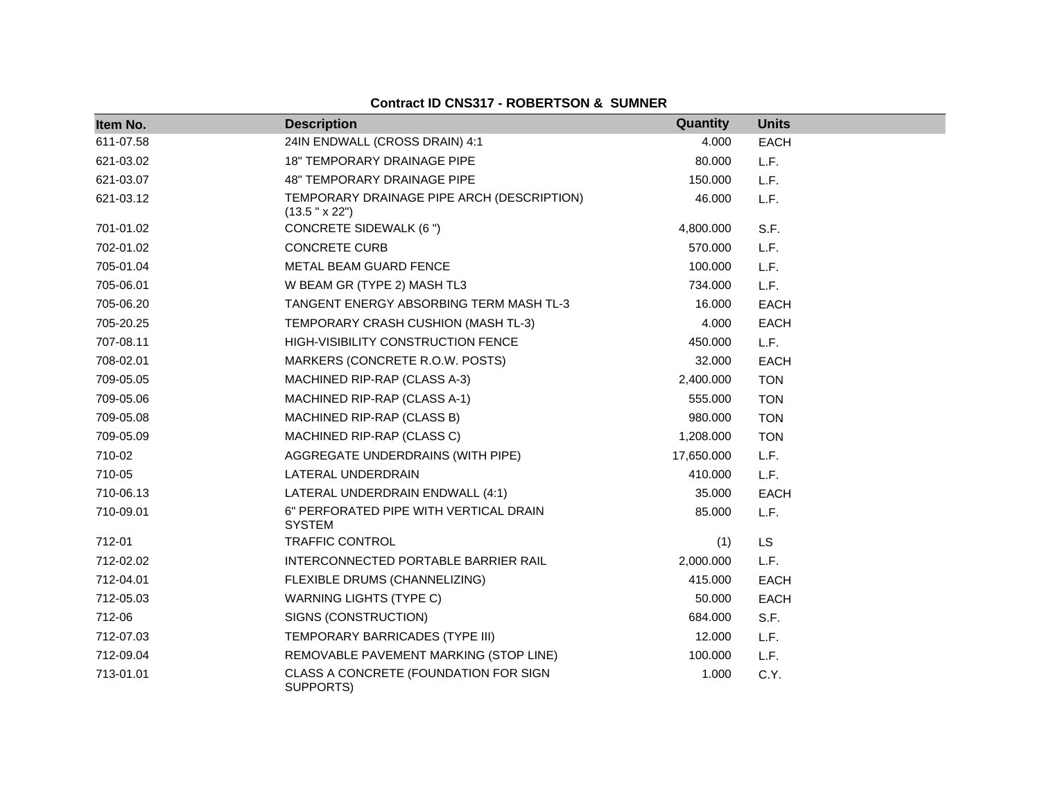**Contract ID CNS317 - ROBERTSON & SUMNER**

| Item No. | Description | Quantity | Units |
|---|---|---|---|
| 611-07.58 | 24IN ENDWALL (CROSS DRAIN) 4:1 | 4.000 | EACH |
| 621-03.02 | 18" TEMPORARY DRAINAGE PIPE | 80.000 | L.F. |
| 621-03.07 | 48" TEMPORARY DRAINAGE PIPE | 150.000 | L.F. |
| 621-03.12 | TEMPORARY DRAINAGE PIPE ARCH (DESCRIPTION) (13.5 " x 22") | 46.000 | L.F. |
| 701-01.02 | CONCRETE SIDEWALK (6 ") | 4,800.000 | S.F. |
| 702-01.02 | CONCRETE CURB | 570.000 | L.F. |
| 705-01.04 | METAL BEAM GUARD FENCE | 100.000 | L.F. |
| 705-06.01 | W BEAM GR (TYPE 2) MASH TL3 | 734.000 | L.F. |
| 705-06.20 | TANGENT ENERGY ABSORBING TERM MASH TL-3 | 16.000 | EACH |
| 705-20.25 | TEMPORARY CRASH CUSHION (MASH TL-3) | 4.000 | EACH |
| 707-08.11 | HIGH-VISIBILITY CONSTRUCTION FENCE | 450.000 | L.F. |
| 708-02.01 | MARKERS (CONCRETE R.O.W. POSTS) | 32.000 | EACH |
| 709-05.05 | MACHINED RIP-RAP (CLASS A-3) | 2,400.000 | TON |
| 709-05.06 | MACHINED RIP-RAP (CLASS A-1) | 555.000 | TON |
| 709-05.08 | MACHINED RIP-RAP (CLASS B) | 980.000 | TON |
| 709-05.09 | MACHINED RIP-RAP (CLASS C) | 1,208.000 | TON |
| 710-02 | AGGREGATE UNDERDRAINS (WITH PIPE) | 17,650.000 | L.F. |
| 710-05 | LATERAL UNDERDRAIN | 410.000 | L.F. |
| 710-06.13 | LATERAL UNDERDRAIN ENDWALL (4:1) | 35.000 | EACH |
| 710-09.01 | 6" PERFORATED PIPE WITH VERTICAL DRAIN SYSTEM | 85.000 | L.F. |
| 712-01 | TRAFFIC CONTROL | (1) | LS |
| 712-02.02 | INTERCONNECTED PORTABLE BARRIER RAIL | 2,000.000 | L.F. |
| 712-04.01 | FLEXIBLE DRUMS (CHANNELIZING) | 415.000 | EACH |
| 712-05.03 | WARNING LIGHTS (TYPE C) | 50.000 | EACH |
| 712-06 | SIGNS (CONSTRUCTION) | 684.000 | S.F. |
| 712-07.03 | TEMPORARY BARRICADES (TYPE III) | 12.000 | L.F. |
| 712-09.04 | REMOVABLE PAVEMENT MARKING (STOP LINE) | 100.000 | L.F. |
| 713-01.01 | CLASS A CONCRETE (FOUNDATION FOR SIGN SUPPORTS) | 1.000 | C.Y. |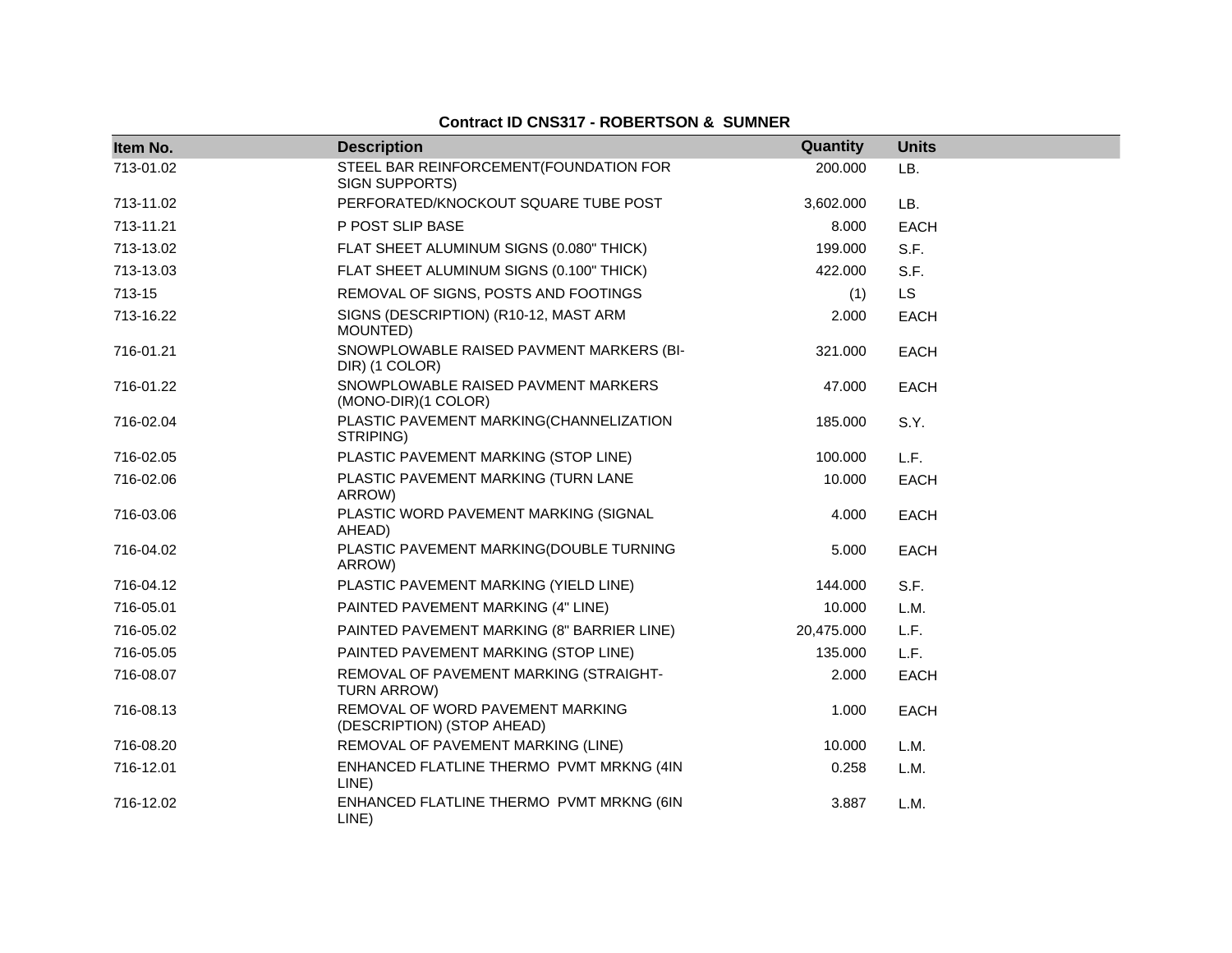**Contract ID CNS317 - ROBERTSON & SUMNER**

| Item No. | Description | Quantity | Units |
|---|---|---|---|
| 713-01.02 | STEEL BAR REINFORCEMENT(FOUNDATION FOR SIGN SUPPORTS) | 200.000 | LB. |
| 713-11.02 | PERFORATED/KNOCKOUT SQUARE TUBE POST | 3,602.000 | LB. |
| 713-11.21 | P POST SLIP BASE | 8.000 | EACH |
| 713-13.02 | FLAT SHEET ALUMINUM SIGNS (0.080" THICK) | 199.000 | S.F. |
| 713-13.03 | FLAT SHEET ALUMINUM SIGNS (0.100" THICK) | 422.000 | S.F. |
| 713-15 | REMOVAL OF SIGNS, POSTS AND FOOTINGS | (1) | LS |
| 713-16.22 | SIGNS (DESCRIPTION) (R10-12, MAST ARM MOUNTED) | 2.000 | EACH |
| 716-01.21 | SNOWPLOWABLE RAISED PAVMENT MARKERS (BI-DIR) (1 COLOR) | 321.000 | EACH |
| 716-01.22 | SNOWPLOWABLE RAISED PAVMENT MARKERS (MONO-DIR)(1 COLOR) | 47.000 | EACH |
| 716-02.04 | PLASTIC PAVEMENT MARKING(CHANNELIZATION STRIPING) | 185.000 | S.Y. |
| 716-02.05 | PLASTIC PAVEMENT MARKING (STOP LINE) | 100.000 | L.F. |
| 716-02.06 | PLASTIC PAVEMENT MARKING (TURN LANE ARROW) | 10.000 | EACH |
| 716-03.06 | PLASTIC WORD PAVEMENT MARKING (SIGNAL AHEAD) | 4.000 | EACH |
| 716-04.02 | PLASTIC PAVEMENT MARKING(DOUBLE TURNING ARROW) | 5.000 | EACH |
| 716-04.12 | PLASTIC PAVEMENT MARKING (YIELD LINE) | 144.000 | S.F. |
| 716-05.01 | PAINTED PAVEMENT MARKING (4" LINE) | 10.000 | L.M. |
| 716-05.02 | PAINTED PAVEMENT MARKING (8" BARRIER LINE) | 20,475.000 | L.F. |
| 716-05.05 | PAINTED PAVEMENT MARKING (STOP LINE) | 135.000 | L.F. |
| 716-08.07 | REMOVAL OF PAVEMENT MARKING (STRAIGHT-TURN ARROW) | 2.000 | EACH |
| 716-08.13 | REMOVAL OF WORD PAVEMENT MARKING (DESCRIPTION) (STOP AHEAD) | 1.000 | EACH |
| 716-08.20 | REMOVAL OF PAVEMENT MARKING (LINE) | 10.000 | L.M. |
| 716-12.01 | ENHANCED FLATLINE THERMO PVMT MRKNG (4IN LINE) | 0.258 | L.M. |
| 716-12.02 | ENHANCED FLATLINE THERMO PVMT MRKNG (6IN LINE) | 3.887 | L.M. |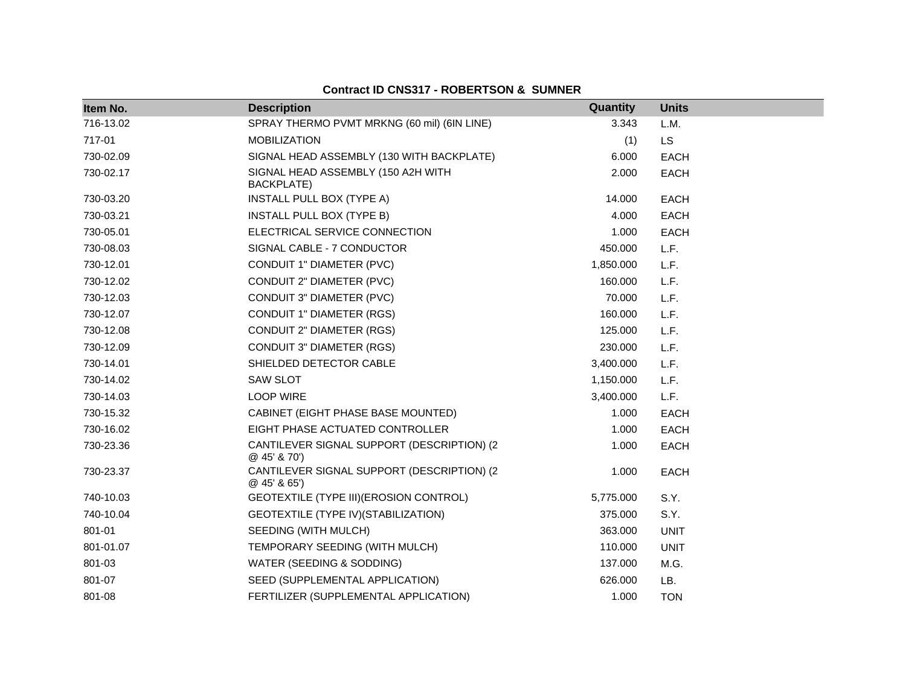**Contract ID CNS317 - ROBERTSON & SUMNER**

| Item No. | Description | Quantity | Units |
|---|---|---|---|
| 716-13.02 | SPRAY THERMO PVMT MRKNG (60 mil) (6IN LINE) | 3.343 | L.M. |
| 717-01 | MOBILIZATION | (1) | LS |
| 730-02.09 | SIGNAL HEAD ASSEMBLY (130 WITH BACKPLATE) | 6.000 | EACH |
| 730-02.17 | SIGNAL HEAD ASSEMBLY (150 A2H WITH BACKPLATE) | 2.000 | EACH |
| 730-03.20 | INSTALL PULL BOX (TYPE A) | 14.000 | EACH |
| 730-03.21 | INSTALL PULL BOX (TYPE B) | 4.000 | EACH |
| 730-05.01 | ELECTRICAL SERVICE CONNECTION | 1.000 | EACH |
| 730-08.03 | SIGNAL CABLE - 7 CONDUCTOR | 450.000 | L.F. |
| 730-12.01 | CONDUIT 1" DIAMETER (PVC) | 1,850.000 | L.F. |
| 730-12.02 | CONDUIT 2" DIAMETER (PVC) | 160.000 | L.F. |
| 730-12.03 | CONDUIT 3" DIAMETER (PVC) | 70.000 | L.F. |
| 730-12.07 | CONDUIT 1" DIAMETER (RGS) | 160.000 | L.F. |
| 730-12.08 | CONDUIT 2" DIAMETER (RGS) | 125.000 | L.F. |
| 730-12.09 | CONDUIT 3" DIAMETER (RGS) | 230.000 | L.F. |
| 730-14.01 | SHIELDED DETECTOR CABLE | 3,400.000 | L.F. |
| 730-14.02 | SAW SLOT | 1,150.000 | L.F. |
| 730-14.03 | LOOP WIRE | 3,400.000 | L.F. |
| 730-15.32 | CABINET (EIGHT PHASE BASE MOUNTED) | 1.000 | EACH |
| 730-16.02 | EIGHT PHASE ACTUATED CONTROLLER | 1.000 | EACH |
| 730-23.36 | CANTILEVER SIGNAL SUPPORT (DESCRIPTION) (2 @ 45' & 70') | 1.000 | EACH |
| 730-23.37 | CANTILEVER SIGNAL SUPPORT (DESCRIPTION) (2 @ 45' & 65') | 1.000 | EACH |
| 740-10.03 | GEOTEXTILE (TYPE III)(EROSION CONTROL) | 5,775.000 | S.Y. |
| 740-10.04 | GEOTEXTILE (TYPE IV)(STABILIZATION) | 375.000 | S.Y. |
| 801-01 | SEEDING (WITH MULCH) | 363.000 | UNIT |
| 801-01.07 | TEMPORARY SEEDING (WITH MULCH) | 110.000 | UNIT |
| 801-03 | WATER (SEEDING & SODDING) | 137.000 | M.G. |
| 801-07 | SEED (SUPPLEMENTAL APPLICATION) | 626.000 | LB. |
| 801-08 | FERTILIZER (SUPPLEMENTAL APPLICATION) | 1.000 | TON |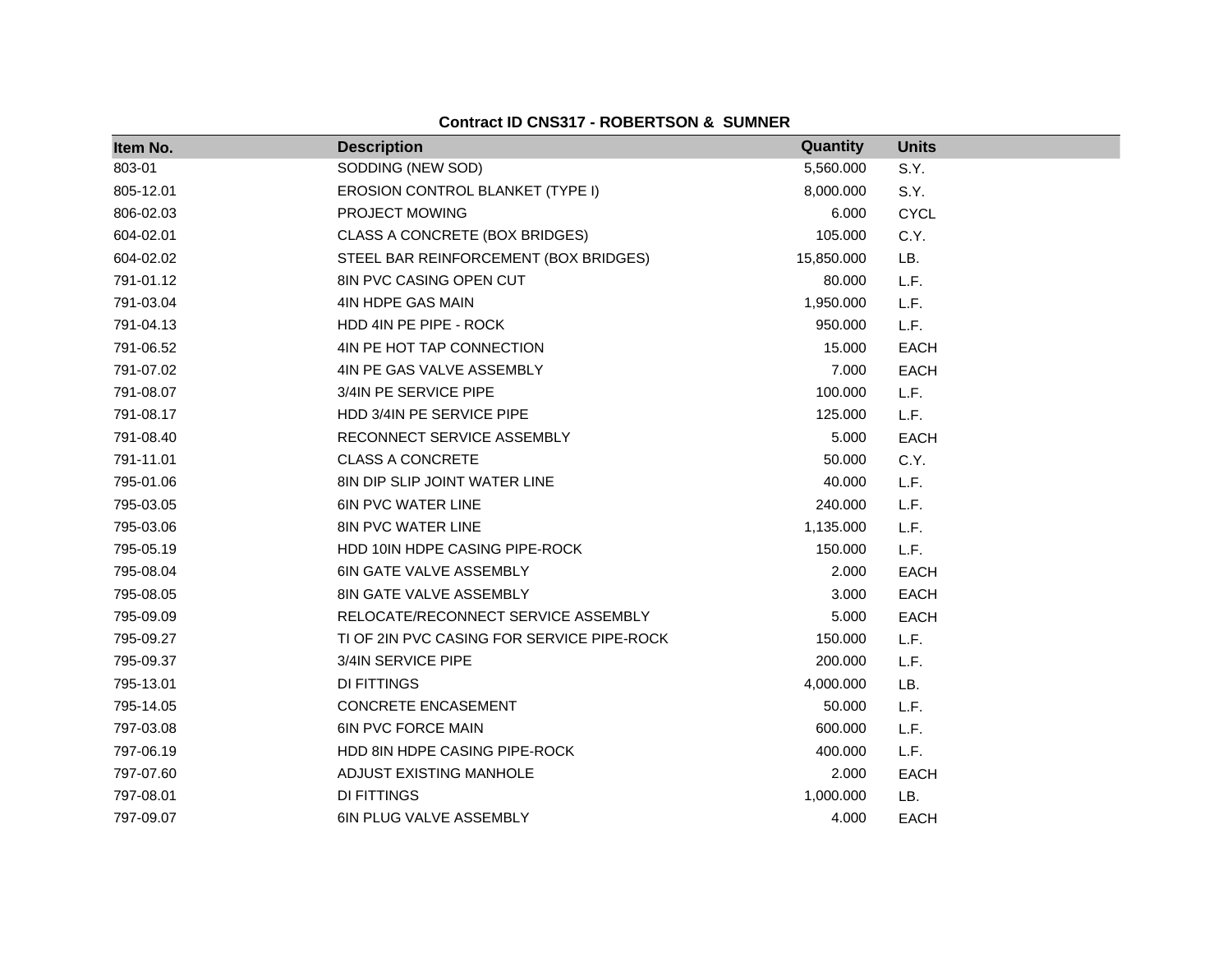**Contract ID CNS317 - ROBERTSON & SUMNER**

| Item No. | Description | Quantity | Units |
|---|---|---|---|
| 803-01 | SODDING (NEW SOD) | 5,560.000 | S.Y. |
| 805-12.01 | EROSION CONTROL BLANKET (TYPE I) | 8,000.000 | S.Y. |
| 806-02.03 | PROJECT MOWING | 6.000 | CYCL |
| 604-02.01 | CLASS A CONCRETE (BOX BRIDGES) | 105.000 | C.Y. |
| 604-02.02 | STEEL BAR REINFORCEMENT (BOX BRIDGES) | 15,850.000 | LB. |
| 791-01.12 | 8IN PVC CASING OPEN CUT | 80.000 | L.F. |
| 791-03.04 | 4IN HDPE GAS MAIN | 1,950.000 | L.F. |
| 791-04.13 | HDD 4IN PE PIPE - ROCK | 950.000 | L.F. |
| 791-06.52 | 4IN PE HOT TAP CONNECTION | 15.000 | EACH |
| 791-07.02 | 4IN PE GAS VALVE ASSEMBLY | 7.000 | EACH |
| 791-08.07 | 3/4IN PE SERVICE PIPE | 100.000 | L.F. |
| 791-08.17 | HDD 3/4IN PE SERVICE PIPE | 125.000 | L.F. |
| 791-08.40 | RECONNECT SERVICE ASSEMBLY | 5.000 | EACH |
| 791-11.01 | CLASS A CONCRETE | 50.000 | C.Y. |
| 795-01.06 | 8IN DIP SLIP JOINT WATER LINE | 40.000 | L.F. |
| 795-03.05 | 6IN PVC WATER LINE | 240.000 | L.F. |
| 795-03.06 | 8IN PVC WATER LINE | 1,135.000 | L.F. |
| 795-05.19 | HDD 10IN HDPE CASING PIPE-ROCK | 150.000 | L.F. |
| 795-08.04 | 6IN GATE VALVE ASSEMBLY | 2.000 | EACH |
| 795-08.05 | 8IN GATE VALVE ASSEMBLY | 3.000 | EACH |
| 795-09.09 | RELOCATE/RECONNECT SERVICE ASSEMBLY | 5.000 | EACH |
| 795-09.27 | TI OF 2IN PVC CASING FOR SERVICE PIPE-ROCK | 150.000 | L.F. |
| 795-09.37 | 3/4IN SERVICE PIPE | 200.000 | L.F. |
| 795-13.01 | DI FITTINGS | 4,000.000 | LB. |
| 795-14.05 | CONCRETE ENCASEMENT | 50.000 | L.F. |
| 797-03.08 | 6IN PVC FORCE MAIN | 600.000 | L.F. |
| 797-06.19 | HDD 8IN HDPE CASING PIPE-ROCK | 400.000 | L.F. |
| 797-07.60 | ADJUST EXISTING MANHOLE | 2.000 | EACH |
| 797-08.01 | DI FITTINGS | 1,000.000 | LB. |
| 797-09.07 | 6IN PLUG VALVE ASSEMBLY | 4.000 | EACH |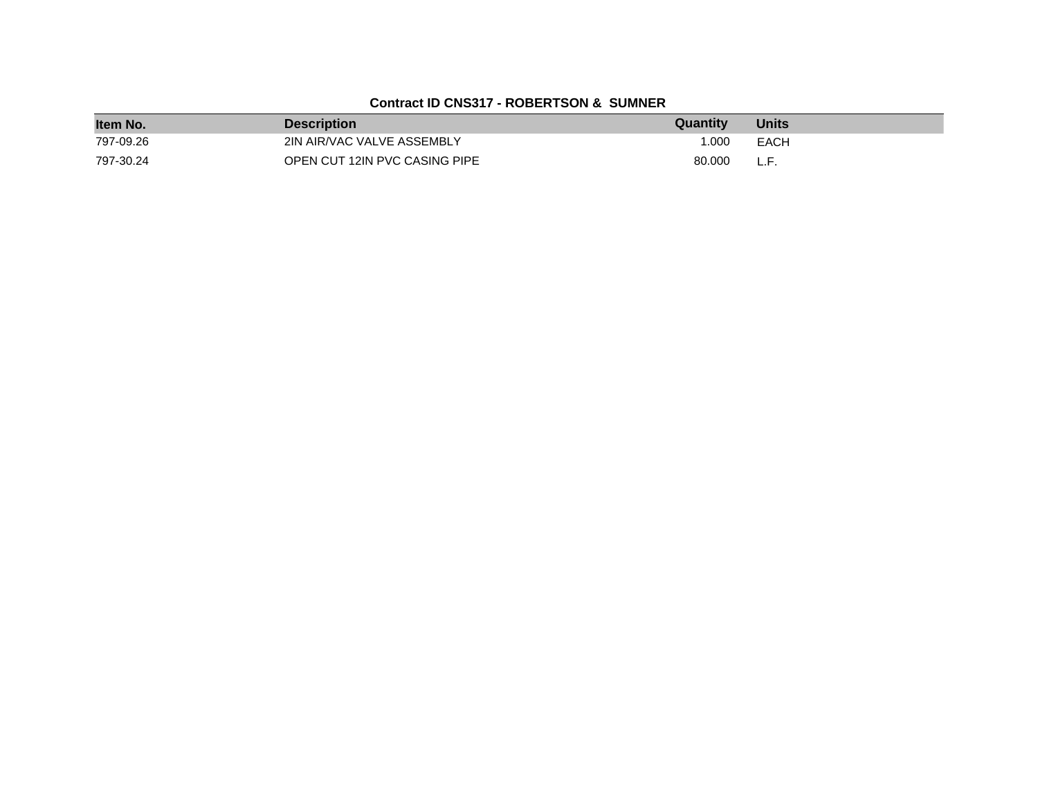**Contract ID CNS317 - ROBERTSON & SUMNER**

| Item No. | Description | Quantity | Units |
|---|---|---|---|
| 797-09.26 | 2IN AIR/VAC VALVE ASSEMBLY | 1.000 | EACH |
| 797-30.24 | OPEN CUT 12IN PVC CASING PIPE | 80.000 | L.F. |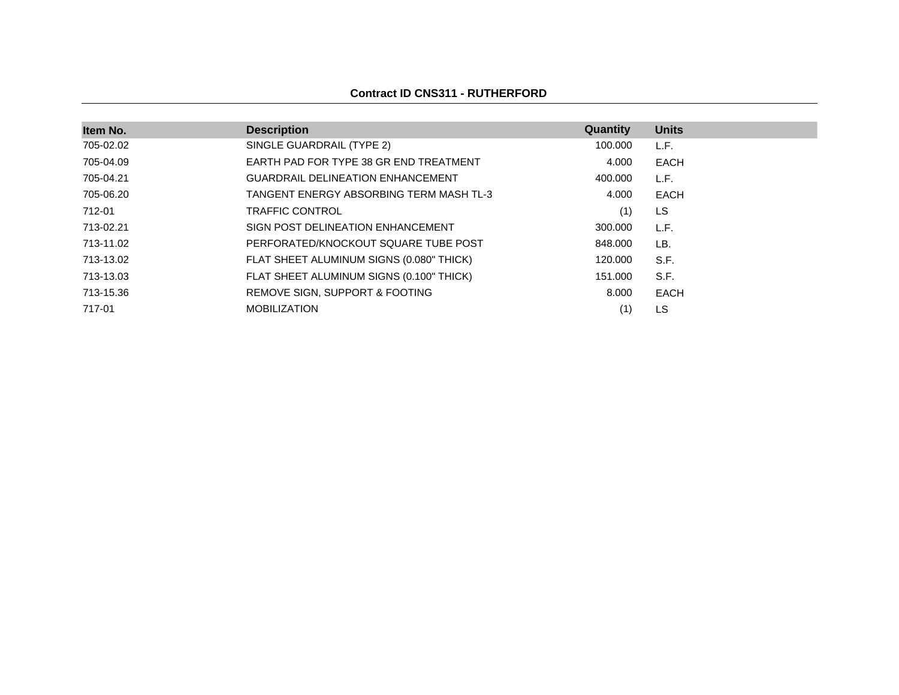**Contract ID CNS311 - RUTHERFORD**

| Item No. | Description | Quantity | Units |
|---|---|---|---|
| 705-02.02 | SINGLE GUARDRAIL (TYPE 2) | 100.000 | L.F. |
| 705-04.09 | EARTH PAD FOR TYPE 38 GR END TREATMENT | 4.000 | EACH |
| 705-04.21 | GUARDRAIL DELINEATION ENHANCEMENT | 400.000 | L.F. |
| 705-06.20 | TANGENT ENERGY ABSORBING TERM MASH TL-3 | 4.000 | EACH |
| 712-01 | TRAFFIC CONTROL | (1) | LS |
| 713-02.21 | SIGN POST DELINEATION ENHANCEMENT | 300.000 | L.F. |
| 713-11.02 | PERFORATED/KNOCKOUT SQUARE TUBE POST | 848.000 | LB. |
| 713-13.02 | FLAT SHEET ALUMINUM SIGNS (0.080" THICK) | 120.000 | S.F. |
| 713-13.03 | FLAT SHEET ALUMINUM SIGNS (0.100" THICK) | 151.000 | S.F. |
| 713-15.36 | REMOVE SIGN, SUPPORT & FOOTING | 8.000 | EACH |
| 717-01 | MOBILIZATION | (1) | LS |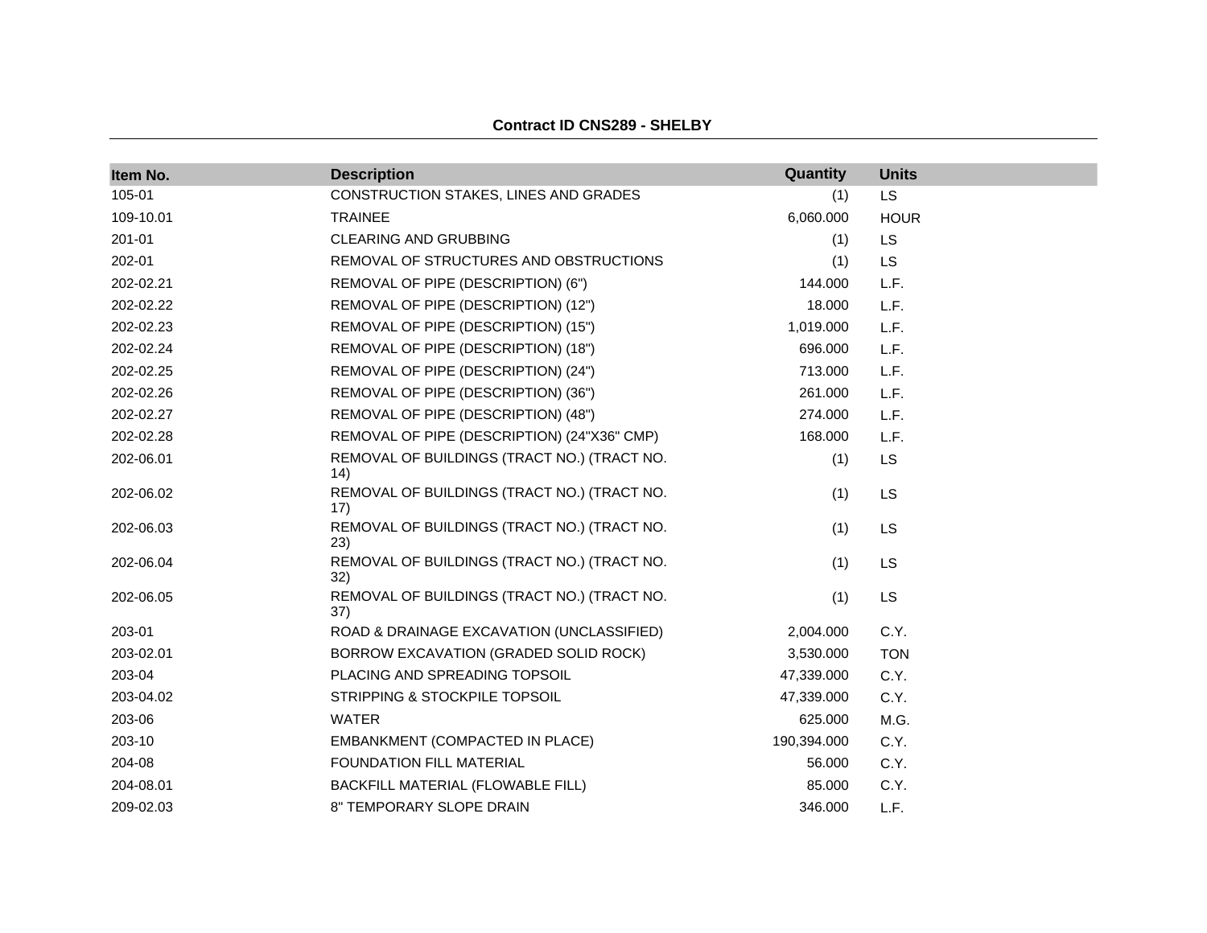**Contract ID CNS289 - SHELBY**

| Item No. | Description | Quantity | Units |
|---|---|---|---|
| 105-01 | CONSTRUCTION STAKES, LINES AND GRADES | (1) | LS |
| 109-10.01 | TRAINEE | 6,060.000 | HOUR |
| 201-01 | CLEARING AND GRUBBING | (1) | LS |
| 202-01 | REMOVAL OF STRUCTURES AND OBSTRUCTIONS | (1) | LS |
| 202-02.21 | REMOVAL OF PIPE (DESCRIPTION) (6") | 144.000 | L.F. |
| 202-02.22 | REMOVAL OF PIPE (DESCRIPTION) (12") | 18.000 | L.F. |
| 202-02.23 | REMOVAL OF PIPE (DESCRIPTION) (15") | 1,019.000 | L.F. |
| 202-02.24 | REMOVAL OF PIPE (DESCRIPTION) (18") | 696.000 | L.F. |
| 202-02.25 | REMOVAL OF PIPE (DESCRIPTION) (24") | 713.000 | L.F. |
| 202-02.26 | REMOVAL OF PIPE (DESCRIPTION) (36") | 261.000 | L.F. |
| 202-02.27 | REMOVAL OF PIPE (DESCRIPTION) (48") | 274.000 | L.F. |
| 202-02.28 | REMOVAL OF PIPE (DESCRIPTION) (24"X36" CMP) | 168.000 | L.F. |
| 202-06.01 | REMOVAL OF BUILDINGS (TRACT NO.) (TRACT NO. 14) | (1) | LS |
| 202-06.02 | REMOVAL OF BUILDINGS (TRACT NO.) (TRACT NO. 17) | (1) | LS |
| 202-06.03 | REMOVAL OF BUILDINGS (TRACT NO.) (TRACT NO. 23) | (1) | LS |
| 202-06.04 | REMOVAL OF BUILDINGS (TRACT NO.) (TRACT NO. 32) | (1) | LS |
| 202-06.05 | REMOVAL OF BUILDINGS (TRACT NO.) (TRACT NO. 37) | (1) | LS |
| 203-01 | ROAD & DRAINAGE EXCAVATION (UNCLASSIFIED) | 2,004.000 | C.Y. |
| 203-02.01 | BORROW EXCAVATION (GRADED SOLID ROCK) | 3,530.000 | TON |
| 203-04 | PLACING AND SPREADING TOPSOIL | 47,339.000 | C.Y. |
| 203-04.02 | STRIPPING & STOCKPILE TOPSOIL | 47,339.000 | C.Y. |
| 203-06 | WATER | 625.000 | M.G. |
| 203-10 | EMBANKMENT (COMPACTED IN PLACE) | 190,394.000 | C.Y. |
| 204-08 | FOUNDATION FILL MATERIAL | 56.000 | C.Y. |
| 204-08.01 | BACKFILL MATERIAL (FLOWABLE FILL) | 85.000 | C.Y. |
| 209-02.03 | 8" TEMPORARY SLOPE DRAIN | 346.000 | L.F. |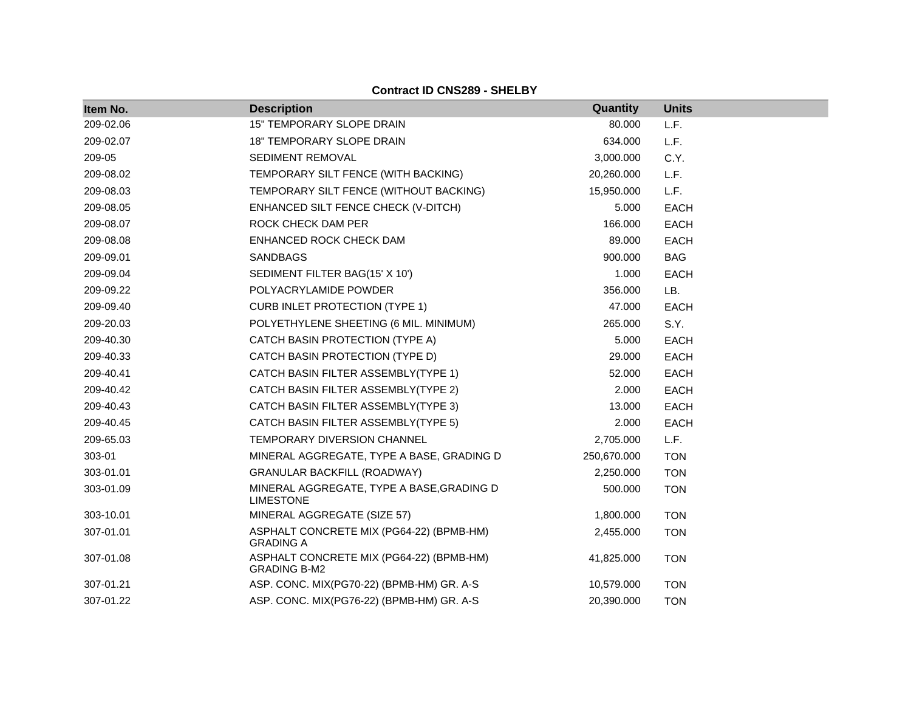**Contract ID CNS289 - SHELBY**

| Item No. | Description | Quantity | Units |
|---|---|---|---|
| 209-02.06 | 15" TEMPORARY SLOPE DRAIN | 80.000 | L.F. |
| 209-02.07 | 18" TEMPORARY SLOPE DRAIN | 634.000 | L.F. |
| 209-05 | SEDIMENT REMOVAL | 3,000.000 | C.Y. |
| 209-08.02 | TEMPORARY SILT FENCE (WITH BACKING) | 20,260.000 | L.F. |
| 209-08.03 | TEMPORARY SILT FENCE (WITHOUT BACKING) | 15,950.000 | L.F. |
| 209-08.05 | ENHANCED SILT FENCE CHECK (V-DITCH) | 5.000 | EACH |
| 209-08.07 | ROCK CHECK DAM PER | 166.000 | EACH |
| 209-08.08 | ENHANCED ROCK CHECK DAM | 89.000 | EACH |
| 209-09.01 | SANDBAGS | 900.000 | BAG |
| 209-09.04 | SEDIMENT FILTER BAG(15' X 10') | 1.000 | EACH |
| 209-09.22 | POLYACRYLAMIDE POWDER | 356.000 | LB. |
| 209-09.40 | CURB INLET PROTECTION (TYPE 1) | 47.000 | EACH |
| 209-20.03 | POLYETHYLENE SHEETING (6 MIL. MINIMUM) | 265.000 | S.Y. |
| 209-40.30 | CATCH BASIN PROTECTION (TYPE A) | 5.000 | EACH |
| 209-40.33 | CATCH BASIN PROTECTION (TYPE D) | 29.000 | EACH |
| 209-40.41 | CATCH BASIN FILTER ASSEMBLY(TYPE 1) | 52.000 | EACH |
| 209-40.42 | CATCH BASIN FILTER ASSEMBLY(TYPE 2) | 2.000 | EACH |
| 209-40.43 | CATCH BASIN FILTER ASSEMBLY(TYPE 3) | 13.000 | EACH |
| 209-40.45 | CATCH BASIN FILTER ASSEMBLY(TYPE 5) | 2.000 | EACH |
| 209-65.03 | TEMPORARY DIVERSION CHANNEL | 2,705.000 | L.F. |
| 303-01 | MINERAL AGGREGATE, TYPE A BASE, GRADING D | 250,670.000 | TON |
| 303-01.01 | GRANULAR BACKFILL (ROADWAY) | 2,250.000 | TON |
| 303-01.09 | MINERAL AGGREGATE, TYPE A BASE,GRADING D LIMESTONE | 500.000 | TON |
| 303-10.01 | MINERAL AGGREGATE (SIZE 57) | 1,800.000 | TON |
| 307-01.01 | ASPHALT CONCRETE MIX (PG64-22) (BPMB-HM) GRADING A | 2,455.000 | TON |
| 307-01.08 | ASPHALT CONCRETE MIX (PG64-22) (BPMB-HM) GRADING B-M2 | 41,825.000 | TON |
| 307-01.21 | ASP. CONC. MIX(PG70-22) (BPMB-HM) GR. A-S | 10,579.000 | TON |
| 307-01.22 | ASP. CONC. MIX(PG76-22) (BPMB-HM) GR. A-S | 20,390.000 | TON |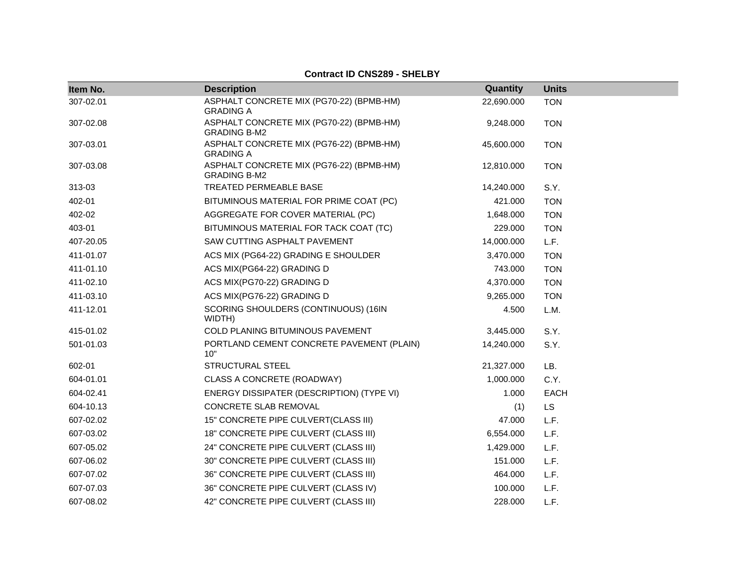**Contract ID CNS289 - SHELBY**

| Item No. | Description | Quantity | Units |
|---|---|---|---|
| 307-02.01 | ASPHALT CONCRETE MIX (PG70-22) (BPMB-HM) GRADING A | 22,690.000 | TON |
| 307-02.08 | ASPHALT CONCRETE MIX (PG70-22) (BPMB-HM) GRADING B-M2 | 9,248.000 | TON |
| 307-03.01 | ASPHALT CONCRETE MIX (PG76-22) (BPMB-HM) GRADING A | 45,600.000 | TON |
| 307-03.08 | ASPHALT CONCRETE MIX (PG76-22) (BPMB-HM) GRADING B-M2 | 12,810.000 | TON |
| 313-03 | TREATED PERMEABLE BASE | 14,240.000 | S.Y. |
| 402-01 | BITUMINOUS MATERIAL FOR PRIME COAT (PC) | 421.000 | TON |
| 402-02 | AGGREGATE FOR COVER MATERIAL (PC) | 1,648.000 | TON |
| 403-01 | BITUMINOUS MATERIAL FOR TACK COAT (TC) | 229.000 | TON |
| 407-20.05 | SAW CUTTING ASPHALT PAVEMENT | 14,000.000 | L.F. |
| 411-01.07 | ACS MIX (PG64-22) GRADING E SHOULDER | 3,470.000 | TON |
| 411-01.10 | ACS MIX(PG64-22) GRADING D | 743.000 | TON |
| 411-02.10 | ACS MIX(PG70-22) GRADING D | 4,370.000 | TON |
| 411-03.10 | ACS MIX(PG76-22) GRADING D | 9,265.000 | TON |
| 411-12.01 | SCORING SHOULDERS (CONTINUOUS) (16IN WIDTH) | 4.500 | L.M. |
| 415-01.02 | COLD PLANING BITUMINOUS PAVEMENT | 3,445.000 | S.Y. |
| 501-01.03 | PORTLAND CEMENT CONCRETE PAVEMENT (PLAIN) 10" | 14,240.000 | S.Y. |
| 602-01 | STRUCTURAL STEEL | 21,327.000 | LB. |
| 604-01.01 | CLASS A CONCRETE (ROADWAY) | 1,000.000 | C.Y. |
| 604-02.41 | ENERGY DISSIPATER (DESCRIPTION) (TYPE VI) | 1.000 | EACH |
| 604-10.13 | CONCRETE SLAB REMOVAL | (1) | LS |
| 607-02.02 | 15" CONCRETE PIPE CULVERT(CLASS III) | 47.000 | L.F. |
| 607-03.02 | 18" CONCRETE PIPE CULVERT (CLASS III) | 6,554.000 | L.F. |
| 607-05.02 | 24" CONCRETE PIPE CULVERT (CLASS III) | 1,429.000 | L.F. |
| 607-06.02 | 30" CONCRETE PIPE CULVERT (CLASS III) | 151.000 | L.F. |
| 607-07.02 | 36" CONCRETE PIPE CULVERT (CLASS III) | 464.000 | L.F. |
| 607-07.03 | 36" CONCRETE PIPE CULVERT (CLASS IV) | 100.000 | L.F. |
| 607-08.02 | 42" CONCRETE PIPE CULVERT (CLASS III) | 228.000 | L.F. |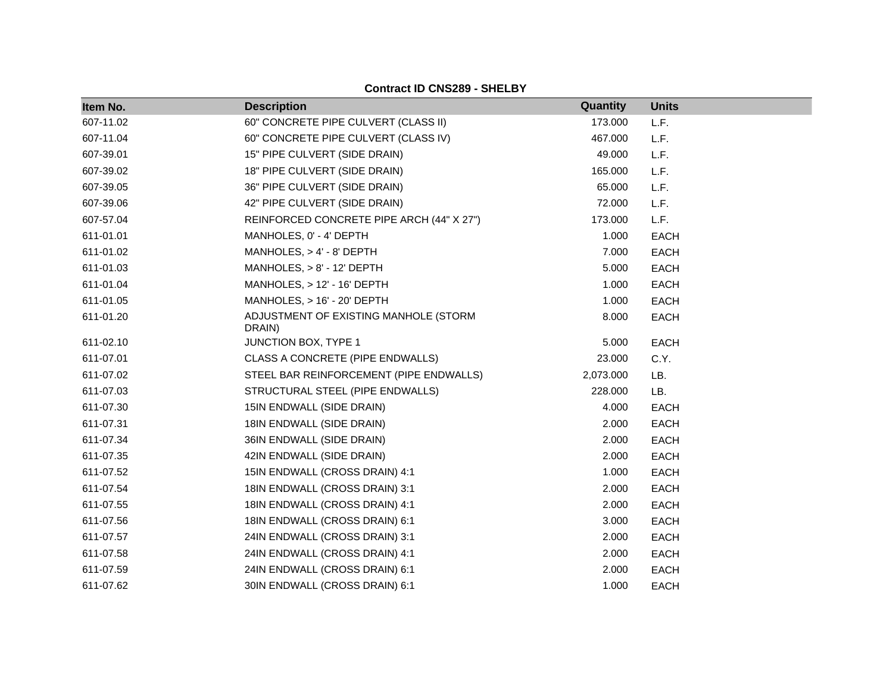**Contract ID CNS289 - SHELBY**

| Item No. | Description | Quantity | Units |
|---|---|---|---|
| 607-11.02 | 60" CONCRETE PIPE CULVERT (CLASS II) | 173.000 | L.F. |
| 607-11.04 | 60" CONCRETE PIPE CULVERT (CLASS IV) | 467.000 | L.F. |
| 607-39.01 | 15" PIPE CULVERT (SIDE DRAIN) | 49.000 | L.F. |
| 607-39.02 | 18" PIPE CULVERT (SIDE DRAIN) | 165.000 | L.F. |
| 607-39.05 | 36" PIPE CULVERT (SIDE DRAIN) | 65.000 | L.F. |
| 607-39.06 | 42" PIPE CULVERT (SIDE DRAIN) | 72.000 | L.F. |
| 607-57.04 | REINFORCED CONCRETE PIPE ARCH (44" X 27") | 173.000 | L.F. |
| 611-01.01 | MANHOLES, 0' - 4' DEPTH | 1.000 | EACH |
| 611-01.02 | MANHOLES, > 4' - 8' DEPTH | 7.000 | EACH |
| 611-01.03 | MANHOLES, > 8' - 12' DEPTH | 5.000 | EACH |
| 611-01.04 | MANHOLES, > 12' - 16' DEPTH | 1.000 | EACH |
| 611-01.05 | MANHOLES, > 16' - 20' DEPTH | 1.000 | EACH |
| 611-01.20 | ADJUSTMENT OF EXISTING MANHOLE (STORM DRAIN) | 8.000 | EACH |
| 611-02.10 | JUNCTION BOX, TYPE 1 | 5.000 | EACH |
| 611-07.01 | CLASS A CONCRETE (PIPE ENDWALLS) | 23.000 | C.Y. |
| 611-07.02 | STEEL BAR REINFORCEMENT (PIPE ENDWALLS) | 2,073.000 | LB. |
| 611-07.03 | STRUCTURAL STEEL (PIPE ENDWALLS) | 228.000 | LB. |
| 611-07.30 | 15IN ENDWALL (SIDE DRAIN) | 4.000 | EACH |
| 611-07.31 | 18IN ENDWALL (SIDE DRAIN) | 2.000 | EACH |
| 611-07.34 | 36IN ENDWALL (SIDE DRAIN) | 2.000 | EACH |
| 611-07.35 | 42IN ENDWALL (SIDE DRAIN) | 2.000 | EACH |
| 611-07.52 | 15IN ENDWALL (CROSS DRAIN) 4:1 | 1.000 | EACH |
| 611-07.54 | 18IN ENDWALL (CROSS DRAIN) 3:1 | 2.000 | EACH |
| 611-07.55 | 18IN ENDWALL (CROSS DRAIN) 4:1 | 2.000 | EACH |
| 611-07.56 | 18IN ENDWALL (CROSS DRAIN) 6:1 | 3.000 | EACH |
| 611-07.57 | 24IN ENDWALL (CROSS DRAIN) 3:1 | 2.000 | EACH |
| 611-07.58 | 24IN ENDWALL (CROSS DRAIN) 4:1 | 2.000 | EACH |
| 611-07.59 | 24IN ENDWALL (CROSS DRAIN) 6:1 | 2.000 | EACH |
| 611-07.62 | 30IN ENDWALL (CROSS DRAIN) 6:1 | 1.000 | EACH |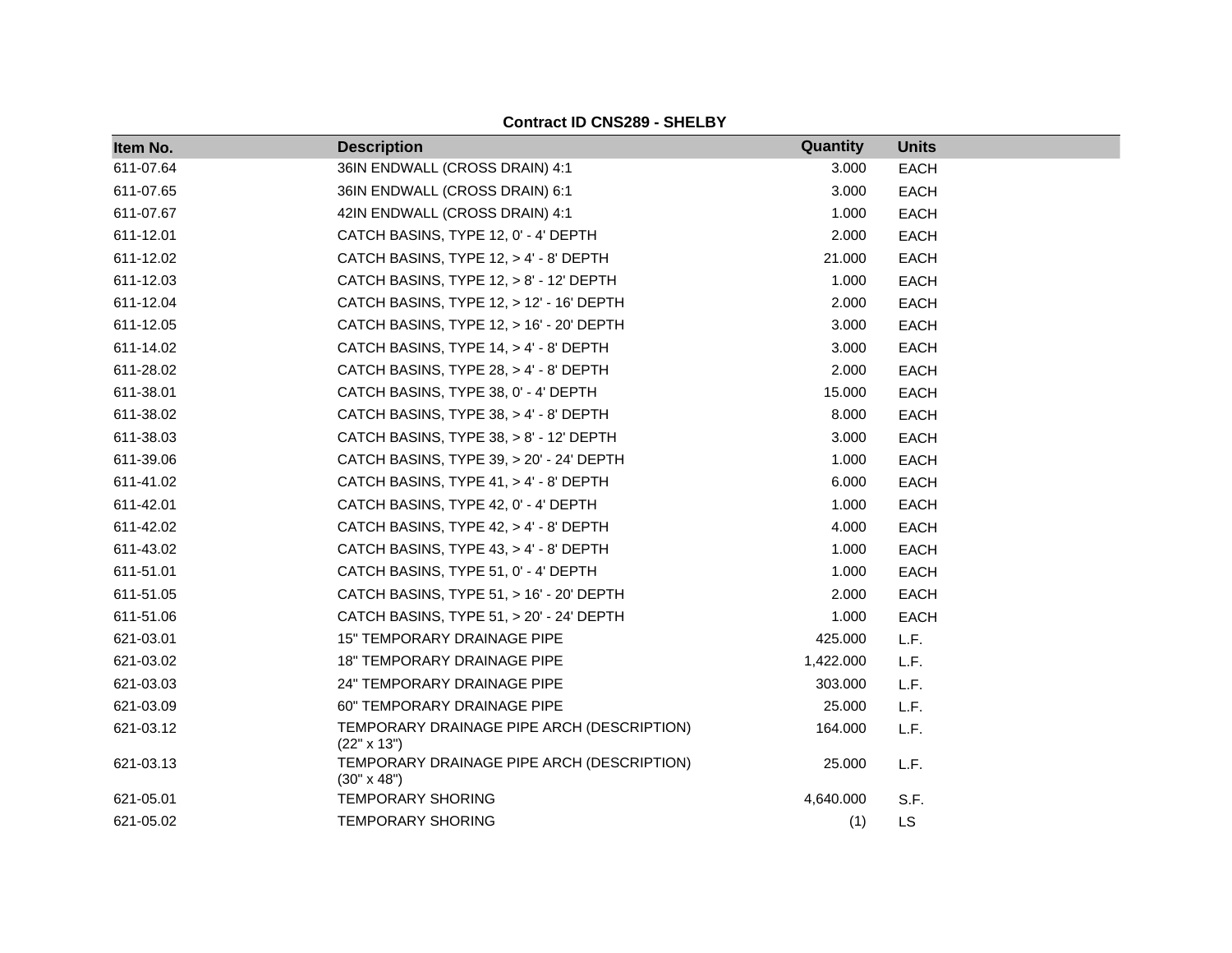**Contract ID CNS289 - SHELBY**

| Item No. | Description | Quantity | Units |
|---|---|---|---|
| 611-07.64 | 36IN ENDWALL (CROSS DRAIN) 4:1 | 3.000 | EACH |
| 611-07.65 | 36IN ENDWALL (CROSS DRAIN) 6:1 | 3.000 | EACH |
| 611-07.67 | 42IN ENDWALL (CROSS DRAIN) 4:1 | 1.000 | EACH |
| 611-12.01 | CATCH BASINS, TYPE 12, 0' - 4' DEPTH | 2.000 | EACH |
| 611-12.02 | CATCH BASINS, TYPE 12, > 4' - 8' DEPTH | 21.000 | EACH |
| 611-12.03 | CATCH BASINS, TYPE 12, > 8' - 12' DEPTH | 1.000 | EACH |
| 611-12.04 | CATCH BASINS, TYPE 12, > 12' - 16' DEPTH | 2.000 | EACH |
| 611-12.05 | CATCH BASINS, TYPE 12, > 16' - 20' DEPTH | 3.000 | EACH |
| 611-14.02 | CATCH BASINS, TYPE 14, > 4' - 8' DEPTH | 3.000 | EACH |
| 611-28.02 | CATCH BASINS, TYPE 28, > 4' - 8' DEPTH | 2.000 | EACH |
| 611-38.01 | CATCH BASINS, TYPE 38, 0' - 4' DEPTH | 15.000 | EACH |
| 611-38.02 | CATCH BASINS, TYPE 38, > 4' - 8' DEPTH | 8.000 | EACH |
| 611-38.03 | CATCH BASINS, TYPE 38, > 8' - 12' DEPTH | 3.000 | EACH |
| 611-39.06 | CATCH BASINS, TYPE 39, > 20' - 24' DEPTH | 1.000 | EACH |
| 611-41.02 | CATCH BASINS, TYPE 41, > 4' - 8' DEPTH | 6.000 | EACH |
| 611-42.01 | CATCH BASINS, TYPE 42, 0' - 4' DEPTH | 1.000 | EACH |
| 611-42.02 | CATCH BASINS, TYPE 42, > 4' - 8' DEPTH | 4.000 | EACH |
| 611-43.02 | CATCH BASINS, TYPE 43, > 4' - 8' DEPTH | 1.000 | EACH |
| 611-51.01 | CATCH BASINS, TYPE 51, 0' - 4' DEPTH | 1.000 | EACH |
| 611-51.05 | CATCH BASINS, TYPE 51, > 16' - 20' DEPTH | 2.000 | EACH |
| 611-51.06 | CATCH BASINS, TYPE 51, > 20' - 24' DEPTH | 1.000 | EACH |
| 621-03.01 | 15" TEMPORARY DRAINAGE PIPE | 425.000 | L.F. |
| 621-03.02 | 18" TEMPORARY DRAINAGE PIPE | 1,422.000 | L.F. |
| 621-03.03 | 24" TEMPORARY DRAINAGE PIPE | 303.000 | L.F. |
| 621-03.09 | 60" TEMPORARY DRAINAGE PIPE | 25.000 | L.F. |
| 621-03.12 | TEMPORARY DRAINAGE PIPE ARCH (DESCRIPTION) (22" x 13") | 164.000 | L.F. |
| 621-03.13 | TEMPORARY DRAINAGE PIPE ARCH (DESCRIPTION) (30" x 48") | 25.000 | L.F. |
| 621-05.01 | TEMPORARY SHORING | 4,640.000 | S.F. |
| 621-05.02 | TEMPORARY SHORING | (1) | LS |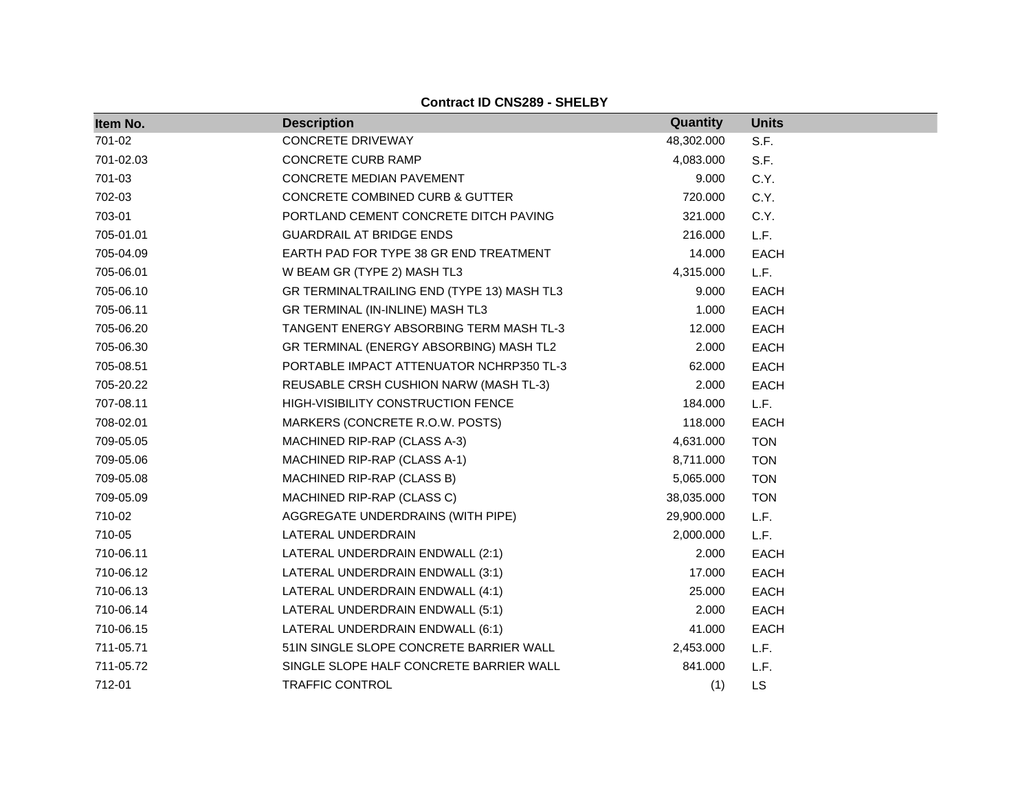**Contract ID CNS289 - SHELBY**

| Item No. | Description | Quantity | Units |
|---|---|---|---|
| 701-02 | CONCRETE DRIVEWAY | 48,302.000 | S.F. |
| 701-02.03 | CONCRETE CURB RAMP | 4,083.000 | S.F. |
| 701-03 | CONCRETE MEDIAN PAVEMENT | 9.000 | C.Y. |
| 702-03 | CONCRETE COMBINED CURB & GUTTER | 720.000 | C.Y. |
| 703-01 | PORTLAND CEMENT CONCRETE DITCH PAVING | 321.000 | C.Y. |
| 705-01.01 | GUARDRAIL AT BRIDGE ENDS | 216.000 | L.F. |
| 705-04.09 | EARTH PAD FOR TYPE 38 GR END TREATMENT | 14.000 | EACH |
| 705-06.01 | W BEAM GR (TYPE 2) MASH TL3 | 4,315.000 | L.F. |
| 705-06.10 | GR TERMINALTRAILING END (TYPE 13) MASH TL3 | 9.000 | EACH |
| 705-06.11 | GR TERMINAL (IN-INLINE) MASH TL3 | 1.000 | EACH |
| 705-06.20 | TANGENT ENERGY ABSORBING TERM MASH TL-3 | 12.000 | EACH |
| 705-06.30 | GR TERMINAL (ENERGY ABSORBING) MASH TL2 | 2.000 | EACH |
| 705-08.51 | PORTABLE IMPACT ATTENUATOR NCHRP350 TL-3 | 62.000 | EACH |
| 705-20.22 | REUSABLE CRSH CUSHION NARW (MASH TL-3) | 2.000 | EACH |
| 707-08.11 | HIGH-VISIBILITY CONSTRUCTION FENCE | 184.000 | L.F. |
| 708-02.01 | MARKERS (CONCRETE R.O.W. POSTS) | 118.000 | EACH |
| 709-05.05 | MACHINED RIP-RAP (CLASS A-3) | 4,631.000 | TON |
| 709-05.06 | MACHINED RIP-RAP (CLASS A-1) | 8,711.000 | TON |
| 709-05.08 | MACHINED RIP-RAP (CLASS B) | 5,065.000 | TON |
| 709-05.09 | MACHINED RIP-RAP (CLASS C) | 38,035.000 | TON |
| 710-02 | AGGREGATE UNDERDRAINS (WITH PIPE) | 29,900.000 | L.F. |
| 710-05 | LATERAL UNDERDRAIN | 2,000.000 | L.F. |
| 710-06.11 | LATERAL UNDERDRAIN ENDWALL (2:1) | 2.000 | EACH |
| 710-06.12 | LATERAL UNDERDRAIN ENDWALL (3:1) | 17.000 | EACH |
| 710-06.13 | LATERAL UNDERDRAIN ENDWALL (4:1) | 25.000 | EACH |
| 710-06.14 | LATERAL UNDERDRAIN ENDWALL (5:1) | 2.000 | EACH |
| 710-06.15 | LATERAL UNDERDRAIN ENDWALL (6:1) | 41.000 | EACH |
| 711-05.71 | 51IN SINGLE SLOPE CONCRETE BARRIER WALL | 2,453.000 | L.F. |
| 711-05.72 | SINGLE SLOPE HALF CONCRETE BARRIER WALL | 841.000 | L.F. |
| 712-01 | TRAFFIC CONTROL | (1) | LS |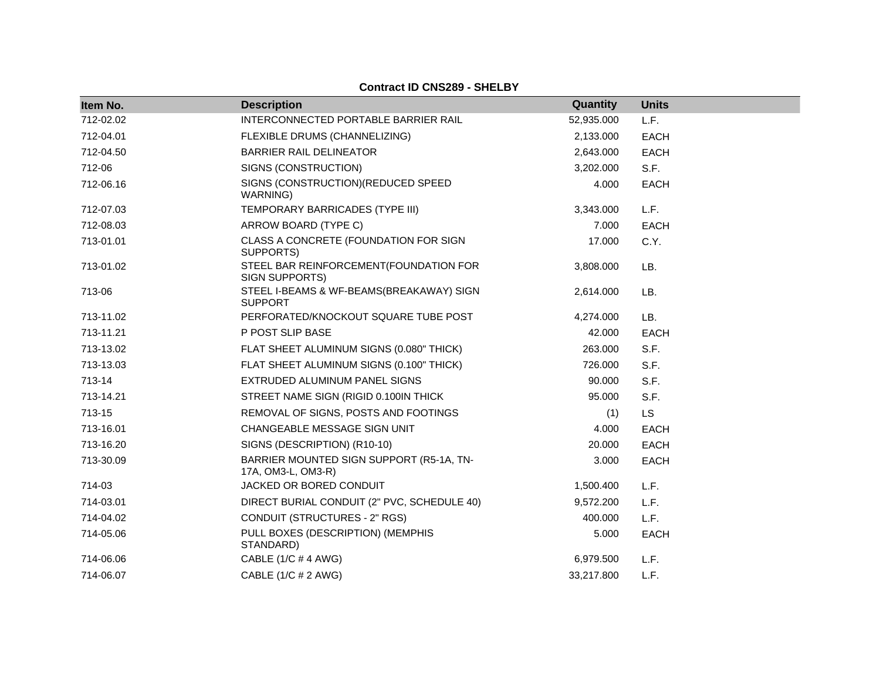**Contract ID CNS289 - SHELBY**

| Item No. | Description | Quantity | Units |
|---|---|---|---|
| 712-02.02 | INTERCONNECTED PORTABLE BARRIER RAIL | 52,935.000 | L.F. |
| 712-04.01 | FLEXIBLE DRUMS (CHANNELIZING) | 2,133.000 | EACH |
| 712-04.50 | BARRIER RAIL DELINEATOR | 2,643.000 | EACH |
| 712-06 | SIGNS (CONSTRUCTION) | 3,202.000 | S.F. |
| 712-06.16 | SIGNS (CONSTRUCTION)(REDUCED SPEED WARNING) | 4.000 | EACH |
| 712-07.03 | TEMPORARY BARRICADES (TYPE III) | 3,343.000 | L.F. |
| 712-08.03 | ARROW BOARD (TYPE C) | 7.000 | EACH |
| 713-01.01 | CLASS A CONCRETE (FOUNDATION FOR SIGN SUPPORTS) | 17.000 | C.Y. |
| 713-01.02 | STEEL BAR REINFORCEMENT(FOUNDATION FOR SIGN SUPPORTS) | 3,808.000 | LB. |
| 713-06 | STEEL I-BEAMS & WF-BEAMS(BREAKAWAY) SIGN SUPPORT | 2,614.000 | LB. |
| 713-11.02 | PERFORATED/KNOCKOUT SQUARE TUBE POST | 4,274.000 | LB. |
| 713-11.21 | P POST SLIP BASE | 42.000 | EACH |
| 713-13.02 | FLAT SHEET ALUMINUM SIGNS (0.080" THICK) | 263.000 | S.F. |
| 713-13.03 | FLAT SHEET ALUMINUM SIGNS (0.100" THICK) | 726.000 | S.F. |
| 713-14 | EXTRUDED ALUMINUM PANEL SIGNS | 90.000 | S.F. |
| 713-14.21 | STREET NAME SIGN (RIGID 0.100IN THICK | 95.000 | S.F. |
| 713-15 | REMOVAL OF SIGNS, POSTS AND FOOTINGS | (1) | LS |
| 713-16.01 | CHANGEABLE MESSAGE SIGN UNIT | 4.000 | EACH |
| 713-16.20 | SIGNS (DESCRIPTION) (R10-10) | 20.000 | EACH |
| 713-30.09 | BARRIER MOUNTED SIGN SUPPORT (R5-1A, TN-17A, OM3-L, OM3-R) | 3.000 | EACH |
| 714-03 | JACKED OR BORED CONDUIT | 1,500.400 | L.F. |
| 714-03.01 | DIRECT BURIAL CONDUIT (2" PVC, SCHEDULE 40) | 9,572.200 | L.F. |
| 714-04.02 | CONDUIT (STRUCTURES - 2" RGS) | 400.000 | L.F. |
| 714-05.06 | PULL BOXES (DESCRIPTION) (MEMPHIS STANDARD) | 5.000 | EACH |
| 714-06.06 | CABLE (1/C # 4 AWG) | 6,979.500 | L.F. |
| 714-06.07 | CABLE (1/C # 2 AWG) | 33,217.800 | L.F. |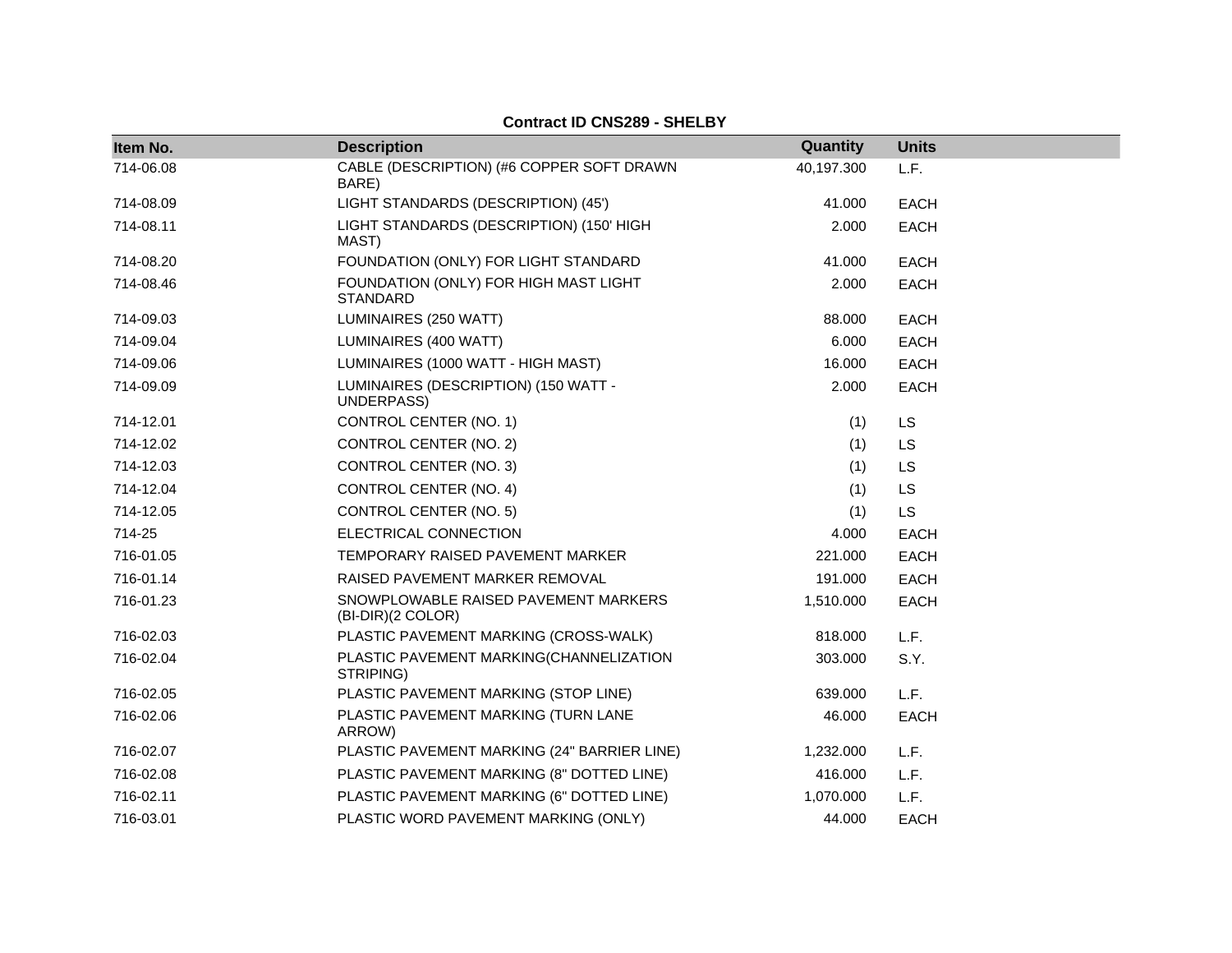**Contract ID CNS289 - SHELBY**

| Item No. | Description | Quantity | Units |
|---|---|---|---|
| 714-06.08 | CABLE (DESCRIPTION) (#6 COPPER SOFT DRAWN BARE) | 40,197.300 | L.F. |
| 714-08.09 | LIGHT STANDARDS (DESCRIPTION) (45') | 41.000 | EACH |
| 714-08.11 | LIGHT STANDARDS (DESCRIPTION) (150' HIGH MAST) | 2.000 | EACH |
| 714-08.20 | FOUNDATION (ONLY) FOR LIGHT STANDARD | 41.000 | EACH |
| 714-08.46 | FOUNDATION (ONLY) FOR HIGH MAST LIGHT STANDARD | 2.000 | EACH |
| 714-09.03 | LUMINAIRES (250 WATT) | 88.000 | EACH |
| 714-09.04 | LUMINAIRES (400 WATT) | 6.000 | EACH |
| 714-09.06 | LUMINAIRES (1000 WATT - HIGH MAST) | 16.000 | EACH |
| 714-09.09 | LUMINAIRES (DESCRIPTION) (150 WATT - UNDERPASS) | 2.000 | EACH |
| 714-12.01 | CONTROL CENTER (NO. 1) | (1) | LS |
| 714-12.02 | CONTROL CENTER (NO. 2) | (1) | LS |
| 714-12.03 | CONTROL CENTER (NO. 3) | (1) | LS |
| 714-12.04 | CONTROL CENTER (NO. 4) | (1) | LS |
| 714-12.05 | CONTROL CENTER (NO. 5) | (1) | LS |
| 714-25 | ELECTRICAL CONNECTION | 4.000 | EACH |
| 716-01.05 | TEMPORARY RAISED PAVEMENT MARKER | 221.000 | EACH |
| 716-01.14 | RAISED PAVEMENT MARKER REMOVAL | 191.000 | EACH |
| 716-01.23 | SNOWPLOWABLE RAISED PAVEMENT MARKERS (BI-DIR)(2 COLOR) | 1,510.000 | EACH |
| 716-02.03 | PLASTIC PAVEMENT MARKING (CROSS-WALK) | 818.000 | L.F. |
| 716-02.04 | PLASTIC PAVEMENT MARKING(CHANNELIZATION STRIPING) | 303.000 | S.Y. |
| 716-02.05 | PLASTIC PAVEMENT MARKING (STOP LINE) | 639.000 | L.F. |
| 716-02.06 | PLASTIC PAVEMENT MARKING (TURN LANE ARROW) | 46.000 | EACH |
| 716-02.07 | PLASTIC PAVEMENT MARKING (24" BARRIER LINE) | 1,232.000 | L.F. |
| 716-02.08 | PLASTIC PAVEMENT MARKING (8" DOTTED LINE) | 416.000 | L.F. |
| 716-02.11 | PLASTIC PAVEMENT MARKING (6" DOTTED LINE) | 1,070.000 | L.F. |
| 716-03.01 | PLASTIC WORD PAVEMENT MARKING (ONLY) | 44.000 | EACH |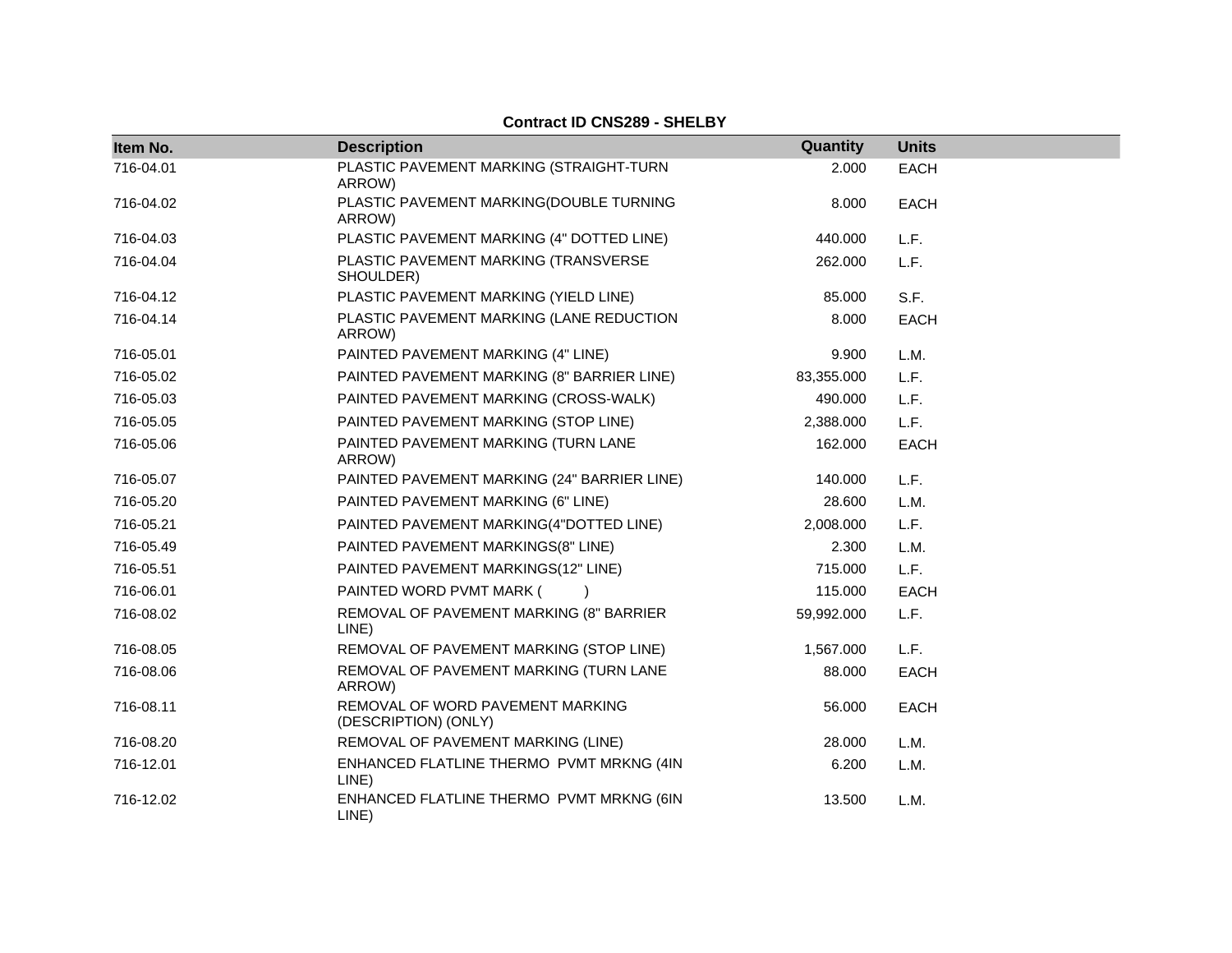**Contract ID CNS289 - SHELBY**

| Item No. | Description | Quantity | Units |
|---|---|---|---|
| 716-04.01 | PLASTIC PAVEMENT MARKING (STRAIGHT-TURN ARROW) | 2.000 | EACH |
| 716-04.02 | PLASTIC PAVEMENT MARKING(DOUBLE TURNING ARROW) | 8.000 | EACH |
| 716-04.03 | PLASTIC PAVEMENT MARKING (4" DOTTED LINE) | 440.000 | L.F. |
| 716-04.04 | PLASTIC PAVEMENT MARKING (TRANSVERSE SHOULDER) | 262.000 | L.F. |
| 716-04.12 | PLASTIC PAVEMENT MARKING (YIELD LINE) | 85.000 | S.F. |
| 716-04.14 | PLASTIC PAVEMENT MARKING (LANE REDUCTION ARROW) | 8.000 | EACH |
| 716-05.01 | PAINTED PAVEMENT MARKING (4" LINE) | 9.900 | L.M. |
| 716-05.02 | PAINTED PAVEMENT MARKING (8" BARRIER LINE) | 83,355.000 | L.F. |
| 716-05.03 | PAINTED PAVEMENT MARKING (CROSS-WALK) | 490.000 | L.F. |
| 716-05.05 | PAINTED PAVEMENT MARKING (STOP LINE) | 2,388.000 | L.F. |
| 716-05.06 | PAINTED PAVEMENT MARKING (TURN LANE ARROW) | 162.000 | EACH |
| 716-05.07 | PAINTED PAVEMENT MARKING (24" BARRIER LINE) | 140.000 | L.F. |
| 716-05.20 | PAINTED PAVEMENT MARKING (6" LINE) | 28.600 | L.M. |
| 716-05.21 | PAINTED PAVEMENT MARKING(4"DOTTED LINE) | 2,008.000 | L.F. |
| 716-05.49 | PAINTED PAVEMENT MARKINGS(8" LINE) | 2.300 | L.M. |
| 716-05.51 | PAINTED PAVEMENT MARKINGS(12" LINE) | 715.000 | L.F. |
| 716-06.01 | PAINTED WORD PVMT MARK ( ) | 115.000 | EACH |
| 716-08.02 | REMOVAL OF PAVEMENT MARKING (8" BARRIER LINE) | 59,992.000 | L.F. |
| 716-08.05 | REMOVAL OF PAVEMENT MARKING (STOP LINE) | 1,567.000 | L.F. |
| 716-08.06 | REMOVAL OF PAVEMENT MARKING (TURN LANE ARROW) | 88.000 | EACH |
| 716-08.11 | REMOVAL OF WORD PAVEMENT MARKING (DESCRIPTION) (ONLY) | 56.000 | EACH |
| 716-08.20 | REMOVAL OF PAVEMENT MARKING (LINE) | 28.000 | L.M. |
| 716-12.01 | ENHANCED FLATLINE THERMO PVMT MRKNG (4IN LINE) | 6.200 | L.M. |
| 716-12.02 | ENHANCED FLATLINE THERMO PVMT MRKNG (6IN LINE) | 13.500 | L.M. |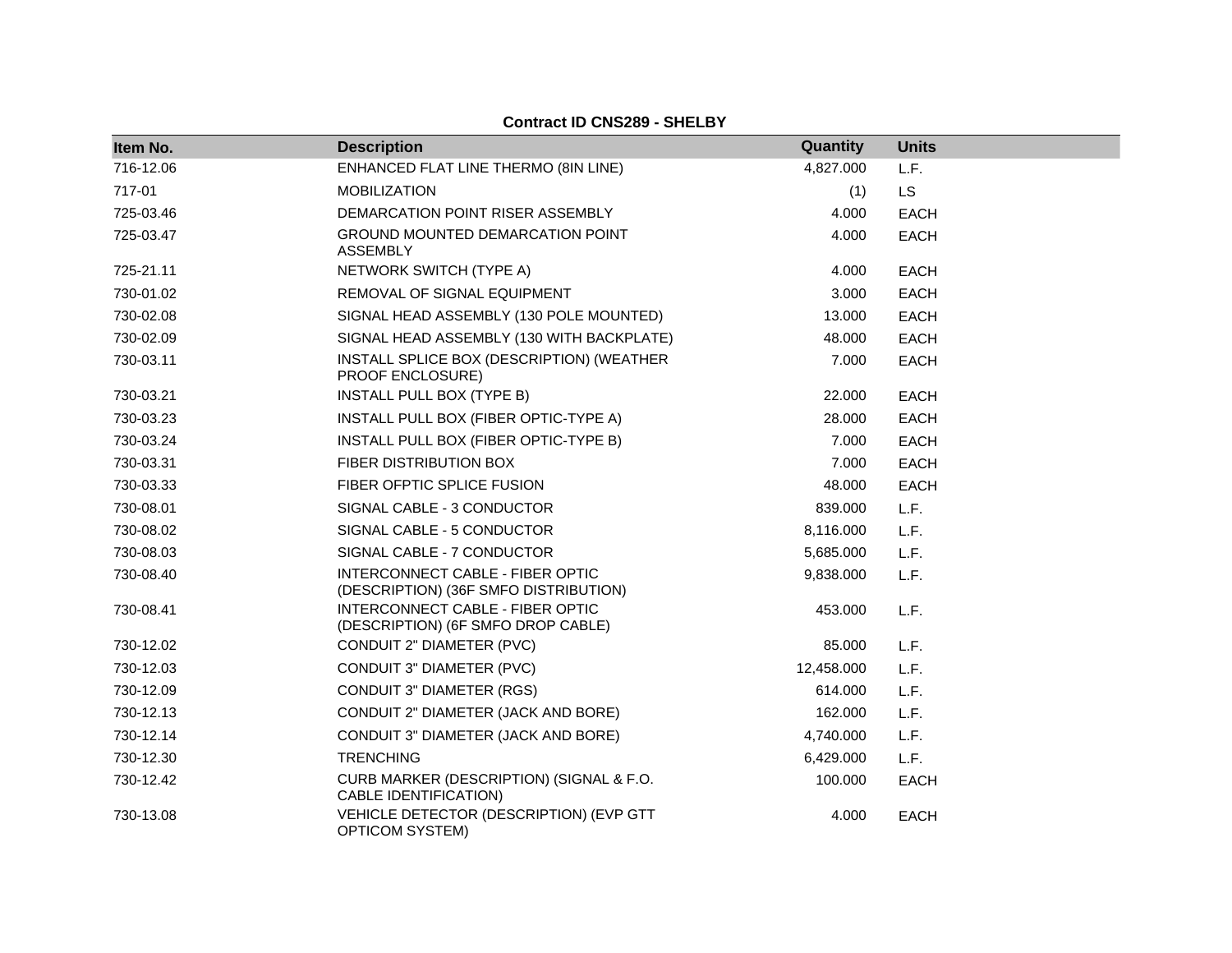**Contract ID CNS289 - SHELBY**

| Item No. | Description | Quantity | Units |
|---|---|---|---|
| 716-12.06 | ENHANCED FLAT LINE THERMO (8IN LINE) | 4,827.000 | L.F. |
| 717-01 | MOBILIZATION | (1) | LS |
| 725-03.46 | DEMARCATION POINT RISER ASSEMBLY | 4.000 | EACH |
| 725-03.47 | GROUND MOUNTED DEMARCATION POINT ASSEMBLY | 4.000 | EACH |
| 725-21.11 | NETWORK SWITCH (TYPE A) | 4.000 | EACH |
| 730-01.02 | REMOVAL OF SIGNAL EQUIPMENT | 3.000 | EACH |
| 730-02.08 | SIGNAL HEAD ASSEMBLY (130 POLE MOUNTED) | 13.000 | EACH |
| 730-02.09 | SIGNAL HEAD ASSEMBLY (130 WITH BACKPLATE) | 48.000 | EACH |
| 730-03.11 | INSTALL SPLICE BOX (DESCRIPTION) (WEATHER PROOF ENCLOSURE) | 7.000 | EACH |
| 730-03.21 | INSTALL PULL BOX (TYPE B) | 22.000 | EACH |
| 730-03.23 | INSTALL PULL BOX (FIBER OPTIC-TYPE A) | 28.000 | EACH |
| 730-03.24 | INSTALL PULL BOX (FIBER OPTIC-TYPE B) | 7.000 | EACH |
| 730-03.31 | FIBER DISTRIBUTION BOX | 7.000 | EACH |
| 730-03.33 | FIBER OFPTIC SPLICE FUSION | 48.000 | EACH |
| 730-08.01 | SIGNAL CABLE - 3 CONDUCTOR | 839.000 | L.F. |
| 730-08.02 | SIGNAL CABLE - 5 CONDUCTOR | 8,116.000 | L.F. |
| 730-08.03 | SIGNAL CABLE - 7 CONDUCTOR | 5,685.000 | L.F. |
| 730-08.40 | INTERCONNECT CABLE - FIBER OPTIC (DESCRIPTION) (36F SMFO DISTRIBUTION) | 9,838.000 | L.F. |
| 730-08.41 | INTERCONNECT CABLE - FIBER OPTIC (DESCRIPTION) (6F SMFO DROP CABLE) | 453.000 | L.F. |
| 730-12.02 | CONDUIT 2" DIAMETER (PVC) | 85.000 | L.F. |
| 730-12.03 | CONDUIT 3" DIAMETER (PVC) | 12,458.000 | L.F. |
| 730-12.09 | CONDUIT 3" DIAMETER (RGS) | 614.000 | L.F. |
| 730-12.13 | CONDUIT 2" DIAMETER (JACK AND BORE) | 162.000 | L.F. |
| 730-12.14 | CONDUIT 3" DIAMETER (JACK AND BORE) | 4,740.000 | L.F. |
| 730-12.30 | TRENCHING | 6,429.000 | L.F. |
| 730-12.42 | CURB MARKER (DESCRIPTION) (SIGNAL & F.O. CABLE IDENTIFICATION) | 100.000 | EACH |
| 730-13.08 | VEHICLE DETECTOR (DESCRIPTION) (EVP GTT OPTICOM SYSTEM) | 4.000 | EACH |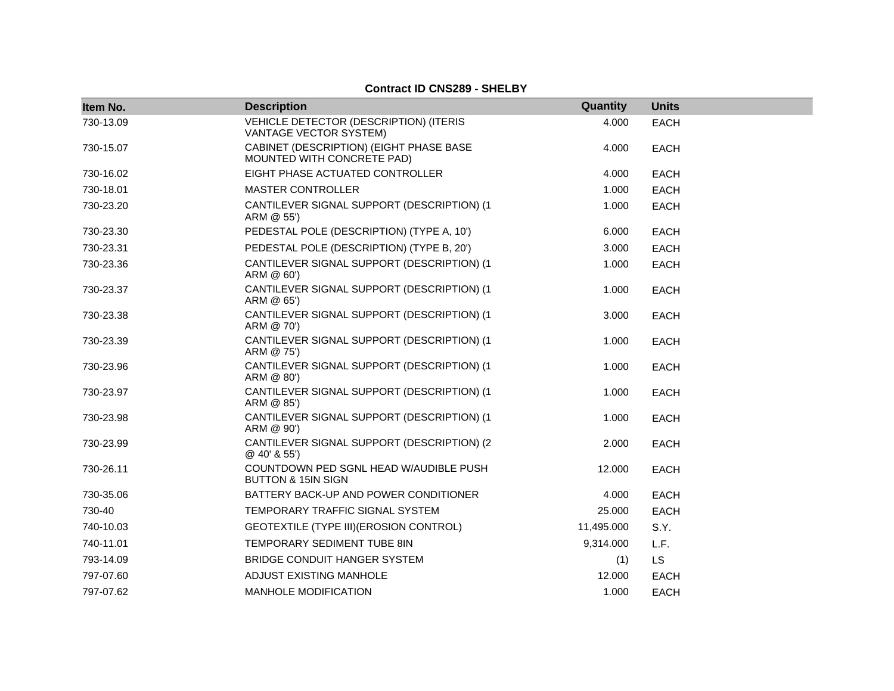**Contract ID CNS289 - SHELBY**

| Item No. | Description | Quantity | Units |
|---|---|---|---|
| 730-13.09 | VEHICLE DETECTOR (DESCRIPTION) (ITERIS VANTAGE VECTOR SYSTEM) | 4.000 | EACH |
| 730-15.07 | CABINET (DESCRIPTION) (EIGHT PHASE BASE MOUNTED WITH CONCRETE PAD) | 4.000 | EACH |
| 730-16.02 | EIGHT PHASE ACTUATED CONTROLLER | 4.000 | EACH |
| 730-18.01 | MASTER CONTROLLER | 1.000 | EACH |
| 730-23.20 | CANTILEVER SIGNAL SUPPORT (DESCRIPTION) (1 ARM @ 55') | 1.000 | EACH |
| 730-23.30 | PEDESTAL POLE (DESCRIPTION) (TYPE A, 10') | 6.000 | EACH |
| 730-23.31 | PEDESTAL POLE (DESCRIPTION) (TYPE B, 20') | 3.000 | EACH |
| 730-23.36 | CANTILEVER SIGNAL SUPPORT (DESCRIPTION) (1 ARM @ 60') | 1.000 | EACH |
| 730-23.37 | CANTILEVER SIGNAL SUPPORT (DESCRIPTION) (1 ARM @ 65') | 1.000 | EACH |
| 730-23.38 | CANTILEVER SIGNAL SUPPORT (DESCRIPTION) (1 ARM @ 70') | 3.000 | EACH |
| 730-23.39 | CANTILEVER SIGNAL SUPPORT (DESCRIPTION) (1 ARM @ 75') | 1.000 | EACH |
| 730-23.96 | CANTILEVER SIGNAL SUPPORT (DESCRIPTION) (1 ARM @ 80') | 1.000 | EACH |
| 730-23.97 | CANTILEVER SIGNAL SUPPORT (DESCRIPTION) (1 ARM @ 85') | 1.000 | EACH |
| 730-23.98 | CANTILEVER SIGNAL SUPPORT (DESCRIPTION) (1 ARM @ 90') | 1.000 | EACH |
| 730-23.99 | CANTILEVER SIGNAL SUPPORT (DESCRIPTION) (2 @ 40' & 55') | 2.000 | EACH |
| 730-26.11 | COUNTDOWN PED SGNL HEAD W/AUDIBLE PUSH BUTTON & 15IN SIGN | 12.000 | EACH |
| 730-35.06 | BATTERY BACK-UP AND POWER CONDITIONER | 4.000 | EACH |
| 730-40 | TEMPORARY TRAFFIC SIGNAL SYSTEM | 25.000 | EACH |
| 740-10.03 | GEOTEXTILE (TYPE III)(EROSION CONTROL) | 11,495.000 | S.Y. |
| 740-11.01 | TEMPORARY SEDIMENT TUBE 8IN | 9,314.000 | L.F. |
| 793-14.09 | BRIDGE CONDUIT HANGER SYSTEM | (1) | LS |
| 797-07.60 | ADJUST EXISTING MANHOLE | 12.000 | EACH |
| 797-07.62 | MANHOLE MODIFICATION | 1.000 | EACH |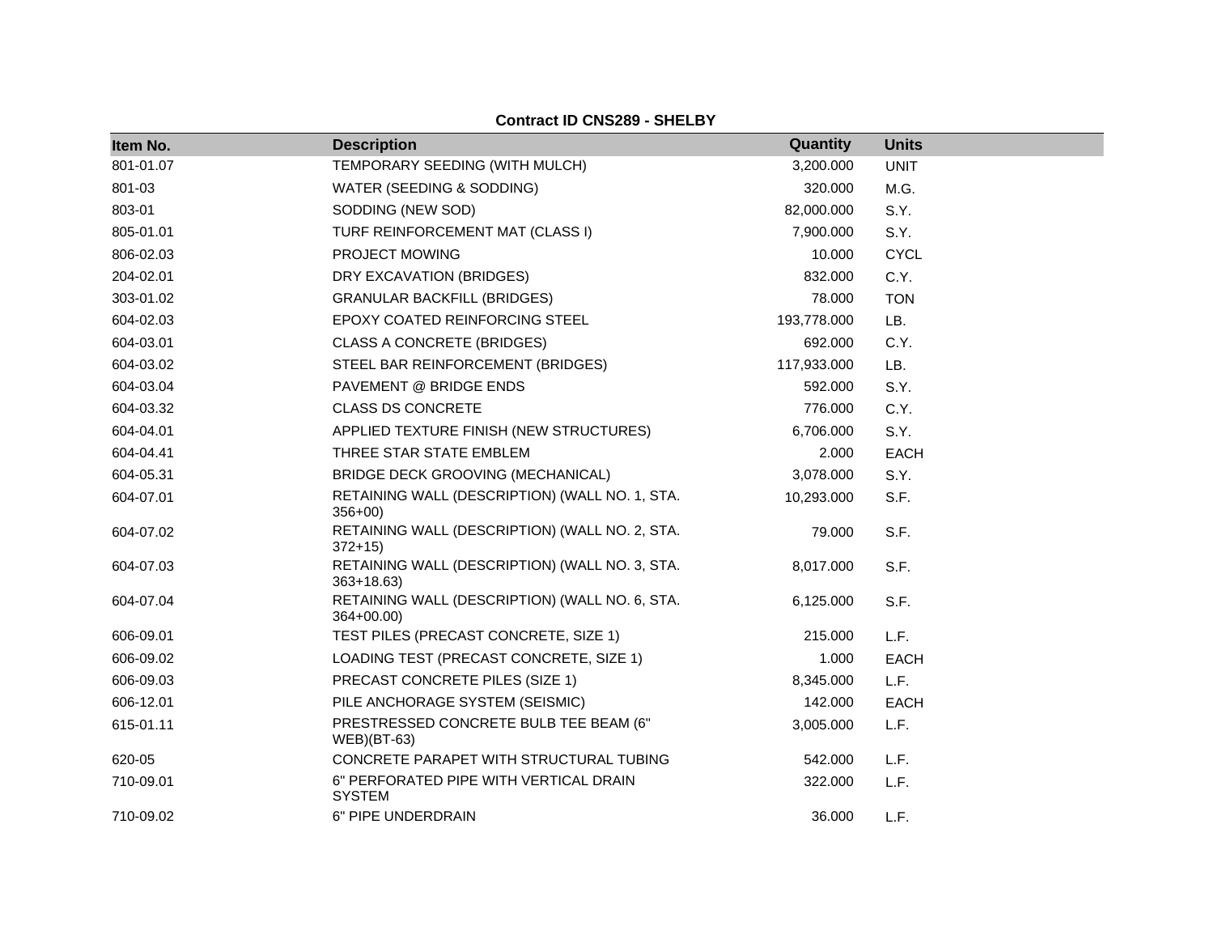**Contract ID CNS289 - SHELBY**

| Item No. | Description | Quantity | Units |
|---|---|---|---|
| 801-01.07 | TEMPORARY SEEDING (WITH MULCH) | 3,200.000 | UNIT |
| 801-03 | WATER (SEEDING & SODDING) | 320.000 | M.G. |
| 803-01 | SODDING (NEW SOD) | 82,000.000 | S.Y. |
| 805-01.01 | TURF REINFORCEMENT MAT (CLASS I) | 7,900.000 | S.Y. |
| 806-02.03 | PROJECT MOWING | 10.000 | CYCL |
| 204-02.01 | DRY EXCAVATION (BRIDGES) | 832.000 | C.Y. |
| 303-01.02 | GRANULAR BACKFILL (BRIDGES) | 78.000 | TON |
| 604-02.03 | EPOXY COATED REINFORCING STEEL | 193,778.000 | LB. |
| 604-03.01 | CLASS A CONCRETE (BRIDGES) | 692.000 | C.Y. |
| 604-03.02 | STEEL BAR REINFORCEMENT (BRIDGES) | 117,933.000 | LB. |
| 604-03.04 | PAVEMENT @ BRIDGE ENDS | 592.000 | S.Y. |
| 604-03.32 | CLASS DS CONCRETE | 776.000 | C.Y. |
| 604-04.01 | APPLIED TEXTURE FINISH (NEW STRUCTURES) | 6,706.000 | S.Y. |
| 604-04.41 | THREE STAR STATE EMBLEM | 2.000 | EACH |
| 604-05.31 | BRIDGE DECK GROOVING (MECHANICAL) | 3,078.000 | S.Y. |
| 604-07.01 | RETAINING WALL (DESCRIPTION) (WALL NO. 1, STA. 356+00) | 10,293.000 | S.F. |
| 604-07.02 | RETAINING WALL (DESCRIPTION) (WALL NO. 2, STA. 372+15) | 79.000 | S.F. |
| 604-07.03 | RETAINING WALL (DESCRIPTION) (WALL NO. 3, STA. 363+18.63) | 8,017.000 | S.F. |
| 604-07.04 | RETAINING WALL (DESCRIPTION) (WALL NO. 6, STA. 364+00.00) | 6,125.000 | S.F. |
| 606-09.01 | TEST PILES (PRECAST CONCRETE, SIZE 1) | 215.000 | L.F. |
| 606-09.02 | LOADING TEST (PRECAST CONCRETE, SIZE 1) | 1.000 | EACH |
| 606-09.03 | PRECAST CONCRETE PILES (SIZE 1) | 8,345.000 | L.F. |
| 606-12.01 | PILE ANCHORAGE SYSTEM (SEISMIC) | 142.000 | EACH |
| 615-01.11 | PRESTRESSED CONCRETE BULB TEE BEAM (6" WEB)(BT-63) | 3,005.000 | L.F. |
| 620-05 | CONCRETE PARAPET WITH STRUCTURAL TUBING | 542.000 | L.F. |
| 710-09.01 | 6" PERFORATED PIPE WITH VERTICAL DRAIN SYSTEM | 322.000 | L.F. |
| 710-09.02 | 6" PIPE UNDERDRAIN | 36.000 | L.F. |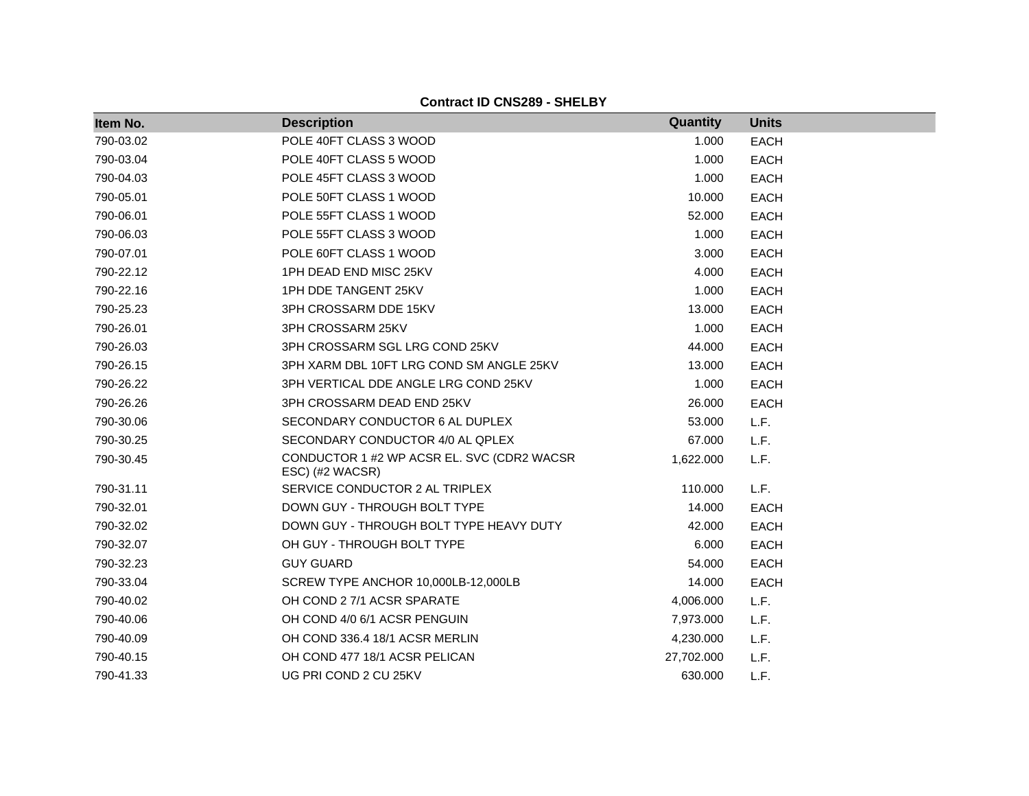**Contract ID CNS289 - SHELBY**

| Item No. | Description | Quantity | Units |
|---|---|---|---|
| 790-03.02 | POLE 40FT CLASS 3 WOOD | 1.000 | EACH |
| 790-03.04 | POLE 40FT CLASS 5 WOOD | 1.000 | EACH |
| 790-04.03 | POLE 45FT CLASS 3 WOOD | 1.000 | EACH |
| 790-05.01 | POLE 50FT CLASS 1 WOOD | 10.000 | EACH |
| 790-06.01 | POLE 55FT CLASS 1 WOOD | 52.000 | EACH |
| 790-06.03 | POLE 55FT CLASS 3 WOOD | 1.000 | EACH |
| 790-07.01 | POLE 60FT CLASS 1 WOOD | 3.000 | EACH |
| 790-22.12 | 1PH DEAD END MISC 25KV | 4.000 | EACH |
| 790-22.16 | 1PH DDE TANGENT 25KV | 1.000 | EACH |
| 790-25.23 | 3PH CROSSARM DDE 15KV | 13.000 | EACH |
| 790-26.01 | 3PH CROSSARM 25KV | 1.000 | EACH |
| 790-26.03 | 3PH CROSSARM SGL LRG COND 25KV | 44.000 | EACH |
| 790-26.15 | 3PH XARM DBL 10FT LRG COND SM ANGLE 25KV | 13.000 | EACH |
| 790-26.22 | 3PH VERTICAL DDE ANGLE LRG COND 25KV | 1.000 | EACH |
| 790-26.26 | 3PH CROSSARM DEAD END 25KV | 26.000 | EACH |
| 790-30.06 | SECONDARY CONDUCTOR 6 AL DUPLEX | 53.000 | L.F. |
| 790-30.25 | SECONDARY CONDUCTOR 4/0 AL QPLEX | 67.000 | L.F. |
| 790-30.45 | CONDUCTOR 1 #2 WP ACSR EL. SVC (CDR2 WACSR ESC) (#2 WACSR) | 1,622.000 | L.F. |
| 790-31.11 | SERVICE CONDUCTOR 2 AL TRIPLEX | 110.000 | L.F. |
| 790-32.01 | DOWN GUY - THROUGH BOLT TYPE | 14.000 | EACH |
| 790-32.02 | DOWN GUY - THROUGH BOLT TYPE HEAVY DUTY | 42.000 | EACH |
| 790-32.07 | OH GUY - THROUGH BOLT TYPE | 6.000 | EACH |
| 790-32.23 | GUY GUARD | 54.000 | EACH |
| 790-33.04 | SCREW TYPE ANCHOR 10,000LB-12,000LB | 14.000 | EACH |
| 790-40.02 | OH COND 2 7/1 ACSR SPARATE | 4,006.000 | L.F. |
| 790-40.06 | OH COND 4/0 6/1 ACSR PENGUIN | 7,973.000 | L.F. |
| 790-40.09 | OH COND 336.4 18/1 ACSR MERLIN | 4,230.000 | L.F. |
| 790-40.15 | OH COND 477 18/1 ACSR PELICAN | 27,702.000 | L.F. |
| 790-41.33 | UG PRI COND 2 CU 25KV | 630.000 | L.F. |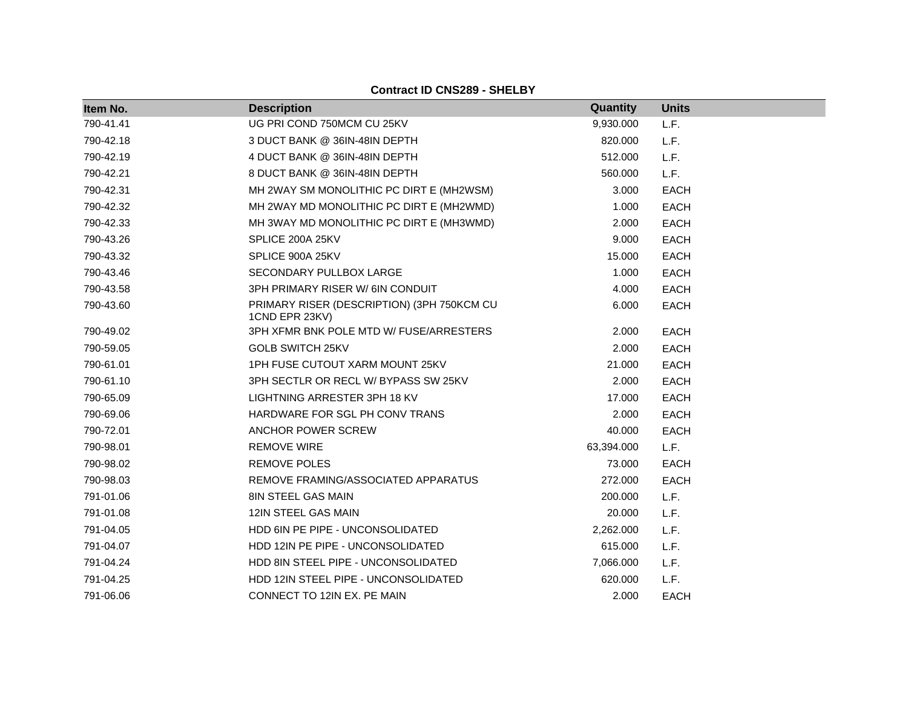**Contract ID CNS289 - SHELBY**

| Item No. | Description | Quantity | Units |
|---|---|---|---|
| 790-41.41 | UG PRI COND 750MCM CU 25KV | 9,930.000 | L.F. |
| 790-42.18 | 3 DUCT BANK @ 36IN-48IN DEPTH | 820.000 | L.F. |
| 790-42.19 | 4 DUCT BANK @ 36IN-48IN DEPTH | 512.000 | L.F. |
| 790-42.21 | 8 DUCT BANK @ 36IN-48IN DEPTH | 560.000 | L.F. |
| 790-42.31 | MH 2WAY SM MONOLITHIC PC DIRT E (MH2WSM) | 3.000 | EACH |
| 790-42.32 | MH 2WAY MD MONOLITHIC PC DIRT E (MH2WMD) | 1.000 | EACH |
| 790-42.33 | MH 3WAY MD MONOLITHIC PC DIRT E (MH3WMD) | 2.000 | EACH |
| 790-43.26 | SPLICE 200A 25KV | 9.000 | EACH |
| 790-43.32 | SPLICE 900A 25KV | 15.000 | EACH |
| 790-43.46 | SECONDARY PULLBOX LARGE | 1.000 | EACH |
| 790-43.58 | 3PH PRIMARY RISER W/ 6IN CONDUIT | 4.000 | EACH |
| 790-43.60 | PRIMARY RISER (DESCRIPTION) (3PH 750KCM CU 1CND EPR 23KV) | 6.000 | EACH |
| 790-49.02 | 3PH XFMR BNK POLE MTD W/ FUSE/ARRESTERS | 2.000 | EACH |
| 790-59.05 | GOLB SWITCH 25KV | 2.000 | EACH |
| 790-61.01 | 1PH FUSE CUTOUT XARM MOUNT 25KV | 21.000 | EACH |
| 790-61.10 | 3PH SECTLR OR RECL W/ BYPASS SW 25KV | 2.000 | EACH |
| 790-65.09 | LIGHTNING ARRESTER 3PH 18 KV | 17.000 | EACH |
| 790-69.06 | HARDWARE FOR SGL PH CONV TRANS | 2.000 | EACH |
| 790-72.01 | ANCHOR POWER SCREW | 40.000 | EACH |
| 790-98.01 | REMOVE WIRE | 63,394.000 | L.F. |
| 790-98.02 | REMOVE POLES | 73.000 | EACH |
| 790-98.03 | REMOVE FRAMING/ASSOCIATED APPARATUS | 272.000 | EACH |
| 791-01.06 | 8IN STEEL GAS MAIN | 200.000 | L.F. |
| 791-01.08 | 12IN STEEL GAS MAIN | 20.000 | L.F. |
| 791-04.05 | HDD 6IN PE PIPE - UNCONSOLIDATED | 2,262.000 | L.F. |
| 791-04.07 | HDD 12IN PE PIPE - UNCONSOLIDATED | 615.000 | L.F. |
| 791-04.24 | HDD 8IN STEEL PIPE - UNCONSOLIDATED | 7,066.000 | L.F. |
| 791-04.25 | HDD 12IN STEEL PIPE - UNCONSOLIDATED | 620.000 | L.F. |
| 791-06.06 | CONNECT TO 12IN EX. PE MAIN | 2.000 | EACH |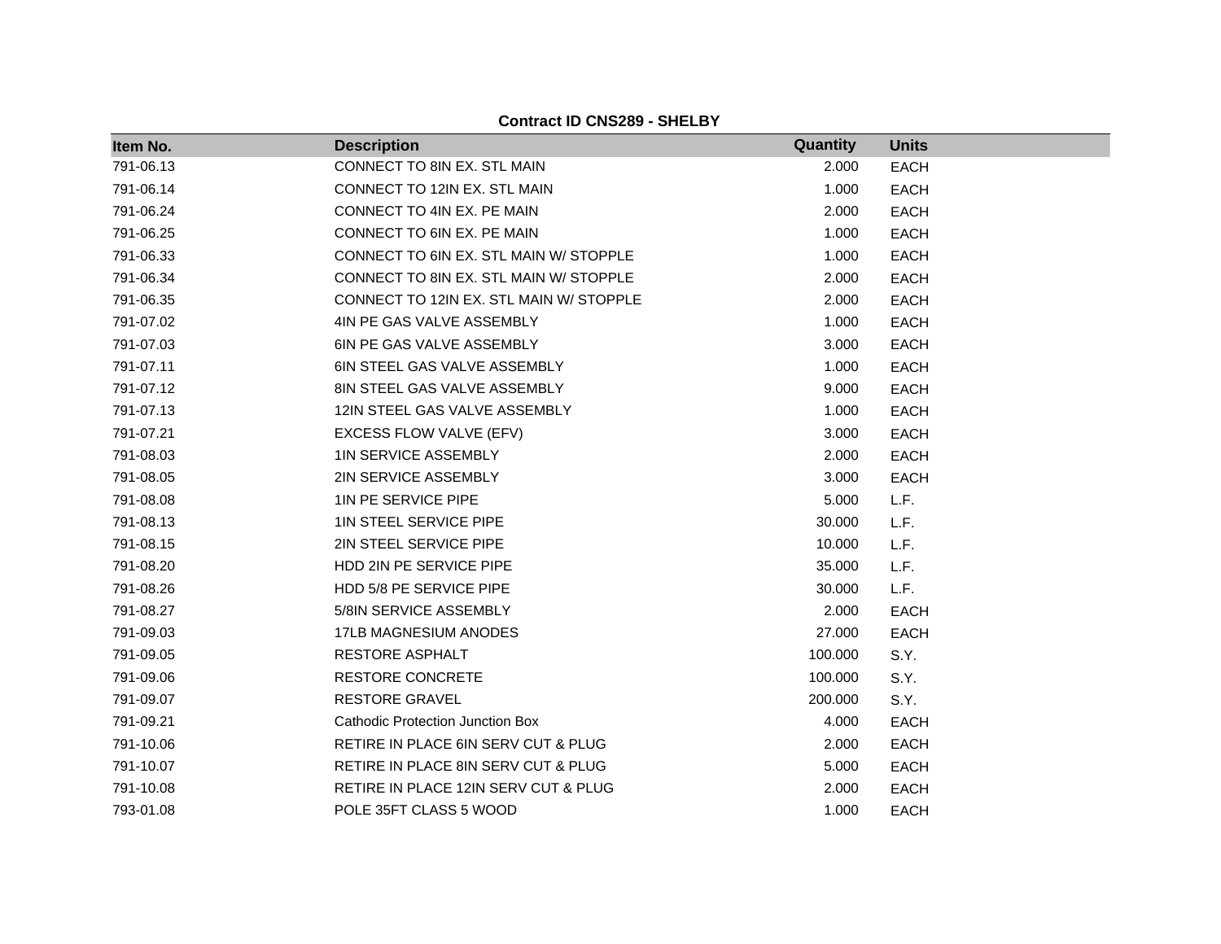**Contract ID CNS289 - SHELBY**

| Item No. | Description | Quantity | Units |
|---|---|---|---|
| 791-06.13 | CONNECT TO 8IN EX. STL MAIN | 2.000 | EACH |
| 791-06.14 | CONNECT TO 12IN EX. STL MAIN | 1.000 | EACH |
| 791-06.24 | CONNECT TO 4IN EX. PE MAIN | 2.000 | EACH |
| 791-06.25 | CONNECT TO 6IN EX. PE MAIN | 1.000 | EACH |
| 791-06.33 | CONNECT TO 6IN EX. STL MAIN W/ STOPPLE | 1.000 | EACH |
| 791-06.34 | CONNECT TO 8IN EX. STL MAIN W/ STOPPLE | 2.000 | EACH |
| 791-06.35 | CONNECT TO 12IN EX. STL MAIN W/ STOPPLE | 2.000 | EACH |
| 791-07.02 | 4IN PE GAS VALVE ASSEMBLY | 1.000 | EACH |
| 791-07.03 | 6IN PE GAS VALVE ASSEMBLY | 3.000 | EACH |
| 791-07.11 | 6IN STEEL GAS VALVE ASSEMBLY | 1.000 | EACH |
| 791-07.12 | 8IN STEEL GAS VALVE ASSEMBLY | 9.000 | EACH |
| 791-07.13 | 12IN STEEL GAS VALVE ASSEMBLY | 1.000 | EACH |
| 791-07.21 | EXCESS FLOW VALVE (EFV) | 3.000 | EACH |
| 791-08.03 | 1IN SERVICE ASSEMBLY | 2.000 | EACH |
| 791-08.05 | 2IN SERVICE ASSEMBLY | 3.000 | EACH |
| 791-08.08 | 1IN PE SERVICE PIPE | 5.000 | L.F. |
| 791-08.13 | 1IN STEEL SERVICE PIPE | 30.000 | L.F. |
| 791-08.15 | 2IN STEEL SERVICE PIPE | 10.000 | L.F. |
| 791-08.20 | HDD 2IN PE SERVICE PIPE | 35.000 | L.F. |
| 791-08.26 | HDD 5/8 PE SERVICE PIPE | 30.000 | L.F. |
| 791-08.27 | 5/8IN SERVICE ASSEMBLY | 2.000 | EACH |
| 791-09.03 | 17LB MAGNESIUM ANODES | 27.000 | EACH |
| 791-09.05 | RESTORE ASPHALT | 100.000 | S.Y. |
| 791-09.06 | RESTORE CONCRETE | 100.000 | S.Y. |
| 791-09.07 | RESTORE GRAVEL | 200.000 | S.Y. |
| 791-09.21 | Cathodic Protection Junction Box | 4.000 | EACH |
| 791-10.06 | RETIRE IN PLACE 6IN SERV CUT & PLUG | 2.000 | EACH |
| 791-10.07 | RETIRE IN PLACE 8IN SERV CUT & PLUG | 5.000 | EACH |
| 791-10.08 | RETIRE IN PLACE 12IN SERV CUT & PLUG | 2.000 | EACH |
| 793-01.08 | POLE 35FT CLASS 5 WOOD | 1.000 | EACH |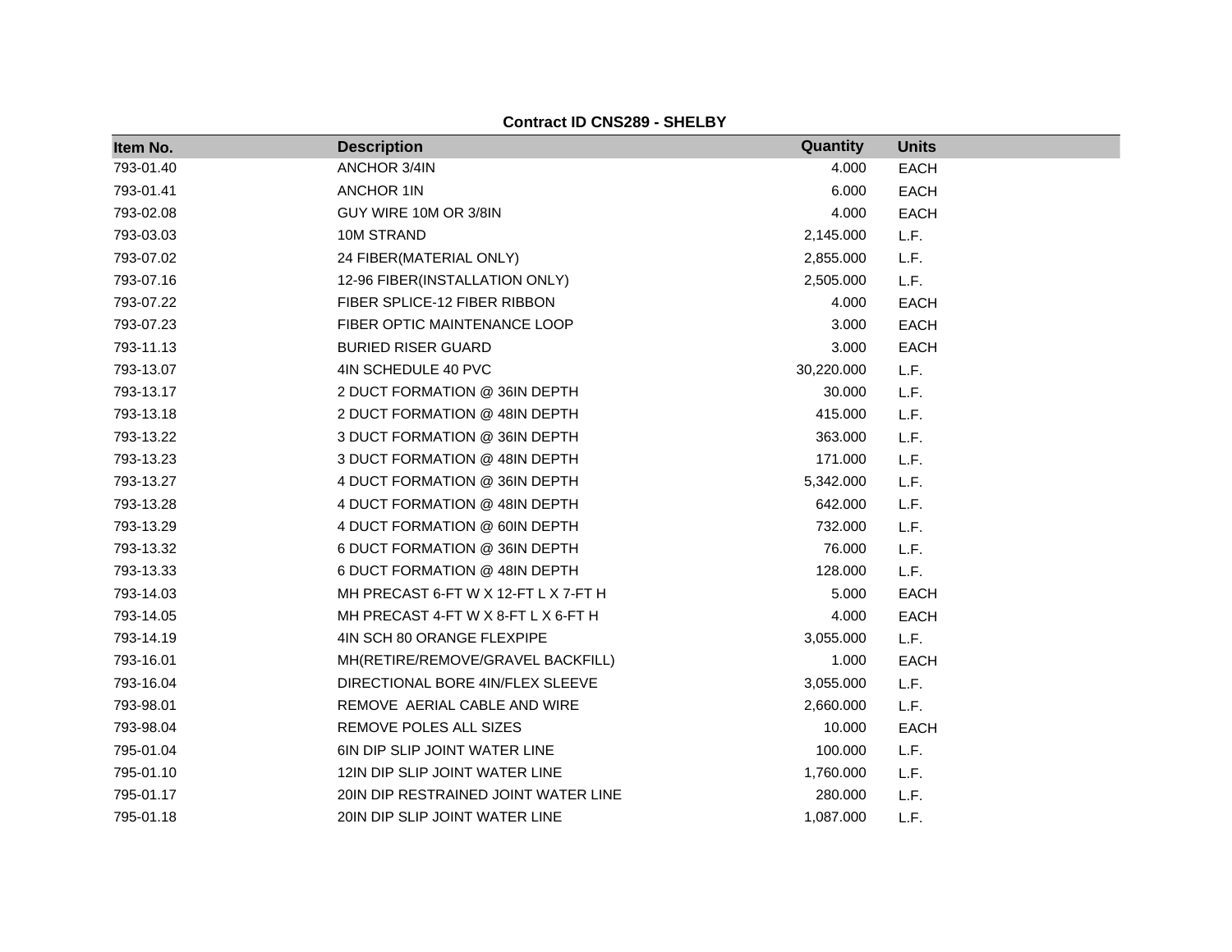**Contract ID CNS289 - SHELBY**

| Item No. | Description | Quantity | Units |
| --- | --- | --- | --- |
| 793-01.40 | ANCHOR 3/4IN | 4.000 | EACH |
| 793-01.41 | ANCHOR 1IN | 6.000 | EACH |
| 793-02.08 | GUY WIRE 10M OR 3/8IN | 4.000 | EACH |
| 793-03.03 | 10M STRAND | 2,145.000 | L.F. |
| 793-07.02 | 24 FIBER(MATERIAL ONLY) | 2,855.000 | L.F. |
| 793-07.16 | 12-96 FIBER(INSTALLATION ONLY) | 2,505.000 | L.F. |
| 793-07.22 | FIBER SPLICE-12 FIBER RIBBON | 4.000 | EACH |
| 793-07.23 | FIBER OPTIC MAINTENANCE LOOP | 3.000 | EACH |
| 793-11.13 | BURIED RISER GUARD | 3.000 | EACH |
| 793-13.07 | 4IN SCHEDULE 40 PVC | 30,220.000 | L.F. |
| 793-13.17 | 2 DUCT FORMATION @ 36IN DEPTH | 30.000 | L.F. |
| 793-13.18 | 2 DUCT FORMATION @ 48IN DEPTH | 415.000 | L.F. |
| 793-13.22 | 3 DUCT FORMATION @ 36IN DEPTH | 363.000 | L.F. |
| 793-13.23 | 3 DUCT FORMATION @ 48IN DEPTH | 171.000 | L.F. |
| 793-13.27 | 4 DUCT FORMATION @ 36IN DEPTH | 5,342.000 | L.F. |
| 793-13.28 | 4 DUCT FORMATION @ 48IN DEPTH | 642.000 | L.F. |
| 793-13.29 | 4 DUCT FORMATION @ 60IN DEPTH | 732.000 | L.F. |
| 793-13.32 | 6 DUCT FORMATION @ 36IN DEPTH | 76.000 | L.F. |
| 793-13.33 | 6 DUCT FORMATION @ 48IN DEPTH | 128.000 | L.F. |
| 793-14.03 | MH PRECAST 6-FT W X 12-FT L X 7-FT H | 5.000 | EACH |
| 793-14.05 | MH PRECAST 4-FT W X 8-FT L X 6-FT H | 4.000 | EACH |
| 793-14.19 | 4IN SCH 80 ORANGE FLEXPIPE | 3,055.000 | L.F. |
| 793-16.01 | MH(RETIRE/REMOVE/GRAVEL BACKFILL) | 1.000 | EACH |
| 793-16.04 | DIRECTIONAL BORE 4IN/FLEX SLEEVE | 3,055.000 | L.F. |
| 793-98.01 | REMOVE AERIAL CABLE AND WIRE | 2,660.000 | L.F. |
| 793-98.04 | REMOVE POLES ALL SIZES | 10.000 | EACH |
| 795-01.04 | 6IN DIP SLIP JOINT WATER LINE | 100.000 | L.F. |
| 795-01.10 | 12IN DIP SLIP JOINT WATER LINE | 1,760.000 | L.F. |
| 795-01.17 | 20IN DIP RESTRAINED JOINT WATER LINE | 280.000 | L.F. |
| 795-01.18 | 20IN DIP SLIP JOINT WATER LINE | 1,087.000 | L.F. |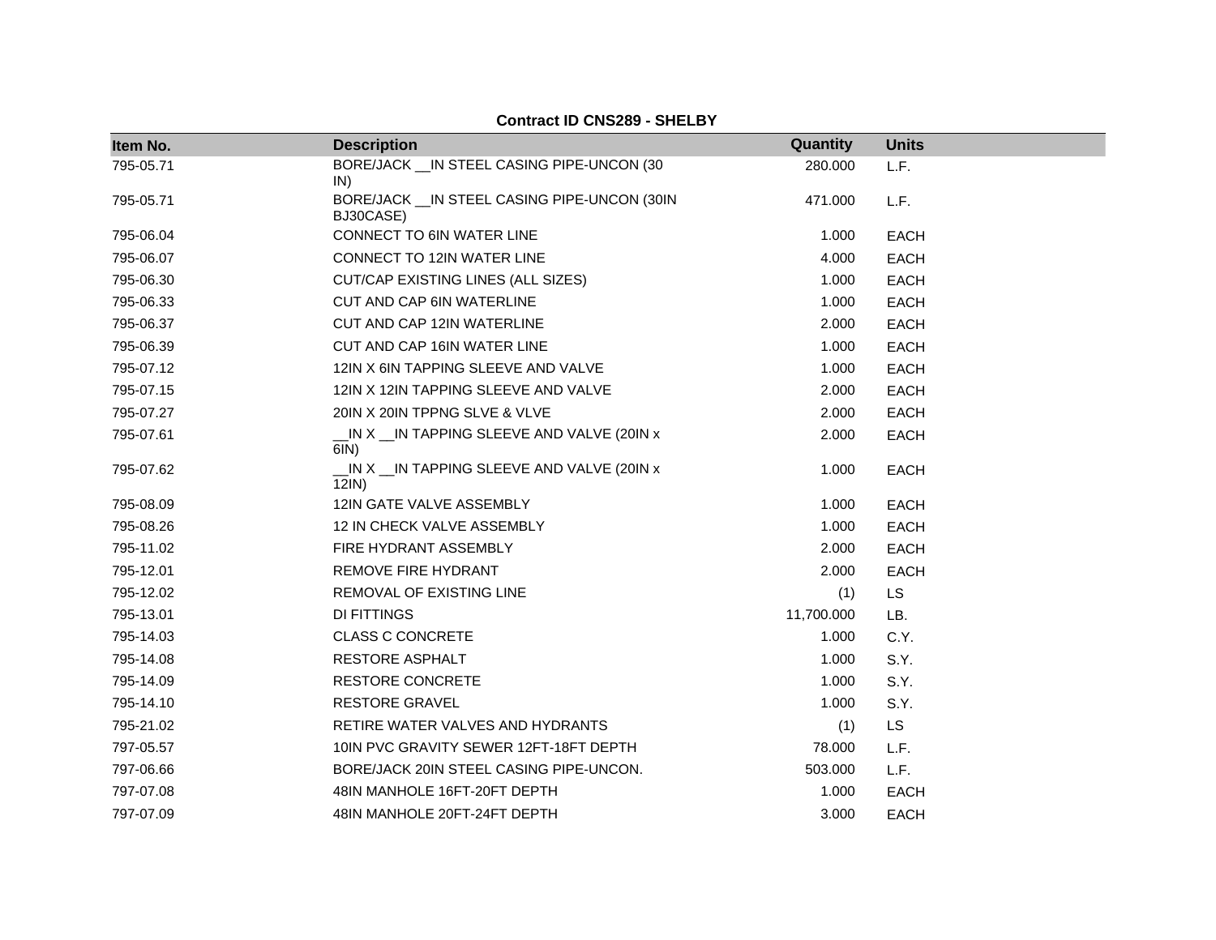**Contract ID CNS289 - SHELBY**

| Item No. | Description | Quantity | Units |
|---|---|---|---|
| 795-05.71 | BORE/JACK __IN STEEL CASING PIPE-UNCON (30 IN) | 280.000 | L.F. |
| 795-05.71 | BORE/JACK __IN STEEL CASING PIPE-UNCON (30IN BJ30CASE) | 471.000 | L.F. |
| 795-06.04 | CONNECT TO 6IN WATER LINE | 1.000 | EACH |
| 795-06.07 | CONNECT TO 12IN WATER LINE | 4.000 | EACH |
| 795-06.30 | CUT/CAP EXISTING LINES (ALL SIZES) | 1.000 | EACH |
| 795-06.33 | CUT AND CAP 6IN WATERLINE | 1.000 | EACH |
| 795-06.37 | CUT AND CAP 12IN WATERLINE | 2.000 | EACH |
| 795-06.39 | CUT AND CAP 16IN WATER LINE | 1.000 | EACH |
| 795-07.12 | 12IN X 6IN TAPPING SLEEVE AND VALVE | 1.000 | EACH |
| 795-07.15 | 12IN X 12IN TAPPING SLEEVE AND VALVE | 2.000 | EACH |
| 795-07.27 | 20IN X 20IN TPPNG SLVE & VLVE | 2.000 | EACH |
| 795-07.61 | __IN X __IN TAPPING SLEEVE AND VALVE (20IN x 6IN) | 2.000 | EACH |
| 795-07.62 | __IN X __IN TAPPING SLEEVE AND VALVE (20IN x 12IN) | 1.000 | EACH |
| 795-08.09 | 12IN GATE VALVE ASSEMBLY | 1.000 | EACH |
| 795-08.26 | 12 IN CHECK VALVE ASSEMBLY | 1.000 | EACH |
| 795-11.02 | FIRE HYDRANT ASSEMBLY | 2.000 | EACH |
| 795-12.01 | REMOVE FIRE HYDRANT | 2.000 | EACH |
| 795-12.02 | REMOVAL OF EXISTING LINE | (1) | LS |
| 795-13.01 | DI FITTINGS | 11,700.000 | LB. |
| 795-14.03 | CLASS C CONCRETE | 1.000 | C.Y. |
| 795-14.08 | RESTORE ASPHALT | 1.000 | S.Y. |
| 795-14.09 | RESTORE CONCRETE | 1.000 | S.Y. |
| 795-14.10 | RESTORE GRAVEL | 1.000 | S.Y. |
| 795-21.02 | RETIRE WATER VALVES AND HYDRANTS | (1) | LS |
| 797-05.57 | 10IN PVC GRAVITY SEWER 12FT-18FT DEPTH | 78.000 | L.F. |
| 797-06.66 | BORE/JACK 20IN STEEL CASING PIPE-UNCON. | 503.000 | L.F. |
| 797-07.08 | 48IN MANHOLE 16FT-20FT DEPTH | 1.000 | EACH |
| 797-07.09 | 48IN MANHOLE 20FT-24FT DEPTH | 3.000 | EACH |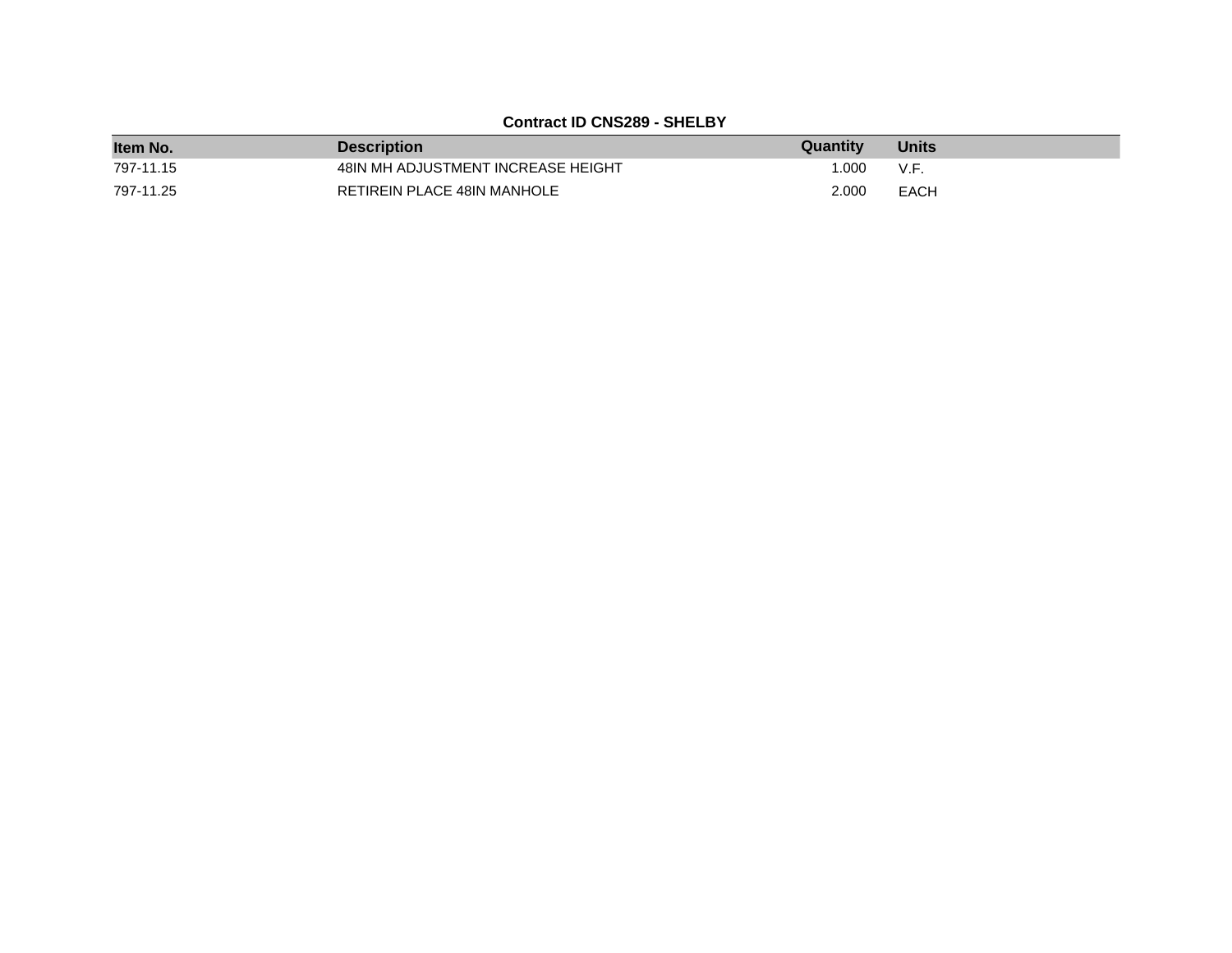**Contract ID CNS289 - SHELBY**

| Item No. | Description | Quantity | Units |
|---|---|---|---|
| 797-11.15 | 48IN MH ADJUSTMENT INCREASE HEIGHT | 1.000 | V.F. |
| 797-11.25 | RETIREIN PLACE 48IN MANHOLE | 2.000 | EACH |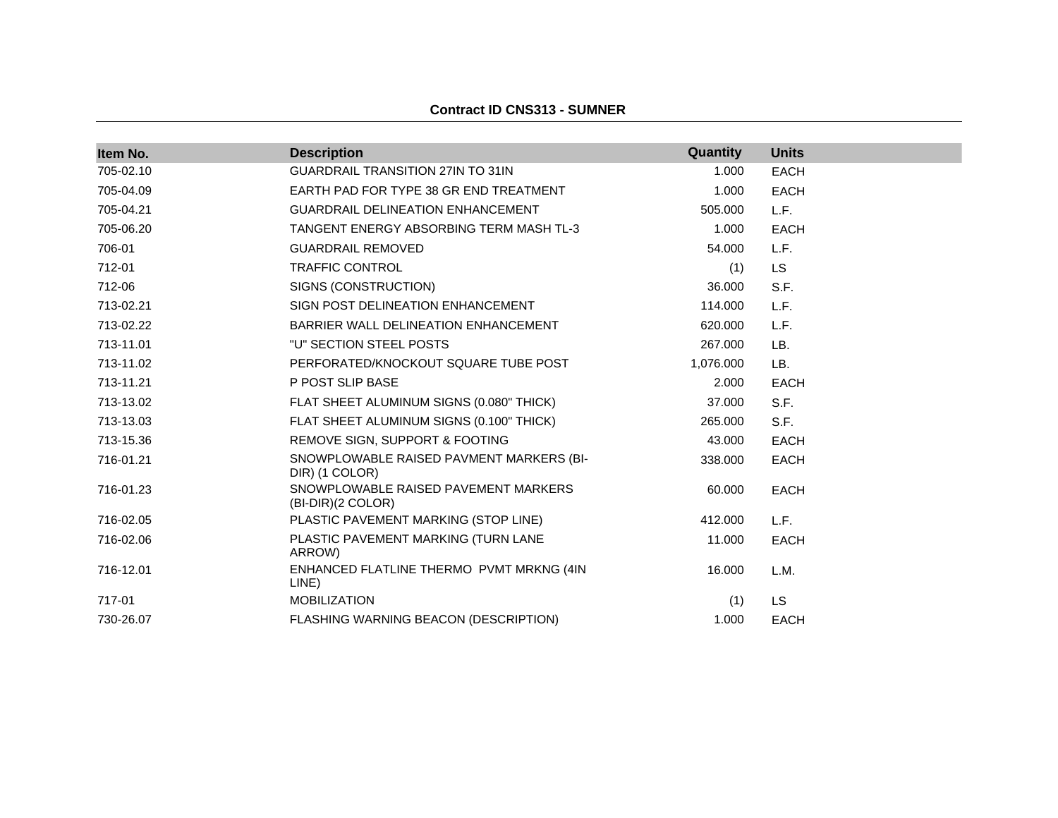**Contract ID CNS313 - SUMNER**

| Item No. | Description | Quantity | Units |
|---|---|---|---|
| 705-02.10 | GUARDRAIL TRANSITION 27IN TO 31IN | 1.000 | EACH |
| 705-04.09 | EARTH PAD FOR TYPE 38 GR END TREATMENT | 1.000 | EACH |
| 705-04.21 | GUARDRAIL DELINEATION ENHANCEMENT | 505.000 | L.F. |
| 705-06.20 | TANGENT ENERGY ABSORBING TERM MASH TL-3 | 1.000 | EACH |
| 706-01 | GUARDRAIL REMOVED | 54.000 | L.F. |
| 712-01 | TRAFFIC CONTROL | (1) | LS |
| 712-06 | SIGNS (CONSTRUCTION) | 36.000 | S.F. |
| 713-02.21 | SIGN POST DELINEATION ENHANCEMENT | 114.000 | L.F. |
| 713-02.22 | BARRIER WALL DELINEATION ENHANCEMENT | 620.000 | L.F. |
| 713-11.01 | "U" SECTION STEEL POSTS | 267.000 | LB. |
| 713-11.02 | PERFORATED/KNOCKOUT SQUARE TUBE POST | 1,076.000 | LB. |
| 713-11.21 | P POST SLIP BASE | 2.000 | EACH |
| 713-13.02 | FLAT SHEET ALUMINUM SIGNS (0.080" THICK) | 37.000 | S.F. |
| 713-13.03 | FLAT SHEET ALUMINUM SIGNS (0.100" THICK) | 265.000 | S.F. |
| 713-15.36 | REMOVE SIGN, SUPPORT & FOOTING | 43.000 | EACH |
| 716-01.21 | SNOWPLOWABLE RAISED PAVMENT MARKERS (BI-DIR) (1 COLOR) | 338.000 | EACH |
| 716-01.23 | SNOWPLOWABLE RAISED PAVEMENT MARKERS (BI-DIR)(2 COLOR) | 60.000 | EACH |
| 716-02.05 | PLASTIC PAVEMENT MARKING (STOP LINE) | 412.000 | L.F. |
| 716-02.06 | PLASTIC PAVEMENT MARKING (TURN LANE ARROW) | 11.000 | EACH |
| 716-12.01 | ENHANCED FLATLINE THERMO PVMT MRKNG (4IN LINE) | 16.000 | L.M. |
| 717-01 | MOBILIZATION | (1) | LS |
| 730-26.07 | FLASHING WARNING BEACON (DESCRIPTION) | 1.000 | EACH |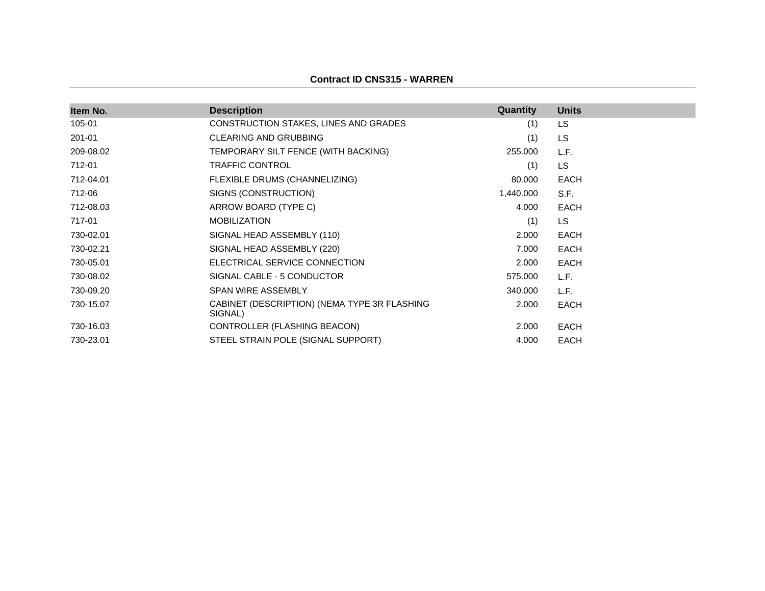**Contract ID CNS315 - WARREN**

| Item No. | Description | Quantity | Units |
|---|---|---|---|
| 105-01 | CONSTRUCTION STAKES, LINES AND GRADES | (1) | LS |
| 201-01 | CLEARING AND GRUBBING | (1) | LS |
| 209-08.02 | TEMPORARY SILT FENCE (WITH BACKING) | 255.000 | L.F. |
| 712-01 | TRAFFIC CONTROL | (1) | LS |
| 712-04.01 | FLEXIBLE DRUMS (CHANNELIZING) | 80.000 | EACH |
| 712-06 | SIGNS (CONSTRUCTION) | 1,440.000 | S.F. |
| 712-08.03 | ARROW BOARD (TYPE C) | 4.000 | EACH |
| 717-01 | MOBILIZATION | (1) | LS |
| 730-02.01 | SIGNAL HEAD ASSEMBLY (110) | 2.000 | EACH |
| 730-02.21 | SIGNAL HEAD ASSEMBLY (220) | 7.000 | EACH |
| 730-05.01 | ELECTRICAL SERVICE CONNECTION | 2.000 | EACH |
| 730-08.02 | SIGNAL CABLE - 5 CONDUCTOR | 575.000 | L.F. |
| 730-09.20 | SPAN WIRE ASSEMBLY | 340.000 | L.F. |
| 730-15.07 | CABINET (DESCRIPTION) (NEMA TYPE 3R FLASHING SIGNAL) | 2.000 | EACH |
| 730-16.03 | CONTROLLER (FLASHING BEACON) | 2.000 | EACH |
| 730-23.01 | STEEL STRAIN POLE (SIGNAL SUPPORT) | 4.000 | EACH |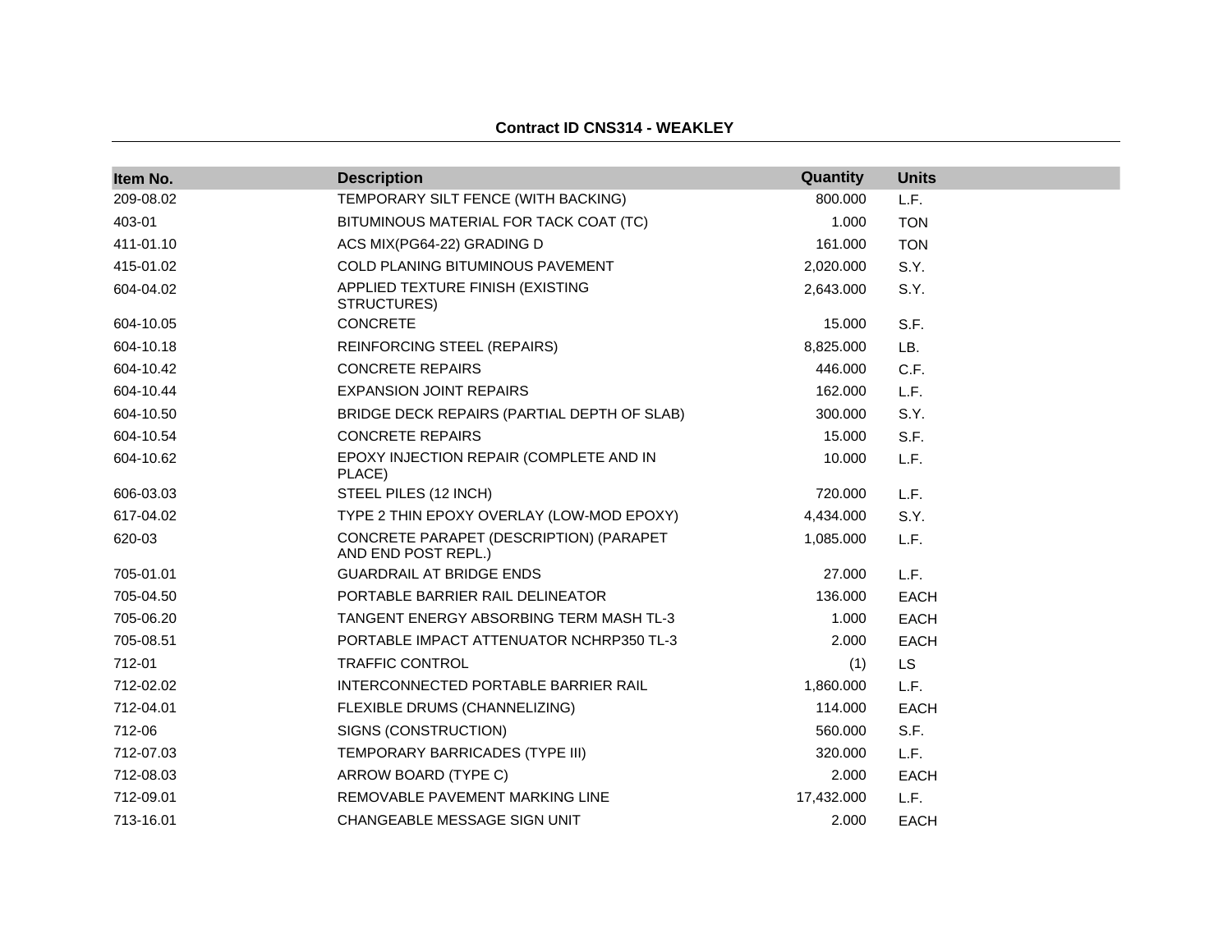**Contract ID CNS314 - WEAKLEY**

| Item No. | Description | Quantity | Units |
|---|---|---|---|
| 209-08.02 | TEMPORARY SILT FENCE (WITH BACKING) | 800.000 | L.F. |
| 403-01 | BITUMINOUS MATERIAL FOR TACK COAT (TC) | 1.000 | TON |
| 411-01.10 | ACS MIX(PG64-22) GRADING D | 161.000 | TON |
| 415-01.02 | COLD PLANING BITUMINOUS PAVEMENT | 2,020.000 | S.Y. |
| 604-04.02 | APPLIED TEXTURE FINISH (EXISTING STRUCTURES) | 2,643.000 | S.Y. |
| 604-10.05 | CONCRETE | 15.000 | S.F. |
| 604-10.18 | REINFORCING STEEL (REPAIRS) | 8,825.000 | LB. |
| 604-10.42 | CONCRETE REPAIRS | 446.000 | C.F. |
| 604-10.44 | EXPANSION JOINT REPAIRS | 162.000 | L.F. |
| 604-10.50 | BRIDGE DECK REPAIRS (PARTIAL DEPTH OF SLAB) | 300.000 | S.Y. |
| 604-10.54 | CONCRETE REPAIRS | 15.000 | S.F. |
| 604-10.62 | EPOXY INJECTION REPAIR (COMPLETE AND IN PLACE) | 10.000 | L.F. |
| 606-03.03 | STEEL PILES (12 INCH) | 720.000 | L.F. |
| 617-04.02 | TYPE 2 THIN EPOXY OVERLAY (LOW-MOD EPOXY) | 4,434.000 | S.Y. |
| 620-03 | CONCRETE PARAPET (DESCRIPTION) (PARAPET AND END POST REPL.) | 1,085.000 | L.F. |
| 705-01.01 | GUARDRAIL AT BRIDGE ENDS | 27.000 | L.F. |
| 705-04.50 | PORTABLE BARRIER RAIL DELINEATOR | 136.000 | EACH |
| 705-06.20 | TANGENT ENERGY ABSORBING TERM MASH TL-3 | 1.000 | EACH |
| 705-08.51 | PORTABLE IMPACT ATTENUATOR NCHRP350 TL-3 | 2.000 | EACH |
| 712-01 | TRAFFIC CONTROL | (1) | LS |
| 712-02.02 | INTERCONNECTED PORTABLE BARRIER RAIL | 1,860.000 | L.F. |
| 712-04.01 | FLEXIBLE DRUMS (CHANNELIZING) | 114.000 | EACH |
| 712-06 | SIGNS (CONSTRUCTION) | 560.000 | S.F. |
| 712-07.03 | TEMPORARY BARRICADES (TYPE III) | 320.000 | L.F. |
| 712-08.03 | ARROW BOARD (TYPE C) | 2.000 | EACH |
| 712-09.01 | REMOVABLE PAVEMENT MARKING LINE | 17,432.000 | L.F. |
| 713-16.01 | CHANGEABLE MESSAGE SIGN UNIT | 2.000 | EACH |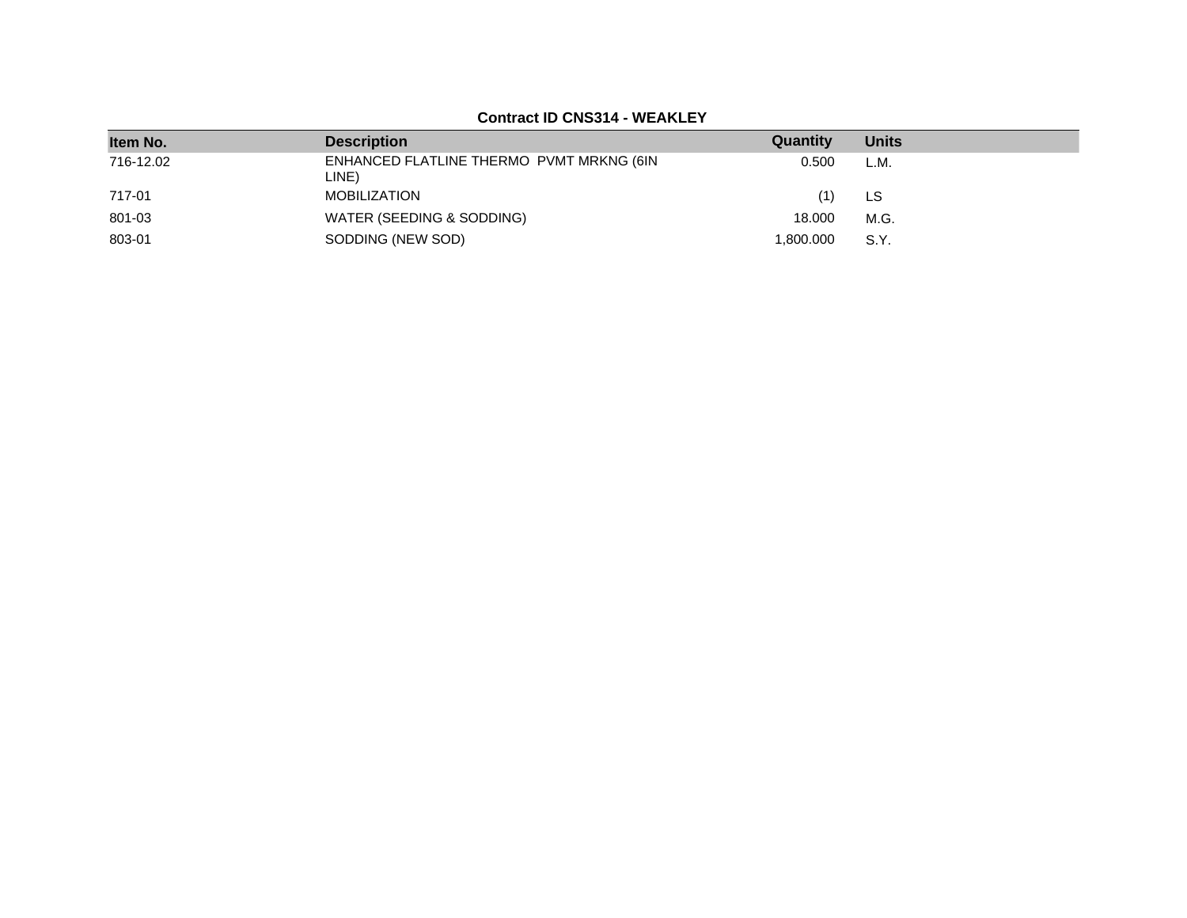**Contract ID CNS314 - WEAKLEY**

| Item No. | Description | Quantity | Units |
| --- | --- | --- | --- |
| 716-12.02 | ENHANCED FLATLINE THERMO PVMT MRKNG (6IN LINE) | 0.500 | L.M. |
| 717-01 | MOBILIZATION | (1) | LS |
| 801-03 | WATER (SEEDING & SODDING) | 18.000 | M.G. |
| 803-01 | SODDING (NEW SOD) | 1,800.000 | S.Y. |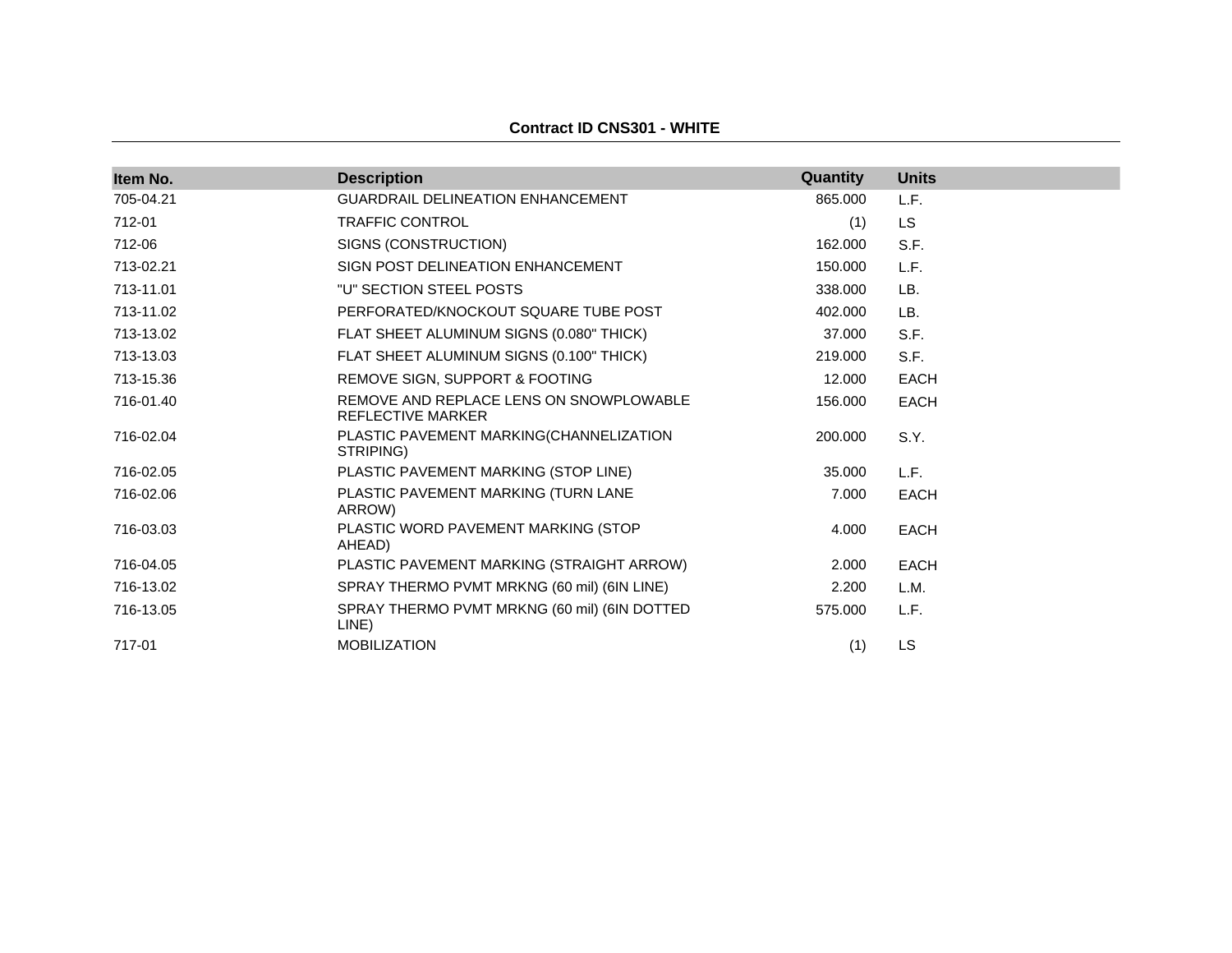**Contract ID CNS301 - WHITE**

| Item No. | Description | Quantity | Units |
|---|---|---|---|
| 705-04.21 | GUARDRAIL DELINEATION ENHANCEMENT | 865.000 | L.F. |
| 712-01 | TRAFFIC CONTROL | (1) | LS |
| 712-06 | SIGNS (CONSTRUCTION) | 162.000 | S.F. |
| 713-02.21 | SIGN POST DELINEATION ENHANCEMENT | 150.000 | L.F. |
| 713-11.01 | "U" SECTION STEEL POSTS | 338.000 | LB. |
| 713-11.02 | PERFORATED/KNOCKOUT SQUARE TUBE POST | 402.000 | LB. |
| 713-13.02 | FLAT SHEET ALUMINUM SIGNS (0.080" THICK) | 37.000 | S.F. |
| 713-13.03 | FLAT SHEET ALUMINUM SIGNS (0.100" THICK) | 219.000 | S.F. |
| 713-15.36 | REMOVE SIGN, SUPPORT & FOOTING | 12.000 | EACH |
| 716-01.40 | REMOVE AND REPLACE LENS ON SNOWPLOWABLE REFLECTIVE MARKER | 156.000 | EACH |
| 716-02.04 | PLASTIC PAVEMENT MARKING(CHANNELIZATION STRIPING) | 200.000 | S.Y. |
| 716-02.05 | PLASTIC PAVEMENT MARKING (STOP LINE) | 35.000 | L.F. |
| 716-02.06 | PLASTIC PAVEMENT MARKING (TURN LANE ARROW) | 7.000 | EACH |
| 716-03.03 | PLASTIC WORD PAVEMENT MARKING (STOP AHEAD) | 4.000 | EACH |
| 716-04.05 | PLASTIC PAVEMENT MARKING (STRAIGHT ARROW) | 2.000 | EACH |
| 716-13.02 | SPRAY THERMO PVMT MRKNG (60 mil) (6IN LINE) | 2.200 | L.M. |
| 716-13.05 | SPRAY THERMO PVMT MRKNG (60 mil) (6IN DOTTED LINE) | 575.000 | L.F. |
| 717-01 | MOBILIZATION | (1) | LS |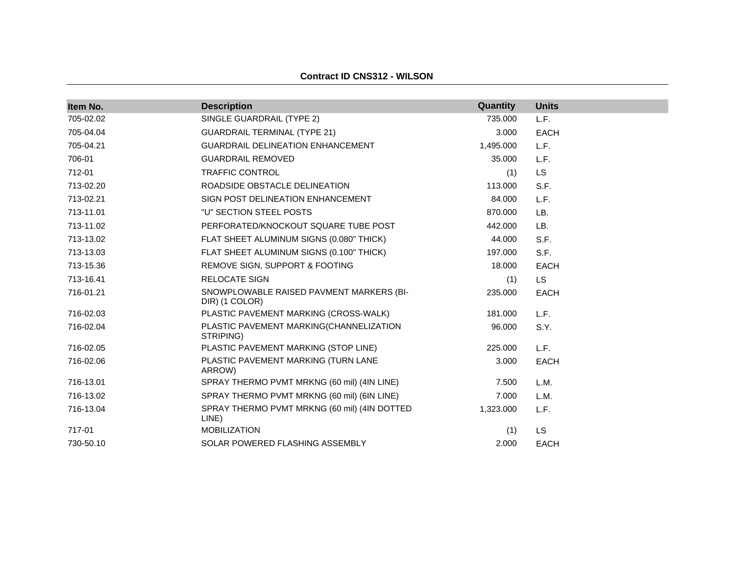**Contract ID CNS312 - WILSON**

| Item No. | Description | Quantity | Units |
|---|---|---|---|
| 705-02.02 | SINGLE GUARDRAIL (TYPE 2) | 735.000 | L.F. |
| 705-04.04 | GUARDRAIL TERMINAL (TYPE 21) | 3.000 | EACH |
| 705-04.21 | GUARDRAIL DELINEATION ENHANCEMENT | 1,495.000 | L.F. |
| 706-01 | GUARDRAIL REMOVED | 35.000 | L.F. |
| 712-01 | TRAFFIC CONTROL | (1) | LS |
| 713-02.20 | ROADSIDE OBSTACLE DELINEATION | 113.000 | S.F. |
| 713-02.21 | SIGN POST DELINEATION ENHANCEMENT | 84.000 | L.F. |
| 713-11.01 | "U" SECTION STEEL POSTS | 870.000 | LB. |
| 713-11.02 | PERFORATED/KNOCKOUT SQUARE TUBE POST | 442.000 | LB. |
| 713-13.02 | FLAT SHEET ALUMINUM SIGNS (0.080" THICK) | 44.000 | S.F. |
| 713-13.03 | FLAT SHEET ALUMINUM SIGNS (0.100" THICK) | 197.000 | S.F. |
| 713-15.36 | REMOVE SIGN, SUPPORT & FOOTING | 18.000 | EACH |
| 713-16.41 | RELOCATE SIGN | (1) | LS |
| 716-01.21 | SNOWPLOWABLE RAISED PAVMENT MARKERS (BI-DIR) (1 COLOR) | 235.000 | EACH |
| 716-02.03 | PLASTIC PAVEMENT MARKING (CROSS-WALK) | 181.000 | L.F. |
| 716-02.04 | PLASTIC PAVEMENT MARKING(CHANNELIZATION STRIPING) | 96.000 | S.Y. |
| 716-02.05 | PLASTIC PAVEMENT MARKING (STOP LINE) | 225.000 | L.F. |
| 716-02.06 | PLASTIC PAVEMENT MARKING (TURN LANE ARROW) | 3.000 | EACH |
| 716-13.01 | SPRAY THERMO PVMT MRKNG (60 mil) (4IN LINE) | 7.500 | L.M. |
| 716-13.02 | SPRAY THERMO PVMT MRKNG (60 mil) (6IN LINE) | 7.000 | L.M. |
| 716-13.04 | SPRAY THERMO PVMT MRKNG (60 mil) (4IN DOTTED LINE) | 1,323.000 | L.F. |
| 717-01 | MOBILIZATION | (1) | LS |
| 730-50.10 | SOLAR POWERED FLASHING ASSEMBLY | 2.000 | EACH |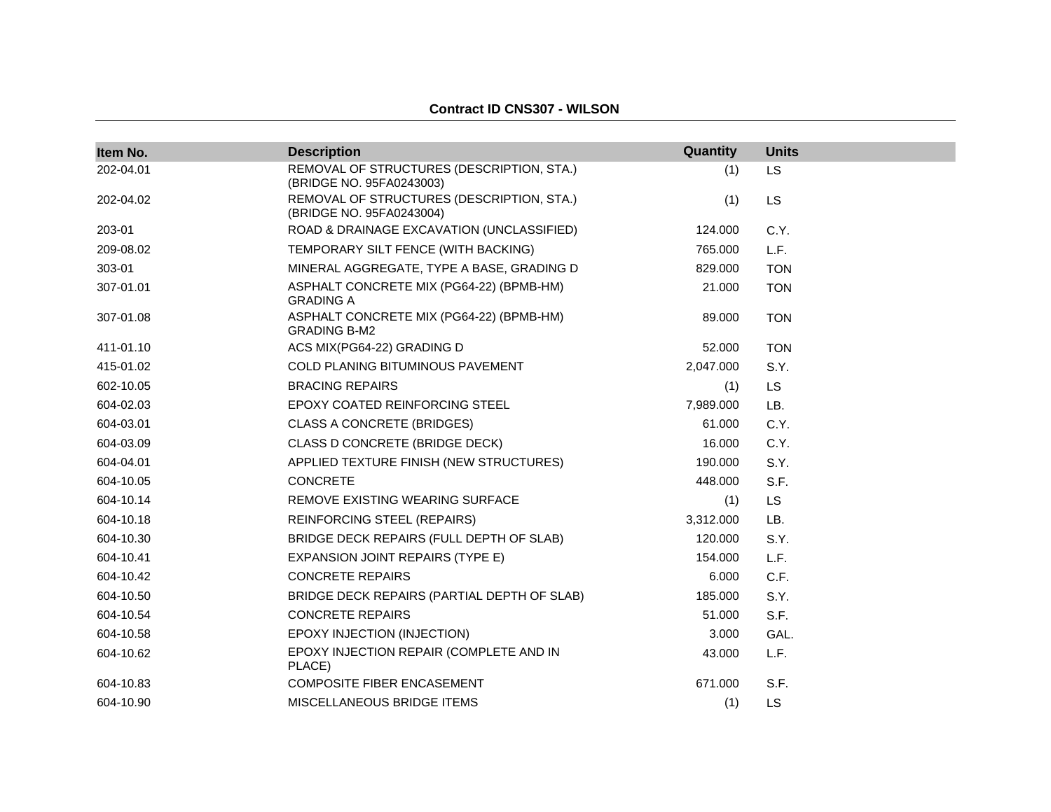**Contract ID CNS307 - WILSON**

| Item No. | Description | Quantity | Units |
|---|---|---|---|
| 202-04.01 | REMOVAL OF STRUCTURES (DESCRIPTION, STA.) (BRIDGE NO. 95FA0243003) | (1) | LS |
| 202-04.02 | REMOVAL OF STRUCTURES (DESCRIPTION, STA.) (BRIDGE NO. 95FA0243004) | (1) | LS |
| 203-01 | ROAD & DRAINAGE EXCAVATION (UNCLASSIFIED) | 124.000 | C.Y. |
| 209-08.02 | TEMPORARY SILT FENCE (WITH BACKING) | 765.000 | L.F. |
| 303-01 | MINERAL AGGREGATE, TYPE A BASE, GRADING D | 829.000 | TON |
| 307-01.01 | ASPHALT CONCRETE MIX (PG64-22) (BPMB-HM) GRADING A | 21.000 | TON |
| 307-01.08 | ASPHALT CONCRETE MIX (PG64-22) (BPMB-HM) GRADING B-M2 | 89.000 | TON |
| 411-01.10 | ACS MIX(PG64-22) GRADING D | 52.000 | TON |
| 415-01.02 | COLD PLANING BITUMINOUS PAVEMENT | 2,047.000 | S.Y. |
| 602-10.05 | BRACING REPAIRS | (1) | LS |
| 604-02.03 | EPOXY COATED REINFORCING STEEL | 7,989.000 | LB. |
| 604-03.01 | CLASS A CONCRETE (BRIDGES) | 61.000 | C.Y. |
| 604-03.09 | CLASS D CONCRETE (BRIDGE DECK) | 16.000 | C.Y. |
| 604-04.01 | APPLIED TEXTURE FINISH (NEW STRUCTURES) | 190.000 | S.Y. |
| 604-10.05 | CONCRETE | 448.000 | S.F. |
| 604-10.14 | REMOVE EXISTING WEARING SURFACE | (1) | LS |
| 604-10.18 | REINFORCING STEEL (REPAIRS) | 3,312.000 | LB. |
| 604-10.30 | BRIDGE DECK REPAIRS (FULL DEPTH OF SLAB) | 120.000 | S.Y. |
| 604-10.41 | EXPANSION JOINT REPAIRS (TYPE E) | 154.000 | L.F. |
| 604-10.42 | CONCRETE REPAIRS | 6.000 | C.F. |
| 604-10.50 | BRIDGE DECK REPAIRS (PARTIAL DEPTH OF SLAB) | 185.000 | S.Y. |
| 604-10.54 | CONCRETE REPAIRS | 51.000 | S.F. |
| 604-10.58 | EPOXY INJECTION (INJECTION) | 3.000 | GAL. |
| 604-10.62 | EPOXY INJECTION REPAIR (COMPLETE AND IN PLACE) | 43.000 | L.F. |
| 604-10.83 | COMPOSITE FIBER ENCASEMENT | 671.000 | S.F. |
| 604-10.90 | MISCELLANEOUS BRIDGE ITEMS | (1) | LS |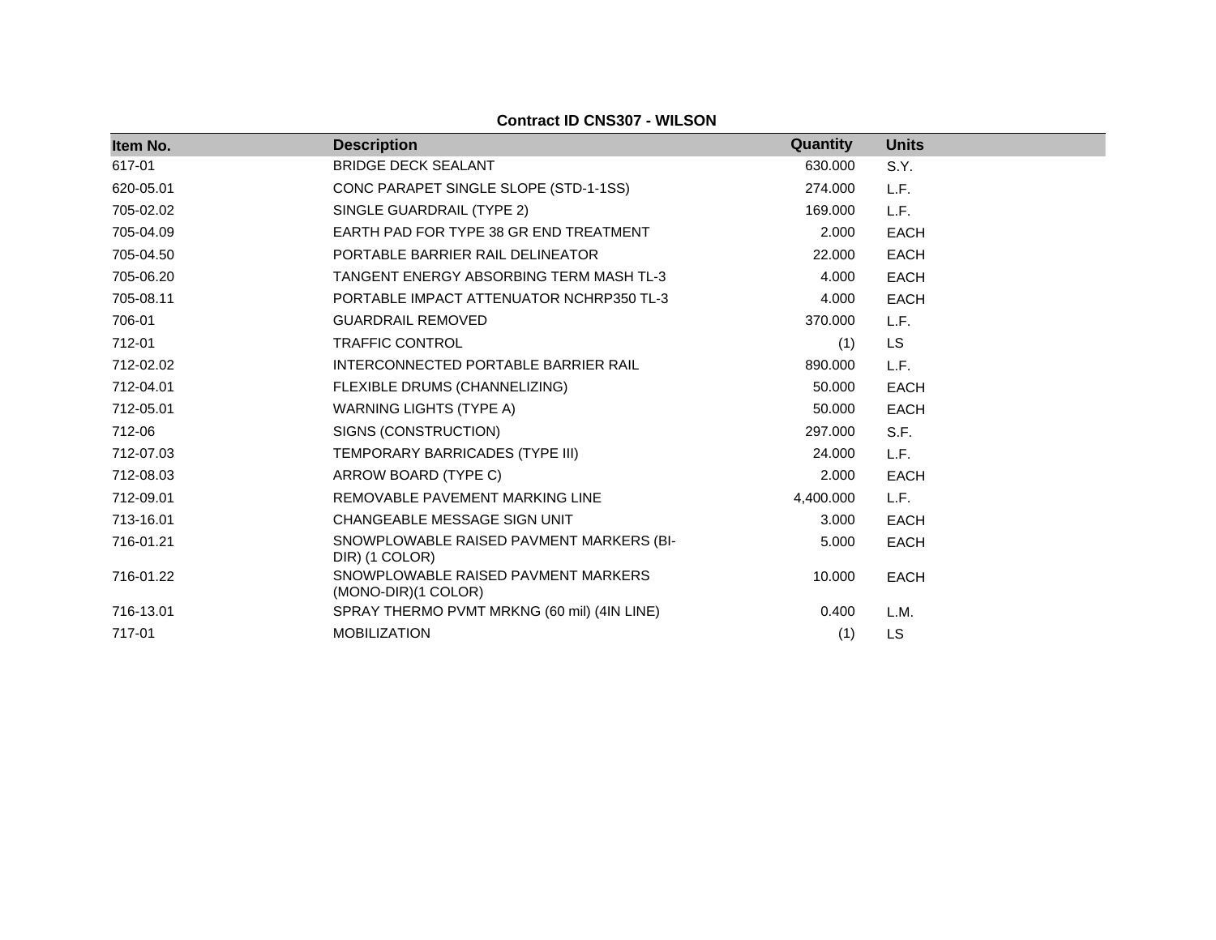**Contract ID CNS307 - WILSON**

| Item No. | Description | Quantity | Units |
|---|---|---|---|
| 617-01 | BRIDGE DECK SEALANT | 630.000 | S.Y. |
| 620-05.01 | CONC PARAPET SINGLE SLOPE (STD-1-1SS) | 274.000 | L.F. |
| 705-02.02 | SINGLE GUARDRAIL (TYPE 2) | 169.000 | L.F. |
| 705-04.09 | EARTH PAD FOR TYPE 38 GR END TREATMENT | 2.000 | EACH |
| 705-04.50 | PORTABLE BARRIER RAIL DELINEATOR | 22.000 | EACH |
| 705-06.20 | TANGENT ENERGY ABSORBING TERM MASH TL-3 | 4.000 | EACH |
| 705-08.11 | PORTABLE IMPACT ATTENUATOR NCHRP350 TL-3 | 4.000 | EACH |
| 706-01 | GUARDRAIL REMOVED | 370.000 | L.F. |
| 712-01 | TRAFFIC CONTROL | (1) | LS |
| 712-02.02 | INTERCONNECTED PORTABLE BARRIER RAIL | 890.000 | L.F. |
| 712-04.01 | FLEXIBLE DRUMS (CHANNELIZING) | 50.000 | EACH |
| 712-05.01 | WARNING LIGHTS (TYPE A) | 50.000 | EACH |
| 712-06 | SIGNS (CONSTRUCTION) | 297.000 | S.F. |
| 712-07.03 | TEMPORARY BARRICADES (TYPE III) | 24.000 | L.F. |
| 712-08.03 | ARROW BOARD (TYPE C) | 2.000 | EACH |
| 712-09.01 | REMOVABLE PAVEMENT MARKING LINE | 4,400.000 | L.F. |
| 713-16.01 | CHANGEABLE MESSAGE SIGN UNIT | 3.000 | EACH |
| 716-01.21 | SNOWPLOWABLE RAISED PAVMENT MARKERS (BI-DIR) (1 COLOR) | 5.000 | EACH |
| 716-01.22 | SNOWPLOWABLE RAISED PAVMENT MARKERS (MONO-DIR)(1 COLOR) | 10.000 | EACH |
| 716-13.01 | SPRAY THERMO PVMT MRKNG (60 mil) (4IN LINE) | 0.400 | L.M. |
| 717-01 | MOBILIZATION | (1) | LS |